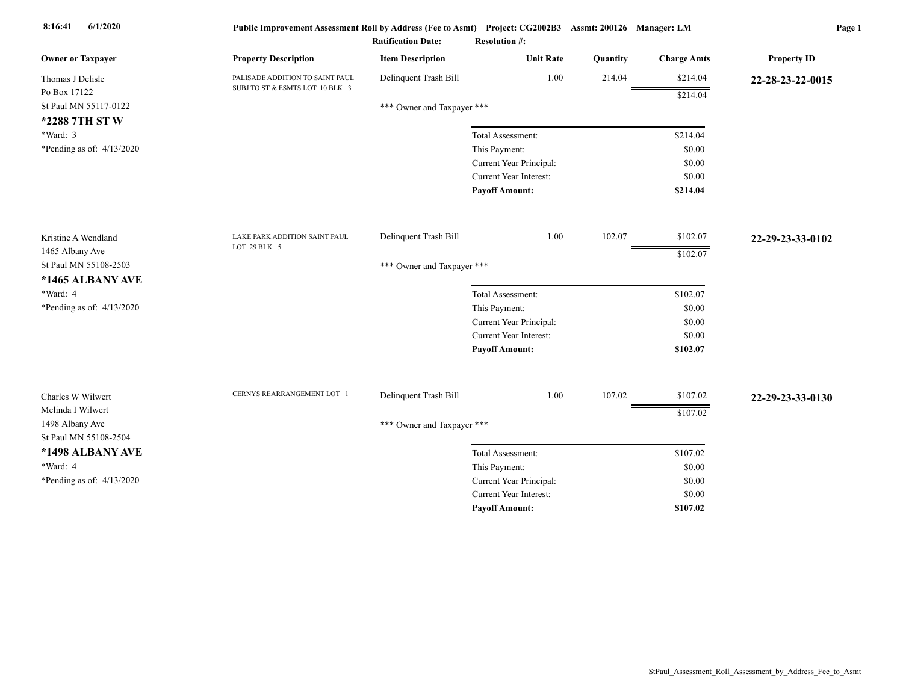8:16:41 6/1/2020

**Public Improvement Assessment Roll by Address (Fee to Asmt)** Project: CG2002B3 Assmt: 200126 Manager: LM

**Ratification Date:** **Resolution #:**

| Owner or Taxpayer | Property Description | Item Description | Unit Rate | Quantity | Charge Amts | Property ID |
|---|---|---|---|---|---|---|
| Thomas J Delisle<br>Po Box 17122<br>St Paul MN 55117-0122<br>**\*2288 7TH ST W**<br>\*Ward: 3<br>\*Pending as of: 4/13/2020 | PALISADE ADDITION TO SAINT PAUL SUBJ TO ST & ESMTS LOT 10 BLK 3 | Delinquent Trash Bill | 1.00 | 214.04 | $214.04 | **22-28-23-22-0015** |
| | | | | | $214.04 | |
| | | \*\*\* Owner and Taxpayer \*\*\* | | | | |
| | | | Total Assessment: | | $214.04 | |
| | | | This Payment: | | $0.00 | |
| | | | Current Year Principal: | | $0.00 | |
| | | | Current Year Interest: | | $0.00 | |
| | | | **Payoff Amount:** | | **$214.04** | |
| Kristine A Wendland<br>1465 Albany Ave<br>St Paul MN 55108-2503<br>**\*1465 ALBANY AVE**<br>\*Ward: 4<br>\*Pending as of: 4/13/2020 | LAKE PARK ADDITION SAINT PAUL LOT 29 BLK 5 | Delinquent Trash Bill | 1.00 | 102.07 | $102.07 | **22-29-23-33-0102** |
| | | | | | $102.07 | |
| | | \*\*\* Owner and Taxpayer \*\*\* | | | | |
| | | | Total Assessment: | | $102.07 | |
| | | | This Payment: | | $0.00 | |
| | | | Current Year Principal: | | $0.00 | |
| | | | Current Year Interest: | | $0.00 | |
| | | | **Payoff Amount:** | | **$102.07** | |
| Charles W Wilwert<br>Melinda I Wilwert<br>1498 Albany Ave<br>St Paul MN 55108-2504<br>**\*1498 ALBANY AVE**<br>\*Ward: 4<br>\*Pending as of: 4/13/2020 | CERNYS REARRANGEMENT LOT 1 | Delinquent Trash Bill | 1.00 | 107.02 | $107.02 | **22-29-23-33-0130** |
| | | | | | $107.02 | |
| | | \*\*\* Owner and Taxpayer \*\*\* | | | | |
| | | | Total Assessment: | | $107.02 | |
| | | | This Payment: | | $0.00 | |
| | | | Current Year Principal: | | $0.00 | |
| | | | Current Year Interest: | | $0.00 | |
| | | | **Payoff Amount:** | | **$107.02** | |

StPaul_Assessment_Roll_Assessment_by_Address_Fee_to_Asmt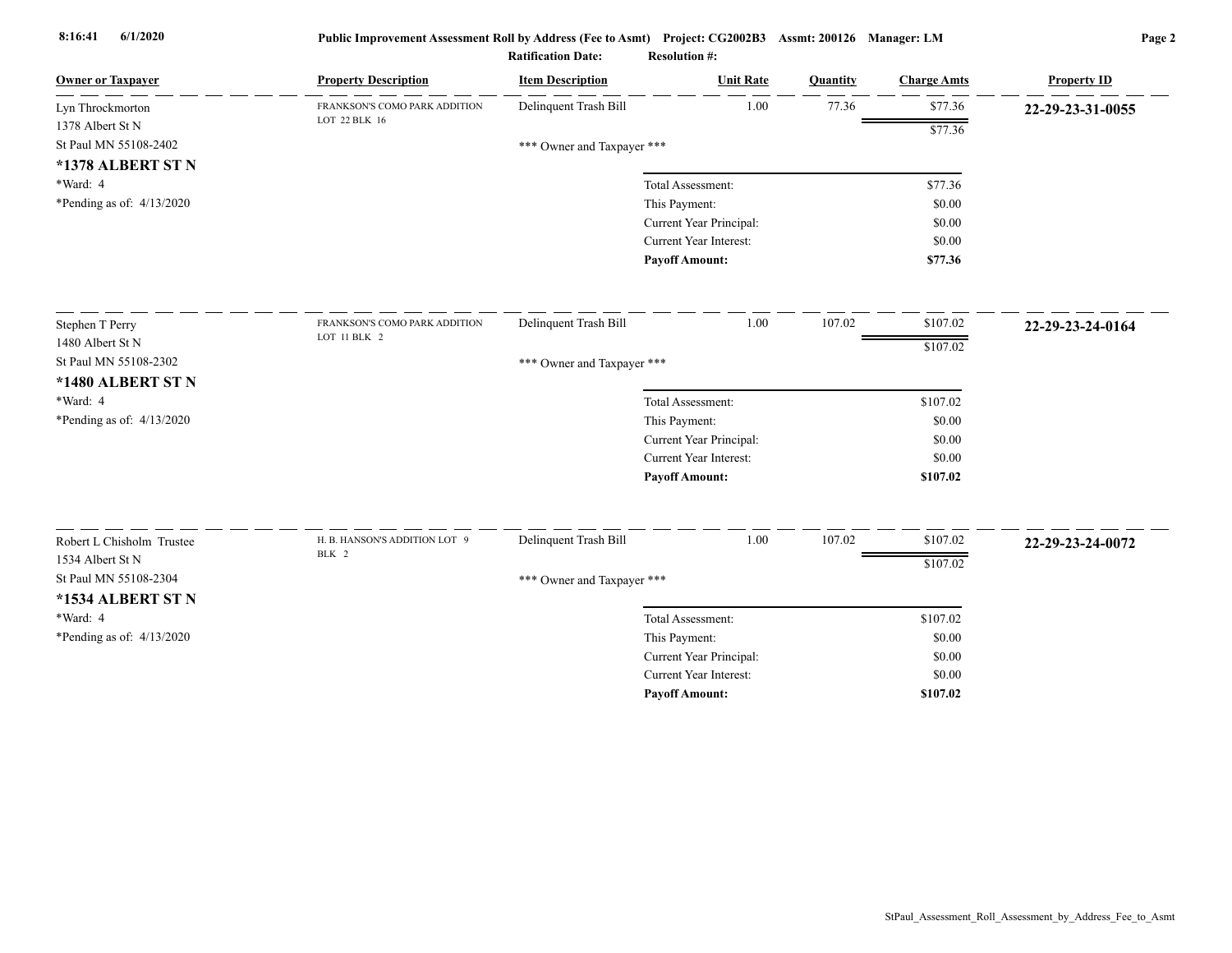| Owner or Taxpayer | Property Description | Item Description | Unit Rate | Quantity | Charge Amts | Property ID |
|---|---|---|---|---|---|---|
| Lyn Throckmorton<br>1378 Albert St N<br>St Paul MN 55108-2402<br>**\*1378 ALBERT ST N**<br>\*Ward: 4<br>\*Pending as of: 4/13/2020 | FRANKSON'S COMO PARK ADDITION LOT 22 BLK 16 | Delinquent Trash Bill | 1.00 | 77.36 | $77.36 | **22-29-23-31-0055** |
| | | | | | $77.36 | |
| | | \*\*\* Owner and Taxpayer \*\*\* | | | | |
| | | Total Assessment: | | | $77.36 | |
| | | This Payment: | | | $0.00 | |
| | | Current Year Principal: | | | $0.00 | |
| | | Current Year Interest: | | | $0.00 | |
| | | **Payoff Amount:** | | | **$77.36** | |
| Stephen T Perry<br>1480 Albert St N<br>St Paul MN 55108-2302<br>**\*1480 ALBERT ST N**<br>\*Ward: 4<br>\*Pending as of: 4/13/2020 | FRANKSON'S COMO PARK ADDITION LOT 11 BLK 2 | Delinquent Trash Bill | 1.00 | 107.02 | $107.02 | **22-29-23-24-0164** |
| | | | | | $107.02 | |
| | | \*\*\* Owner and Taxpayer \*\*\* | | | | |
| | | Total Assessment: | | | $107.02 | |
| | | This Payment: | | | $0.00 | |
| | | Current Year Principal: | | | $0.00 | |
| | | Current Year Interest: | | | $0.00 | |
| | | **Payoff Amount:** | | | **$107.02** | |
| Robert L Chisholm Trustee<br>1534 Albert St N<br>St Paul MN 55108-2304<br>**\*1534 ALBERT ST N**<br>\*Ward: 4<br>\*Pending as of: 4/13/2020 | H. B. HANSON'S ADDITION LOT 9 BLK 2 | Delinquent Trash Bill | 1.00 | 107.02 | $107.02 | **22-29-23-24-0072** |
| | | | | | $107.02 | |
| | | \*\*\* Owner and Taxpayer \*\*\* | | | | |
| | | Total Assessment: | | | $107.02 | |
| | | This Payment: | | | $0.00 | |
| | | Current Year Principal: | | | $0.00 | |
| | | Current Year Interest: | | | $0.00 | |
| | | **Payoff Amount:** | | | **$107.02** | |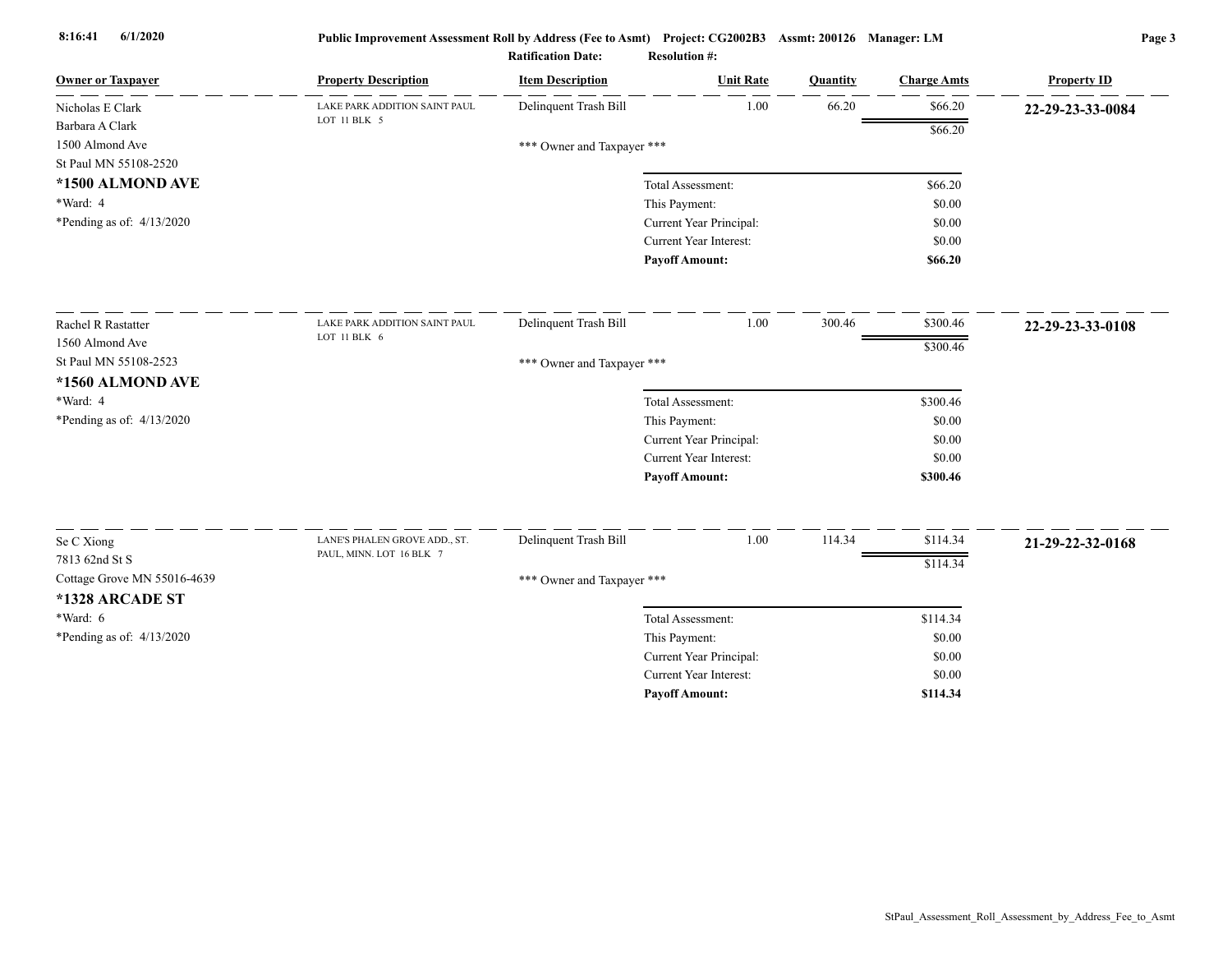Public Improvement Assessment Roll by Address (Fee to Asmt) Project: CG2002B3 Assmt: 200126 Manager: LM

Ratification Date: Resolution #:

| Owner or Taxpayer | Property Description | Item Description | Unit Rate | Quantity | Charge Amts | Property ID |
|---|---|---|---|---|---|---|
| Nicholas E Clark<br>Barbara A Clark<br>1500 Almond Ave<br>St Paul MN 55108-2520<br>**\*1500 ALMOND AVE**<br>\*Ward: 4<br>\*Pending as of: 4/13/2020 | LAKE PARK ADDITION SAINT PAUL LOT 11 BLK 5 | Delinquent Trash Bill | 1.00 | 66.20 | $66.20 | **22-29-23-33-0084** |
| | | | | | $66.20 | |
| | | \*\*\* Owner and Taxpayer \*\*\* | | | | |
| | | Total Assessment: | | | $66.20 | |
| | | This Payment: | | | $0.00 | |
| | | Current Year Principal: | | | $0.00 | |
| | | Current Year Interest: | | | $0.00 | |
| | | **Payoff Amount:** | | | **$66.20** | |
| Rachel R Rastatter<br>1560 Almond Ave<br>St Paul MN 55108-2523<br>**\*1560 ALMOND AVE**<br>\*Ward: 4<br>\*Pending as of: 4/13/2020 | LAKE PARK ADDITION SAINT PAUL LOT 11 BLK 6 | Delinquent Trash Bill | 1.00 | 300.46 | $300.46 | **22-29-23-33-0108** |
| | | | | | $300.46 | |
| | | \*\*\* Owner and Taxpayer \*\*\* | | | | |
| | | Total Assessment: | | | $300.46 | |
| | | This Payment: | | | $0.00 | |
| | | Current Year Principal: | | | $0.00 | |
| | | Current Year Interest: | | | $0.00 | |
| | | **Payoff Amount:** | | | **$300.46** | |
| Se C Xiong<br>7813 62nd St S<br>Cottage Grove MN 55016-4639<br>**\*1328 ARCADE ST**<br>\*Ward: 6<br>\*Pending as of: 4/13/2020 | LANE'S PHALEN GROVE ADD., ST. PAUL, MINN. LOT 16 BLK 7 | Delinquent Trash Bill | 1.00 | 114.34 | $114.34 | **21-29-22-32-0168** |
| | | | | | $114.34 | |
| | | \*\*\* Owner and Taxpayer \*\*\* | | | | |
| | | Total Assessment: | | | $114.34 | |
| | | This Payment: | | | $0.00 | |
| | | Current Year Principal: | | | $0.00 | |
| | | Current Year Interest: | | | $0.00 | |
| | | **Payoff Amount:** | | | **$114.34** | |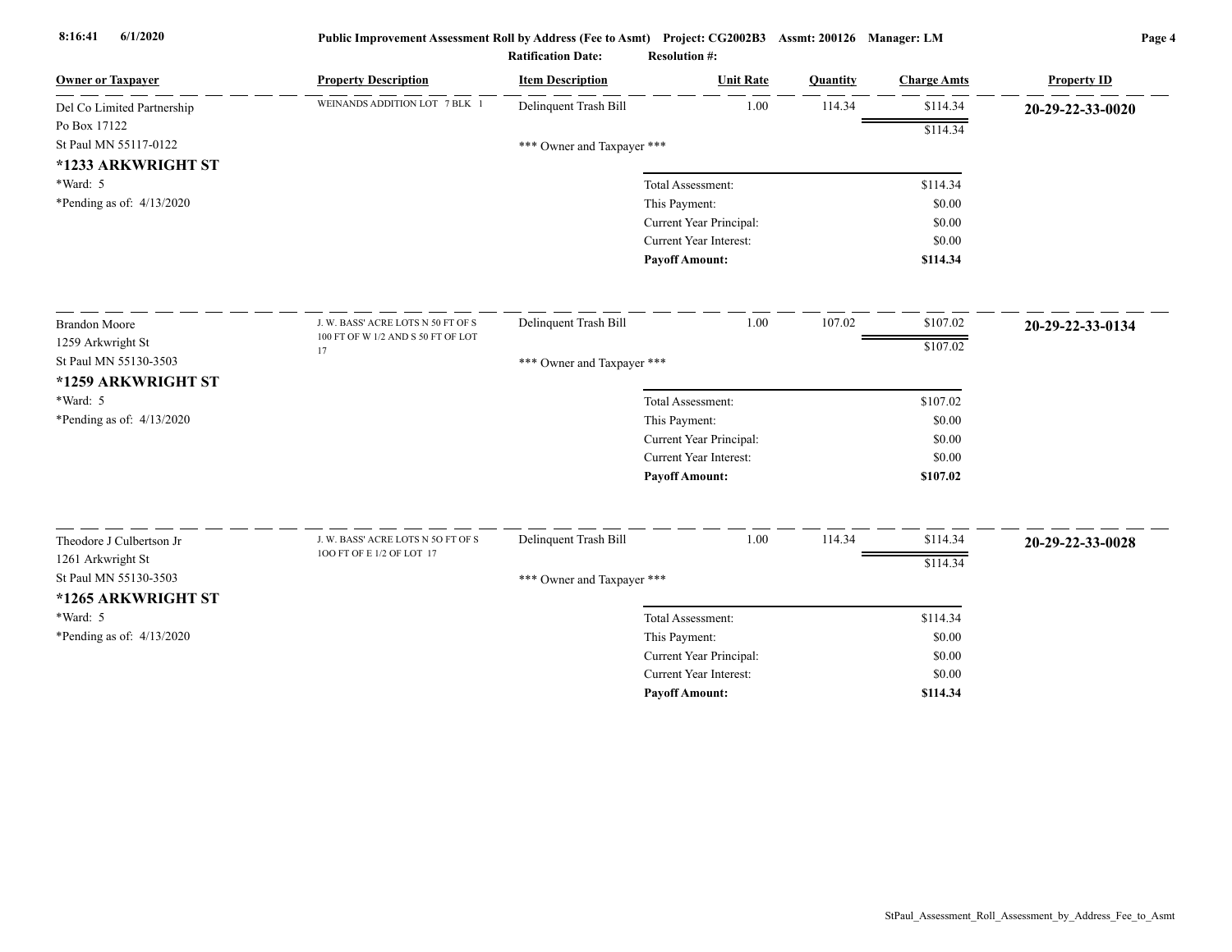**Public Improvement Assessment Roll by Address (Fee to Asmt)** Project: CG2002B3 Assmt: 200126 Manager: LM

Ratification Date: Resolution #:

| Owner or Taxpayer | Property Description | Item Description | Unit Rate | Quantity | Charge Amts | Property ID |
|---|---|---|---|---|---|---|
| Del Co Limited Partnership | WEINANDS ADDITION LOT 7 BLK 1 | Delinquent Trash Bill | 1.00 | 114.34 | $114.34 | **20-29-22-33-0020** |
| Po Box 17122 | | | | | $114.34 | |
| St Paul MN 55117-0122 | | *** Owner and Taxpayer *** | | | | |
| **\*1233 ARKWRIGHT ST** | | | | | | |
| \*Ward: 5 | | Total Assessment: | | | $114.34 | |
| \*Pending as of: 4/13/2020 | | This Payment: | | | $0.00 | |
| | | Current Year Principal: | | | $0.00 | |
| | | Current Year Interest: | | | $0.00 | |
| | | **Payoff Amount:** | | | **$114.34** | |
| Brandon Moore | J. W. BASS' ACRE LOTS N 50 FT OF S 100 FT OF W 1/2 AND S 50 FT OF LOT 17 | Delinquent Trash Bill | 1.00 | 107.02 | $107.02 | **20-29-22-33-0134** |
| 1259 Arkwright St | | | | | $107.02 | |
| St Paul MN 55130-3503 | | *** Owner and Taxpayer *** | | | | |
| **\*1259 ARKWRIGHT ST** | | | | | | |
| \*Ward: 5 | | Total Assessment: | | | $107.02 | |
| \*Pending as of: 4/13/2020 | | This Payment: | | | $0.00 | |
| | | Current Year Principal: | | | $0.00 | |
| | | Current Year Interest: | | | $0.00 | |
| | | **Payoff Amount:** | | | **$107.02** | |
| Theodore J Culbertson Jr | J. W. BASS' ACRE LOTS N 5O FT OF S 1OO FT OF E 1/2 OF LOT 17 | Delinquent Trash Bill | 1.00 | 114.34 | $114.34 | **20-29-22-33-0028** |
| 1261 Arkwright St | | | | | $114.34 | |
| St Paul MN 55130-3503 | | *** Owner and Taxpayer *** | | | | |
| **\*1265 ARKWRIGHT ST** | | | | | | |
| \*Ward: 5 | | Total Assessment: | | | $114.34 | |
| \*Pending as of: 4/13/2020 | | This Payment: | | | $0.00 | |
| | | Current Year Principal: | | | $0.00 | |
| | | Current Year Interest: | | | $0.00 | |
| | | **Payoff Amount:** | | | **$114.34** | |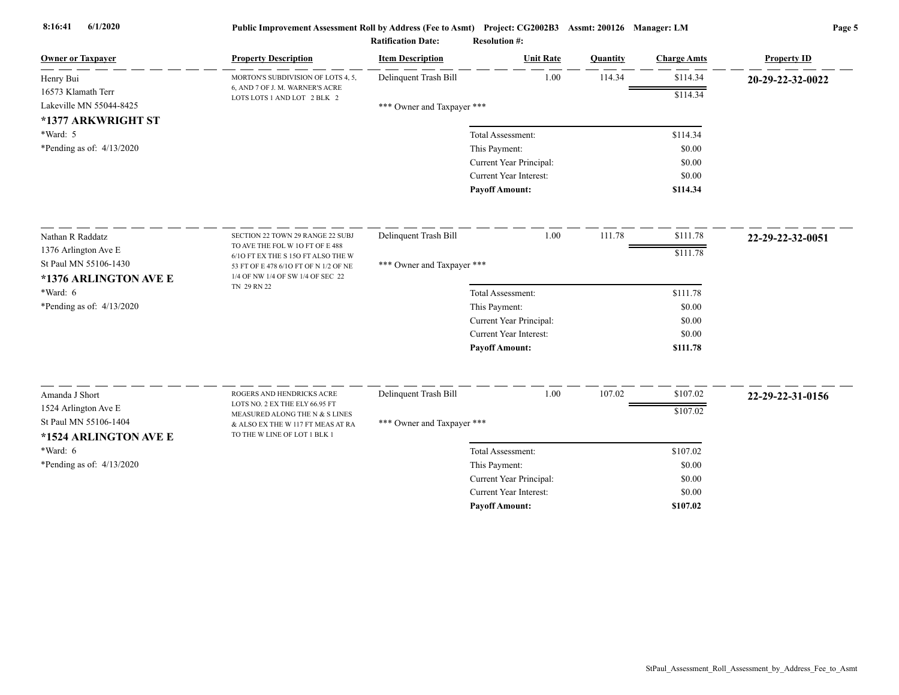| Owner or Taxpayer | Property Description | Item Description | Unit Rate | Quantity | Charge Amts | Property ID |
|---|---|---|---|---|---|---|
| Henry Bui<br>16573 Klamath Terr<br>Lakeville MN 55044-8425<br>**\*1377 ARKWRIGHT ST**<br>\*Ward: 5<br>\*Pending as of: 4/13/2020 | MORTON'S SUBDIVISION OF LOTS 4, 5, 6, AND 7 OF J. M. WARNER'S ACRE LOTS LOTS 1 AND LOT 2 BLK 2 | Delinquent Trash Bill | 1.00 | 114.34 | $114.34 | **20-29-22-32-0022** |
| | | | | | $114.34 | |
| | | *** Owner and Taxpayer *** | | | | |
| | | Total Assessment: | | | $114.34 | |
| | | This Payment: | | | $0.00 | |
| | | Current Year Principal: | | | $0.00 | |
| | | Current Year Interest: | | | $0.00 | |
| | | **Payoff Amount:** | | | **$114.34** | |
| Nathan R Raddatz<br>1376 Arlington Ave E<br>St Paul MN 55106-1430<br>**\*1376 ARLINGTON AVE E**<br>\*Ward: 6<br>\*Pending as of: 4/13/2020 | SECTION 22 TOWN 29 RANGE 22 SUBJ TO AVE THE FOL W 1O FT OF E 488 6/1O FT EX THE S 15O FT ALSO THE W 53 FT OF E 478 6/1O FT OF N 1/2 OF NE 1/4 OF NW 1/4 OF SW 1/4 OF SEC 22 TN 29 RN 22 | Delinquent Trash Bill | 1.00 | 111.78 | $111.78 | **22-29-22-32-0051** |
| | | | | | $111.78 | |
| | | *** Owner and Taxpayer *** | | | | |
| | | Total Assessment: | | | $111.78 | |
| | | This Payment: | | | $0.00 | |
| | | Current Year Principal: | | | $0.00 | |
| | | Current Year Interest: | | | $0.00 | |
| | | **Payoff Amount:** | | | **$111.78** | |
| Amanda J Short<br>1524 Arlington Ave E<br>St Paul MN 55106-1404<br>**\*1524 ARLINGTON AVE E**<br>\*Ward: 6<br>\*Pending as of: 4/13/2020 | ROGERS AND HENDRICKS ACRE LOTS NO. 2 EX THE ELY 66.95 FT MEASURED ALONG THE N & S LINES & ALSO EX THE W 117 FT MEAS AT RA TO THE W LINE OF LOT 1 BLK 1 | Delinquent Trash Bill | 1.00 | 107.02 | $107.02 | **22-29-22-31-0156** |
| | | | | | $107.02 | |
| | | *** Owner and Taxpayer *** | | | | |
| | | Total Assessment: | | | $107.02 | |
| | | This Payment: | | | $0.00 | |
| | | Current Year Principal: | | | $0.00 | |
| | | Current Year Interest: | | | $0.00 | |
| | | **Payoff Amount:** | | | **$107.02** | |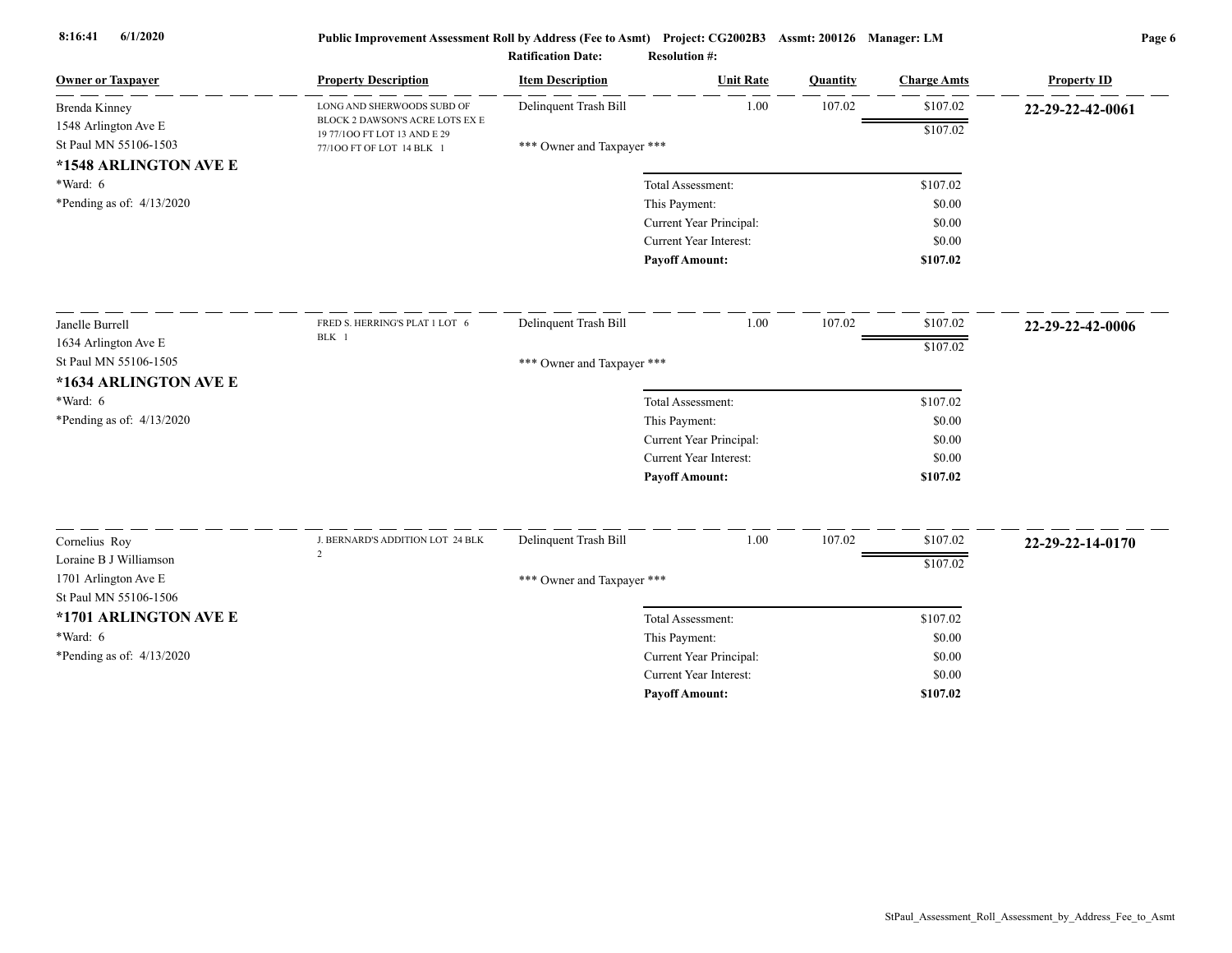8:16:41 6/1/2020 **Public Improvement Assessment Roll by Address (Fee to Asmt) Project: CG2002B3 Assmt: 200126 Manager: LM**

**Ratification Date:** **Resolution #:**

| Owner or Taxpayer | Property Description | Item Description | Unit Rate | Quantity | Charge Amts | Property ID |
|---|---|---|---|---|---|---|
| Brenda Kinney<br>1548 Arlington Ave E<br>St Paul MN 55106-1503<br>**\*1548 ARLINGTON AVE E**<br>\*Ward: 6<br>\*Pending as of: 4/13/2020 | LONG AND SHERWOODS SUBD OF BLOCK 2 DAWSON'S ACRE LOTS EX E 19 77/1OO FT LOT 13 AND E 29 77/1OO FT OF LOT 14 BLK 1 | Delinquent Trash Bill<br>\*\*\* Owner and Taxpayer \*\*\* | 1.00 | 107.02 | $107.02<br>$107.02 | **22-29-22-42-0061** |
| | | Total Assessment: | | | $107.02 | |
| | | This Payment: | | | $0.00 | |
| | | Current Year Principal: | | | $0.00 | |
| | | Current Year Interest: | | | $0.00 | |
| | | **Payoff Amount:** | | | **$107.02** | |
| Janelle Burrell<br>1634 Arlington Ave E<br>St Paul MN 55106-1505<br>**\*1634 ARLINGTON AVE E**<br>\*Ward: 6<br>\*Pending as of: 4/13/2020 | FRED S. HERRING'S PLAT 1 LOT 6 BLK 1 | Delinquent Trash Bill<br>\*\*\* Owner and Taxpayer \*\*\* | 1.00 | 107.02 | $107.02<br>$107.02 | **22-29-22-42-0006** |
| | | Total Assessment: | | | $107.02 | |
| | | This Payment: | | | $0.00 | |
| | | Current Year Principal: | | | $0.00 | |
| | | Current Year Interest: | | | $0.00 | |
| | | **Payoff Amount:** | | | **$107.02** | |
| Cornelius Roy<br>Loraine B J Williamson<br>1701 Arlington Ave E<br>St Paul MN 55106-1506<br>**\*1701 ARLINGTON AVE E**<br>\*Ward: 6<br>\*Pending as of: 4/13/2020 | J. BERNARD'S ADDITION LOT 24 BLK 2 | Delinquent Trash Bill<br>\*\*\* Owner and Taxpayer \*\*\* | 1.00 | 107.02 | $107.02<br>$107.02 | **22-29-22-14-0170** |
| | | Total Assessment: | | | $107.02 | |
| | | This Payment: | | | $0.00 | |
| | | Current Year Principal: | | | $0.00 | |
| | | Current Year Interest: | | | $0.00 | |
| | | **Payoff Amount:** | | | **$107.02** | |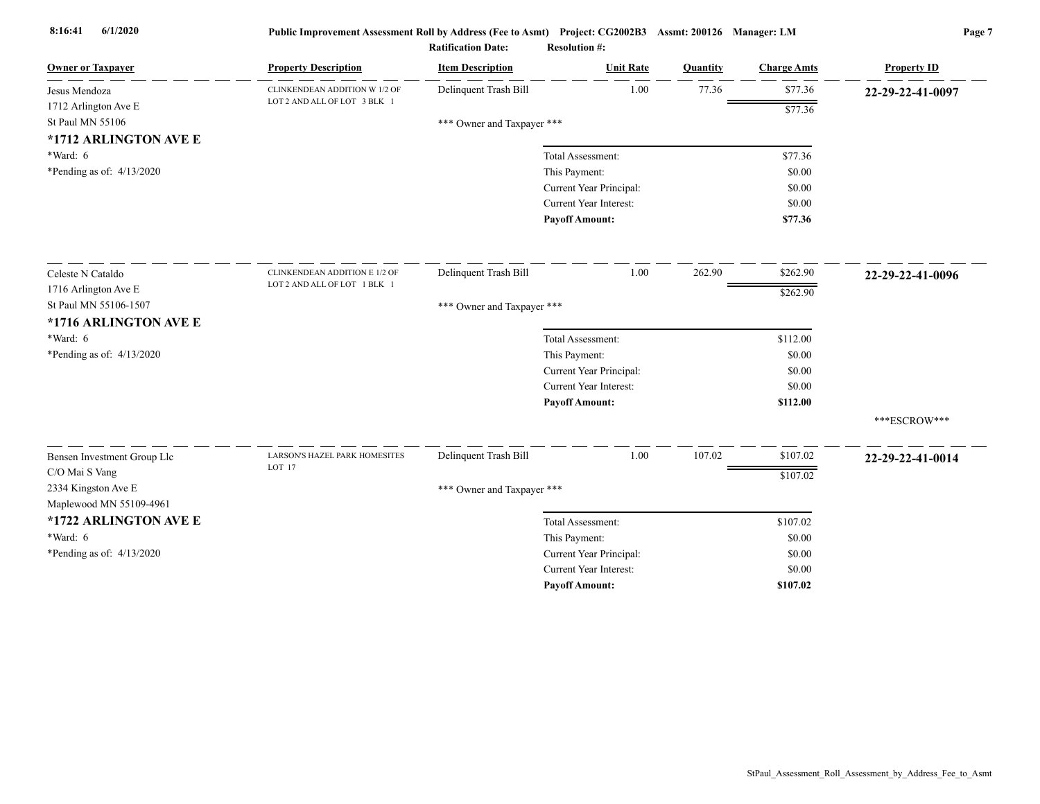**Public Improvement Assessment Roll by Address (Fee to Asmt)** Project: CG2002B3 Assmt: 200126 Manager: LM

**Ratification Date:** **Resolution #:**

| Owner or Taxpayer | Property Description | Item Description | Unit Rate | Quantity | Charge Amts | Property ID |
|---|---|---|---|---|---|---|
| Jesus Mendoza<br>1712 Arlington Ave E<br>St Paul MN 55106<br>**\*1712 ARLINGTON AVE E**<br>\*Ward: 6<br>\*Pending as of: 4/13/2020 | CLINKENDEAN ADDITION W 1/2 OF LOT 2 AND ALL OF LOT 3 BLK 1 | Delinquent Trash Bill | 1.00 | 77.36 | $77.36 | **22-29-22-41-0097** |
| | | | | | $77.36 | |
| | | *** Owner and Taxpayer *** | | | | |
| | | Total Assessment: | | | $77.36 | |
| | | This Payment: | | | $0.00 | |
| | | Current Year Principal: | | | $0.00 | |
| | | Current Year Interest: | | | $0.00 | |
| | | **Payoff Amount:** | | | **$77.36** | |
| Celeste N Cataldo<br>1716 Arlington Ave E<br>St Paul MN 55106-1507<br>**\*1716 ARLINGTON AVE E**<br>\*Ward: 6<br>\*Pending as of: 4/13/2020 | CLINKENDEAN ADDITION E 1/2 OF LOT 2 AND ALL OF LOT 1 BLK 1 | Delinquent Trash Bill | 1.00 | 262.90 | $262.90 | **22-29-22-41-0096** |
| | | | | | $262.90 | |
| | | *** Owner and Taxpayer *** | | | | |
| | | Total Assessment: | | | $112.00 | |
| | | This Payment: | | | $0.00 | |
| | | Current Year Principal: | | | $0.00 | |
| | | Current Year Interest: | | | $0.00 | |
| | | **Payoff Amount:** | | | **$112.00** | |
| | | | | | | ***ESCROW*** |
| Bensen Investment Group Llc<br>C/O Mai S Vang<br>2334 Kingston Ave E<br>Maplewood MN 55109-4961<br>**\*1722 ARLINGTON AVE E**<br>\*Ward: 6<br>\*Pending as of: 4/13/2020 | LARSON'S HAZEL PARK HOMESITES LOT 17 | Delinquent Trash Bill | 1.00 | 107.02 | $107.02 | **22-29-22-41-0014** |
| | | | | | $107.02 | |
| | | *** Owner and Taxpayer *** | | | | |
| | | Total Assessment: | | | $107.02 | |
| | | This Payment: | | | $0.00 | |
| | | Current Year Principal: | | | $0.00 | |
| | | Current Year Interest: | | | $0.00 | |
| | | **Payoff Amount:** | | | **$107.02** | |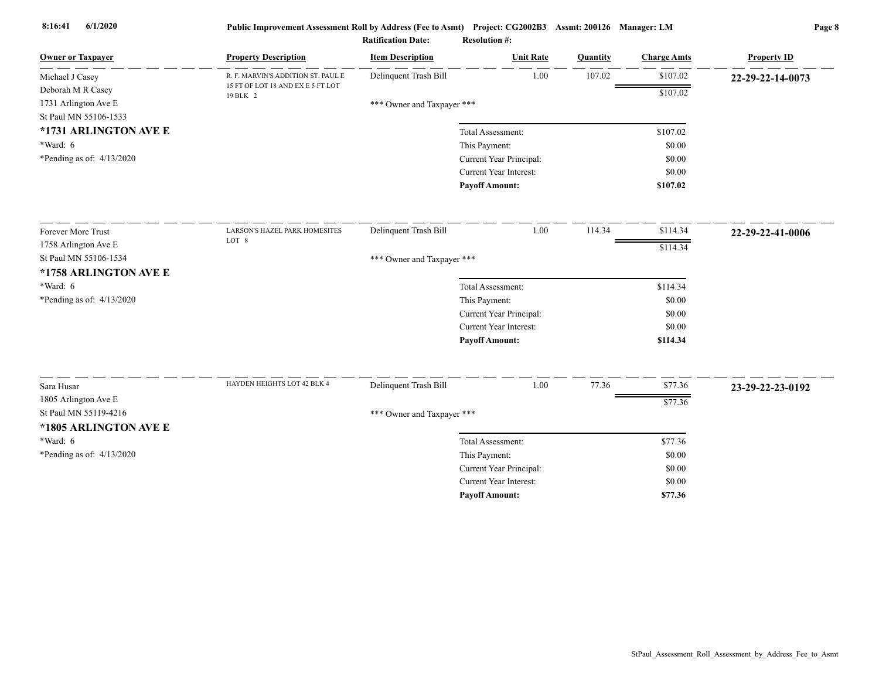| Owner or Taxpayer | Property Description | Item Description | Unit Rate | Quantity | Charge Amts | Property ID |
|---|---|---|---|---|---|---|
| Michael J Casey<br>Deborah M R Casey<br>1731 Arlington Ave E<br>St Paul MN 55106-1533 | R. F. MARVIN'S ADDITION ST. PAUL E 15 FT OF LOT 18 AND EX E 5 FT LOT 19 BLK 2 | Delinquent Trash Bill | 1.00 | 107.02 | $107.02 | **22-29-22-14-0073** |
| | | | | | $107.02 | |
| | | *** Owner and Taxpayer *** | | | | |
| **\*1731 ARLINGTON AVE E** | | | Total Assessment: | | $107.02 | |
| \*Ward: 6 | | | This Payment: | | $0.00 | |
| \*Pending as of: 4/13/2020 | | | Current Year Principal: | | $0.00 | |
| | | | Current Year Interest: | | $0.00 | |
| | | | **Payoff Amount:** | | **$107.02** | |
| Forever More Trust<br>1758 Arlington Ave E<br>St Paul MN 55106-1534 | LARSON'S HAZEL PARK HOMESITES LOT 8 | Delinquent Trash Bill | 1.00 | 114.34 | $114.34 | **22-29-22-41-0006** |
| | | | | | $114.34 | |
| | | *** Owner and Taxpayer *** | | | | |
| **\*1758 ARLINGTON AVE E** | | | Total Assessment: | | $114.34 | |
| \*Ward: 6 | | | This Payment: | | $0.00 | |
| \*Pending as of: 4/13/2020 | | | Current Year Principal: | | $0.00 | |
| | | | Current Year Interest: | | $0.00 | |
| | | | **Payoff Amount:** | | **$114.34** | |
| Sara Husar<br>1805 Arlington Ave E<br>St Paul MN 55119-4216 | HAYDEN HEIGHTS LOT 42 BLK 4 | Delinquent Trash Bill | 1.00 | 77.36 | $77.36 | **23-29-22-23-0192** |
| | | | | | $77.36 | |
| | | *** Owner and Taxpayer *** | | | | |
| **\*1805 ARLINGTON AVE E** | | | Total Assessment: | | $77.36 | |
| \*Ward: 6 | | | This Payment: | | $0.00 | |
| \*Pending as of: 4/13/2020 | | | Current Year Principal: | | $0.00 | |
| | | | Current Year Interest: | | $0.00 | |
| | | | **Payoff Amount:** | | **$77.36** | |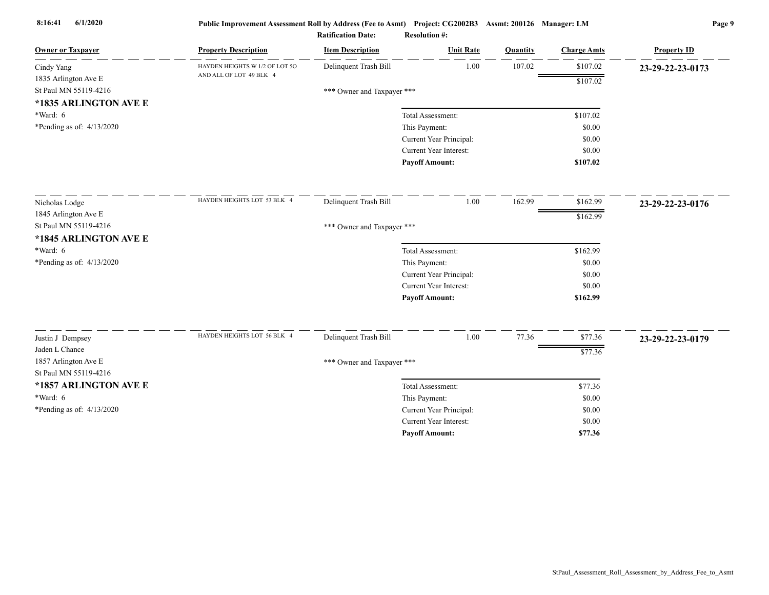Public Improvement Assessment Roll by Address (Fee to Asmt) Project: CG2002B3 Assmt: 200126 Manager: LM

Ratification Date: Resolution #:

| Owner or Taxpayer | Property Description | Item Description | Unit Rate | Quantity | Charge Amts | Property ID |
|---|---|---|---|---|---|---|
| Cindy Yang<br>1835 Arlington Ave E<br>St Paul MN 55119-4216<br>**\*1835 ARLINGTON AVE E**<br>\*Ward: 6<br>\*Pending as of: 4/13/2020 | HAYDEN HEIGHTS W 1/2 OF LOT 50 AND ALL OF LOT 49 BLK 4 | Delinquent Trash Bill | 1.00 | 107.02 | $107.02 | **23-29-22-23-0173** |
| | | | | | $107.02 | |
| | | *** Owner and Taxpayer *** | | | | |
| | | Total Assessment: | | | $107.02 | |
| | | This Payment: | | | $0.00 | |
| | | Current Year Principal: | | | $0.00 | |
| | | Current Year Interest: | | | $0.00 | |
| | | **Payoff Amount:** | | | **$107.02** | |
| Nicholas Lodge<br>1845 Arlington Ave E<br>St Paul MN 55119-4216<br>**\*1845 ARLINGTON AVE E**<br>\*Ward: 6<br>\*Pending as of: 4/13/2020 | HAYDEN HEIGHTS LOT 53 BLK 4 | Delinquent Trash Bill | 1.00 | 162.99 | $162.99 | **23-29-22-23-0176** |
| | | | | | $162.99 | |
| | | *** Owner and Taxpayer *** | | | | |
| | | Total Assessment: | | | $162.99 | |
| | | This Payment: | | | $0.00 | |
| | | Current Year Principal: | | | $0.00 | |
| | | Current Year Interest: | | | $0.00 | |
| | | **Payoff Amount:** | | | **$162.99** | |
| Justin J Dempsey<br>Jaden L Chance<br>1857 Arlington Ave E<br>St Paul MN 55119-4216<br>**\*1857 ARLINGTON AVE E**<br>\*Ward: 6<br>\*Pending as of: 4/13/2020 | HAYDEN HEIGHTS LOT 56 BLK 4 | Delinquent Trash Bill | 1.00 | 77.36 | $77.36 | **23-29-22-23-0179** |
| | | | | | $77.36 | |
| | | *** Owner and Taxpayer *** | | | | |
| | | Total Assessment: | | | $77.36 | |
| | | This Payment: | | | $0.00 | |
| | | Current Year Principal: | | | $0.00 | |
| | | Current Year Interest: | | | $0.00 | |
| | | **Payoff Amount:** | | | **$77.36** | |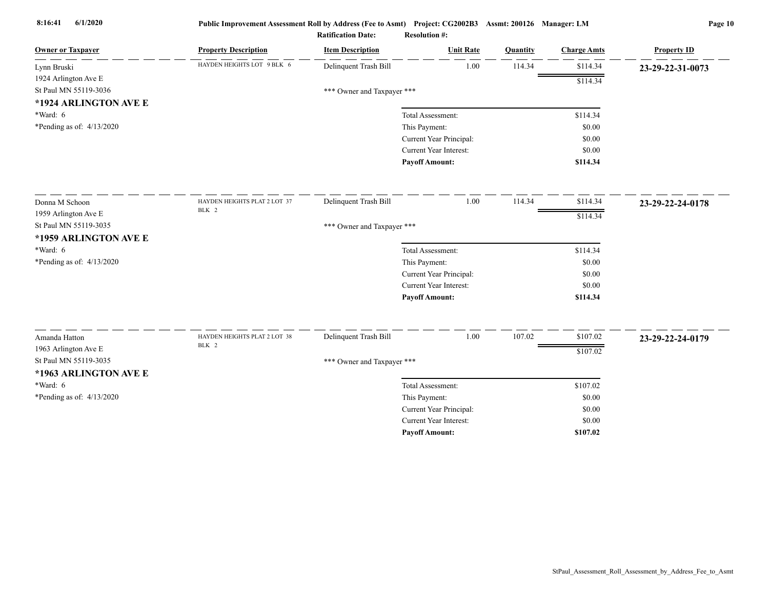| Owner or Taxpayer | Property Description | Item Description | Unit Rate | Quantity | Charge Amts | Property ID |
|---|---|---|---|---|---|---|
| Lynn Bruski<br>1924 Arlington Ave E<br>St Paul MN 55119-3036<br>**\*1924 ARLINGTON AVE E**<br>\*Ward: 6<br>\*Pending as of: 4/13/2020 | HAYDEN HEIGHTS LOT 9 BLK 6 | Delinquent Trash Bill | 1.00 | 114.34 | $114.34 | **23-29-22-31-0073** |
| | | | | | $114.34 | |
| | | *** Owner and Taxpayer *** | | | | |
| | | Total Assessment: | | | $114.34 | |
| | | This Payment: | | | $0.00 | |
| | | Current Year Principal: | | | $0.00 | |
| | | Current Year Interest: | | | $0.00 | |
| | | **Payoff Amount:** | | | **$114.34** | |
| Donna M Schoon<br>1959 Arlington Ave E<br>St Paul MN 55119-3035<br>**\*1959 ARLINGTON AVE E**<br>\*Ward: 6<br>\*Pending as of: 4/13/2020 | HAYDEN HEIGHTS PLAT 2 LOT 37 BLK 2 | Delinquent Trash Bill | 1.00 | 114.34 | $114.34 | **23-29-22-24-0178** |
| | | | | | $114.34 | |
| | | *** Owner and Taxpayer *** | | | | |
| | | Total Assessment: | | | $114.34 | |
| | | This Payment: | | | $0.00 | |
| | | Current Year Principal: | | | $0.00 | |
| | | Current Year Interest: | | | $0.00 | |
| | | **Payoff Amount:** | | | **$114.34** | |
| Amanda Hatton<br>1963 Arlington Ave E<br>St Paul MN 55119-3035<br>**\*1963 ARLINGTON AVE E**<br>\*Ward: 6<br>\*Pending as of: 4/13/2020 | HAYDEN HEIGHTS PLAT 2 LOT 38 BLK 2 | Delinquent Trash Bill | 1.00 | 107.02 | $107.02 | **23-29-22-24-0179** |
| | | | | | $107.02 | |
| | | *** Owner and Taxpayer *** | | | | |
| | | Total Assessment: | | | $107.02 | |
| | | This Payment: | | | $0.00 | |
| | | Current Year Principal: | | | $0.00 | |
| | | Current Year Interest: | | | $0.00 | |
| | | **Payoff Amount:** | | | **$107.02** | |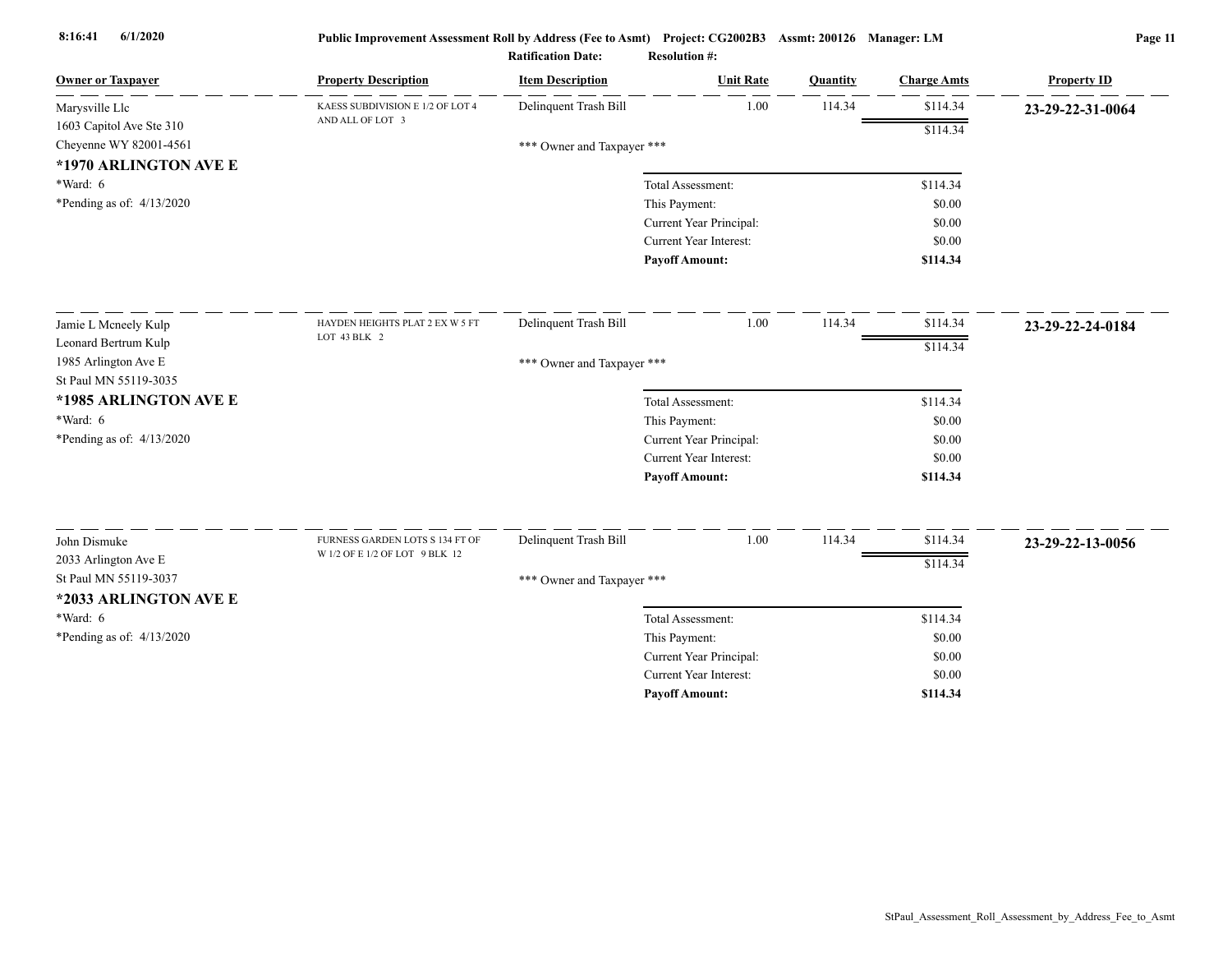**Public Improvement Assessment Roll by Address (Fee to Asmt) Project: CG2002B3 Assmt: 200126 Manager: LM**

**Ratification Date: Resolution #:**

| Owner or Taxpayer | Property Description | Item Description | Unit Rate | Quantity | Charge Amts | Property ID |
|---|---|---|---|---|---|---|
| Marysville Llc<br>1603 Capitol Ave Ste 310<br>Cheyenne WY 82001-4561<br>**\*1970 ARLINGTON AVE E**<br>\*Ward: 6<br>\*Pending as of: 4/13/2020 | KAESS SUBDIVISION E 1/2 OF LOT 4 AND ALL OF LOT 3 | Delinquent Trash Bill | 1.00 | 114.34 | $114.34 | **23-29-22-31-0064** |
| | | | | | $114.34 | |
| | | \*\*\* Owner and Taxpayer \*\*\* | | | | |
| | | | Total Assessment: | | $114.34 | |
| | | | This Payment: | | $0.00 | |
| | | | Current Year Principal: | | $0.00 | |
| | | | Current Year Interest: | | $0.00 | |
| | | | **Payoff Amount:** | | **$114.34** | |
| Jamie L Mcneely Kulp<br>Leonard Bertrum Kulp<br>1985 Arlington Ave E<br>St Paul MN 55119-3035<br>**\*1985 ARLINGTON AVE E**<br>\*Ward: 6<br>\*Pending as of: 4/13/2020 | HAYDEN HEIGHTS PLAT 2 EX W 5 FT LOT 43 BLK 2 | Delinquent Trash Bill | 1.00 | 114.34 | $114.34 | **23-29-22-24-0184** |
| | | | | | $114.34 | |
| | | \*\*\* Owner and Taxpayer \*\*\* | | | | |
| | | | Total Assessment: | | $114.34 | |
| | | | This Payment: | | $0.00 | |
| | | | Current Year Principal: | | $0.00 | |
| | | | Current Year Interest: | | $0.00 | |
| | | | **Payoff Amount:** | | **$114.34** | |
| John Dismuke<br>2033 Arlington Ave E<br>St Paul MN 55119-3037<br>**\*2033 ARLINGTON AVE E**<br>\*Ward: 6<br>\*Pending as of: 4/13/2020 | FURNESS GARDEN LOTS S 134 FT OF W 1/2 OF E 1/2 OF LOT 9 BLK 12 | Delinquent Trash Bill | 1.00 | 114.34 | $114.34 | **23-29-22-13-0056** |
| | | | | | $114.34 | |
| | | \*\*\* Owner and Taxpayer \*\*\* | | | | |
| | | | Total Assessment: | | $114.34 | |
| | | | This Payment: | | $0.00 | |
| | | | Current Year Principal: | | $0.00 | |
| | | | Current Year Interest: | | $0.00 | |
| | | | **Payoff Amount:** | | **$114.34** | |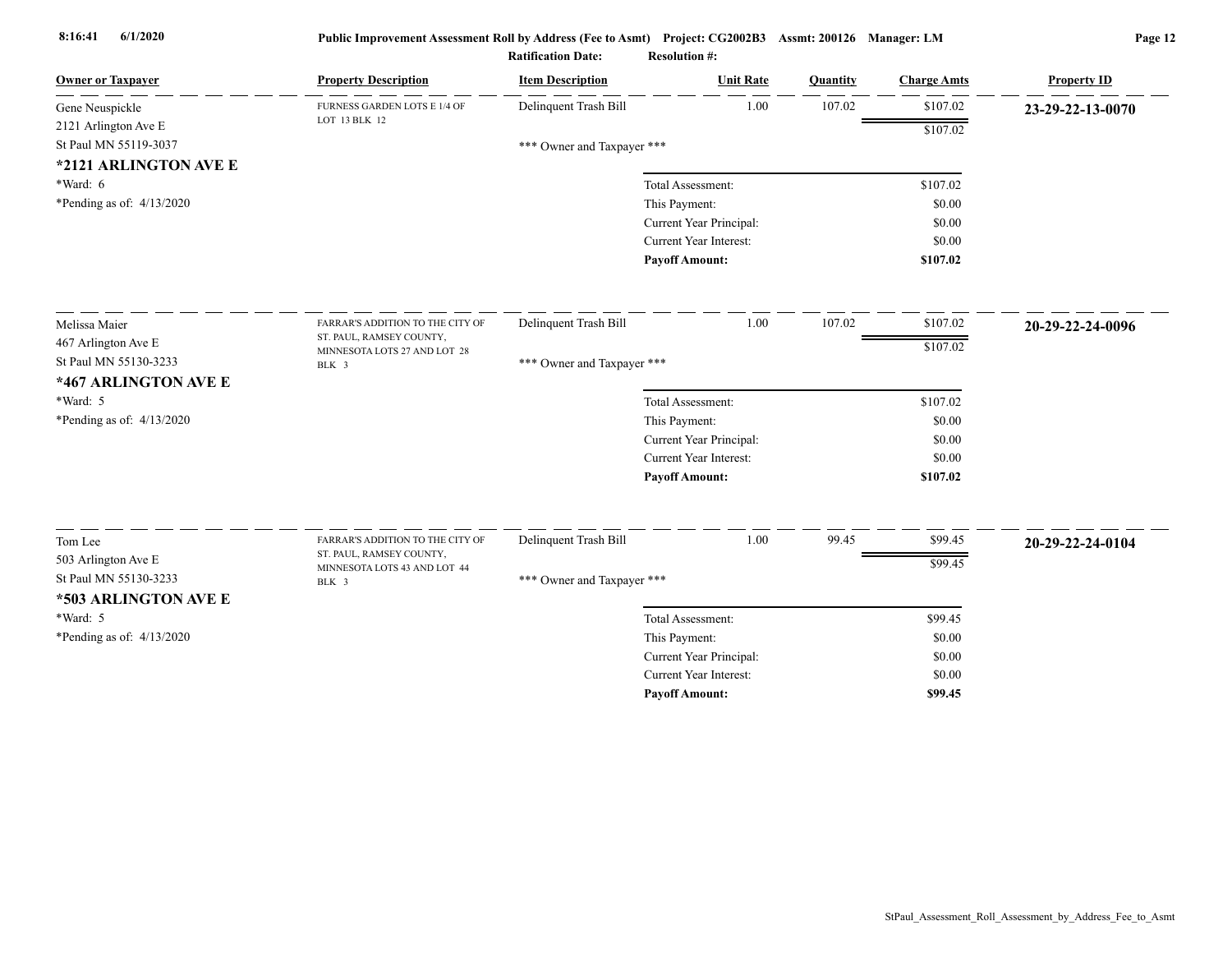**Public Improvement Assessment Roll by Address (Fee to Asmt)** Project: CG2002B3 Assmt: 200126 Manager: LM

**Ratification Date:** **Resolution #:**

| Owner or Taxpayer | Property Description | Item Description | Unit Rate | Quantity | Charge Amts | Property ID |
|---|---|---|---|---|---|---|
| Gene Neuspickle<br>2121 Arlington Ave E<br>St Paul MN 55119-3037<br>**\*2121 ARLINGTON AVE E**<br>\*Ward: 6<br>\*Pending as of: 4/13/2020 | FURNESS GARDEN LOTS E 1/4 OF LOT 13 BLK 12 | Delinquent Trash Bill | 1.00 | 107.02 | $107.02 | **23-29-22-13-0070** |
| | | | | | $107.02 | |
| | | *** Owner and Taxpayer *** | | | | |
| | | Total Assessment: | | | $107.02 | |
| | | This Payment: | | | $0.00 | |
| | | Current Year Principal: | | | $0.00 | |
| | | Current Year Interest: | | | $0.00 | |
| | | **Payoff Amount:** | | | **$107.02** | |
| Melissa Maier<br>467 Arlington Ave E<br>St Paul MN 55130-3233<br>**\*467 ARLINGTON AVE E**<br>\*Ward: 5<br>\*Pending as of: 4/13/2020 | FARRAR'S ADDITION TO THE CITY OF ST. PAUL, RAMSEY COUNTY, MINNESOTA LOTS 27 AND LOT 28 BLK 3 | Delinquent Trash Bill | 1.00 | 107.02 | $107.02 | **20-29-22-24-0096** |
| | | | | | $107.02 | |
| | | *** Owner and Taxpayer *** | | | | |
| | | Total Assessment: | | | $107.02 | |
| | | This Payment: | | | $0.00 | |
| | | Current Year Principal: | | | $0.00 | |
| | | Current Year Interest: | | | $0.00 | |
| | | **Payoff Amount:** | | | **$107.02** | |
| Tom Lee<br>503 Arlington Ave E<br>St Paul MN 55130-3233<br>**\*503 ARLINGTON AVE E**<br>\*Ward: 5<br>\*Pending as of: 4/13/2020 | FARRAR'S ADDITION TO THE CITY OF ST. PAUL, RAMSEY COUNTY, MINNESOTA LOTS 43 AND LOT 44 BLK 3 | Delinquent Trash Bill | 1.00 | 99.45 | $99.45 | **20-29-22-24-0104** |
| | | | | | $99.45 | |
| | | *** Owner and Taxpayer *** | | | | |
| | | Total Assessment: | | | $99.45 | |
| | | This Payment: | | | $0.00 | |
| | | Current Year Principal: | | | $0.00 | |
| | | Current Year Interest: | | | $0.00 | |
| | | **Payoff Amount:** | | | **$99.45** | |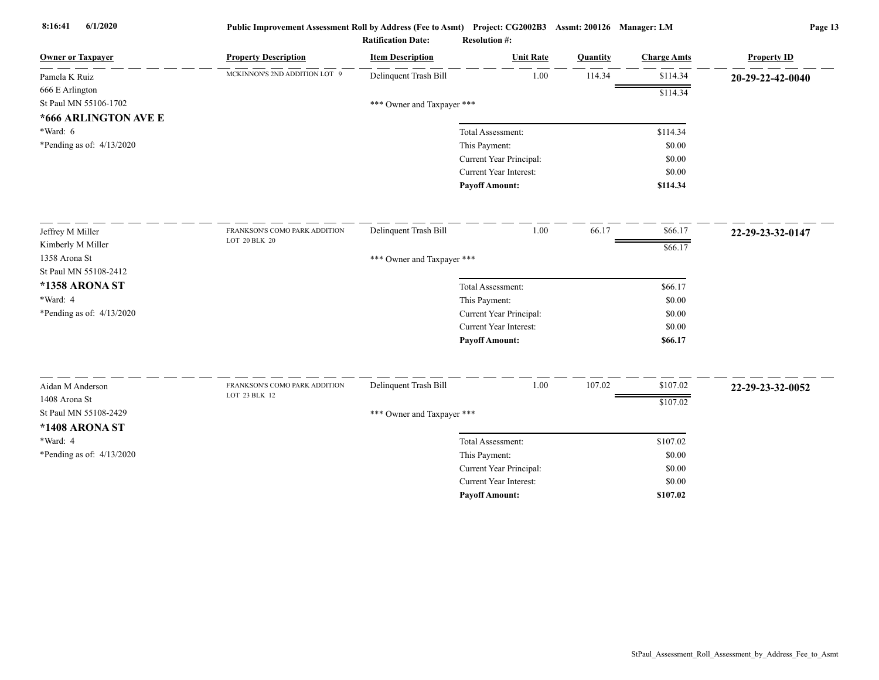| Owner or Taxpayer | Property Description | Item Description | Unit Rate | Quantity | Charge Amts | Property ID |
|---|---|---|---|---|---|---|
| Pamela K Ruiz<br>666 E Arlington<br>St Paul MN 55106-1702<br>**\*666 ARLINGTON AVE E**<br>\*Ward: 6<br>\*Pending as of: 4/13/2020 | MCKINNON'S 2ND ADDITION LOT 9 | Delinquent Trash Bill | 1.00 | 114.34 | $114.34 | **20-29-22-42-0040** |
| | | | | | $114.34 | |
| | | \*\*\* Owner and Taxpayer \*\*\* | | | | |
| | | | Total Assessment: | | $114.34 | |
| | | | This Payment: | | $0.00 | |
| | | | Current Year Principal: | | $0.00 | |
| | | | Current Year Interest: | | $0.00 | |
| | | | **Payoff Amount:** | | **$114.34** | |
| Jeffrey M Miller<br>Kimberly M Miller<br>1358 Arona St<br>St Paul MN 55108-2412<br>**\*1358 ARONA ST**<br>\*Ward: 4<br>\*Pending as of: 4/13/2020 | FRANKSON'S COMO PARK ADDITION LOT 20 BLK 20 | Delinquent Trash Bill | 1.00 | 66.17 | $66.17 | **22-29-23-32-0147** |
| | | | | | $66.17 | |
| | | \*\*\* Owner and Taxpayer \*\*\* | | | | |
| | | | Total Assessment: | | $66.17 | |
| | | | This Payment: | | $0.00 | |
| | | | Current Year Principal: | | $0.00 | |
| | | | Current Year Interest: | | $0.00 | |
| | | | **Payoff Amount:** | | **$66.17** | |
| Aidan M Anderson<br>1408 Arona St<br>St Paul MN 55108-2429<br>**\*1408 ARONA ST**<br>\*Ward: 4<br>\*Pending as of: 4/13/2020 | FRANKSON'S COMO PARK ADDITION LOT 23 BLK 12 | Delinquent Trash Bill | 1.00 | 107.02 | $107.02 | **22-29-23-32-0052** |
| | | | | | $107.02 | |
| | | \*\*\* Owner and Taxpayer \*\*\* | | | | |
| | | | Total Assessment: | | $107.02 | |
| | | | This Payment: | | $0.00 | |
| | | | Current Year Principal: | | $0.00 | |
| | | | Current Year Interest: | | $0.00 | |
| | | | **Payoff Amount:** | | **$107.02** | |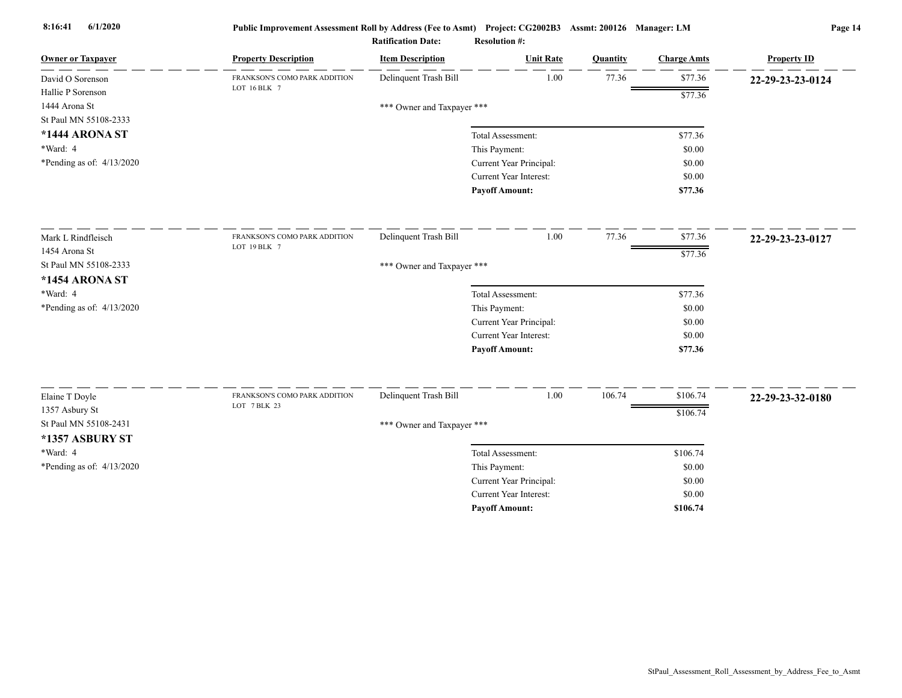| Owner or Taxpayer | Property Description | Item Description | Unit Rate | Quantity | Charge Amts | Property ID |
|---|---|---|---|---|---|---|
| David O Sorenson<br>Hallie P Sorenson<br>1444 Arona St<br>St Paul MN 55108-2333<br>**\*1444 ARONA ST**<br>\*Ward: 4<br>\*Pending as of: 4/13/2020 | FRANKSON'S COMO PARK ADDITION LOT 16 BLK 7 | Delinquent Trash Bill | 1.00 | 77.36 | $77.36 | **22-29-23-23-0124** |
| | | | | | $77.36 | |
| | | *** Owner and Taxpayer *** | | | | |
| | | | Total Assessment: | | $77.36 | |
| | | | This Payment: | | $0.00 | |
| | | | Current Year Principal: | | $0.00 | |
| | | | Current Year Interest: | | $0.00 | |
| | | | **Payoff Amount:** | | **$77.36** | |
| Mark L Rindfleisch<br>1454 Arona St<br>St Paul MN 55108-2333<br>**\*1454 ARONA ST**<br>\*Ward: 4<br>\*Pending as of: 4/13/2020 | FRANKSON'S COMO PARK ADDITION LOT 19 BLK 7 | Delinquent Trash Bill | 1.00 | 77.36 | $77.36 | **22-29-23-23-0127** |
| | | | | | $77.36 | |
| | | *** Owner and Taxpayer *** | | | | |
| | | | Total Assessment: | | $77.36 | |
| | | | This Payment: | | $0.00 | |
| | | | Current Year Principal: | | $0.00 | |
| | | | Current Year Interest: | | $0.00 | |
| | | | **Payoff Amount:** | | **$77.36** | |
| Elaine T Doyle<br>1357 Asbury St<br>St Paul MN 55108-2431<br>**\*1357 ASBURY ST**<br>\*Ward: 4<br>\*Pending as of: 4/13/2020 | FRANKSON'S COMO PARK ADDITION LOT 7 BLK 23 | Delinquent Trash Bill | 1.00 | 106.74 | $106.74 | **22-29-23-32-0180** |
| | | | | | $106.74 | |
| | | *** Owner and Taxpayer *** | | | | |
| | | | Total Assessment: | | $106.74 | |
| | | | This Payment: | | $0.00 | |
| | | | Current Year Principal: | | $0.00 | |
| | | | Current Year Interest: | | $0.00 | |
| | | | **Payoff Amount:** | | **$106.74** | |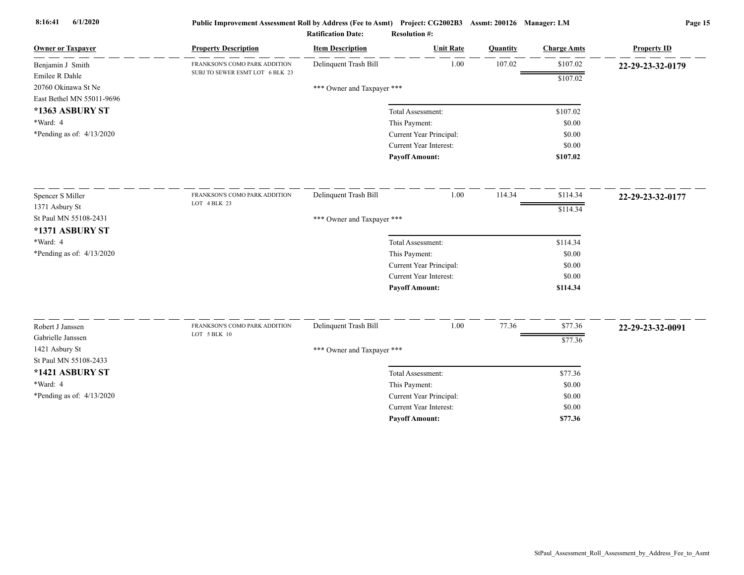**Public Improvement Assessment Roll by Address (Fee to Asmt)** Project: CG2002B3 Assmt: 200126 Manager: LM

**Ratification Date:** **Resolution #:**

| Owner or Taxpayer | Property Description | Item Description | Unit Rate | Quantity | Charge Amts | Property ID |
|---|---|---|---|---|---|---|
| Benjamin J Smith<br>Emilee R Dahle<br>20760 Okinawa St Ne<br>East Bethel MN 55011-9696<br>**\*1363 ASBURY ST**<br>\*Ward: 4<br>\*Pending as of: 4/13/2020 | FRANKSON'S COMO PARK ADDITION SUBJ TO SEWER ESMT LOT 6 BLK 23 | Delinquent Trash Bill | 1.00 | 107.02 | $107.02 | **22-29-23-32-0179** |
| | | | | | $107.02 | |
| | | \*\*\* Owner and Taxpayer \*\*\* | | | | |
| | | | Total Assessment: | | $107.02 | |
| | | | This Payment: | | $0.00 | |
| | | | Current Year Principal: | | $0.00 | |
| | | | Current Year Interest: | | $0.00 | |
| | | | **Payoff Amount:** | | **$107.02** | |
| Spencer S Miller<br>1371 Asbury St<br>St Paul MN 55108-2431<br>**\*1371 ASBURY ST**<br>\*Ward: 4<br>\*Pending as of: 4/13/2020 | FRANKSON'S COMO PARK ADDITION LOT 4 BLK 23 | Delinquent Trash Bill | 1.00 | 114.34 | $114.34 | **22-29-23-32-0177** |
| | | | | | $114.34 | |
| | | \*\*\* Owner and Taxpayer \*\*\* | | | | |
| | | | Total Assessment: | | $114.34 | |
| | | | This Payment: | | $0.00 | |
| | | | Current Year Principal: | | $0.00 | |
| | | | Current Year Interest: | | $0.00 | |
| | | | **Payoff Amount:** | | **$114.34** | |
| Robert J Janssen<br>Gabrielle Janssen<br>1421 Asbury St<br>St Paul MN 55108-2433<br>**\*1421 ASBURY ST**<br>\*Ward: 4<br>\*Pending as of: 4/13/2020 | FRANKSON'S COMO PARK ADDITION LOT 5 BLK 10 | Delinquent Trash Bill | 1.00 | 77.36 | $77.36 | **22-29-23-32-0091** |
| | | | | | $77.36 | |
| | | \*\*\* Owner and Taxpayer \*\*\* | | | | |
| | | | Total Assessment: | | $77.36 | |
| | | | This Payment: | | $0.00 | |
| | | | Current Year Principal: | | $0.00 | |
| | | | Current Year Interest: | | $0.00 | |
| | | | **Payoff Amount:** | | **$77.36** | |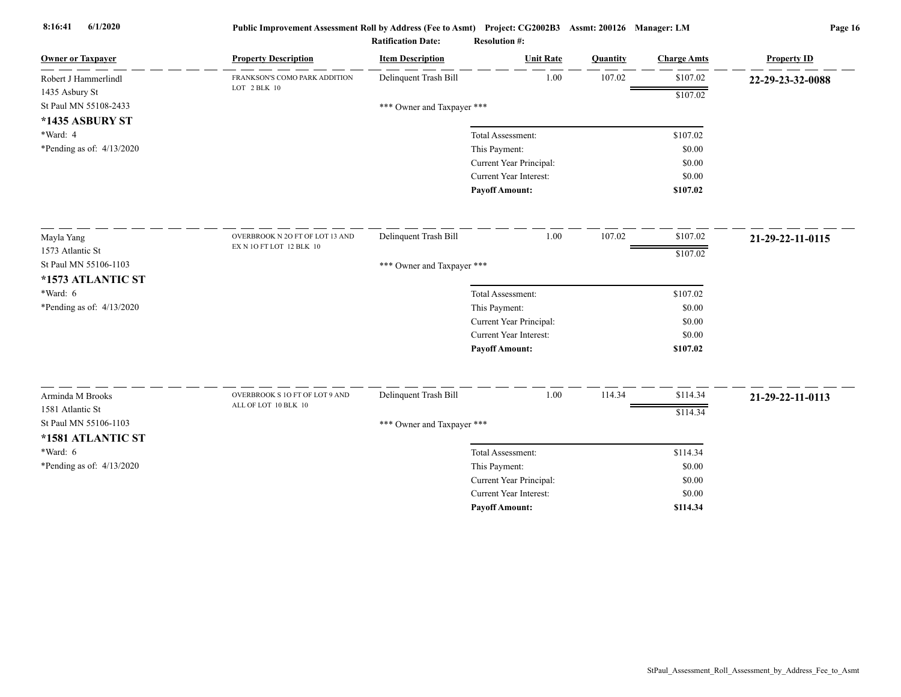**Public Improvement Assessment Roll by Address (Fee to Asmt)** Project: CG2002B3 Assmt: 200126 Manager: LM

**Ratification Date:** **Resolution #:**

| Owner or Taxpayer | Property Description | Item Description | Unit Rate | Quantity | Charge Amts | Property ID |
|---|---|---|---|---|---|---|
| Robert J Hammerlindl<br>1435 Asbury St<br>St Paul MN 55108-2433<br>**\*1435 ASBURY ST**<br>\*Ward: 4<br>\*Pending as of: 4/13/2020 | FRANKSON'S COMO PARK ADDITION LOT 2 BLK 10 | Delinquent Trash Bill | 1.00 | 107.02 | $107.02 | **22-29-23-32-0088** |
| | | | | | $107.02 | |
| | | \*\*\* Owner and Taxpayer \*\*\* | | | | |
| | | | Total Assessment: | | $107.02 | |
| | | | This Payment: | | $0.00 | |
| | | | Current Year Principal: | | $0.00 | |
| | | | Current Year Interest: | | $0.00 | |
| | | | **Payoff Amount:** | | **$107.02** | |
| Mayla Yang<br>1573 Atlantic St<br>St Paul MN 55106-1103<br>**\*1573 ATLANTIC ST**<br>\*Ward: 6<br>\*Pending as of: 4/13/2020 | OVERBROOK N 2O FT OF LOT 13 AND EX N 1O FT LOT 12 BLK 10 | Delinquent Trash Bill | 1.00 | 107.02 | $107.02 | **21-29-22-11-0115** |
| | | | | | $107.02 | |
| | | \*\*\* Owner and Taxpayer \*\*\* | | | | |
| | | | Total Assessment: | | $107.02 | |
| | | | This Payment: | | $0.00 | |
| | | | Current Year Principal: | | $0.00 | |
| | | | Current Year Interest: | | $0.00 | |
| | | | **Payoff Amount:** | | **$107.02** | |
| Arminda M Brooks<br>1581 Atlantic St<br>St Paul MN 55106-1103<br>**\*1581 ATLANTIC ST**<br>\*Ward: 6<br>\*Pending as of: 4/13/2020 | OVERBROOK S 1O FT OF LOT 9 AND ALL OF LOT 10 BLK 10 | Delinquent Trash Bill | 1.00 | 114.34 | $114.34 | **21-29-22-11-0113** |
| | | | | | $114.34 | |
| | | \*\*\* Owner and Taxpayer \*\*\* | | | | |
| | | | Total Assessment: | | $114.34 | |
| | | | This Payment: | | $0.00 | |
| | | | Current Year Principal: | | $0.00 | |
| | | | Current Year Interest: | | $0.00 | |
| | | | **Payoff Amount:** | | **$114.34** | |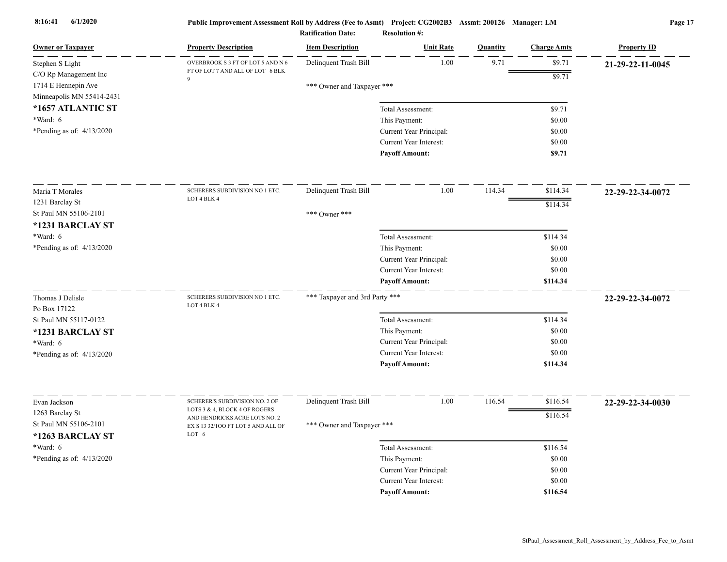**Public Improvement Assessment Roll by Address (Fee to Asmt)** Project: CG2002B3 Assmt: 200126 Manager: LM

Ratification Date: Resolution #:

| Owner or Taxpayer | Property Description | Item Description | Unit Rate | Quantity | Charge Amts | Property ID |
|---|---|---|---|---|---|---|
| Stephen S Light<br>C/O Rp Management Inc<br>1714 E Hennepin Ave<br>Minneapolis MN 55414-2431<br>**\*1657 ATLANTIC ST**<br>\*Ward: 6<br>\*Pending as of: 4/13/2020 | OVERBROOK S 3 FT OF LOT 5 AND N 6 FT OF LOT 7 AND ALL OF LOT 6 BLK 9 | Delinquent Trash Bill | 1.00 | 9.71 | $9.71 | **21-29-22-11-0045** |
| | | | | | $9.71 | |
| | | \*\*\* Owner and Taxpayer \*\*\* | | | | |
| | | Total Assessment: | | | $9.71 | |
| | | This Payment: | | | $0.00 | |
| | | Current Year Principal: | | | $0.00 | |
| | | Current Year Interest: | | | $0.00 | |
| | | **Payoff Amount:** | | | **$9.71** | |
| Maria T Morales<br>1231 Barclay St<br>St Paul MN 55106-2101<br>**\*1231 BARCLAY ST**<br>\*Ward: 6<br>\*Pending as of: 4/13/2020 | SCHERERS SUBDIVISION NO 1 ETC. LOT 4 BLK 4 | Delinquent Trash Bill | 1.00 | 114.34 | $114.34 | **22-29-22-34-0072** |
| | | | | | $114.34 | |
| | | \*\*\* Owner \*\*\* | | | | |
| | | Total Assessment: | | | $114.34 | |
| | | This Payment: | | | $0.00 | |
| | | Current Year Principal: | | | $0.00 | |
| | | Current Year Interest: | | | $0.00 | |
| | | **Payoff Amount:** | | | **$114.34** | |
| Thomas J Delisle<br>Po Box 17122<br>St Paul MN 55117-0122<br>**\*1231 BARCLAY ST**<br>\*Ward: 6<br>\*Pending as of: 4/13/2020 | SCHERERS SUBDIVISION NO 1 ETC. LOT 4 BLK 4 | \*\*\* Taxpayer and 3rd Party \*\*\* | | | | **22-29-22-34-0072** |
| | | Total Assessment: | | | $114.34 | |
| | | This Payment: | | | $0.00 | |
| | | Current Year Principal: | | | $0.00 | |
| | | Current Year Interest: | | | $0.00 | |
| | | **Payoff Amount:** | | | **$114.34** | |
| Evan Jackson<br>1263 Barclay St<br>St Paul MN 55106-2101<br>**\*1263 BARCLAY ST**<br>\*Ward: 6<br>\*Pending as of: 4/13/2020 | SCHERER'S SUBDIVISION NO. 2 OF LOTS 3 & 4, BLOCK 4 OF ROGERS AND HENDRICKS ACRE LOTS NO. 2 EX S 13 32/1OO FT LOT 5 AND ALL OF LOT 6 | Delinquent Trash Bill | 1.00 | 116.54 | $116.54 | **22-29-22-34-0030** |
| | | | | | $116.54 | |
| | | \*\*\* Owner and Taxpayer \*\*\* | | | | |
| | | Total Assessment: | | | $116.54 | |
| | | This Payment: | | | $0.00 | |
| | | Current Year Principal: | | | $0.00 | |
| | | Current Year Interest: | | | $0.00 | |
| | | **Payoff Amount:** | | | **$116.54** | |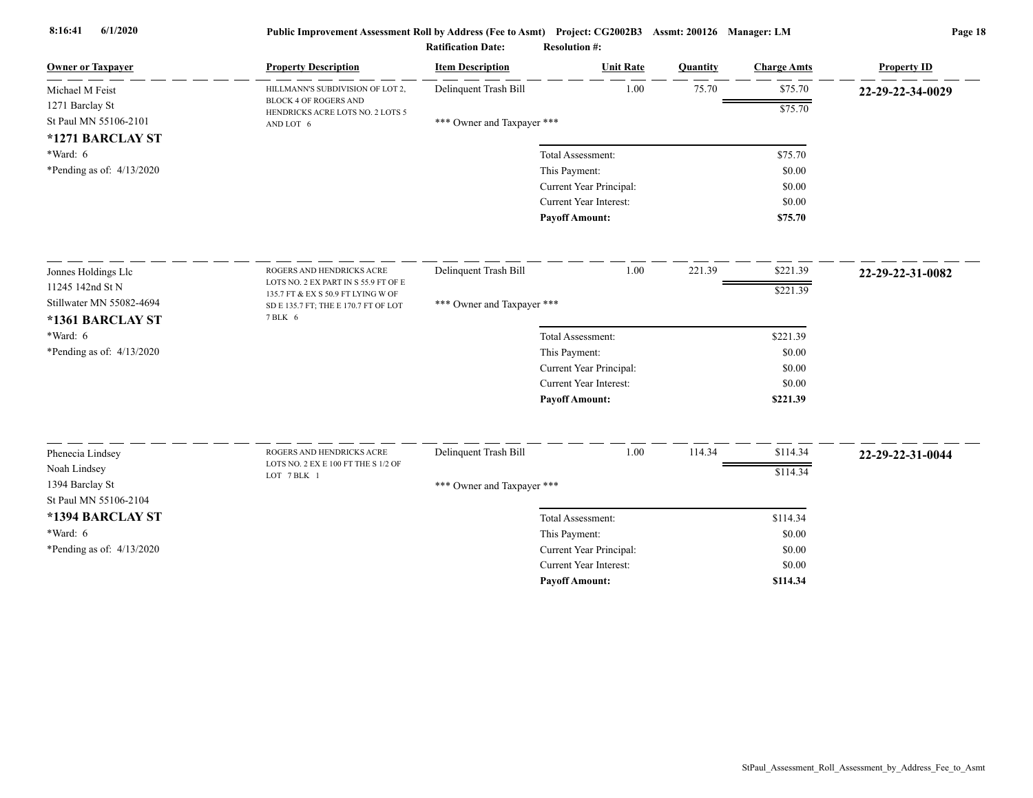**Public Improvement Assessment Roll by Address (Fee to Asmt) Project: CG2002B3 Assmt: 200126 Manager: LM**

**Ratification Date:** **Resolution #:**

| Owner or Taxpayer | Property Description | Item Description | Unit Rate | Quantity | Charge Amts | Property ID |
|---|---|---|---|---|---|---|
| Michael M Feist<br>1271 Barclay St<br>St Paul MN 55106-2101<br>**\*1271 BARCLAY ST**<br>\*Ward: 6<br>\*Pending as of: 4/13/2020 | HILLMANN'S SUBDIVISION OF LOT 2, BLOCK 4 OF ROGERS AND HENDRICKS ACRE LOTS NO. 2 LOTS 5 AND LOT 6 | Delinquent Trash Bill<br>\*\*\* Owner and Taxpayer \*\*\* | 1.00 | 75.70 | $75.70<br>$75.70 | **22-29-22-34-0029** |
| | | Total Assessment: | | | $75.70 | |
| | | This Payment: | | | $0.00 | |
| | | Current Year Principal: | | | $0.00 | |
| | | Current Year Interest: | | | $0.00 | |
| | | **Payoff Amount:** | | | **$75.70** | |
| Jonnes Holdings Llc<br>11245 142nd St N<br>Stillwater MN 55082-4694<br>**\*1361 BARCLAY ST**<br>\*Ward: 6<br>\*Pending as of: 4/13/2020 | ROGERS AND HENDRICKS ACRE LOTS NO. 2 EX PART IN S 55.9 FT OF E 135.7 FT & EX S 50.9 FT LYING W OF SD E 135.7 FT; THE E 170.7 FT OF LOT 7 BLK 6 | Delinquent Trash Bill<br>\*\*\* Owner and Taxpayer \*\*\* | 1.00 | 221.39 | $221.39<br>$221.39 | **22-29-22-31-0082** |
| | | Total Assessment: | | | $221.39 | |
| | | This Payment: | | | $0.00 | |
| | | Current Year Principal: | | | $0.00 | |
| | | Current Year Interest: | | | $0.00 | |
| | | **Payoff Amount:** | | | **$221.39** | |
| Phenecia Lindsey<br>Noah Lindsey<br>1394 Barclay St<br>St Paul MN 55106-2104<br>**\*1394 BARCLAY ST**<br>\*Ward: 6<br>\*Pending as of: 4/13/2020 | ROGERS AND HENDRICKS ACRE LOTS NO. 2 EX E 100 FT THE S 1/2 OF LOT 7 BLK 1 | Delinquent Trash Bill<br>\*\*\* Owner and Taxpayer \*\*\* | 1.00 | 114.34 | $114.34<br>$114.34 | **22-29-22-31-0044** |
| | | Total Assessment: | | | $114.34 | |
| | | This Payment: | | | $0.00 | |
| | | Current Year Principal: | | | $0.00 | |
| | | Current Year Interest: | | | $0.00 | |
| | | **Payoff Amount:** | | | **$114.34** | |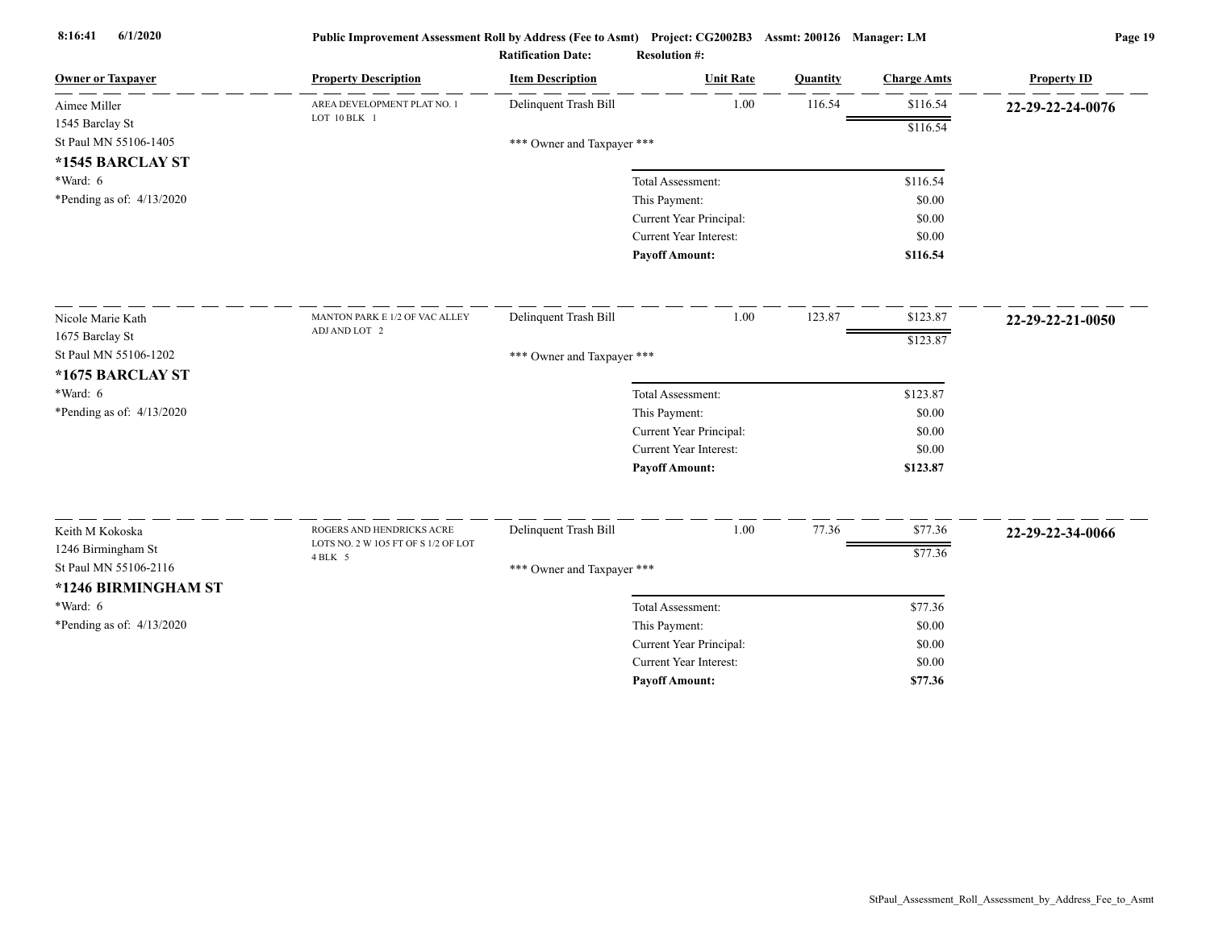| Owner or Taxpayer | Property Description | Item Description | Unit Rate | Quantity | Charge Amts | Property ID |
|---|---|---|---|---|---|---|
| Aimee Miller<br>1545 Barclay St<br>St Paul MN 55106-1405<br>**\*1545 BARCLAY ST**<br>\*Ward: 6<br>\*Pending as of: 4/13/2020 | AREA DEVELOPMENT PLAT NO. 1 LOT 10 BLK 1 | Delinquent Trash Bill | 1.00 | 116.54 | $116.54 | **22-29-22-24-0076** |
| | | | | | $116.54 | |
| | | *** Owner and Taxpayer *** | | | | |
| | | | Total Assessment: | | $116.54 | |
| | | | This Payment: | | $0.00 | |
| | | | Current Year Principal: | | $0.00 | |
| | | | Current Year Interest: | | $0.00 | |
| | | | **Payoff Amount:** | | **$116.54** | |
| Nicole Marie Kath<br>1675 Barclay St<br>St Paul MN 55106-1202<br>**\*1675 BARCLAY ST**<br>\*Ward: 6<br>\*Pending as of: 4/13/2020 | MANTON PARK E 1/2 OF VAC ALLEY ADJ AND LOT 2 | Delinquent Trash Bill | 1.00 | 123.87 | $123.87 | **22-29-22-21-0050** |
| | | | | | $123.87 | |
| | | *** Owner and Taxpayer *** | | | | |
| | | | Total Assessment: | | $123.87 | |
| | | | This Payment: | | $0.00 | |
| | | | Current Year Principal: | | $0.00 | |
| | | | Current Year Interest: | | $0.00 | |
| | | | **Payoff Amount:** | | **$123.87** | |
| Keith M Kokoska<br>1246 Birmingham St<br>St Paul MN 55106-2116<br>**\*1246 BIRMINGHAM ST**<br>\*Ward: 6<br>\*Pending as of: 4/13/2020 | ROGERS AND HENDRICKS ACRE LOTS NO. 2 W 1O5 FT OF S 1/2 OF LOT 4 BLK 5 | Delinquent Trash Bill | 1.00 | 77.36 | $77.36 | **22-29-22-34-0066** |
| | | | | | $77.36 | |
| | | *** Owner and Taxpayer *** | | | | |
| | | | Total Assessment: | | $77.36 | |
| | | | This Payment: | | $0.00 | |
| | | | Current Year Principal: | | $0.00 | |
| | | | Current Year Interest: | | $0.00 | |
| | | | **Payoff Amount:** | | **$77.36** | |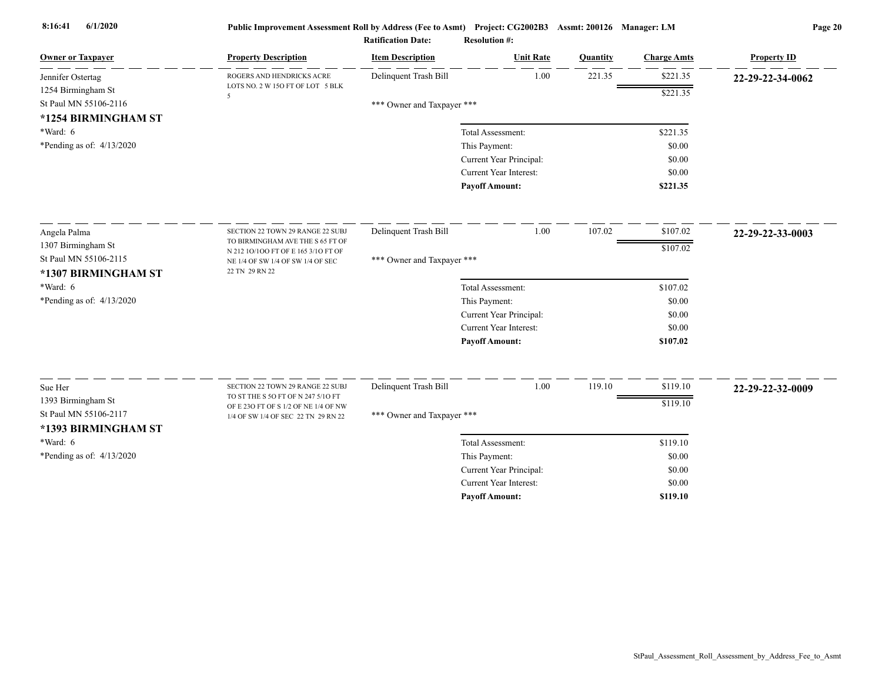**Public Improvement Assessment Roll by Address (Fee to Asmt) Project: CG2002B3 Assmt: 200126 Manager: LM**

**Ratification Date:** **Resolution #:**

| Owner or Taxpayer | Property Description | Item Description | Unit Rate | Quantity | Charge Amts | Property ID |
|---|---|---|---|---|---|---|
| Jennifer Ostertag<br>1254 Birmingham St<br>St Paul MN 55106-2116<br>**\*1254 BIRMINGHAM ST**<br>\*Ward: 6<br>\*Pending as of: 4/13/2020 | ROGERS AND HENDRICKS ACRE LOTS NO. 2 W 15O FT OF LOT 5 BLK 5 | Delinquent Trash Bill | 1.00 | 221.35 | $221.35 | **22-29-22-34-0062** |
| | | | | | $221.35 | |
| | | \*\*\* Owner and Taxpayer \*\*\* | | | | |
| | | Total Assessment: | | | $221.35 | |
| | | This Payment: | | | $0.00 | |
| | | Current Year Principal: | | | $0.00 | |
| | | Current Year Interest: | | | $0.00 | |
| | | **Payoff Amount:** | | | **$221.35** | |
| Angela Palma<br>1307 Birmingham St<br>St Paul MN 55106-2115<br>**\*1307 BIRMINGHAM ST**<br>\*Ward: 6<br>\*Pending as of: 4/13/2020 | SECTION 22 TOWN 29 RANGE 22 SUBJ TO BIRMINGHAM AVE THE S 65 FT OF N 212 1O/1OO FT OF E 165 3/1O FT OF NE 1/4 OF SW 1/4 OF SW 1/4 OF SEC 22 TN 29 RN 22 | Delinquent Trash Bill | 1.00 | 107.02 | $107.02 | **22-29-22-33-0003** |
| | | | | | $107.02 | |
| | | \*\*\* Owner and Taxpayer \*\*\* | | | | |
| | | Total Assessment: | | | $107.02 | |
| | | This Payment: | | | $0.00 | |
| | | Current Year Principal: | | | $0.00 | |
| | | Current Year Interest: | | | $0.00 | |
| | | **Payoff Amount:** | | | **$107.02** | |
| Sue Her<br>1393 Birmingham St<br>St Paul MN 55106-2117<br>**\*1393 BIRMINGHAM ST**<br>\*Ward: 6<br>\*Pending as of: 4/13/2020 | SECTION 22 TOWN 29 RANGE 22 SUBJ TO ST THE S 5O FT OF N 247 5/1O FT OF E 23O FT OF S 1/2 OF NE 1/4 OF NW 1/4 OF SW 1/4 OF SEC 22 TN 29 RN 22 | Delinquent Trash Bill | 1.00 | 119.10 | $119.10 | **22-29-22-32-0009** |
| | | | | | $119.10 | |
| | | \*\*\* Owner and Taxpayer \*\*\* | | | | |
| | | Total Assessment: | | | $119.10 | |
| | | This Payment: | | | $0.00 | |
| | | Current Year Principal: | | | $0.00 | |
| | | Current Year Interest: | | | $0.00 | |
| | | **Payoff Amount:** | | | **$119.10** | |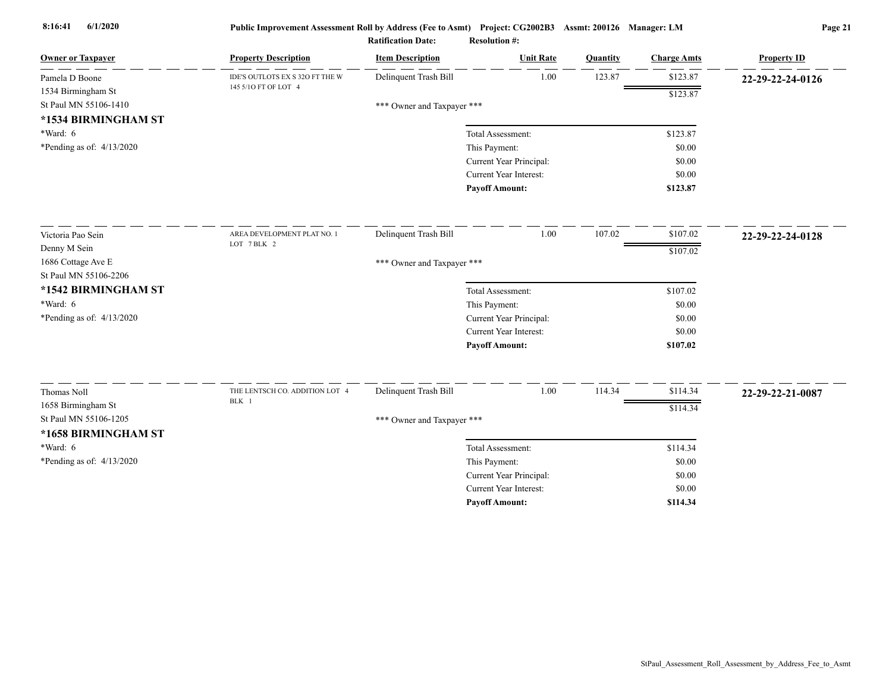**Public Improvement Assessment Roll by Address (Fee to Asmt)** Project: CG2002B3 Assmt: 200126 Manager: LM

**Ratification Date:** **Resolution #:**

| Owner or Taxpayer | Property Description | Item Description | Unit Rate | Quantity | Charge Amts | Property ID |
|---|---|---|---|---|---|---|
| Pamela D Boone<br>1534 Birmingham St<br>St Paul MN 55106-1410<br>**\*1534 BIRMINGHAM ST**<br>\*Ward: 6<br>\*Pending as of: 4/13/2020 | IDE'S OUTLOTS EX S 32O FT THE W 145 5/1O FT OF LOT 4 | Delinquent Trash Bill | 1.00 | 123.87 | $123.87 | **22-29-22-24-0126** |
| | | | | | $123.87 | |
| | | \*\*\* Owner and Taxpayer \*\*\* | | | | |
| | | | Total Assessment: | | $123.87 | |
| | | | This Payment: | | $0.00 | |
| | | | Current Year Principal: | | $0.00 | |
| | | | Current Year Interest: | | $0.00 | |
| | | | **Payoff Amount:** | | **$123.87** | |
| Victoria Pao Sein<br>Denny M Sein<br>1686 Cottage Ave E<br>St Paul MN 55106-2206<br>**\*1542 BIRMINGHAM ST**<br>\*Ward: 6<br>\*Pending as of: 4/13/2020 | AREA DEVELOPMENT PLAT NO. 1 LOT 7 BLK 2 | Delinquent Trash Bill | 1.00 | 107.02 | $107.02 | **22-29-22-24-0128** |
| | | | | | $107.02 | |
| | | \*\*\* Owner and Taxpayer \*\*\* | | | | |
| | | | Total Assessment: | | $107.02 | |
| | | | This Payment: | | $0.00 | |
| | | | Current Year Principal: | | $0.00 | |
| | | | Current Year Interest: | | $0.00 | |
| | | | **Payoff Amount:** | | **$107.02** | |
| Thomas Noll<br>1658 Birmingham St<br>St Paul MN 55106-1205<br>**\*1658 BIRMINGHAM ST**<br>\*Ward: 6<br>\*Pending as of: 4/13/2020 | THE LENTSCH CO. ADDITION LOT 4 BLK 1 | Delinquent Trash Bill | 1.00 | 114.34 | $114.34 | **22-29-22-21-0087** |
| | | | | | $114.34 | |
| | | \*\*\* Owner and Taxpayer \*\*\* | | | | |
| | | | Total Assessment: | | $114.34 | |
| | | | This Payment: | | $0.00 | |
| | | | Current Year Principal: | | $0.00 | |
| | | | Current Year Interest: | | $0.00 | |
| | | | **Payoff Amount:** | | **$114.34** | |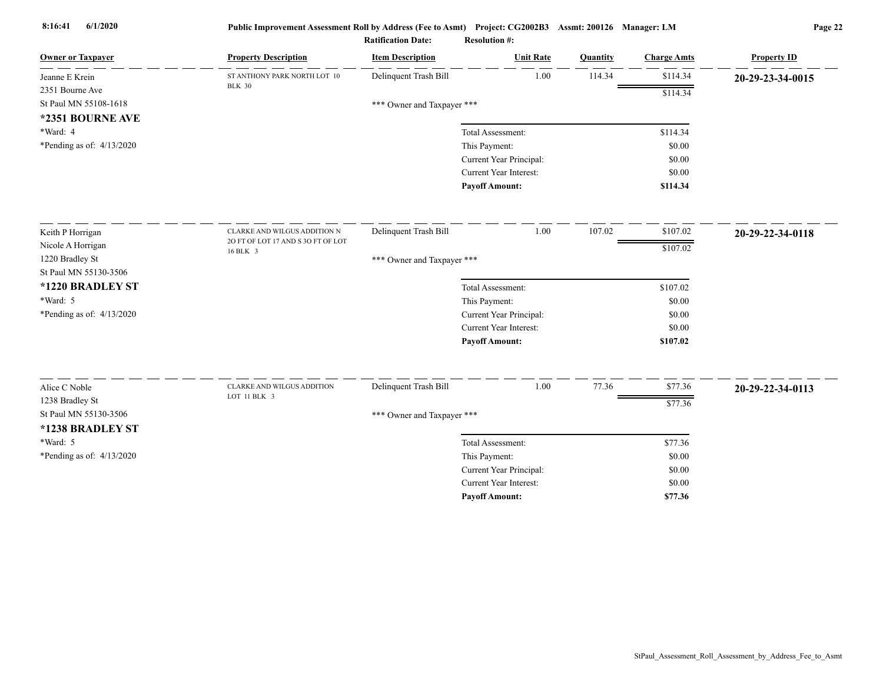| Owner or Taxpayer | Property Description | Item Description | Unit Rate | Quantity | Charge Amts | Property ID |
|---|---|---|---|---|---|---|
| Jeanne E Krein<br>2351 Bourne Ave<br>St Paul MN 55108-1618<br>**\*2351 BOURNE AVE**<br>\*Ward: 4<br>\*Pending as of: 4/13/2020 | ST ANTHONY PARK NORTH LOT 10 BLK 30 | Delinquent Trash Bill | 1.00 | 114.34 | $114.34 | **20-29-23-34-0015** |
| | | | | | $114.34 | |
| | | \*\*\* Owner and Taxpayer \*\*\* | | | | |
| | | | Total Assessment: | | $114.34 | |
| | | | This Payment: | | $0.00 | |
| | | | Current Year Principal: | | $0.00 | |
| | | | Current Year Interest: | | $0.00 | |
| | | | **Payoff Amount:** | | **$114.34** | |
| Keith P Horrigan<br>Nicole A Horrigan<br>1220 Bradley St<br>St Paul MN 55130-3506<br>**\*1220 BRADLEY ST**<br>\*Ward: 5<br>\*Pending as of: 4/13/2020 | CLARKE AND WILGUS ADDITION N 2O FT OF LOT 17 AND S 3O FT OF LOT 16 BLK 3 | Delinquent Trash Bill | 1.00 | 107.02 | $107.02 | **20-29-22-34-0118** |
| | | | | | $107.02 | |
| | | \*\*\* Owner and Taxpayer \*\*\* | | | | |
| | | | Total Assessment: | | $107.02 | |
| | | | This Payment: | | $0.00 | |
| | | | Current Year Principal: | | $0.00 | |
| | | | Current Year Interest: | | $0.00 | |
| | | | **Payoff Amount:** | | **$107.02** | |
| Alice C Noble<br>1238 Bradley St<br>St Paul MN 55130-3506<br>**\*1238 BRADLEY ST**<br>\*Ward: 5<br>\*Pending as of: 4/13/2020 | CLARKE AND WILGUS ADDITION LOT 11 BLK 3 | Delinquent Trash Bill | 1.00 | 77.36 | $77.36 | **20-29-22-34-0113** |
| | | | | | $77.36 | |
| | | \*\*\* Owner and Taxpayer \*\*\* | | | | |
| | | | Total Assessment: | | $77.36 | |
| | | | This Payment: | | $0.00 | |
| | | | Current Year Principal: | | $0.00 | |
| | | | Current Year Interest: | | $0.00 | |
| | | | **Payoff Amount:** | | **$77.36** | |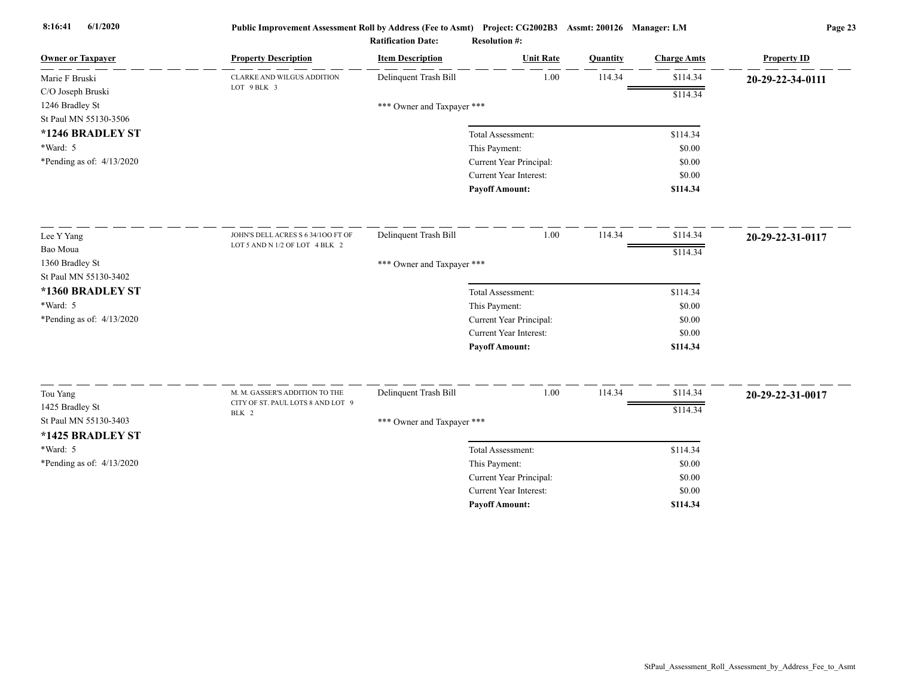| Owner or Taxpayer | Property Description | Item Description | Unit Rate | Quantity | Charge Amts | Property ID |
|---|---|---|---|---|---|---|
| Marie F Bruski | CLARKE AND WILGUS ADDITION LOT 9 BLK 3 | Delinquent Trash Bill | 1.00 | 114.34 | $114.34 | 20-29-22-34-0111 |
| C/O Joseph Bruski | | | | | $114.34 | |
| 1246 Bradley St | | *** Owner and Taxpayer *** | | | | |
| St Paul MN 55130-3506 | | | | | | |
| **\*1246 BRADLEY ST** | | Total Assessment: | | | $114.34 | |
| \*Ward: 5 | | This Payment: | | | $0.00 | |
| \*Pending as of: 4/13/2020 | | Current Year Principal: | | | $0.00 | |
| | | Current Year Interest: | | | $0.00 | |
| | | **Payoff Amount:** | | | **$114.34** | |
| Lee Y Yang | JOHN'S DELL ACRES S 6 34/1OO FT OF LOT 5 AND N 1/2 OF LOT 4 BLK 2 | Delinquent Trash Bill | 1.00 | 114.34 | $114.34 | 20-29-22-31-0117 |
| Bao Moua | | | | | $114.34 | |
| 1360 Bradley St | | *** Owner and Taxpayer *** | | | | |
| St Paul MN 55130-3402 | | | | | | |
| **\*1360 BRADLEY ST** | | Total Assessment: | | | $114.34 | |
| \*Ward: 5 | | This Payment: | | | $0.00 | |
| \*Pending as of: 4/13/2020 | | Current Year Principal: | | | $0.00 | |
| | | Current Year Interest: | | | $0.00 | |
| | | **Payoff Amount:** | | | **$114.34** | |
| Tou Yang | M. M. GASSER'S ADDITION TO THE CITY OF ST. PAUL LOTS 8 AND LOT 9 BLK 2 | Delinquent Trash Bill | 1.00 | 114.34 | $114.34 | 20-29-22-31-0017 |
| 1425 Bradley St | | | | | $114.34 | |
| St Paul MN 55130-3403 | | *** Owner and Taxpayer *** | | | | |
| **\*1425 BRADLEY ST** | | | | | | |
| \*Ward: 5 | | Total Assessment: | | | $114.34 | |
| \*Pending as of: 4/13/2020 | | This Payment: | | | $0.00 | |
| | | Current Year Principal: | | | $0.00 | |
| | | Current Year Interest: | | | $0.00 | |
| | | **Payoff Amount:** | | | **$114.34** | |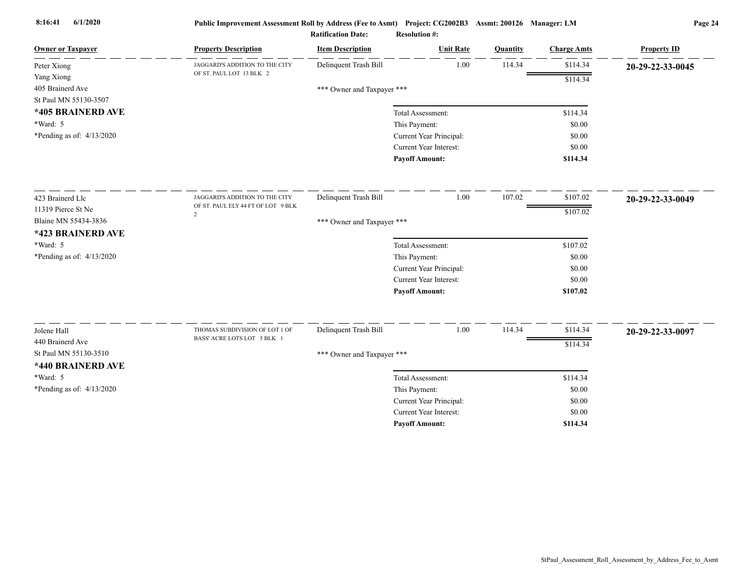**Public Improvement Assessment Roll by Address (Fee to Asmt)** Project: CG2002B3 Assmt: 200126 Manager: LM

**Ratification Date:** **Resolution #:**

| Owner or Taxpayer | Property Description | Item Description | Unit Rate | Quantity | Charge Amts | Property ID |
|---|---|---|---|---|---|---|
| Peter Xiong<br>Yang Xiong<br>405 Brainerd Ave<br>St Paul MN 55130-3507<br>**\*405 BRAINERD AVE**<br>\*Ward: 5<br>\*Pending as of: 4/13/2020 | JAGGARD'S ADDITION TO THE CITY OF ST. PAUL LOT 13 BLK 2 | Delinquent Trash Bill | 1.00 | 114.34 | $114.34 | **20-29-22-33-0045** |
| | | | | | $114.34 | |
| | | \*\*\* Owner and Taxpayer \*\*\* | | | | |
| | | | Total Assessment: | | $114.34 | |
| | | | This Payment: | | $0.00 | |
| | | | Current Year Principal: | | $0.00 | |
| | | | Current Year Interest: | | $0.00 | |
| | | | **Payoff Amount:** | | **$114.34** | |
| 423 Brainerd Llc<br>11319 Pierce St Ne<br>Blaine MN 55434-3836<br>**\*423 BRAINERD AVE**<br>\*Ward: 5<br>\*Pending as of: 4/13/2020 | JAGGARD'S ADDITION TO THE CITY OF ST. PAUL ELY 44 FT OF LOT 9 BLK 2 | Delinquent Trash Bill | 1.00 | 107.02 | $107.02 | **20-29-22-33-0049** |
| | | | | | $107.02 | |
| | | \*\*\* Owner and Taxpayer \*\*\* | | | | |
| | | | Total Assessment: | | $107.02 | |
| | | | This Payment: | | $0.00 | |
| | | | Current Year Principal: | | $0.00 | |
| | | | Current Year Interest: | | $0.00 | |
| | | | **Payoff Amount:** | | **$107.02** | |
| Jolene Hall<br>440 Brainerd Ave<br>St Paul MN 55130-3510<br>**\*440 BRAINERD AVE**<br>\*Ward: 5<br>\*Pending as of: 4/13/2020 | THOMAS SUBDIVISION OF LOT 1 OF BASS' ACRE LOTS LOT 5 BLK 1 | Delinquent Trash Bill | 1.00 | 114.34 | $114.34 | **20-29-22-33-0097** |
| | | | | | $114.34 | |
| | | \*\*\* Owner and Taxpayer \*\*\* | | | | |
| | | | Total Assessment: | | $114.34 | |
| | | | This Payment: | | $0.00 | |
| | | | Current Year Principal: | | $0.00 | |
| | | | Current Year Interest: | | $0.00 | |
| | | | **Payoff Amount:** | | **$114.34** | |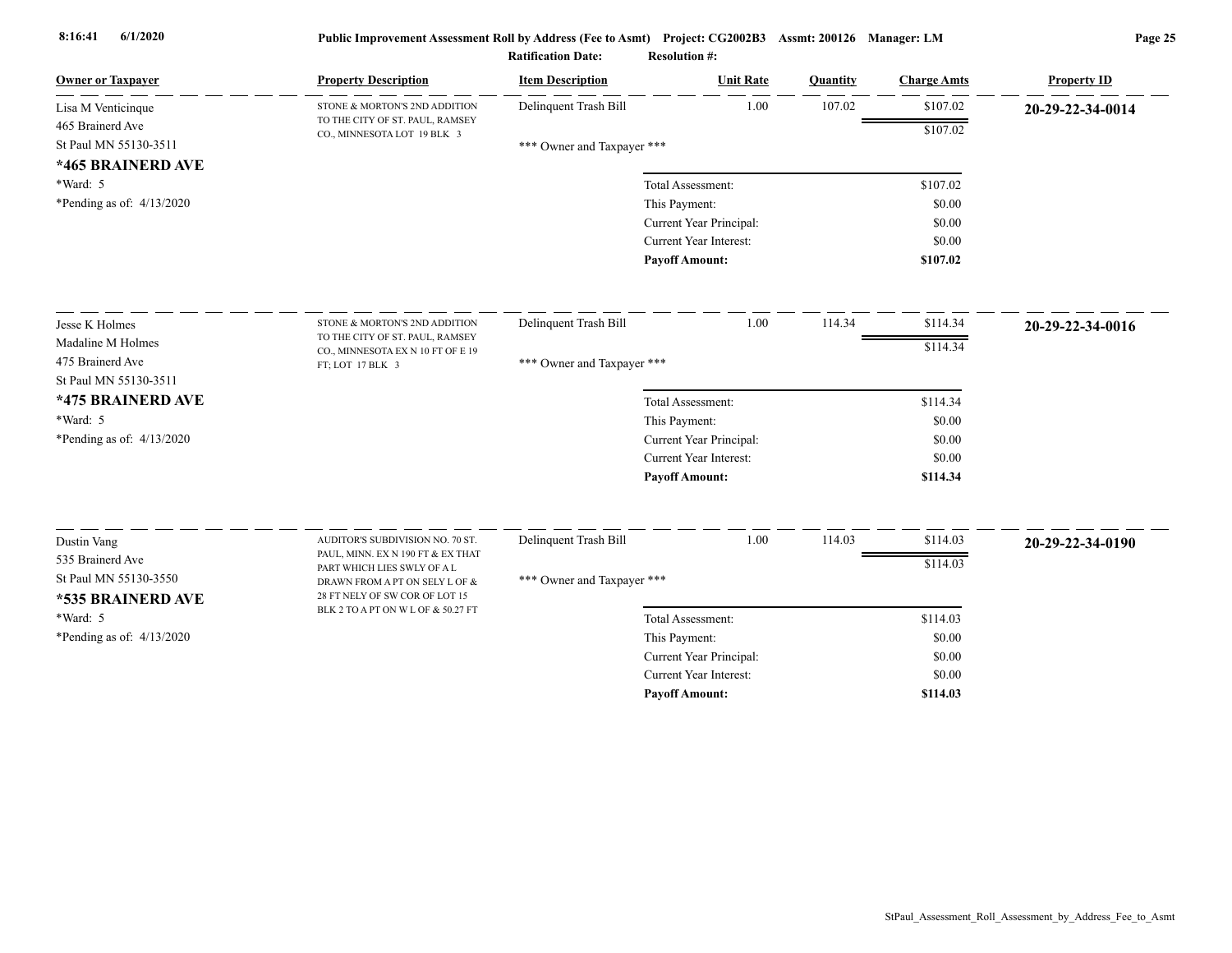**Public Improvement Assessment Roll by Address (Fee to Asmt)** Project: CG2002B3 Assmt: 200126 Manager: LM

Ratification Date: Resolution #:

| Owner or Taxpayer | Property Description | Item Description | Unit Rate | Quantity | Charge Amts | Property ID |
|---|---|---|---|---|---|---|
| Lisa M Venticinque<br>465 Brainerd Ave<br>St Paul MN 55130-3511<br>**\*465 BRAINERD AVE**<br>\*Ward: 5<br>\*Pending as of: 4/13/2020 | STONE & MORTON'S 2ND ADDITION TO THE CITY OF ST. PAUL, RAMSEY CO., MINNESOTA LOT 19 BLK 3 | Delinquent Trash Bill | 1.00 | 107.02 | $107.02 | **20-29-22-34-0014** |
| | | | | | $107.02 | |
| | | \*\*\* Owner and Taxpayer \*\*\* | | | | |
| | | Total Assessment: | | | $107.02 | |
| | | This Payment: | | | $0.00 | |
| | | Current Year Principal: | | | $0.00 | |
| | | Current Year Interest: | | | $0.00 | |
| | | **Payoff Amount:** | | | **$107.02** | |
| Jesse K Holmes<br>Madaline M Holmes<br>475 Brainerd Ave<br>St Paul MN 55130-3511<br>**\*475 BRAINERD AVE**<br>\*Ward: 5<br>\*Pending as of: 4/13/2020 | STONE & MORTON'S 2ND ADDITION TO THE CITY OF ST. PAUL, RAMSEY CO., MINNESOTA EX N 10 FT OF E 19 FT; LOT 17 BLK 3 | Delinquent Trash Bill | 1.00 | 114.34 | $114.34 | **20-29-22-34-0016** |
| | | | | | $114.34 | |
| | | \*\*\* Owner and Taxpayer \*\*\* | | | | |
| | | Total Assessment: | | | $114.34 | |
| | | This Payment: | | | $0.00 | |
| | | Current Year Principal: | | | $0.00 | |
| | | Current Year Interest: | | | $0.00 | |
| | | **Payoff Amount:** | | | **$114.34** | |
| Dustin Vang<br>535 Brainerd Ave<br>St Paul MN 55130-3550<br>**\*535 BRAINERD AVE**<br>\*Ward: 5<br>\*Pending as of: 4/13/2020 | AUDITOR'S SUBDIVISION NO. 70 ST. PAUL, MINN. EX N 190 FT & EX THAT PART WHICH LIES SWLY OF A L DRAWN FROM A PT ON SELY L OF & 28 FT NELY OF SW COR OF LOT 15 BLK 2 TO A PT ON W L OF & 50.27 FT | Delinquent Trash Bill | 1.00 | 114.03 | $114.03 | **20-29-22-34-0190** |
| | | | | | $114.03 | |
| | | \*\*\* Owner and Taxpayer \*\*\* | | | | |
| | | Total Assessment: | | | $114.03 | |
| | | This Payment: | | | $0.00 | |
| | | Current Year Principal: | | | $0.00 | |
| | | Current Year Interest: | | | $0.00 | |
| | | **Payoff Amount:** | | | **$114.03** | |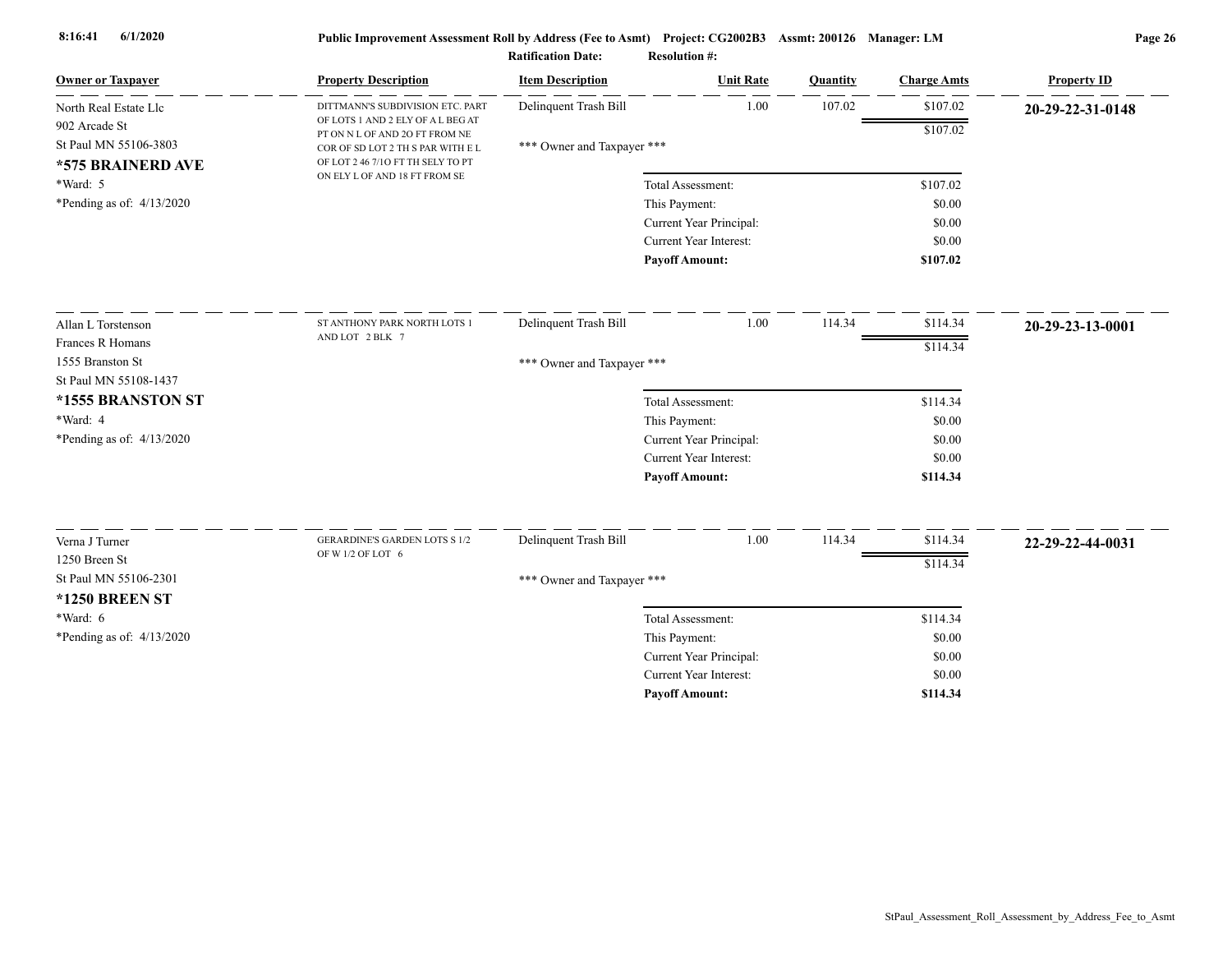**Public Improvement Assessment Roll by Address (Fee to Asmt) Project: CG2002B3 Assmt: 200126 Manager: LM**

**Ratification Date:** **Resolution #:**

| Owner or Taxpayer | Property Description | Item Description | Unit Rate | Quantity | Charge Amts | Property ID |
|---|---|---|---|---|---|---|
| North Real Estate Llc<br>902 Arcade St<br>St Paul MN 55106-3803<br>**\*575 BRAINERD AVE**<br>\*Ward: 5<br>\*Pending as of: 4/13/2020 | DITTMANN'S SUBDIVISION ETC. PART OF LOTS 1 AND 2 ELY OF A L BEG AT PT ON N L OF AND 2O FT FROM NE COR OF SD LOT 2 TH S PAR WITH E L OF LOT 2 46 7/1O FT TH SELY TO PT ON ELY L OF AND 18 FT FROM SE | Delinquent Trash Bill | 1.00 | 107.02 | $107.02 | **20-29-22-31-0148** |
| | | | | | $107.02 | |
| | | \*\*\* Owner and Taxpayer \*\*\* | | | | |
| | | | Total Assessment: | | $107.02 | |
| | | | This Payment: | | $0.00 | |
| | | | Current Year Principal: | | $0.00 | |
| | | | Current Year Interest: | | $0.00 | |
| | | | **Payoff Amount:** | | **$107.02** | |
| Allan L Torstenson<br>Frances R Homans<br>1555 Branston St<br>St Paul MN 55108-1437<br>**\*1555 BRANSTON ST**<br>\*Ward: 4<br>\*Pending as of: 4/13/2020 | ST ANTHONY PARK NORTH LOTS 1 AND LOT 2 BLK 7 | Delinquent Trash Bill | 1.00 | 114.34 | $114.34 | **20-29-23-13-0001** |
| | | | | | $114.34 | |
| | | \*\*\* Owner and Taxpayer \*\*\* | | | | |
| | | | Total Assessment: | | $114.34 | |
| | | | This Payment: | | $0.00 | |
| | | | Current Year Principal: | | $0.00 | |
| | | | Current Year Interest: | | $0.00 | |
| | | | **Payoff Amount:** | | **$114.34** | |
| Verna J Turner<br>1250 Breen St<br>St Paul MN 55106-2301<br>**\*1250 BREEN ST**<br>\*Ward: 6<br>\*Pending as of: 4/13/2020 | GERARDINE'S GARDEN LOTS S 1/2 OF W 1/2 OF LOT 6 | Delinquent Trash Bill | 1.00 | 114.34 | $114.34 | **22-29-22-44-0031** |
| | | | | | $114.34 | |
| | | \*\*\* Owner and Taxpayer \*\*\* | | | | |
| | | | Total Assessment: | | $114.34 | |
| | | | This Payment: | | $0.00 | |
| | | | Current Year Principal: | | $0.00 | |
| | | | Current Year Interest: | | $0.00 | |
| | | | **Payoff Amount:** | | **$114.34** | |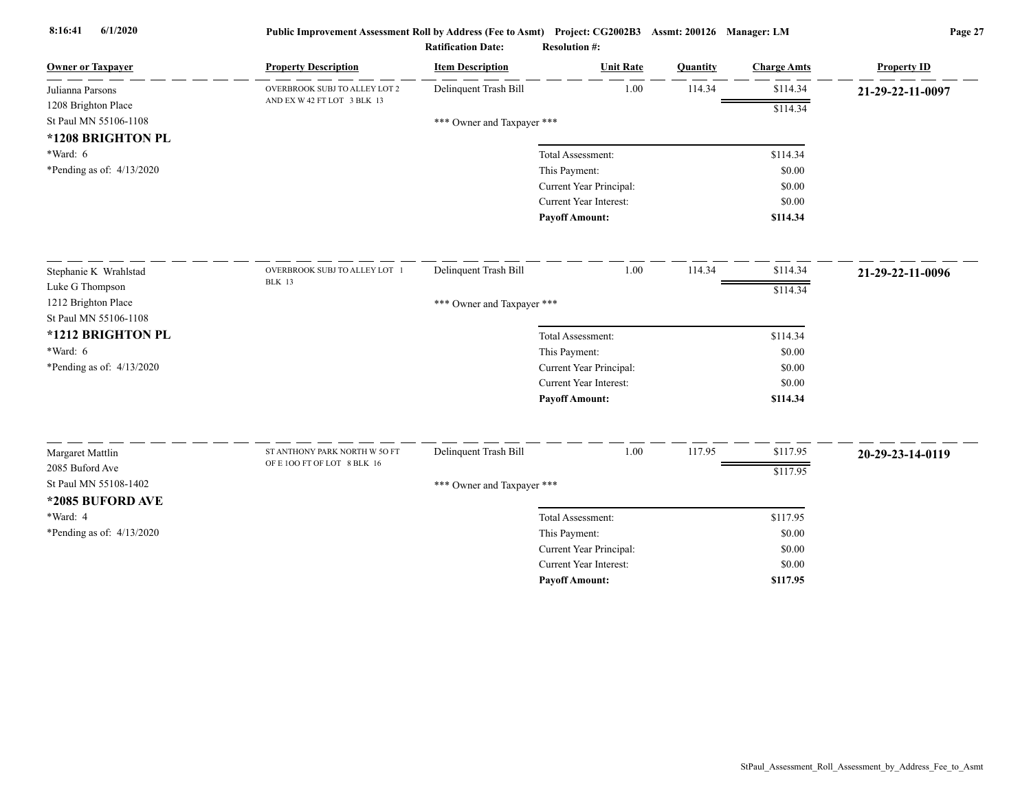| Owner or Taxpayer | Property Description | Item Description | Unit Rate | Quantity | Charge Amts | Property ID |
|---|---|---|---|---|---|---|
| Julianna Parsons<br>1208 Brighton Place<br>St Paul MN 55106-1108<br>**\*1208 BRIGHTON PL**<br>\*Ward: 6<br>\*Pending as of: 4/13/2020 | OVERBROOK SUBJ TO ALLEY LOT 2 AND EX W 42 FT LOT 3 BLK 13 | Delinquent Trash Bill | 1.00 | 114.34 | $114.34 | **21-29-22-11-0097** |
| | | | | | $114.34 | |
| | | \*\*\* Owner and Taxpayer \*\*\* | | | | |
| | | | Total Assessment: | | $114.34 | |
| | | | This Payment: | | $0.00 | |
| | | | Current Year Principal: | | $0.00 | |
| | | | Current Year Interest: | | $0.00 | |
| | | | **Payoff Amount:** | | **$114.34** | |
| Stephanie K Wrahlstad<br>Luke G Thompson<br>1212 Brighton Place<br>St Paul MN 55106-1108<br>**\*1212 BRIGHTON PL**<br>\*Ward: 6<br>\*Pending as of: 4/13/2020 | OVERBROOK SUBJ TO ALLEY LOT 1 BLK 13 | Delinquent Trash Bill | 1.00 | 114.34 | $114.34 | **21-29-22-11-0096** |
| | | | | | $114.34 | |
| | | \*\*\* Owner and Taxpayer \*\*\* | | | | |
| | | | Total Assessment: | | $114.34 | |
| | | | This Payment: | | $0.00 | |
| | | | Current Year Principal: | | $0.00 | |
| | | | Current Year Interest: | | $0.00 | |
| | | | **Payoff Amount:** | | **$114.34** | |
| Margaret Mattlin<br>2085 Buford Ave<br>St Paul MN 55108-1402<br>**\*2085 BUFORD AVE**<br>\*Ward: 4<br>\*Pending as of: 4/13/2020 | ST ANTHONY PARK NORTH W 5O FT OF E 1OO FT OF LOT 8 BLK 16 | Delinquent Trash Bill | 1.00 | 117.95 | $117.95 | **20-29-23-14-0119** |
| | | | | | $117.95 | |
| | | \*\*\* Owner and Taxpayer \*\*\* | | | | |
| | | | Total Assessment: | | $117.95 | |
| | | | This Payment: | | $0.00 | |
| | | | Current Year Principal: | | $0.00 | |
| | | | Current Year Interest: | | $0.00 | |
| | | | **Payoff Amount:** | | **$117.95** | |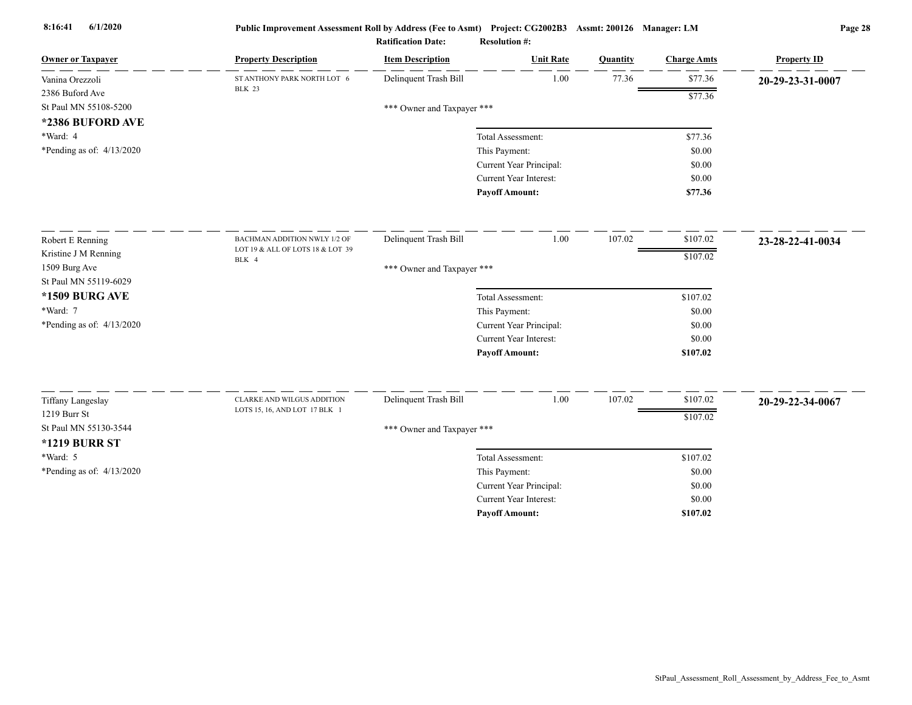**Public Improvement Assessment Roll by Address (Fee to Asmt) Project: CG2002B3 Assmt: 200126 Manager: LM**

**Ratification Date:** **Resolution #:**

| Owner or Taxpayer | Property Description | Item Description | Unit Rate | Quantity | Charge Amts | Property ID |
|---|---|---|---|---|---|---|
| Vanina Orezzoli<br>2386 Buford Ave<br>St Paul MN 55108-5200<br>**\*2386 BUFORD AVE**<br>\*Ward: 4<br>\*Pending as of: 4/13/2020 | ST ANTHONY PARK NORTH LOT 6 BLK 23 | Delinquent Trash Bill | 1.00 | 77.36 | $77.36 | **20-29-23-31-0007** |
| | | | | | $77.36 | |
| | | *** Owner and Taxpayer *** | | | | |
| | | | Total Assessment: | | $77.36 | |
| | | | This Payment: | | $0.00 | |
| | | | Current Year Principal: | | $0.00 | |
| | | | Current Year Interest: | | $0.00 | |
| | | | **Payoff Amount:** | | **$77.36** | |
| Robert E Renning<br>Kristine J M Renning<br>1509 Burg Ave<br>St Paul MN 55119-6029<br>**\*1509 BURG AVE**<br>\*Ward: 7<br>\*Pending as of: 4/13/2020 | BACHMAN ADDITION NWLY 1/2 OF LOT 19 & ALL OF LOTS 18 & LOT 39 BLK 4 | Delinquent Trash Bill | 1.00 | 107.02 | $107.02 | **23-28-22-41-0034** |
| | | | | | $107.02 | |
| | | *** Owner and Taxpayer *** | | | | |
| | | | Total Assessment: | | $107.02 | |
| | | | This Payment: | | $0.00 | |
| | | | Current Year Principal: | | $0.00 | |
| | | | Current Year Interest: | | $0.00 | |
| | | | **Payoff Amount:** | | **$107.02** | |
| Tiffany Langeslay<br>1219 Burr St<br>St Paul MN 55130-3544<br>**\*1219 BURR ST**<br>\*Ward: 5<br>\*Pending as of: 4/13/2020 | CLARKE AND WILGUS ADDITION LOTS 15, 16, AND LOT 17 BLK 1 | Delinquent Trash Bill | 1.00 | 107.02 | $107.02 | **20-29-22-34-0067** |
| | | | | | $107.02 | |
| | | *** Owner and Taxpayer *** | | | | |
| | | | Total Assessment: | | $107.02 | |
| | | | This Payment: | | $0.00 | |
| | | | Current Year Principal: | | $0.00 | |
| | | | Current Year Interest: | | $0.00 | |
| | | | **Payoff Amount:** | | **$107.02** | |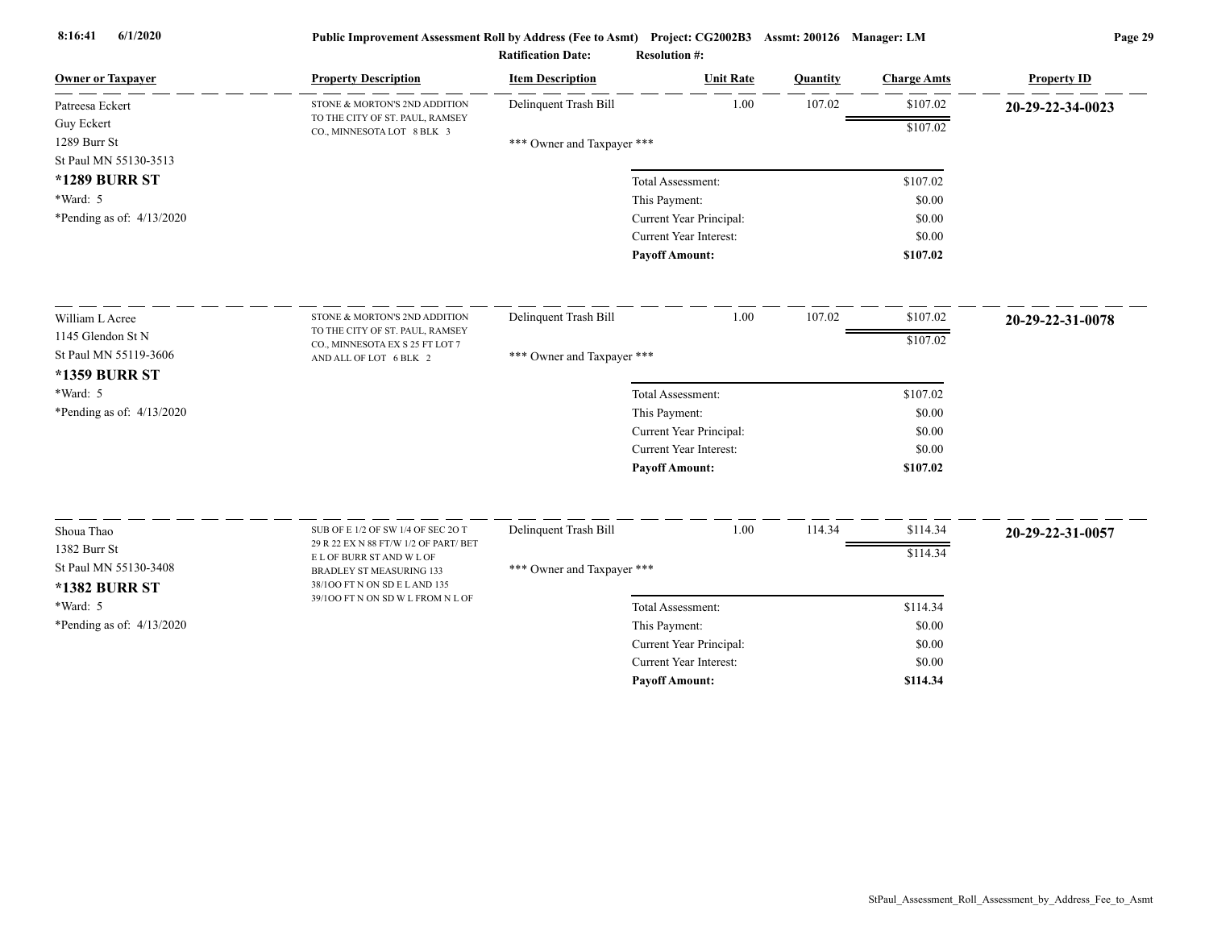**Public Improvement Assessment Roll by Address (Fee to Asmt)** Project: CG2002B3 Assmt: 200126 Manager: LM

Ratification Date: Resolution #:

| Owner or Taxpayer | Property Description | Item Description | Unit Rate | Quantity | Charge Amts | Property ID |
|---|---|---|---|---|---|---|
| Patreesa Eckert<br>Guy Eckert<br>1289 Burr St<br>St Paul MN 55130-3513<br>**\*1289 BURR ST**<br>\*Ward: 5<br>\*Pending as of: 4/13/2020 | STONE & MORTON'S 2ND ADDITION TO THE CITY OF ST. PAUL, RAMSEY CO., MINNESOTA LOT 8 BLK 3 | Delinquent Trash Bill | 1.00 | 107.02 | $107.02 | **20-29-22-34-0023** |
| | | | | | $107.02 | |
| | | \*\*\* Owner and Taxpayer \*\*\* | | | | |
| | | Total Assessment: | | | $107.02 | |
| | | This Payment: | | | $0.00 | |
| | | Current Year Principal: | | | $0.00 | |
| | | Current Year Interest: | | | $0.00 | |
| | | **Payoff Amount:** | | | **$107.02** | |
| William L Acree<br>1145 Glendon St N<br>St Paul MN 55119-3606<br>**\*1359 BURR ST**<br>\*Ward: 5<br>\*Pending as of: 4/13/2020 | STONE & MORTON'S 2ND ADDITION TO THE CITY OF ST. PAUL, RAMSEY CO., MINNESOTA EX S 25 FT LOT 7 AND ALL OF LOT 6 BLK 2 | Delinquent Trash Bill | 1.00 | 107.02 | $107.02 | **20-29-22-31-0078** |
| | | | | | $107.02 | |
| | | \*\*\* Owner and Taxpayer \*\*\* | | | | |
| | | Total Assessment: | | | $107.02 | |
| | | This Payment: | | | $0.00 | |
| | | Current Year Principal: | | | $0.00 | |
| | | Current Year Interest: | | | $0.00 | |
| | | **Payoff Amount:** | | | **$107.02** | |
| Shoua Thao<br>1382 Burr St<br>St Paul MN 55130-3408<br>**\*1382 BURR ST**<br>\*Ward: 5<br>\*Pending as of: 4/13/2020 | SUB OF E 1/2 OF SW 1/4 OF SEC 2O T 29 R 22 EX N 88 FT/W 1/2 OF PART/ BET E L OF BURR ST AND W L OF BRADLEY ST MEASURING 133 38/1OO FT N ON SD E L AND 135 39/1OO FT N ON SD W L FROM N L OF | Delinquent Trash Bill | 1.00 | 114.34 | $114.34 | **20-29-22-31-0057** |
| | | | | | $114.34 | |
| | | \*\*\* Owner and Taxpayer \*\*\* | | | | |
| | | Total Assessment: | | | $114.34 | |
| | | This Payment: | | | $0.00 | |
| | | Current Year Principal: | | | $0.00 | |
| | | Current Year Interest: | | | $0.00 | |
| | | **Payoff Amount:** | | | **$114.34** | |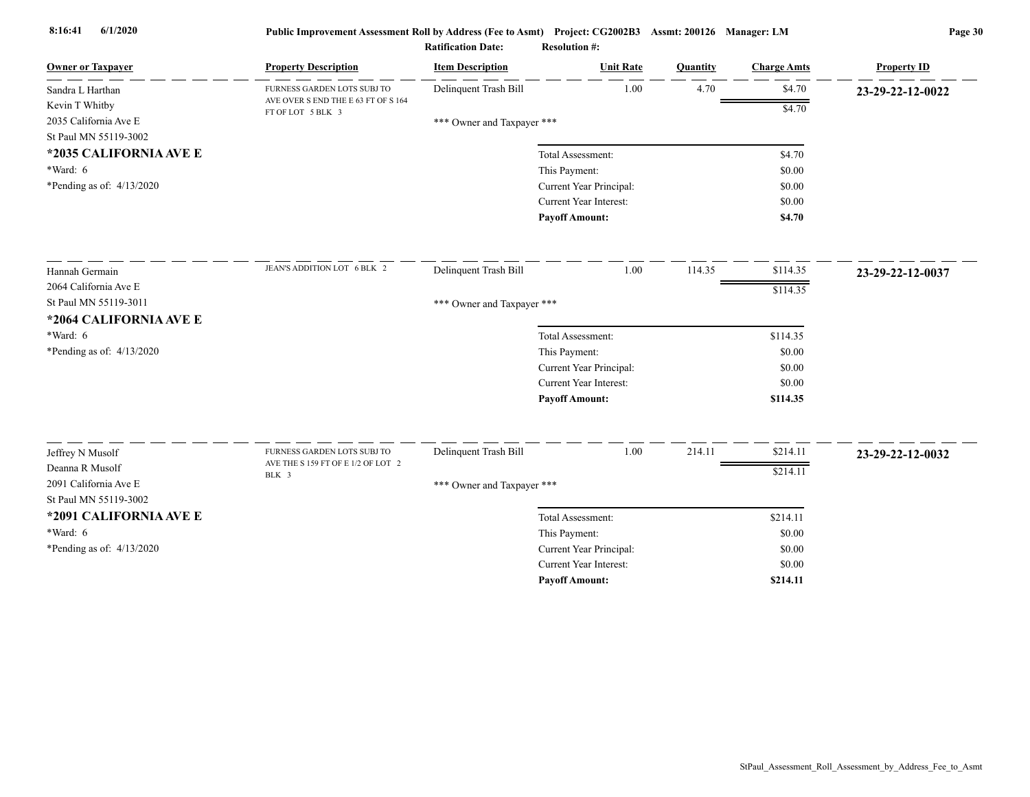**Public Improvement Assessment Roll by Address (Fee to Asmt)** Project: CG2002B3 Assmt: 200126 Manager: LM

Ratification Date: Resolution #:

| Owner or Taxpayer | Property Description | Item Description | Unit Rate | Quantity | Charge Amts | Property ID |
|---|---|---|---|---|---|---|
| Sandra L Harthan<br>Kevin T Whitby<br>2035 California Ave E<br>St Paul MN 55119-3002<br>**\*2035 CALIFORNIA AVE E**<br>\*Ward: 6<br>\*Pending as of: 4/13/2020 | FURNESS GARDEN LOTS SUBJ TO AVE OVER S END THE E 63 FT OF S 164 FT OF LOT 5 BLK 3 | Delinquent Trash Bill | 1.00 | 4.70 | $4.70 | **23-29-22-12-0022** |
| | | | | | $4.70 | |
| | | *** Owner and Taxpayer *** | | | | |
| | | | Total Assessment: | | $4.70 | |
| | | | This Payment: | | $0.00 | |
| | | | Current Year Principal: | | $0.00 | |
| | | | Current Year Interest: | | $0.00 | |
| | | | **Payoff Amount:** | | **$4.70** | |
| Hannah Germain<br>2064 California Ave E<br>St Paul MN 55119-3011<br>**\*2064 CALIFORNIA AVE E**<br>\*Ward: 6<br>\*Pending as of: 4/13/2020 | JEAN'S ADDITION LOT 6 BLK 2 | Delinquent Trash Bill | 1.00 | 114.35 | $114.35 | **23-29-22-12-0037** |
| | | | | | $114.35 | |
| | | *** Owner and Taxpayer *** | | | | |
| | | | Total Assessment: | | $114.35 | |
| | | | This Payment: | | $0.00 | |
| | | | Current Year Principal: | | $0.00 | |
| | | | Current Year Interest: | | $0.00 | |
| | | | **Payoff Amount:** | | **$114.35** | |
| Jeffrey N Musolf<br>Deanna R Musolf<br>2091 California Ave E<br>St Paul MN 55119-3002<br>**\*2091 CALIFORNIA AVE E**<br>\*Ward: 6<br>\*Pending as of: 4/13/2020 | FURNESS GARDEN LOTS SUBJ TO AVE THE S 159 FT OF E 1/2 OF LOT 2 BLK 3 | Delinquent Trash Bill | 1.00 | 214.11 | $214.11 | **23-29-22-12-0032** |
| | | | | | $214.11 | |
| | | *** Owner and Taxpayer *** | | | | |
| | | | Total Assessment: | | $214.11 | |
| | | | This Payment: | | $0.00 | |
| | | | Current Year Principal: | | $0.00 | |
| | | | Current Year Interest: | | $0.00 | |
| | | | **Payoff Amount:** | | **$214.11** | |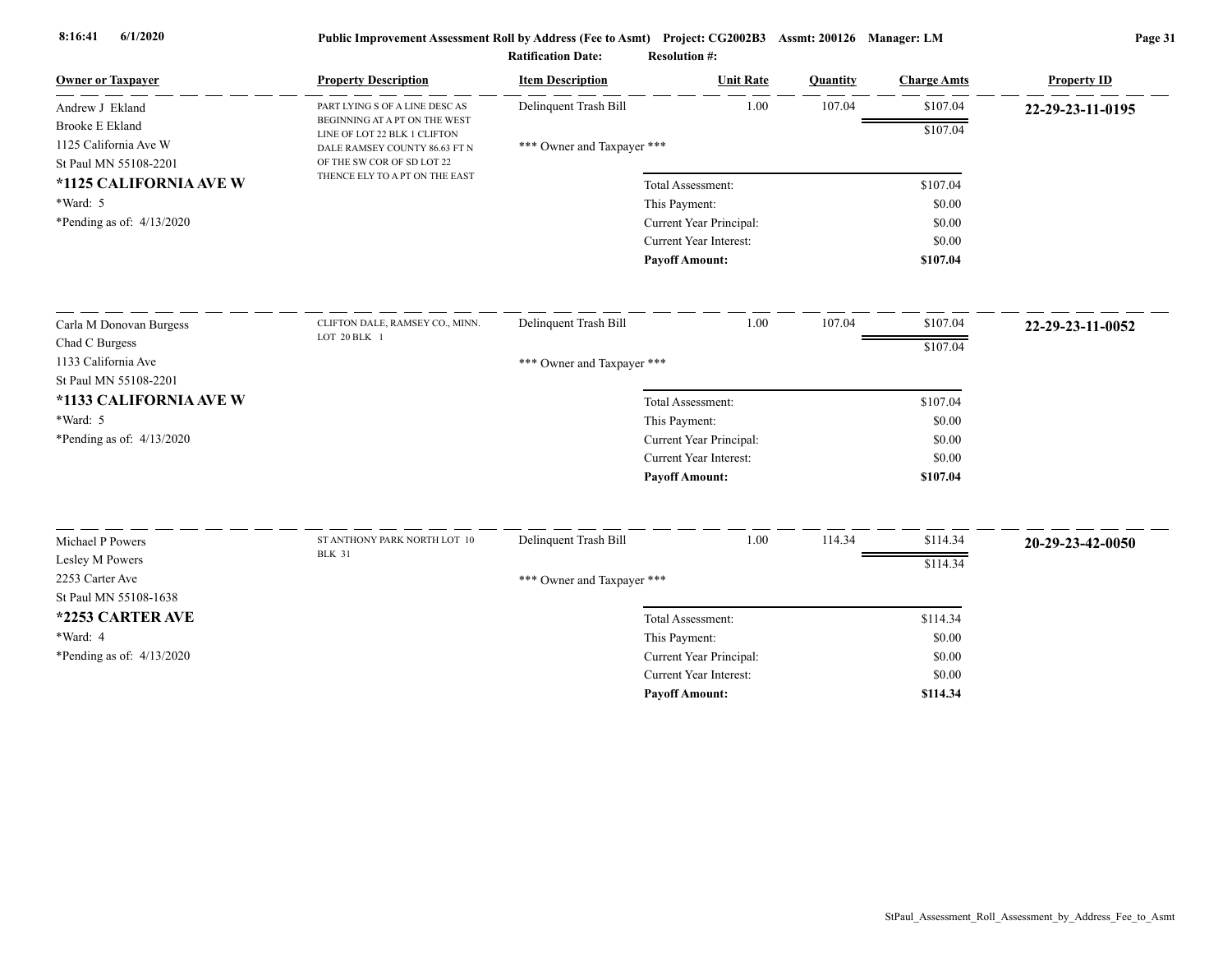**Public Improvement Assessment Roll by Address (Fee to Asmt)  Project: CG2002B3  Assmt: 200126  Manager: LM**

**Ratification Date:  Resolution #:**

| Owner or Taxpayer | Property Description | Item Description | Unit Rate | Quantity | Charge Amts | Property ID |
|---|---|---|---|---|---|---|
| Andrew J Ekland<br>Brooke E Ekland<br>1125 California Ave W<br>St Paul MN 55108-2201<br>**\*1125 CALIFORNIA AVE W**<br>\*Ward: 5<br>\*Pending as of: 4/13/2020 | PART LYING S OF A LINE DESC AS BEGINNING AT A PT ON THE WEST LINE OF LOT 22 BLK 1 CLIFTON DALE RAMSEY COUNTY 86.63 FT N OF THE SW COR OF SD LOT 22 THENCE ELY TO A PT ON THE EAST | Delinquent Trash Bill<br>\*\*\* Owner and Taxpayer \*\*\* | 1.00 | 107.04 | $107.04<br>$107.04 | **22-29-23-11-0195** |
| | | Total Assessment: | | | $107.04 | |
| | | This Payment: | | | $0.00 | |
| | | Current Year Principal: | | | $0.00 | |
| | | Current Year Interest: | | | $0.00 | |
| | | **Payoff Amount:** | | | **$107.04** | |
| Carla M Donovan Burgess<br>Chad C Burgess<br>1133 California Ave<br>St Paul MN 55108-2201<br>**\*1133 CALIFORNIA AVE W**<br>\*Ward: 5<br>\*Pending as of: 4/13/2020 | CLIFTON DALE, RAMSEY CO., MINN. LOT 20 BLK 1 | Delinquent Trash Bill<br>\*\*\* Owner and Taxpayer \*\*\* | 1.00 | 107.04 | $107.04<br>$107.04 | **22-29-23-11-0052** |
| | | Total Assessment: | | | $107.04 | |
| | | This Payment: | | | $0.00 | |
| | | Current Year Principal: | | | $0.00 | |
| | | Current Year Interest: | | | $0.00 | |
| | | **Payoff Amount:** | | | **$107.04** | |
| Michael P Powers<br>Lesley M Powers<br>2253 Carter Ave<br>St Paul MN 55108-1638<br>**\*2253 CARTER AVE**<br>\*Ward: 4<br>\*Pending as of: 4/13/2020 | ST ANTHONY PARK NORTH LOT 10 BLK 31 | Delinquent Trash Bill<br>\*\*\* Owner and Taxpayer \*\*\* | 1.00 | 114.34 | $114.34<br>$114.34 | **20-29-23-42-0050** |
| | | Total Assessment: | | | $114.34 | |
| | | This Payment: | | | $0.00 | |
| | | Current Year Principal: | | | $0.00 | |
| | | Current Year Interest: | | | $0.00 | |
| | | **Payoff Amount:** | | | **$114.34** | |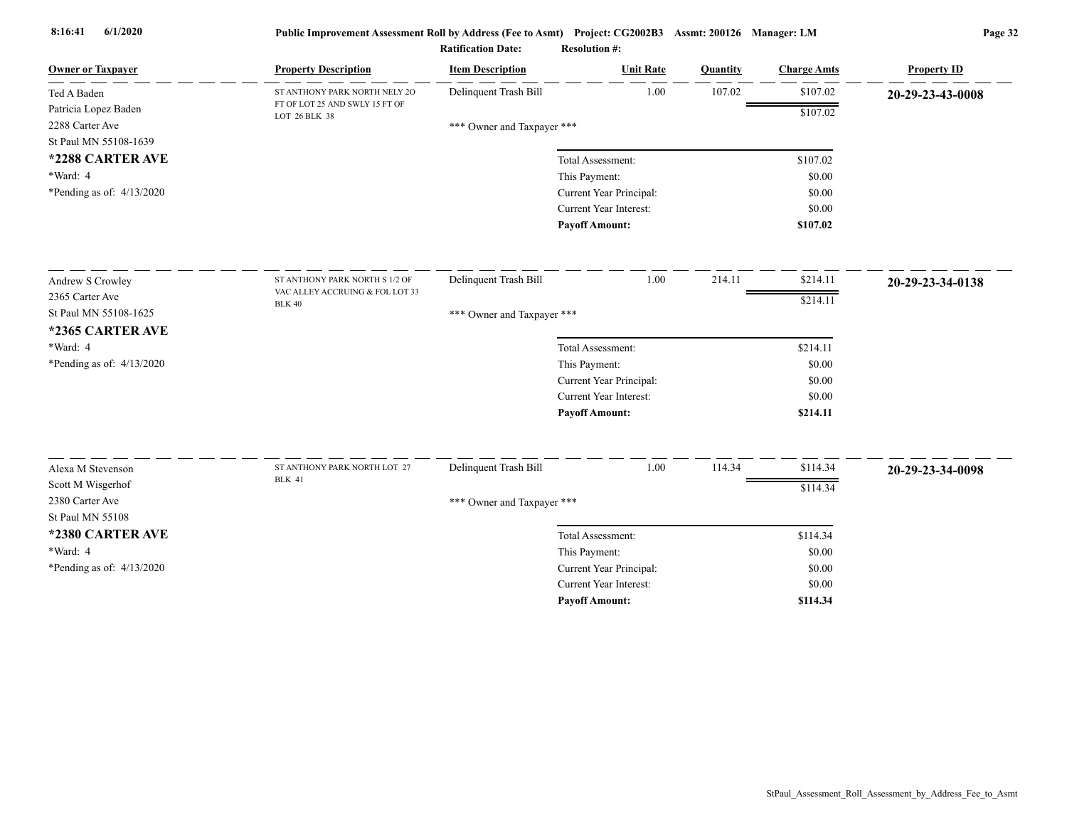**Public Improvement Assessment Roll by Address (Fee to Asmt)** Project: CG2002B3 Assmt: 200126 Manager: LM

Ratification Date: Resolution #:

| Owner or Taxpayer | Property Description | Item Description | Unit Rate | Quantity | Charge Amts | Property ID |
|---|---|---|---|---|---|---|
| Ted A Baden<br>Patricia Lopez Baden<br>2288 Carter Ave<br>St Paul MN 55108-1639<br>**\*2288 CARTER AVE**<br>\*Ward: 4<br>\*Pending as of: 4/13/2020 | ST ANTHONY PARK NORTH NELY 2O FT OF LOT 25 AND SWLY 15 FT OF LOT 26 BLK 38 | Delinquent Trash Bill | 1.00 | 107.02 | $107.02 | **20-29-23-43-0008** |
| | | | | | $107.02 | |
| | | \*\*\* Owner and Taxpayer \*\*\* | | | | |
| | | | Total Assessment: | | $107.02 | |
| | | | This Payment: | | $0.00 | |
| | | | Current Year Principal: | | $0.00 | |
| | | | Current Year Interest: | | $0.00 | |
| | | | **Payoff Amount:** | | **$107.02** | |
| Andrew S Crowley<br>2365 Carter Ave<br>St Paul MN 55108-1625<br>**\*2365 CARTER AVE**<br>\*Ward: 4<br>\*Pending as of: 4/13/2020 | ST ANTHONY PARK NORTH S 1/2 OF VAC ALLEY ACCRUING & FOL LOT 33 BLK 40 | Delinquent Trash Bill | 1.00 | 214.11 | $214.11 | **20-29-23-34-0138** |
| | | | | | $214.11 | |
| | | \*\*\* Owner and Taxpayer \*\*\* | | | | |
| | | | Total Assessment: | | $214.11 | |
| | | | This Payment: | | $0.00 | |
| | | | Current Year Principal: | | $0.00 | |
| | | | Current Year Interest: | | $0.00 | |
| | | | **Payoff Amount:** | | **$214.11** | |
| Alexa M Stevenson<br>Scott M Wisgerhof<br>2380 Carter Ave<br>St Paul MN 55108<br>**\*2380 CARTER AVE**<br>\*Ward: 4<br>\*Pending as of: 4/13/2020 | ST ANTHONY PARK NORTH LOT 27 BLK 41 | Delinquent Trash Bill | 1.00 | 114.34 | $114.34 | **20-29-23-34-0098** |
| | | | | | $114.34 | |
| | | \*\*\* Owner and Taxpayer \*\*\* | | | | |
| | | | Total Assessment: | | $114.34 | |
| | | | This Payment: | | $0.00 | |
| | | | Current Year Principal: | | $0.00 | |
| | | | Current Year Interest: | | $0.00 | |
| | | | **Payoff Amount:** | | **$114.34** | |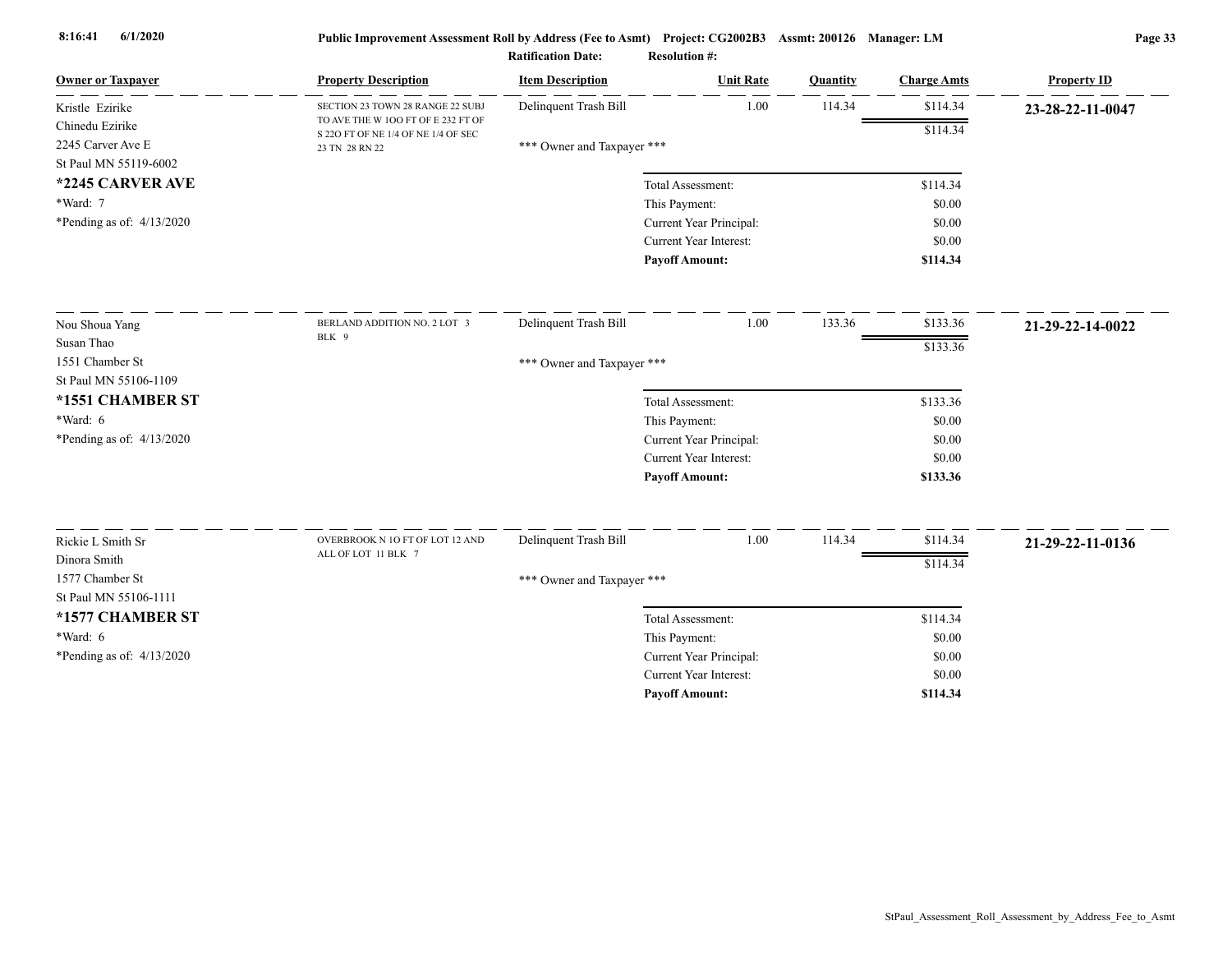| Owner or Taxpayer | Property Description | Item Description | Unit Rate | Quantity | Charge Amts | Property ID |
|---|---|---|---|---|---|---|
| Kristle Ezirike<br>Chinedu Ezirike<br>2245 Carver Ave E<br>St Paul MN 55119-6002 | SECTION 23 TOWN 28 RANGE 22 SUBJ TO AVE THE W 1OO FT OF E 232 FT OF S 22O FT OF NE 1/4 OF NE 1/4 OF SEC 23 TN 28 RN 22 | Delinquent Trash Bill | 1.00 | 114.34 | $114.34 | 23-28-22-11-0047 |
| | | | | | $114.34 | |
| | | *** Owner and Taxpayer *** | | | | |

**\*2245 CARVER AVE**
*Ward: 7
*Pending as of: 4/13/2020

| | |
|---|---|
| Total Assessment: | $114.34 |
| This Payment: | $0.00 |
| Current Year Principal: | $0.00 |
| Current Year Interest: | $0.00 |
| **Payoff Amount:** | **$114.34** |

| Owner or Taxpayer | Property Description | Item Description | Unit Rate | Quantity | Charge Amts | Property ID |
|---|---|---|---|---|---|---|
| Nou Shoua Yang<br>Susan Thao<br>1551 Chamber St<br>St Paul MN 55106-1109 | BERLAND ADDITION NO. 2 LOT 3 BLK 9 | Delinquent Trash Bill | 1.00 | 133.36 | $133.36 | 21-29-22-14-0022 |
| | | | | | $133.36 | |
| | | *** Owner and Taxpayer *** | | | | |

**\*1551 CHAMBER ST**
*Ward: 6
*Pending as of: 4/13/2020

| | |
|---|---|
| Total Assessment: | $133.36 |
| This Payment: | $0.00 |
| Current Year Principal: | $0.00 |
| Current Year Interest: | $0.00 |
| **Payoff Amount:** | **$133.36** |

| Owner or Taxpayer | Property Description | Item Description | Unit Rate | Quantity | Charge Amts | Property ID |
|---|---|---|---|---|---|---|
| Rickie L Smith Sr<br>Dinora Smith<br>1577 Chamber St<br>St Paul MN 55106-1111 | OVERBROOK N 1O FT OF LOT 12 AND ALL OF LOT 11 BLK 7 | Delinquent Trash Bill | 1.00 | 114.34 | $114.34 | 21-29-22-11-0136 |
| | | | | | $114.34 | |
| | | *** Owner and Taxpayer *** | | | | |

**\*1577 CHAMBER ST**
*Ward: 6
*Pending as of: 4/13/2020

| | |
|---|---|
| Total Assessment: | $114.34 |
| This Payment: | $0.00 |
| Current Year Principal: | $0.00 |
| Current Year Interest: | $0.00 |
| **Payoff Amount:** | **$114.34** |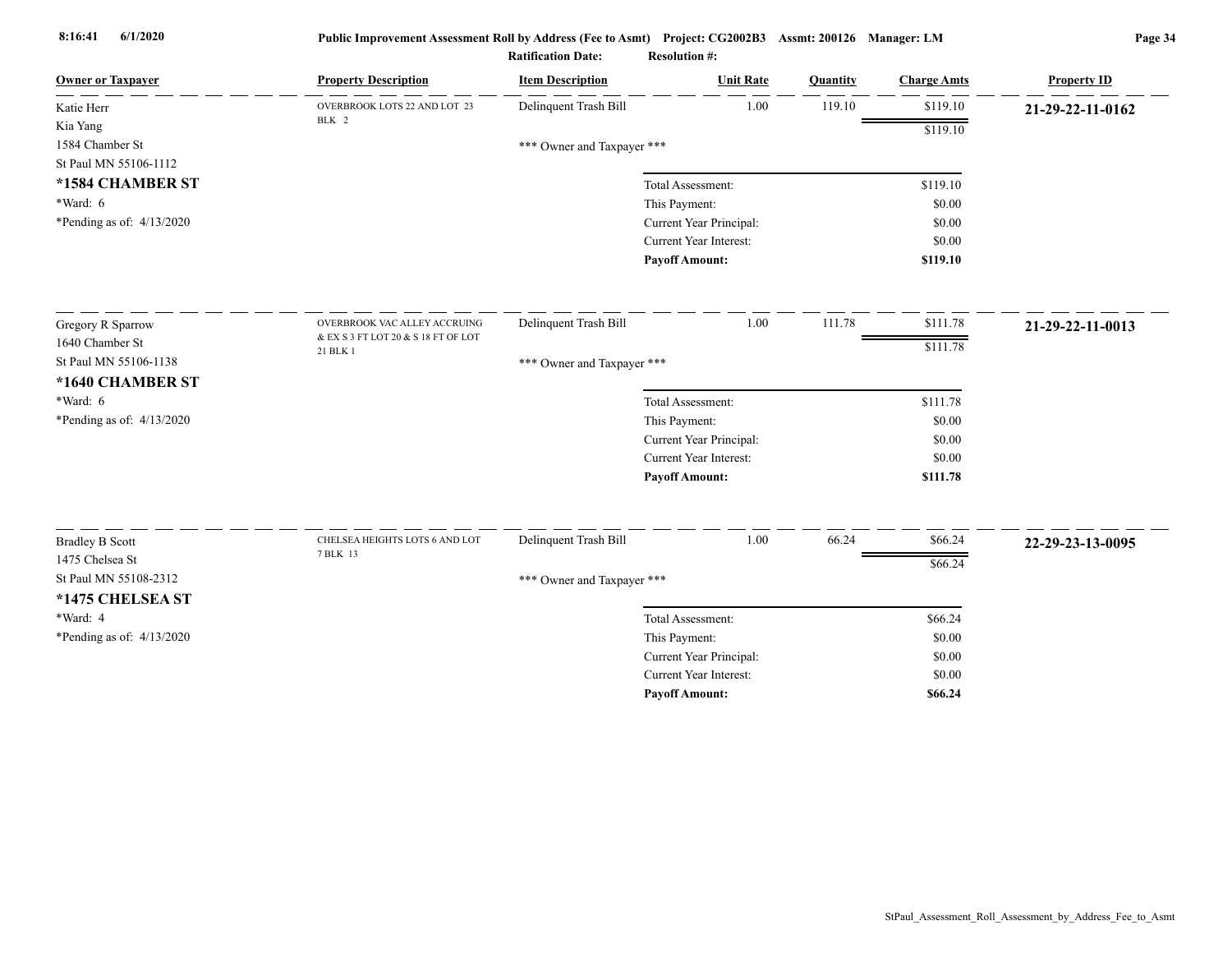| Owner or Taxpayer | Property Description | Item Description | Unit Rate | Quantity | Charge Amts | Property ID |
|---|---|---|---|---|---|---|
| Katie Herr<br>Kia Yang<br>1584 Chamber St<br>St Paul MN 55106-1112<br>**\*1584 CHAMBER ST**<br>\*Ward: 6<br>\*Pending as of: 4/13/2020 | OVERBROOK LOTS 22 AND LOT 23 BLK 2 | Delinquent Trash Bill | 1.00 | 119.10 | $119.10 | **21-29-22-11-0162** |
| | | | | | $119.10 | |
| | | *** Owner and Taxpayer *** | | | | |
| | | | Total Assessment: | | $119.10 | |
| | | | This Payment: | | $0.00 | |
| | | | Current Year Principal: | | $0.00 | |
| | | | Current Year Interest: | | $0.00 | |
| | | | **Payoff Amount:** | | **$119.10** | |
| Gregory R Sparrow<br>1640 Chamber St<br>St Paul MN 55106-1138<br>**\*1640 CHAMBER ST**<br>\*Ward: 6<br>\*Pending as of: 4/13/2020 | OVERBROOK VAC ALLEY ACCRUING & EX S 3 FT LOT 20 & S 18 FT OF LOT 21 BLK 1 | Delinquent Trash Bill | 1.00 | 111.78 | $111.78 | **21-29-22-11-0013** |
| | | | | | $111.78 | |
| | | *** Owner and Taxpayer *** | | | | |
| | | | Total Assessment: | | $111.78 | |
| | | | This Payment: | | $0.00 | |
| | | | Current Year Principal: | | $0.00 | |
| | | | Current Year Interest: | | $0.00 | |
| | | | **Payoff Amount:** | | **$111.78** | |
| Bradley B Scott<br>1475 Chelsea St<br>St Paul MN 55108-2312<br>**\*1475 CHELSEA ST**<br>\*Ward: 4<br>\*Pending as of: 4/13/2020 | CHELSEA HEIGHTS LOTS 6 AND LOT 7 BLK 13 | Delinquent Trash Bill | 1.00 | 66.24 | $66.24 | **22-29-23-13-0095** |
| | | | | | $66.24 | |
| | | *** Owner and Taxpayer *** | | | | |
| | | | Total Assessment: | | $66.24 | |
| | | | This Payment: | | $0.00 | |
| | | | Current Year Principal: | | $0.00 | |
| | | | Current Year Interest: | | $0.00 | |
| | | | **Payoff Amount:** | | **$66.24** | |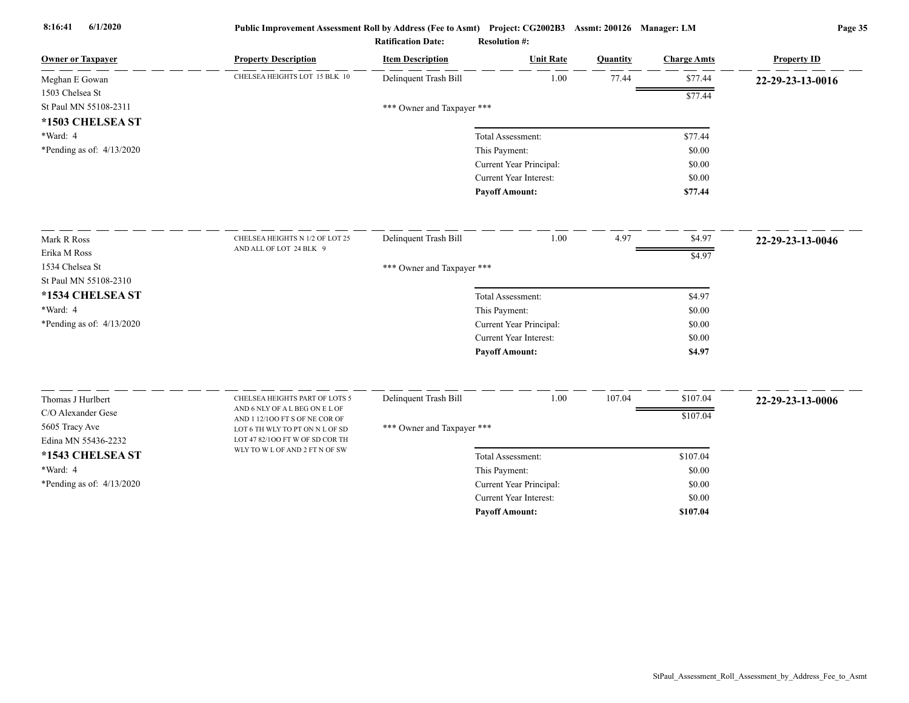# Public Improvement Assessment Roll by Address (Fee to Asmt) Project: CG2002B3 Assmt: 200126 Manager: LM

**Ratification Date:** **Resolution #:**

| Owner or Taxpayer | Property Description | Item Description | Unit Rate | Quantity | Charge Amts | Property ID |
|---|---|---|---|---|---|---|
| Meghan E Gowan<br>1503 Chelsea St<br>St Paul MN 55108-2311<br>**\*1503 CHELSEA ST**<br>\*Ward: 4<br>\*Pending as of: 4/13/2020 | CHELSEA HEIGHTS LOT 15 BLK 10 | Delinquent Trash Bill | 1.00 | 77.44 | $77.44 | **22-29-23-13-0016** |
| | | | | | $77.44 | |
| | | \*\*\* Owner and Taxpayer \*\*\* | | | | |
| | | Total Assessment: | | | $77.44 | |
| | | This Payment: | | | $0.00 | |
| | | Current Year Principal: | | | $0.00 | |
| | | Current Year Interest: | | | $0.00 | |
| | | **Payoff Amount:** | | | **$77.44** | |
| Mark R Ross<br>Erika M Ross<br>1534 Chelsea St<br>St Paul MN 55108-2310<br>**\*1534 CHELSEA ST**<br>\*Ward: 4<br>\*Pending as of: 4/13/2020 | CHELSEA HEIGHTS N 1/2 OF LOT 25 AND ALL OF LOT 24 BLK 9 | Delinquent Trash Bill | 1.00 | 4.97 | $4.97 | **22-29-23-13-0046** |
| | | | | | $4.97 | |
| | | \*\*\* Owner and Taxpayer \*\*\* | | | | |
| | | Total Assessment: | | | $4.97 | |
| | | This Payment: | | | $0.00 | |
| | | Current Year Principal: | | | $0.00 | |
| | | Current Year Interest: | | | $0.00 | |
| | | **Payoff Amount:** | | | **$4.97** | |
| Thomas J Hurlbert<br>C/O Alexander Gese<br>5605 Tracy Ave<br>Edina MN 55436-2232<br>**\*1543 CHELSEA ST**<br>\*Ward: 4<br>\*Pending as of: 4/13/2020 | CHELSEA HEIGHTS PART OF LOTS 5 AND 6 NLY OF A L BEG ON E L OF AND 1 12/100 FT S OF NE COR OF LOT 6 TH WLY TO PT ON N L OF SD LOT 47 82/100 FT W OF SD COR TH WLY TO W L OF AND 2 FT N OF SW | Delinquent Trash Bill | 1.00 | 107.04 | $107.04 | **22-29-23-13-0006** |
| | | | | | $107.04 | |
| | | \*\*\* Owner and Taxpayer \*\*\* | | | | |
| | | Total Assessment: | | | $107.04 | |
| | | This Payment: | | | $0.00 | |
| | | Current Year Principal: | | | $0.00 | |
| | | Current Year Interest: | | | $0.00 | |
| | | **Payoff Amount:** | | | **$107.04** | |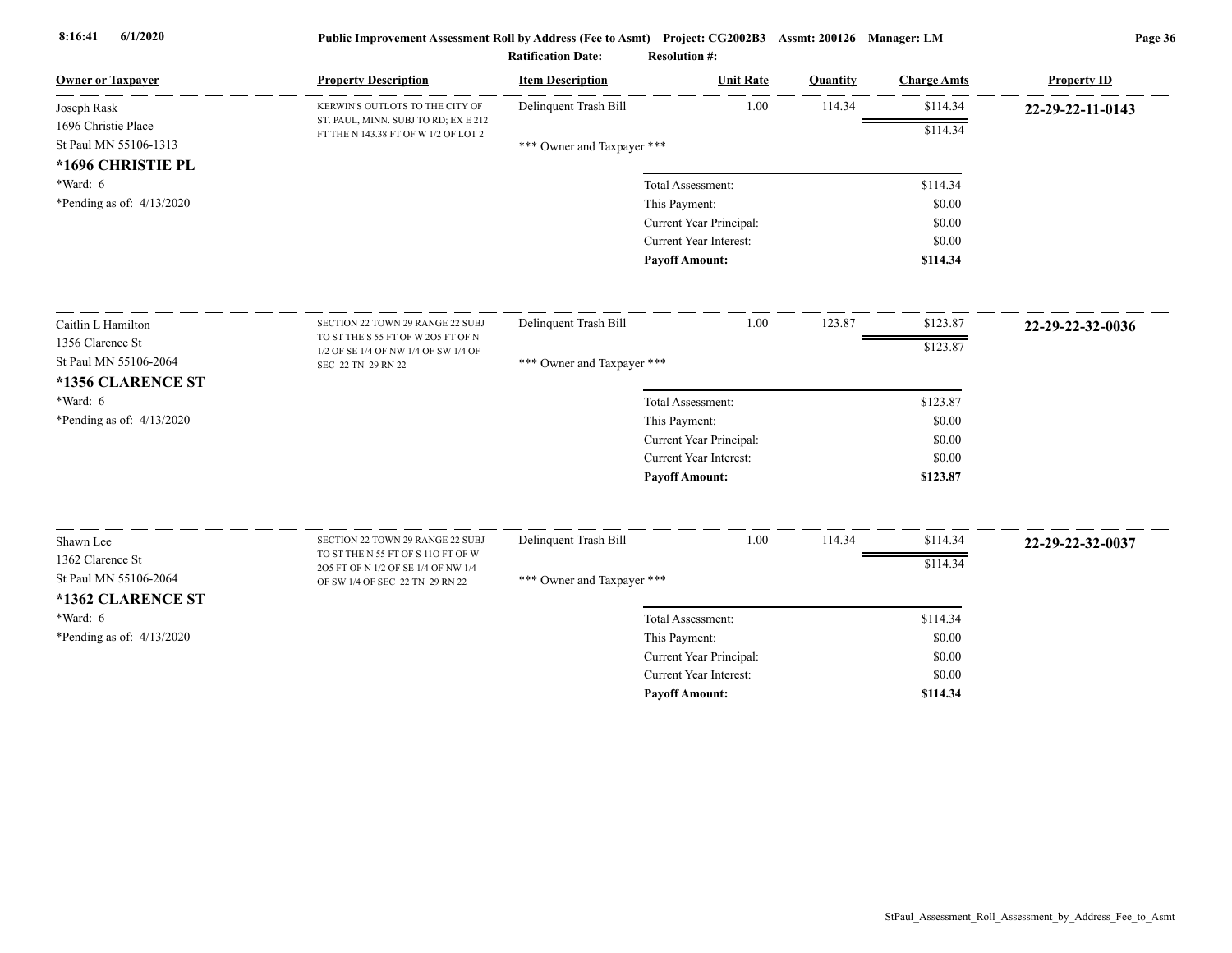# Public Improvement Assessment Roll by Address (Fee to Asmt)

**Project:** CG2002B3 **Assmt:** 200126 **Manager:** LM

**Ratification Date:** **Resolution #:**

| Owner or Taxpayer | Property Description | Item Description | Unit Rate | Quantity | Charge Amts | Property ID |
|---|---|---|---|---|---|---|
| Joseph Rask<br>1696 Christie Place<br>St Paul MN 55106-1313<br>**\*1696 CHRISTIE PL**<br>\*Ward: 6<br>\*Pending as of: 4/13/2020 | KERWIN'S OUTLOTS TO THE CITY OF ST. PAUL, MINN. SUBJ TO RD; EX E 212 FT THE N 143.38 FT OF W 1/2 OF LOT 2 | Delinquent Trash Bill | 1.00 | 114.34 | $114.34 | **22-29-22-11-0143** |
| | | | | | $114.34 | |
| | | *** Owner and Taxpayer *** | | | | |
| | | | Total Assessment: | | $114.34 | |
| | | | This Payment: | | $0.00 | |
| | | | Current Year Principal: | | $0.00 | |
| | | | Current Year Interest: | | $0.00 | |
| | | | **Payoff Amount:** | | **$114.34** | |
| Caitlin L Hamilton<br>1356 Clarence St<br>St Paul MN 55106-2064<br>**\*1356 CLARENCE ST**<br>\*Ward: 6<br>\*Pending as of: 4/13/2020 | SECTION 22 TOWN 29 RANGE 22 SUBJ TO ST THE S 55 FT OF W 2O5 FT OF N 1/2 OF SE 1/4 OF NW 1/4 OF SW 1/4 OF SEC 22 TN 29 RN 22 | Delinquent Trash Bill | 1.00 | 123.87 | $123.87 | **22-29-22-32-0036** |
| | | | | | $123.87 | |
| | | *** Owner and Taxpayer *** | | | | |
| | | | Total Assessment: | | $123.87 | |
| | | | This Payment: | | $0.00 | |
| | | | Current Year Principal: | | $0.00 | |
| | | | Current Year Interest: | | $0.00 | |
| | | | **Payoff Amount:** | | **$123.87** | |
| Shawn Lee<br>1362 Clarence St<br>St Paul MN 55106-2064<br>**\*1362 CLARENCE ST**<br>\*Ward: 6<br>\*Pending as of: 4/13/2020 | SECTION 22 TOWN 29 RANGE 22 SUBJ TO ST THE N 55 FT OF S 11O FT OF W 2O5 FT OF N 1/2 OF SE 1/4 OF NW 1/4 OF SW 1/4 OF SEC 22 TN 29 RN 22 | Delinquent Trash Bill | 1.00 | 114.34 | $114.34 | **22-29-22-32-0037** |
| | | | | | $114.34 | |
| | | *** Owner and Taxpayer *** | | | | |
| | | | Total Assessment: | | $114.34 | |
| | | | This Payment: | | $0.00 | |
| | | | Current Year Principal: | | $0.00 | |
| | | | Current Year Interest: | | $0.00 | |
| | | | **Payoff Amount:** | | **$114.34** | |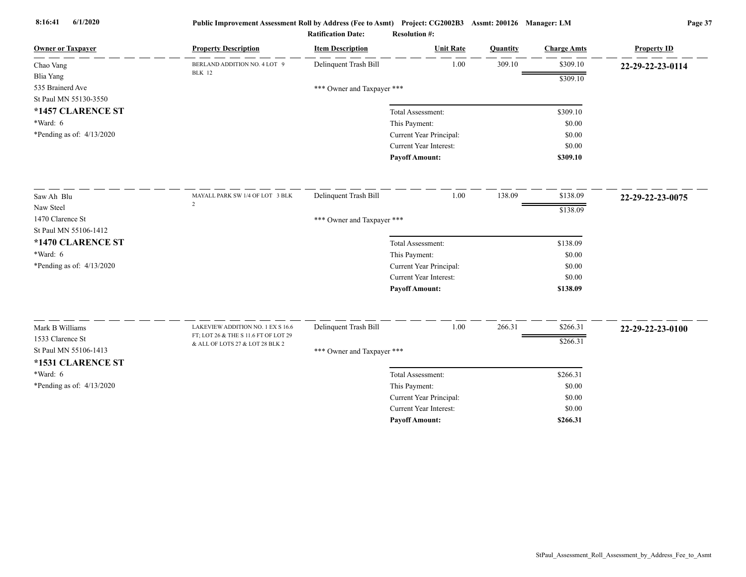Public Improvement Assessment Roll by Address (Fee to Asmt) Project: CG2002B3 Assmt: 200126 Manager: LM

Ratification Date: Resolution #:

| Owner or Taxpayer | Property Description | Item Description | Unit Rate | Quantity | Charge Amts | Property ID |
|---|---|---|---|---|---|---|
| Chao Vang<br>Blia Yang<br>535 Brainerd Ave<br>St Paul MN 55130-3550<br>**\*1457 CLARENCE ST**<br>\*Ward: 6<br>\*Pending as of: 4/13/2020 | BERLAND ADDITION NO. 4 LOT 9 BLK 12 | Delinquent Trash Bill | 1.00 | 309.10 | $309.10 | **22-29-22-23-0114** |
| | | | | | $309.10 | |
| | | \*\*\* Owner and Taxpayer \*\*\* | | | | |
| | | | Total Assessment: | | $309.10 | |
| | | | This Payment: | | $0.00 | |
| | | | Current Year Principal: | | $0.00 | |
| | | | Current Year Interest: | | $0.00 | |
| | | | **Payoff Amount:** | | **$309.10** | |

| Owner or Taxpayer | Property Description | Item Description | Unit Rate | Quantity | Charge Amts | Property ID |
|---|---|---|---|---|---|---|
| Saw Ah Blu<br>Naw Steel<br>1470 Clarence St<br>St Paul MN 55106-1412<br>**\*1470 CLARENCE ST**<br>\*Ward: 6<br>\*Pending as of: 4/13/2020 | MAYALL PARK SW 1/4 OF LOT 3 BLK 2 | Delinquent Trash Bill | 1.00 | 138.09 | $138.09 | **22-29-22-23-0075** |
| | | | | | $138.09 | |
| | | \*\*\* Owner and Taxpayer \*\*\* | | | | |
| | | | Total Assessment: | | $138.09 | |
| | | | This Payment: | | $0.00 | |
| | | | Current Year Principal: | | $0.00 | |
| | | | Current Year Interest: | | $0.00 | |
| | | | **Payoff Amount:** | | **$138.09** | |

| Owner or Taxpayer | Property Description | Item Description | Unit Rate | Quantity | Charge Amts | Property ID |
|---|---|---|---|---|---|---|
| Mark B Williams<br>1533 Clarence St<br>St Paul MN 55106-1413<br>**\*1531 CLARENCE ST**<br>\*Ward: 6<br>\*Pending as of: 4/13/2020 | LAKEVIEW ADDITION NO. 1 EX S 16.6 FT; LOT 26 & THE S 11.6 FT OF LOT 29 & ALL OF LOTS 27 & LOT 28 BLK 2 | Delinquent Trash Bill | 1.00 | 266.31 | $266.31 | **22-29-22-23-0100** |
| | | | | | $266.31 | |
| | | \*\*\* Owner and Taxpayer \*\*\* | | | | |
| | | | Total Assessment: | | $266.31 | |
| | | | This Payment: | | $0.00 | |
| | | | Current Year Principal: | | $0.00 | |
| | | | Current Year Interest: | | $0.00 | |
| | | | **Payoff Amount:** | | **$266.31** | |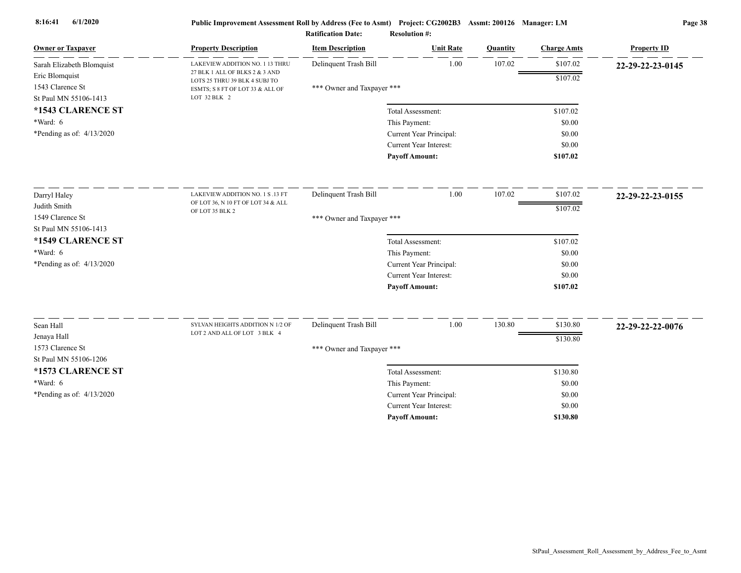**Public Improvement Assessment Roll by Address (Fee to Asmt)** Project: CG2002B3 Assmt: 200126 Manager: LM

**Ratification Date:** **Resolution #:**

| Owner or Taxpayer | Property Description | Item Description | Unit Rate | Quantity | Charge Amts | Property ID |
|---|---|---|---|---|---|---|
| Sarah Elizabeth Blomquist<br>Eric Blomquist<br>1543 Clarence St<br>St Paul MN 55106-1413<br>**\*1543 CLARENCE ST**<br>\*Ward: 6<br>\*Pending as of: 4/13/2020 | LAKEVIEW ADDITION NO. 1 13 THRU 27 BLK 1 ALL OF BLKS 2 & 3 AND LOTS 25 THRU 39 BLK 4 SUBJ TO ESMTS; S 8 FT OF LOT 33 & ALL OF LOT 32 BLK 2 | Delinquent Trash Bill | 1.00 | 107.02 | $107.02 | **22-29-22-23-0145** |
| | | *** Owner and Taxpayer *** | | | $107.02 | |
| | | Total Assessment: | | | $107.02 | |
| | | This Payment: | | | $0.00 | |
| | | Current Year Principal: | | | $0.00 | |
| | | Current Year Interest: | | | $0.00 | |
| | | **Payoff Amount:** | | | **$107.02** | |
| Darryl Haley<br>Judith Smith<br>1549 Clarence St<br>St Paul MN 55106-1413<br>**\*1549 CLARENCE ST**<br>\*Ward: 6<br>\*Pending as of: 4/13/2020 | LAKEVIEW ADDITION NO. 1 S .13 FT OF LOT 36, N 10 FT OF LOT 34 & ALL OF LOT 35 BLK 2 | Delinquent Trash Bill | 1.00 | 107.02 | $107.02 | **22-29-22-23-0155** |
| | | *** Owner and Taxpayer *** | | | $107.02 | |
| | | Total Assessment: | | | $107.02 | |
| | | This Payment: | | | $0.00 | |
| | | Current Year Principal: | | | $0.00 | |
| | | Current Year Interest: | | | $0.00 | |
| | | **Payoff Amount:** | | | **$107.02** | |
| Sean Hall<br>Jenaya Hall<br>1573 Clarence St<br>St Paul MN 55106-1206<br>**\*1573 CLARENCE ST**<br>\*Ward: 6<br>\*Pending as of: 4/13/2020 | SYLVAN HEIGHTS ADDITION N 1/2 OF LOT 2 AND ALL OF LOT 3 BLK 4 | Delinquent Trash Bill | 1.00 | 130.80 | $130.80 | **22-29-22-22-0076** |
| | | *** Owner and Taxpayer *** | | | $130.80 | |
| | | Total Assessment: | | | $130.80 | |
| | | This Payment: | | | $0.00 | |
| | | Current Year Principal: | | | $0.00 | |
| | | Current Year Interest: | | | $0.00 | |
| | | **Payoff Amount:** | | | **$130.80** | |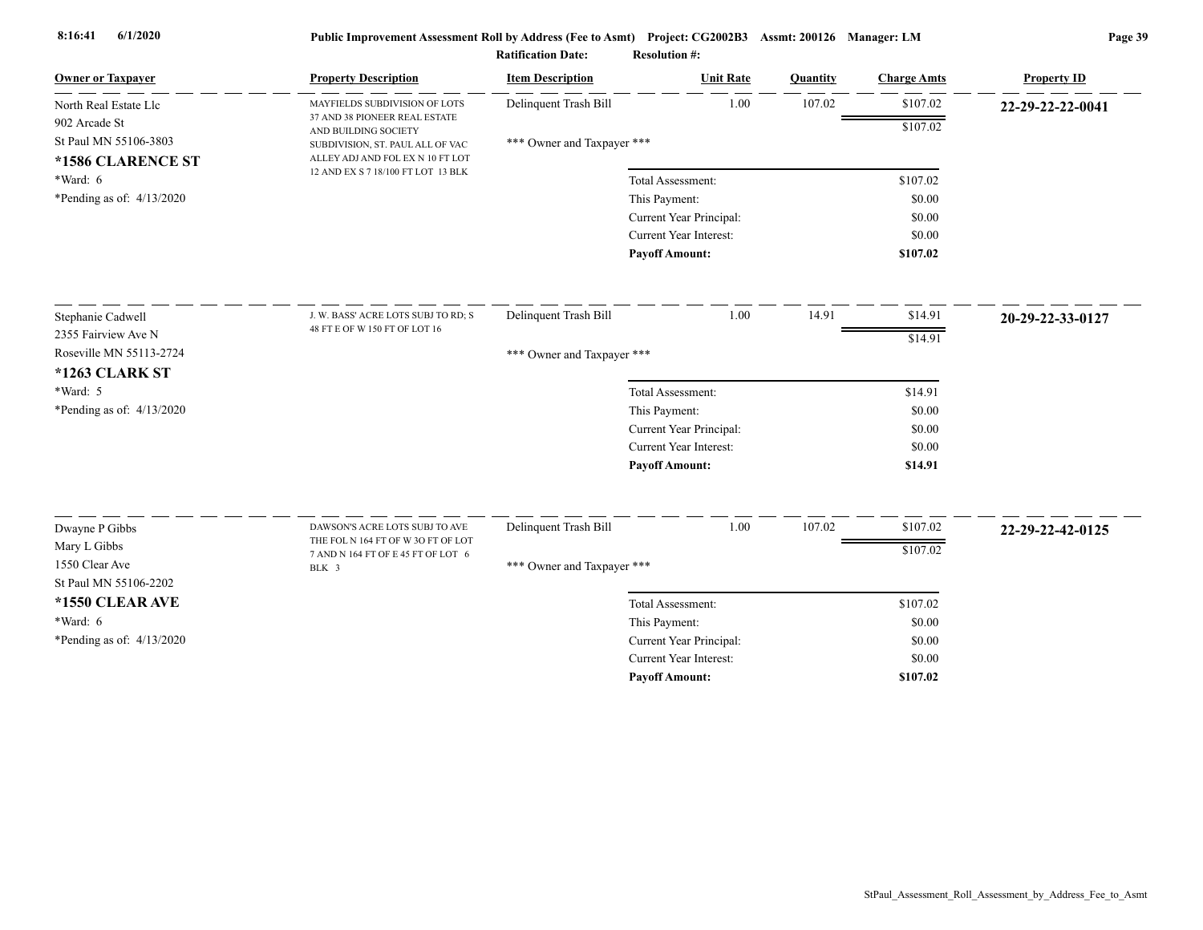**Public Improvement Assessment Roll by Address (Fee to Asmt)** Project: CG2002B3 Assmt: 200126 Manager: LM

Ratification Date: Resolution #:

| Owner or Taxpayer | Property Description | Item Description | Unit Rate | Quantity | Charge Amts | Property ID |
|---|---|---|---|---|---|---|
| North Real Estate Llc<br>902 Arcade St<br>St Paul MN 55106-3803<br>**\*1586 CLARENCE ST**<br>\*Ward: 6<br>\*Pending as of: 4/13/2020 | MAYFIELDS SUBDIVISION OF LOTS 37 AND 38 PIONEER REAL ESTATE AND BUILDING SOCIETY SUBDIVISION, ST. PAUL ALL OF VAC ALLEY ADJ AND FOL EX N 10 FT LOT 12 AND EX S 7 18/100 FT LOT 13 BLK | Delinquent Trash Bill<br>\*\*\* Owner and Taxpayer \*\*\* | 1.00 | 107.02 | $107.02<br>$107.02 | **22-29-22-22-0041** |
| | | Total Assessment: | | | $107.02 | |
| | | This Payment: | | | $0.00 | |
| | | Current Year Principal: | | | $0.00 | |
| | | Current Year Interest: | | | $0.00 | |
| | | **Payoff Amount:** | | | **$107.02** | |
| Stephanie Cadwell<br>2355 Fairview Ave N<br>Roseville MN 55113-2724<br>**\*1263 CLARK ST**<br>\*Ward: 5<br>\*Pending as of: 4/13/2020 | J. W. BASS' ACRE LOTS SUBJ TO RD; S 48 FT E OF W 150 FT OF LOT 16 | Delinquent Trash Bill<br>\*\*\* Owner and Taxpayer \*\*\* | 1.00 | 14.91 | $14.91<br>$14.91 | **20-29-22-33-0127** |
| | | Total Assessment: | | | $14.91 | |
| | | This Payment: | | | $0.00 | |
| | | Current Year Principal: | | | $0.00 | |
| | | Current Year Interest: | | | $0.00 | |
| | | **Payoff Amount:** | | | **$14.91** | |
| Dwayne P Gibbs<br>Mary L Gibbs<br>1550 Clear Ave<br>St Paul MN 55106-2202<br>**\*1550 CLEAR AVE**<br>\*Ward: 6<br>\*Pending as of: 4/13/2020 | DAWSON'S ACRE LOTS SUBJ TO AVE THE FOL N 164 FT OF W 3O FT OF LOT 7 AND N 164 FT OF E 45 FT OF LOT 6 BLK 3 | Delinquent Trash Bill<br>\*\*\* Owner and Taxpayer \*\*\* | 1.00 | 107.02 | $107.02<br>$107.02 | **22-29-22-42-0125** |
| | | Total Assessment: | | | $107.02 | |
| | | This Payment: | | | $0.00 | |
| | | Current Year Principal: | | | $0.00 | |
| | | Current Year Interest: | | | $0.00 | |
| | | **Payoff Amount:** | | | **$107.02** | |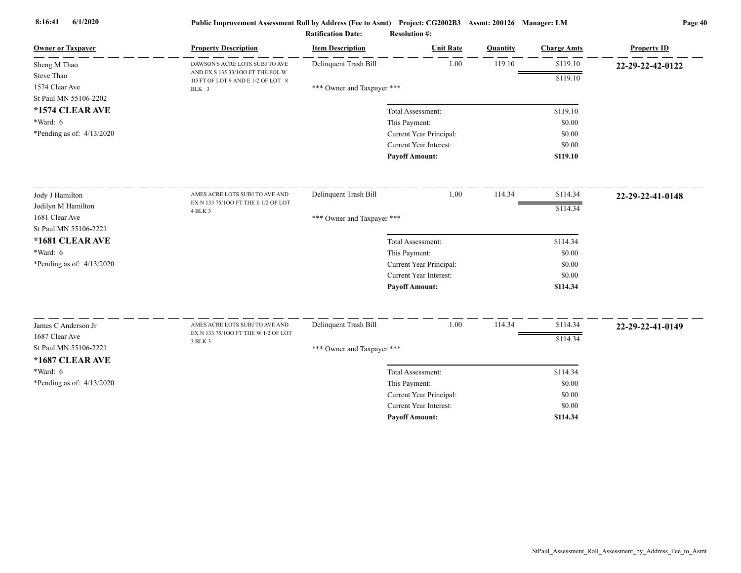Public Improvement Assessment Roll by Address (Fee to Asmt) Project: CG2002B3 Assmt: 200126 Manager: LM

Ratification Date: Resolution #:

| Owner or Taxpayer | Property Description | Item Description | Unit Rate | Quantity | Charge Amts | Property ID |
|---|---|---|---|---|---|---|
| Sheng M Thao<br>Steve Thao<br>1574 Clear Ave<br>St Paul MN 55106-2202<br>**\*1574 CLEAR AVE**<br>\*Ward: 6<br>\*Pending as of: 4/13/2020 | DAWSON'S ACRE LOTS SUBJ TO AVE AND EX S 135 33/100 FT THE FOL W 10 FT OF LOT 9 AND E 1/2 OF LOT 8 BLK 3 | Delinquent Trash Bill | 1.00 | 119.10 | $119.10 | **22-29-22-42-0122** |
| | | | | | $119.10 | |
| | | \*\*\* Owner and Taxpayer \*\*\* | | | | |
| | | Total Assessment: | | | $119.10 | |
| | | This Payment: | | | $0.00 | |
| | | Current Year Principal: | | | $0.00 | |
| | | Current Year Interest: | | | $0.00 | |
| | | **Payoff Amount:** | | | **$119.10** | |
| Jody J Hamilton<br>Jodilyn M Hamilton<br>1681 Clear Ave<br>St Paul MN 55106-2221<br>**\*1681 CLEAR AVE**<br>\*Ward: 6<br>\*Pending as of: 4/13/2020 | AMES ACRE LOTS SUBJ TO AVE AND EX N 133 75/100 FT THE E 1/2 OF LOT 4 BLK 3 | Delinquent Trash Bill | 1.00 | 114.34 | $114.34 | **22-29-22-41-0148** |
| | | | | | $114.34 | |
| | | \*\*\* Owner and Taxpayer \*\*\* | | | | |
| | | Total Assessment: | | | $114.34 | |
| | | This Payment: | | | $0.00 | |
| | | Current Year Principal: | | | $0.00 | |
| | | Current Year Interest: | | | $0.00 | |
| | | **Payoff Amount:** | | | **$114.34** | |
| James C Anderson Jr<br>1687 Clear Ave<br>St Paul MN 55106-2221<br>**\*1687 CLEAR AVE**<br>\*Ward: 6<br>\*Pending as of: 4/13/2020 | AMES ACRE LOTS SUBJ TO AVE AND EX N 133 75/100 FT THE W 1/2 OF LOT 3 BLK 3 | Delinquent Trash Bill | 1.00 | 114.34 | $114.34 | **22-29-22-41-0149** |
| | | | | | $114.34 | |
| | | \*\*\* Owner and Taxpayer \*\*\* | | | | |
| | | Total Assessment: | | | $114.34 | |
| | | This Payment: | | | $0.00 | |
| | | Current Year Principal: | | | $0.00 | |
| | | Current Year Interest: | | | $0.00 | |
| | | **Payoff Amount:** | | | **$114.34** | |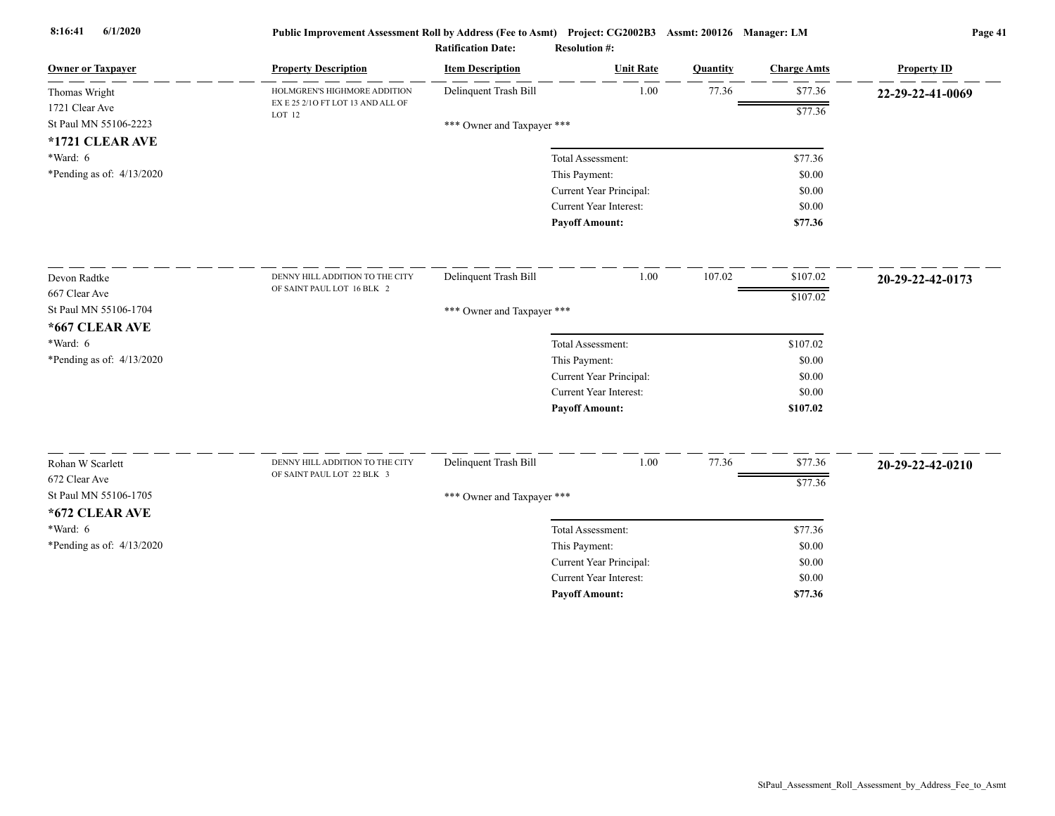| Owner or Taxpayer | Property Description | Item Description | Unit Rate | Quantity | Charge Amts | Property ID |
|---|---|---|---|---|---|---|
| Thomas Wright<br>1721 Clear Ave<br>St Paul MN 55106-2223<br>**\*1721 CLEAR AVE**<br>\*Ward: 6<br>\*Pending as of: 4/13/2020 | HOLMGREN'S HIGHMORE ADDITION EX E 25 2/1O FT LOT 13 AND ALL OF LOT 12 | Delinquent Trash Bill | 1.00 | 77.36 | $77.36 | **22-29-22-41-0069** |
| | | | | | $77.36 | |
| | | *** Owner and Taxpayer *** | | | | |
| | | Total Assessment: | | | $77.36 | |
| | | This Payment: | | | $0.00 | |
| | | Current Year Principal: | | | $0.00 | |
| | | Current Year Interest: | | | $0.00 | |
| | | **Payoff Amount:** | | | **$77.36** | |
| Devon Radtke<br>667 Clear Ave<br>St Paul MN 55106-1704<br>**\*667 CLEAR AVE**<br>\*Ward: 6<br>\*Pending as of: 4/13/2020 | DENNY HILL ADDITION TO THE CITY OF SAINT PAUL LOT 16 BLK 2 | Delinquent Trash Bill | 1.00 | 107.02 | $107.02 | **20-29-22-42-0173** |
| | | | | | $107.02 | |
| | | *** Owner and Taxpayer *** | | | | |
| | | Total Assessment: | | | $107.02 | |
| | | This Payment: | | | $0.00 | |
| | | Current Year Principal: | | | $0.00 | |
| | | Current Year Interest: | | | $0.00 | |
| | | **Payoff Amount:** | | | **$107.02** | |
| Rohan W Scarlett<br>672 Clear Ave<br>St Paul MN 55106-1705<br>**\*672 CLEAR AVE**<br>\*Ward: 6<br>\*Pending as of: 4/13/2020 | DENNY HILL ADDITION TO THE CITY OF SAINT PAUL LOT 22 BLK 3 | Delinquent Trash Bill | 1.00 | 77.36 | $77.36 | **20-29-22-42-0210** |
| | | | | | $77.36 | |
| | | *** Owner and Taxpayer *** | | | | |
| | | Total Assessment: | | | $77.36 | |
| | | This Payment: | | | $0.00 | |
| | | Current Year Principal: | | | $0.00 | |
| | | Current Year Interest: | | | $0.00 | |
| | | **Payoff Amount:** | | | **$77.36** | |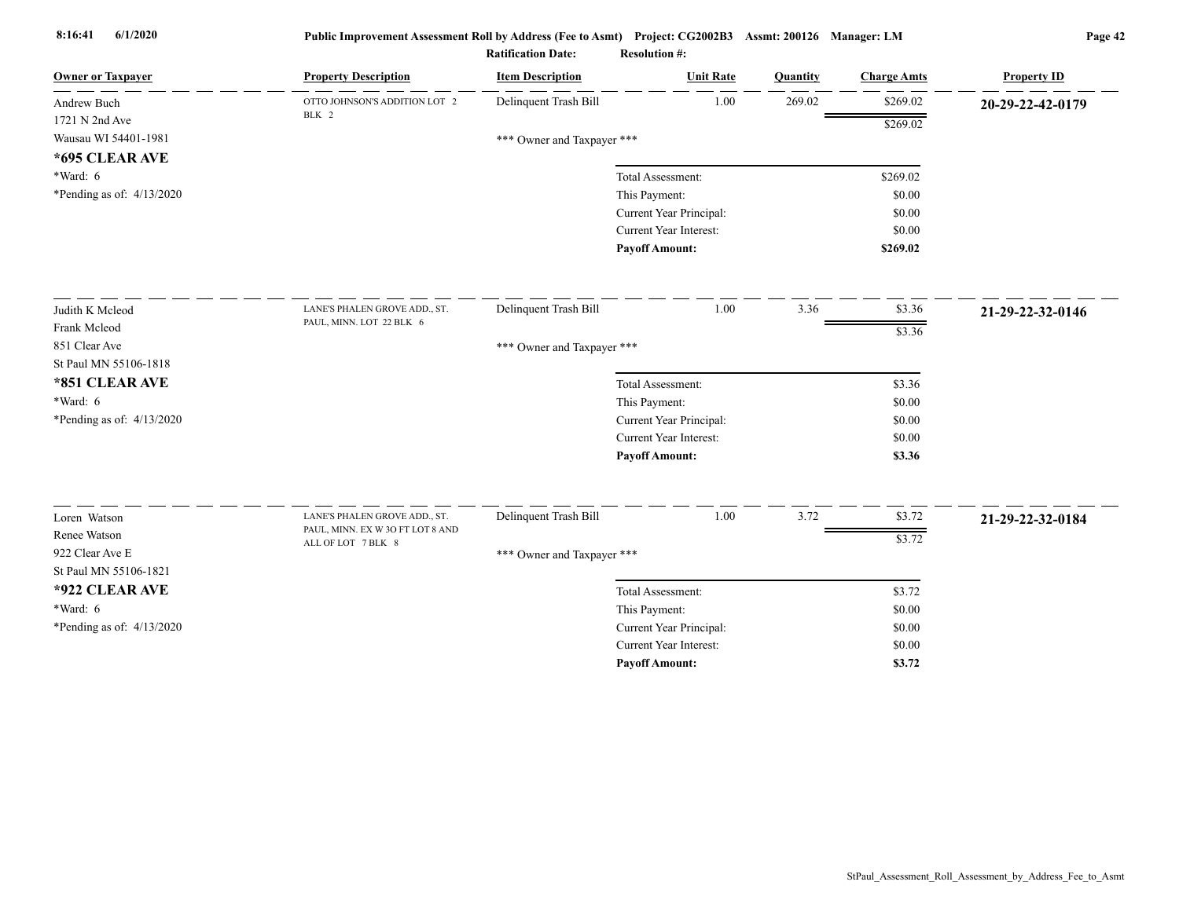**Public Improvement Assessment Roll by Address (Fee to Asmt) Project: CG2002B3 Assmt: 200126 Manager: LM**

**Ratification Date: Resolution #:**

| Owner or Taxpayer | Property Description | Item Description | Unit Rate | Quantity | Charge Amts | Property ID |
|---|---|---|---|---|---|---|
| Andrew Buch<br>1721 N 2nd Ave<br>Wausau WI 54401-1981<br>**\*695 CLEAR AVE**<br>\*Ward: 6<br>\*Pending as of: 4/13/2020 | OTTO JOHNSON'S ADDITION LOT 2 BLK 2 | Delinquent Trash Bill | 1.00 | 269.02 | $269.02 | **20-29-22-42-0179** |
| | | | | | $269.02 | |
| | | \*\*\* Owner and Taxpayer \*\*\* | | | | |
| | | Total Assessment: | | | $269.02 | |
| | | This Payment: | | | $0.00 | |
| | | Current Year Principal: | | | $0.00 | |
| | | Current Year Interest: | | | $0.00 | |
| | | **Payoff Amount:** | | | **$269.02** | |
| Judith K Mcleod<br>Frank Mcleod<br>851 Clear Ave<br>St Paul MN 55106-1818<br>**\*851 CLEAR AVE**<br>\*Ward: 6<br>\*Pending as of: 4/13/2020 | LANE'S PHALEN GROVE ADD., ST. PAUL, MINN. LOT 22 BLK 6 | Delinquent Trash Bill | 1.00 | 3.36 | $3.36 | **21-29-22-32-0146** |
| | | | | | $3.36 | |
| | | \*\*\* Owner and Taxpayer \*\*\* | | | | |
| | | Total Assessment: | | | $3.36 | |
| | | This Payment: | | | $0.00 | |
| | | Current Year Principal: | | | $0.00 | |
| | | Current Year Interest: | | | $0.00 | |
| | | **Payoff Amount:** | | | **$3.36** | |
| Loren Watson<br>Renee Watson<br>922 Clear Ave E<br>St Paul MN 55106-1821<br>**\*922 CLEAR AVE**<br>\*Ward: 6<br>\*Pending as of: 4/13/2020 | LANE'S PHALEN GROVE ADD., ST. PAUL, MINN. EX W 3O FT LOT 8 AND ALL OF LOT 7 BLK 8 | Delinquent Trash Bill | 1.00 | 3.72 | $3.72 | **21-29-22-32-0184** |
| | | | | | $3.72 | |
| | | \*\*\* Owner and Taxpayer \*\*\* | | | | |
| | | Total Assessment: | | | $3.72 | |
| | | This Payment: | | | $0.00 | |
| | | Current Year Principal: | | | $0.00 | |
| | | Current Year Interest: | | | $0.00 | |
| | | **Payoff Amount:** | | | **$3.72** | |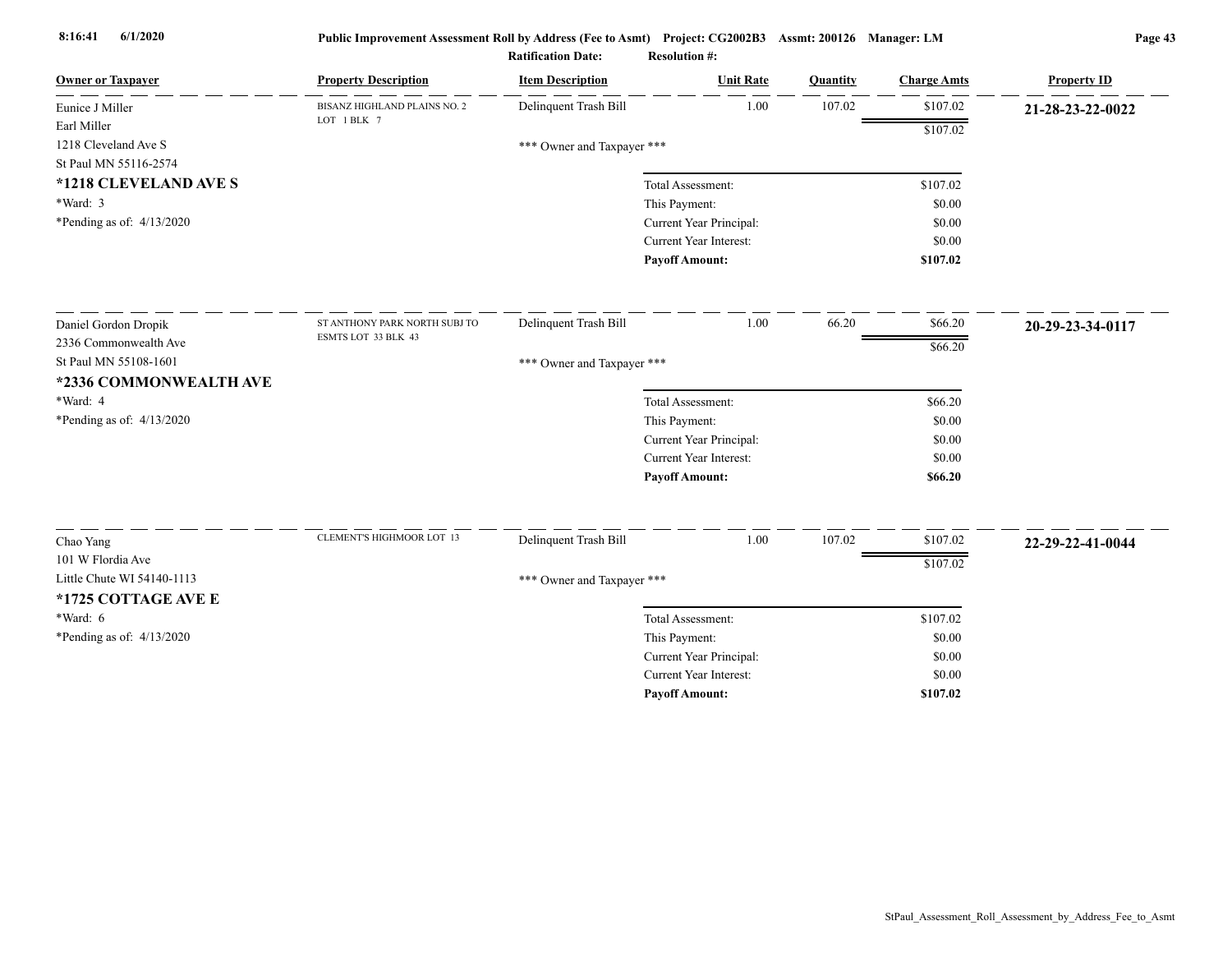**Public Improvement Assessment Roll by Address (Fee to Asmt)** Project: CG2002B3 Assmt: 200126 Manager: LM

**Ratification Date:** **Resolution #:**

| Owner or Taxpayer | Property Description | Item Description | Unit Rate | Quantity | Charge Amts | Property ID |
|---|---|---|---|---|---|---|
| Eunice J Miller<br>Earl Miller<br>1218 Cleveland Ave S<br>St Paul MN 55116-2574<br>**\*1218 CLEVELAND AVE S**<br>\*Ward: 3<br>\*Pending as of: 4/13/2020 | BISANZ HIGHLAND PLAINS NO. 2 LOT 1 BLK 7 | Delinquent Trash Bill | 1.00 | 107.02 | $107.02 | **21-28-23-22-0022** |
| | | | | | $107.02 | |
| | | *** Owner and Taxpayer *** | | | | |
| | | Total Assessment: | | | $107.02 | |
| | | This Payment: | | | $0.00 | |
| | | Current Year Principal: | | | $0.00 | |
| | | Current Year Interest: | | | $0.00 | |
| | | **Payoff Amount:** | | | **$107.02** | |
| Daniel Gordon Dropik<br>2336 Commonwealth Ave<br>St Paul MN 55108-1601<br>**\*2336 COMMONWEALTH AVE**<br>\*Ward: 4<br>\*Pending as of: 4/13/2020 | ST ANTHONY PARK NORTH SUBJ TO ESMTS LOT 33 BLK 43 | Delinquent Trash Bill | 1.00 | 66.20 | $66.20 | **20-29-23-34-0117** |
| | | | | | $66.20 | |
| | | *** Owner and Taxpayer *** | | | | |
| | | Total Assessment: | | | $66.20 | |
| | | This Payment: | | | $0.00 | |
| | | Current Year Principal: | | | $0.00 | |
| | | Current Year Interest: | | | $0.00 | |
| | | **Payoff Amount:** | | | **$66.20** | |
| Chao Yang<br>101 W Flordia Ave<br>Little Chute WI 54140-1113<br>**\*1725 COTTAGE AVE E**<br>\*Ward: 6<br>\*Pending as of: 4/13/2020 | CLEMENT'S HIGHMOOR LOT 13 | Delinquent Trash Bill | 1.00 | 107.02 | $107.02 | **22-29-22-41-0044** |
| | | | | | $107.02 | |
| | | *** Owner and Taxpayer *** | | | | |
| | | Total Assessment: | | | $107.02 | |
| | | This Payment: | | | $0.00 | |
| | | Current Year Principal: | | | $0.00 | |
| | | Current Year Interest: | | | $0.00 | |
| | | **Payoff Amount:** | | | **$107.02** | |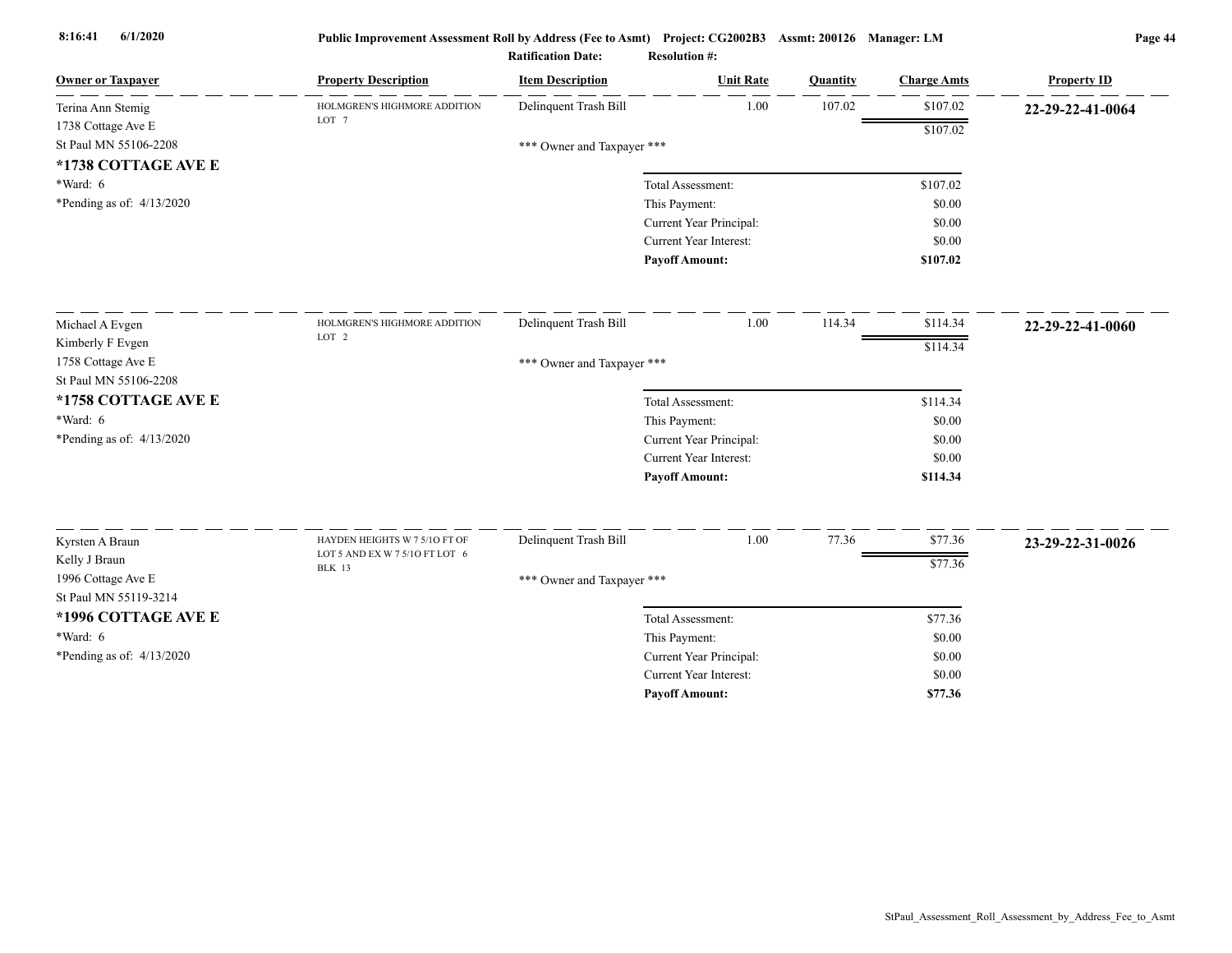**Public Improvement Assessment Roll by Address (Fee to Asmt)** Project: CG2002B3 Assmt: 200126 Manager: LM

**Ratification Date:** **Resolution #:**

| Owner or Taxpayer | Property Description | Item Description | Unit Rate | Quantity | Charge Amts | Property ID |
|---|---|---|---|---|---|---|
| Terina Ann Stemig<br>1738 Cottage Ave E<br>St Paul MN 55106-2208<br>**\*1738 COTTAGE AVE E**<br>\*Ward: 6<br>\*Pending as of: 4/13/2020 | HOLMGREN'S HIGHMORE ADDITION LOT 7 | Delinquent Trash Bill | 1.00 | 107.02 | $107.02 | **22-29-22-41-0064** |
| | | | | | $107.02 | |
| | | \*\*\* Owner and Taxpayer \*\*\* | | | | |
| | | | Total Assessment: | | $107.02 | |
| | | | This Payment: | | $0.00 | |
| | | | Current Year Principal: | | $0.00 | |
| | | | Current Year Interest: | | $0.00 | |
| | | | **Payoff Amount:** | | **$107.02** | |
| Michael A Evgen<br>Kimberly F Evgen<br>1758 Cottage Ave E<br>St Paul MN 55106-2208<br>**\*1758 COTTAGE AVE E**<br>\*Ward: 6<br>\*Pending as of: 4/13/2020 | HOLMGREN'S HIGHMORE ADDITION LOT 2 | Delinquent Trash Bill | 1.00 | 114.34 | $114.34 | **22-29-22-41-0060** |
| | | | | | $114.34 | |
| | | \*\*\* Owner and Taxpayer \*\*\* | | | | |
| | | | Total Assessment: | | $114.34 | |
| | | | This Payment: | | $0.00 | |
| | | | Current Year Principal: | | $0.00 | |
| | | | Current Year Interest: | | $0.00 | |
| | | | **Payoff Amount:** | | **$114.34** | |
| Kyrsten A Braun<br>Kelly J Braun<br>1996 Cottage Ave E<br>St Paul MN 55119-3214<br>**\*1996 COTTAGE AVE E**<br>\*Ward: 6<br>\*Pending as of: 4/13/2020 | HAYDEN HEIGHTS W 7 5/1O FT OF LOT 5 AND EX W 7 5/1O FT LOT 6 BLK 13 | Delinquent Trash Bill | 1.00 | 77.36 | $77.36 | **23-29-22-31-0026** |
| | | | | | $77.36 | |
| | | \*\*\* Owner and Taxpayer \*\*\* | | | | |
| | | | Total Assessment: | | $77.36 | |
| | | | This Payment: | | $0.00 | |
| | | | Current Year Principal: | | $0.00 | |
| | | | Current Year Interest: | | $0.00 | |
| | | | **Payoff Amount:** | | **$77.36** | |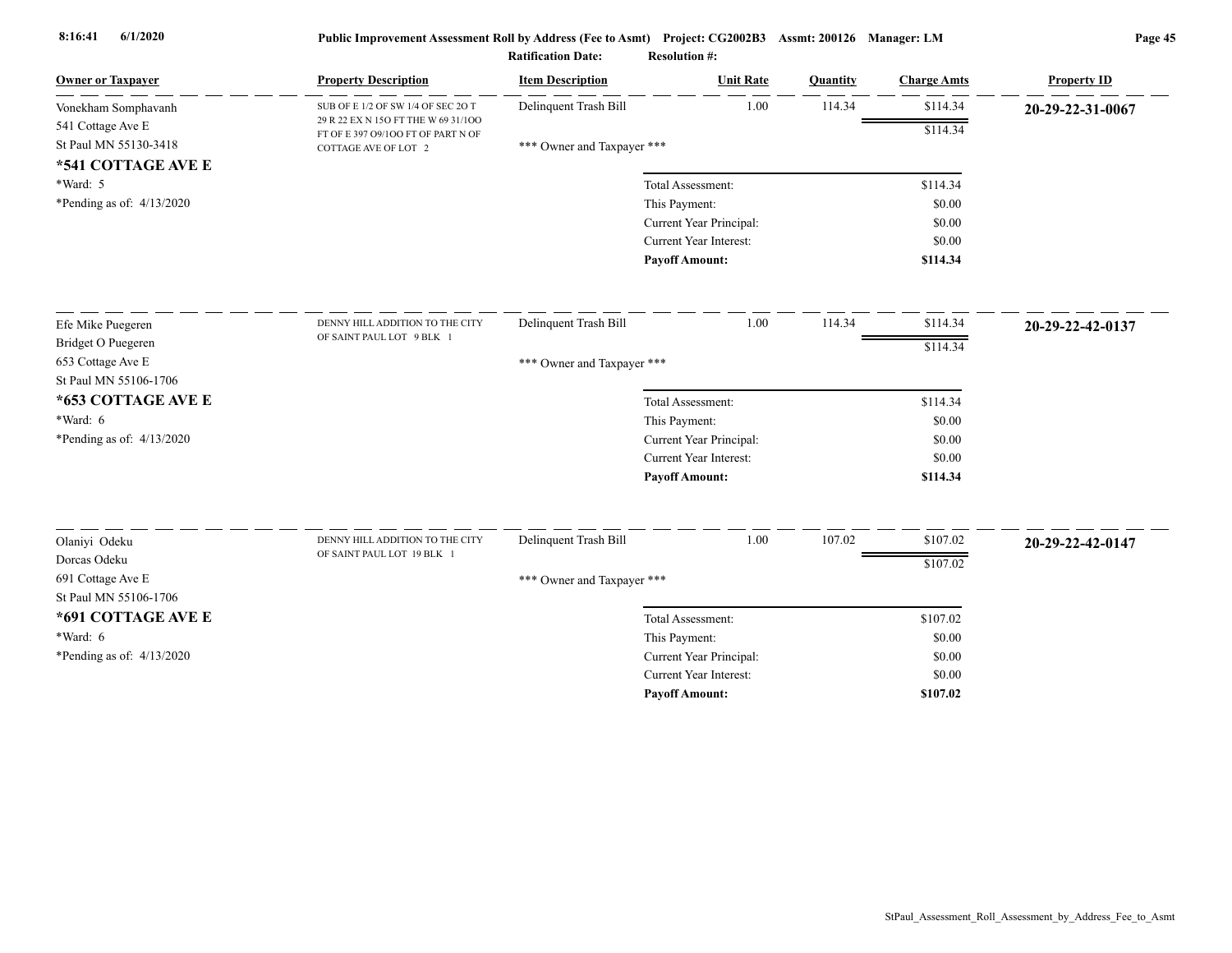**Public Improvement Assessment Roll by Address (Fee to Asmt)** Project: CG2002B3 Assmt: 200126 Manager: LM

Ratification Date: Resolution #:

| Owner or Taxpayer | Property Description | Item Description | Unit Rate | Quantity | Charge Amts | Property ID |
|---|---|---|---|---|---|---|
| Vonekham Somphavanh<br>541 Cottage Ave E<br>St Paul MN 55130-3418<br>**\*541 COTTAGE AVE E**<br>\*Ward: 5<br>\*Pending as of: 4/13/2020 | SUB OF E 1/2 OF SW 1/4 OF SEC 2O T 29 R 22 EX N 15O FT THE W 69 31/1OO FT OF E 397 O9/1OO FT OF PART N OF COTTAGE AVE OF LOT 2 | Delinquent Trash Bill | 1.00 | 114.34 | $114.34 | **20-29-22-31-0067** |
| | | | | | $114.34 | |
| | | \*\*\* Owner and Taxpayer \*\*\* | | | | |
| | | | Total Assessment: | | $114.34 | |
| | | | This Payment: | | $0.00 | |
| | | | Current Year Principal: | | $0.00 | |
| | | | Current Year Interest: | | $0.00 | |
| | | | **Payoff Amount:** | | **$114.34** | |
| Efe Mike Puegeren<br>Bridget O Puegeren<br>653 Cottage Ave E<br>St Paul MN 55106-1706<br>**\*653 COTTAGE AVE E**<br>\*Ward: 6<br>\*Pending as of: 4/13/2020 | DENNY HILL ADDITION TO THE CITY OF SAINT PAUL LOT 9 BLK 1 | Delinquent Trash Bill | 1.00 | 114.34 | $114.34 | **20-29-22-42-0137** |
| | | | | | $114.34 | |
| | | \*\*\* Owner and Taxpayer \*\*\* | | | | |
| | | | Total Assessment: | | $114.34 | |
| | | | This Payment: | | $0.00 | |
| | | | Current Year Principal: | | $0.00 | |
| | | | Current Year Interest: | | $0.00 | |
| | | | **Payoff Amount:** | | **$114.34** | |
| Olaniyi Odeku<br>Dorcas Odeku<br>691 Cottage Ave E<br>St Paul MN 55106-1706<br>**\*691 COTTAGE AVE E**<br>\*Ward: 6<br>\*Pending as of: 4/13/2020 | DENNY HILL ADDITION TO THE CITY OF SAINT PAUL LOT 19 BLK 1 | Delinquent Trash Bill | 1.00 | 107.02 | $107.02 | **20-29-22-42-0147** |
| | | | | | $107.02 | |
| | | \*\*\* Owner and Taxpayer \*\*\* | | | | |
| | | | Total Assessment: | | $107.02 | |
| | | | This Payment: | | $0.00 | |
| | | | Current Year Principal: | | $0.00 | |
| | | | Current Year Interest: | | $0.00 | |
| | | | **Payoff Amount:** | | **$107.02** | |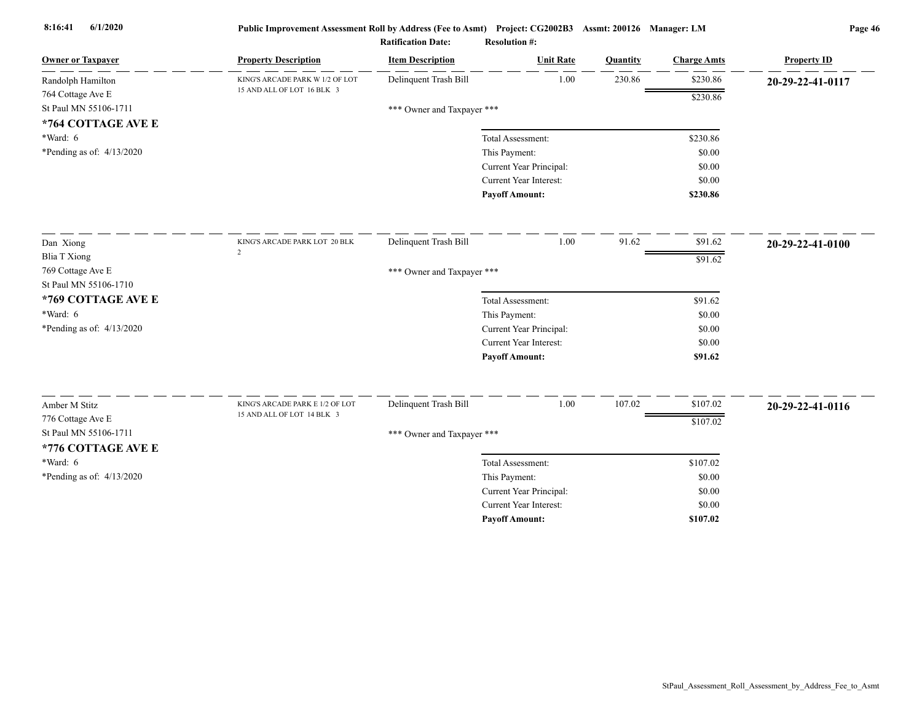**Public Improvement Assessment Roll by Address (Fee to Asmt)** Project: CG2002B3 Assmt: 200126 Manager: LM

**Ratification Date:** **Resolution #:**

| Owner or Taxpayer | Property Description | Item Description | Unit Rate | Quantity | Charge Amts | Property ID |
|---|---|---|---|---|---|---|
| Randolph Hamilton<br>764 Cottage Ave E<br>St Paul MN 55106-1711<br>**\*764 COTTAGE AVE E**<br>\*Ward: 6<br>\*Pending as of: 4/13/2020 | KING'S ARCADE PARK W 1/2 OF LOT 15 AND ALL OF LOT 16 BLK 3 | Delinquent Trash Bill | 1.00 | 230.86 | $230.86 | **20-29-22-41-0117** |
| | | | | | $230.86 | |
| | | *** Owner and Taxpayer *** | | | | |
| | | | Total Assessment: | | $230.86 | |
| | | | This Payment: | | $0.00 | |
| | | | Current Year Principal: | | $0.00 | |
| | | | Current Year Interest: | | $0.00 | |
| | | | **Payoff Amount:** | | **$230.86** | |
| Dan Xiong<br>Blia T Xiong<br>769 Cottage Ave E<br>St Paul MN 55106-1710<br>**\*769 COTTAGE AVE E**<br>\*Ward: 6<br>\*Pending as of: 4/13/2020 | KING'S ARCADE PARK LOT 20 BLK 2 | Delinquent Trash Bill | 1.00 | 91.62 | $91.62 | **20-29-22-41-0100** |
| | | | | | $91.62 | |
| | | *** Owner and Taxpayer *** | | | | |
| | | | Total Assessment: | | $91.62 | |
| | | | This Payment: | | $0.00 | |
| | | | Current Year Principal: | | $0.00 | |
| | | | Current Year Interest: | | $0.00 | |
| | | | **Payoff Amount:** | | **$91.62** | |
| Amber M Stitz<br>776 Cottage Ave E<br>St Paul MN 55106-1711<br>**\*776 COTTAGE AVE E**<br>\*Ward: 6<br>\*Pending as of: 4/13/2020 | KING'S ARCADE PARK E 1/2 OF LOT 15 AND ALL OF LOT 14 BLK 3 | Delinquent Trash Bill | 1.00 | 107.02 | $107.02 | **20-29-22-41-0116** |
| | | | | | $107.02 | |
| | | *** Owner and Taxpayer *** | | | | |
| | | | Total Assessment: | | $107.02 | |
| | | | This Payment: | | $0.00 | |
| | | | Current Year Principal: | | $0.00 | |
| | | | Current Year Interest: | | $0.00 | |
| | | | **Payoff Amount:** | | **$107.02** | |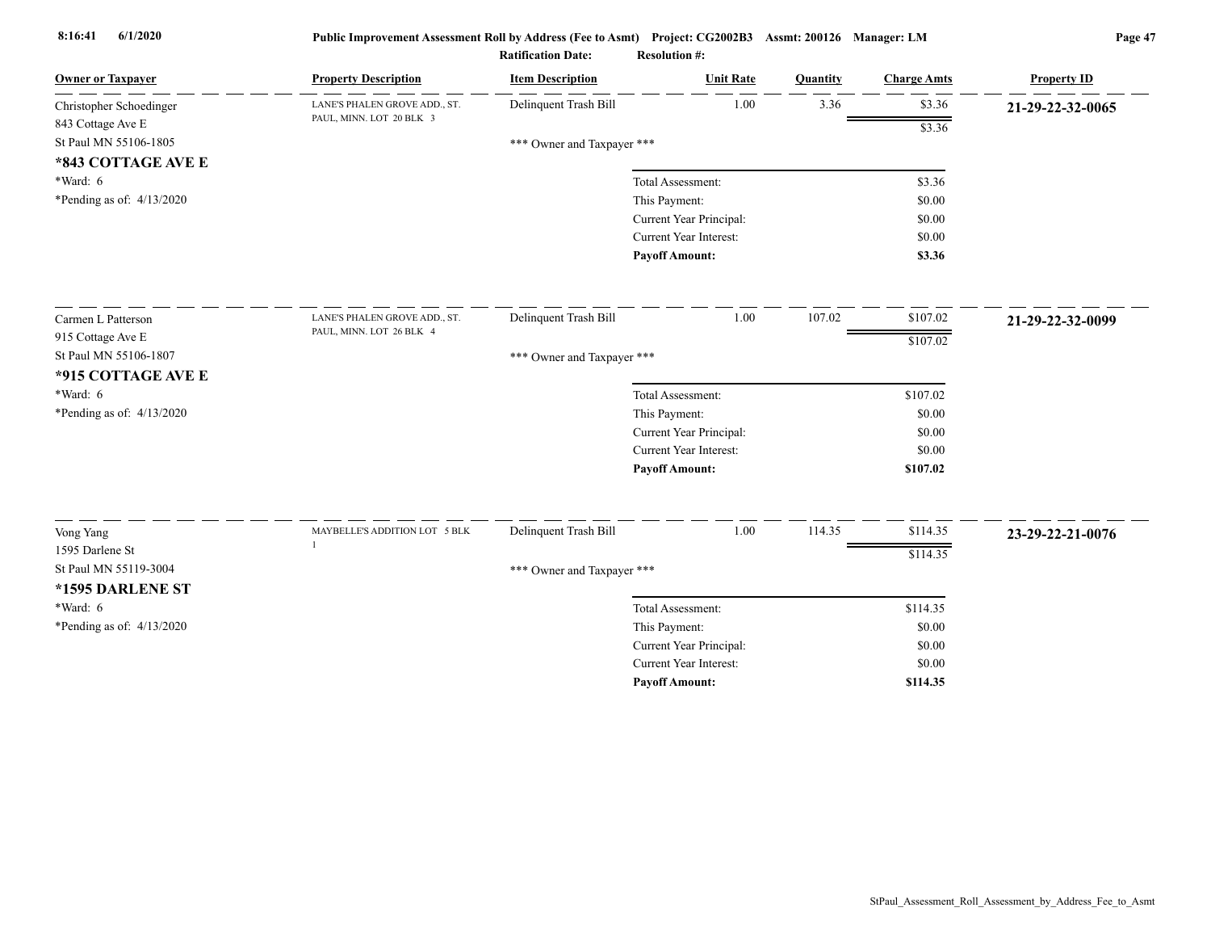**Public Improvement Assessment Roll by Address (Fee to Asmt)** Project: CG2002B3 Assmt: 200126 Manager: LM

Ratification Date: Resolution #:

| Owner or Taxpayer | Property Description | Item Description | Unit Rate | Quantity | Charge Amts | Property ID |
|---|---|---|---|---|---|---|
| Christopher Schoedinger<br>843 Cottage Ave E<br>St Paul MN 55106-1805<br>**\*843 COTTAGE AVE E**<br>\*Ward: 6<br>\*Pending as of: 4/13/2020 | LANE'S PHALEN GROVE ADD., ST. PAUL, MINN. LOT 20 BLK 3 | Delinquent Trash Bill | 1.00 | 3.36 | $3.36 | **21-29-22-32-0065** |
| | | | | | $3.36 | |
| | | *** Owner and Taxpayer *** | | | | |
| | | Total Assessment: | | | $3.36 | |
| | | This Payment: | | | $0.00 | |
| | | Current Year Principal: | | | $0.00 | |
| | | Current Year Interest: | | | $0.00 | |
| | | **Payoff Amount:** | | | **$3.36** | |
| Carmen L Patterson<br>915 Cottage Ave E<br>St Paul MN 55106-1807<br>**\*915 COTTAGE AVE E**<br>\*Ward: 6<br>\*Pending as of: 4/13/2020 | LANE'S PHALEN GROVE ADD., ST. PAUL, MINN. LOT 26 BLK 4 | Delinquent Trash Bill | 1.00 | 107.02 | $107.02 | **21-29-22-32-0099** |
| | | | | | $107.02 | |
| | | *** Owner and Taxpayer *** | | | | |
| | | Total Assessment: | | | $107.02 | |
| | | This Payment: | | | $0.00 | |
| | | Current Year Principal: | | | $0.00 | |
| | | Current Year Interest: | | | $0.00 | |
| | | **Payoff Amount:** | | | **$107.02** | |
| Vong Yang<br>1595 Darlene St<br>St Paul MN 55119-3004<br>**\*1595 DARLENE ST**<br>\*Ward: 6<br>\*Pending as of: 4/13/2020 | MAYBELLE'S ADDITION LOT 5 BLK 1 | Delinquent Trash Bill | 1.00 | 114.35 | $114.35 | **23-29-22-21-0076** |
| | | | | | $114.35 | |
| | | *** Owner and Taxpayer *** | | | | |
| | | Total Assessment: | | | $114.35 | |
| | | This Payment: | | | $0.00 | |
| | | Current Year Principal: | | | $0.00 | |
| | | Current Year Interest: | | | $0.00 | |
| | | **Payoff Amount:** | | | **$114.35** | |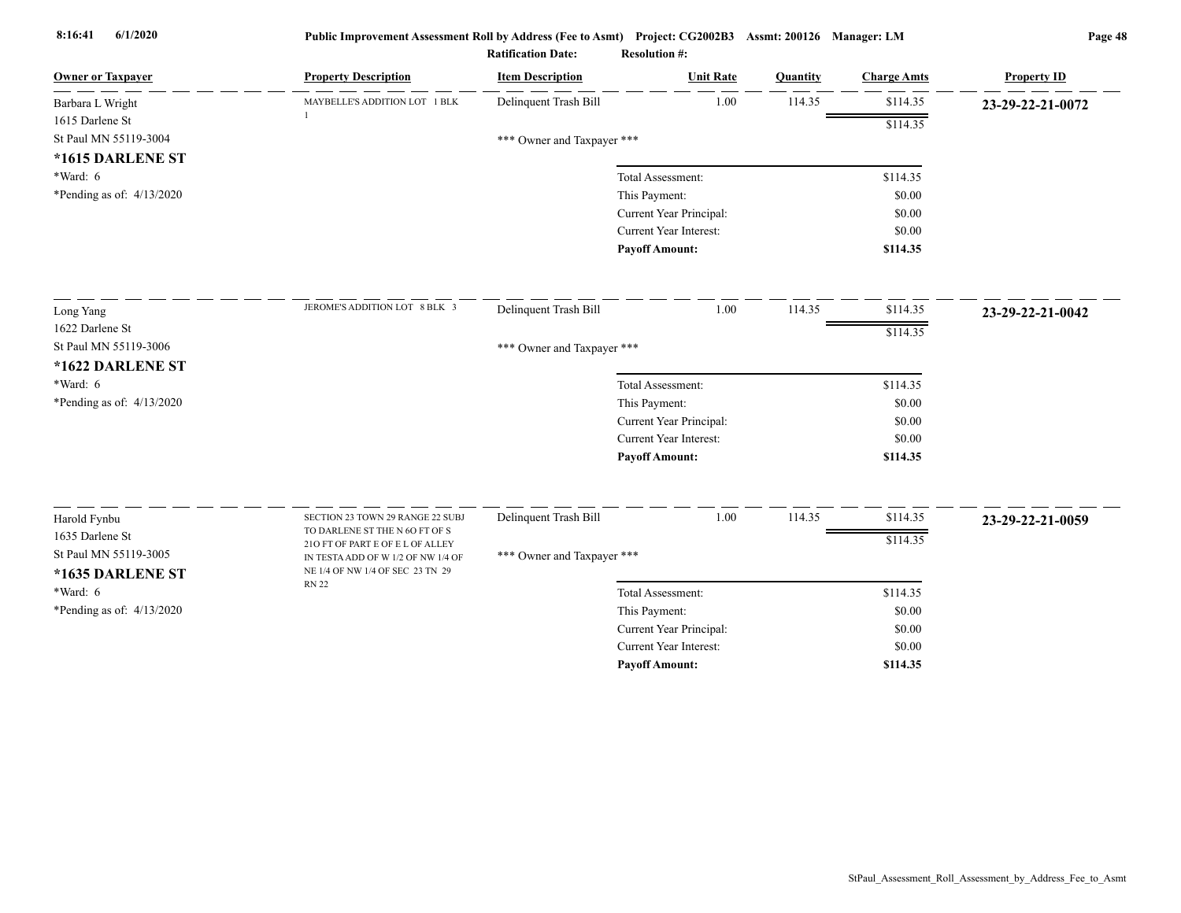Public Improvement Assessment Roll by Address (Fee to Asmt) Project: CG2002B3 Assmt: 200126 Manager: LM

Ratification Date: Resolution #:

| Owner or Taxpayer | Property Description | Item Description | Unit Rate | Quantity | Charge Amts | Property ID |
|---|---|---|---|---|---|---|
| Barbara L Wright<br>1615 Darlene St<br>St Paul MN 55119-3004<br>**\*1615 DARLENE ST**<br>\*Ward: 6<br>\*Pending as of: 4/13/2020 | MAYBELLE'S ADDITION LOT 1 BLK 1 | Delinquent Trash Bill | 1.00 | 114.35 | $114.35 | **23-29-22-21-0072** |
| | | | | | $114.35 | |
| | | *** Owner and Taxpayer *** | | | | |
| | | | Total Assessment: | | $114.35 | |
| | | | This Payment: | | $0.00 | |
| | | | Current Year Principal: | | $0.00 | |
| | | | Current Year Interest: | | $0.00 | |
| | | | **Payoff Amount:** | | **$114.35** | |
| Long Yang<br>1622 Darlene St<br>St Paul MN 55119-3006<br>**\*1622 DARLENE ST**<br>\*Ward: 6<br>\*Pending as of: 4/13/2020 | JEROME'S ADDITION LOT 8 BLK 3 | Delinquent Trash Bill | 1.00 | 114.35 | $114.35 | **23-29-22-21-0042** |
| | | | | | $114.35 | |
| | | *** Owner and Taxpayer *** | | | | |
| | | | Total Assessment: | | $114.35 | |
| | | | This Payment: | | $0.00 | |
| | | | Current Year Principal: | | $0.00 | |
| | | | Current Year Interest: | | $0.00 | |
| | | | **Payoff Amount:** | | **$114.35** | |
| Harold Fynbu<br>1635 Darlene St<br>St Paul MN 55119-3005<br>**\*1635 DARLENE ST**<br>\*Ward: 6<br>\*Pending as of: 4/13/2020 | SECTION 23 TOWN 29 RANGE 22 SUBJ TO DARLENE ST THE N 6O FT OF S 21O FT OF PART E OF E L OF ALLEY IN TESTA ADD OF W 1/2 OF NW 1/4 OF NE 1/4 OF NW 1/4 OF SEC 23 TN 29 RN 22 | Delinquent Trash Bill | 1.00 | 114.35 | $114.35 | **23-29-22-21-0059** |
| | | | | | $114.35 | |
| | | *** Owner and Taxpayer *** | | | | |
| | | | Total Assessment: | | $114.35 | |
| | | | This Payment: | | $0.00 | |
| | | | Current Year Principal: | | $0.00 | |
| | | | Current Year Interest: | | $0.00 | |
| | | | **Payoff Amount:** | | **$114.35** | |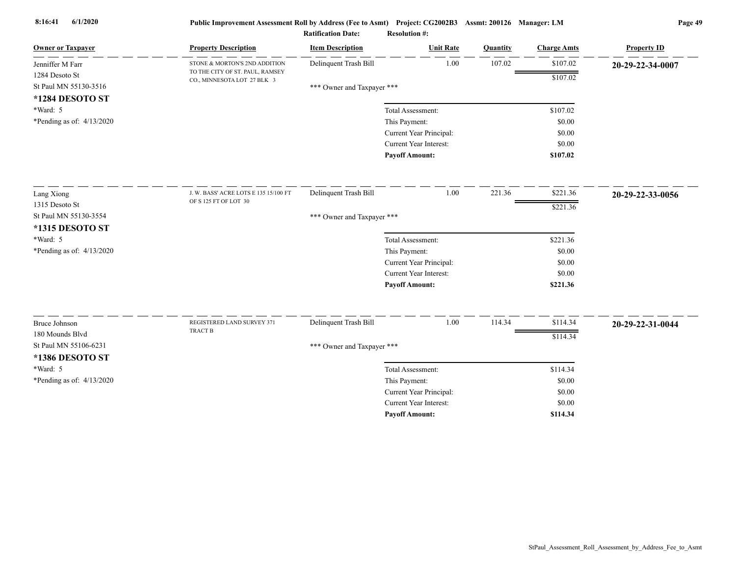Public Improvement Assessment Roll by Address (Fee to Asmt) Project: CG2002B3 Assmt: 200126 Manager: LM

Ratification Date: Resolution #:

| Owner or Taxpayer | Property Description | Item Description | Unit Rate | Quantity | Charge Amts | Property ID |
|---|---|---|---|---|---|---|
| Jenniffer M Farr<br>1284 Desoto St<br>St Paul MN 55130-3516<br>**\*1284 DESOTO ST**<br>\*Ward: 5<br>\*Pending as of: 4/13/2020 | STONE & MORTON'S 2ND ADDITION TO THE CITY OF ST. PAUL, RAMSEY CO., MINNESOTA LOT 27 BLK 3 | Delinquent Trash Bill | 1.00 | 107.02 | $107.02 | **20-29-22-34-0007** |
| | | | | | $107.02 | |
| | | *** Owner and Taxpayer *** | | | | |
| | | | Total Assessment: | | $107.02 | |
| | | | This Payment: | | $0.00 | |
| | | | Current Year Principal: | | $0.00 | |
| | | | Current Year Interest: | | $0.00 | |
| | | | **Payoff Amount:** | | **$107.02** | |
| Lang Xiong<br>1315 Desoto St<br>St Paul MN 55130-3554<br>**\*1315 DESOTO ST**<br>\*Ward: 5<br>\*Pending as of: 4/13/2020 | J. W. BASS' ACRE LOTS E 135 15/100 FT OF S 125 FT OF LOT 30 | Delinquent Trash Bill | 1.00 | 221.36 | $221.36 | **20-29-22-33-0056** |
| | | | | | $221.36 | |
| | | *** Owner and Taxpayer *** | | | | |
| | | | Total Assessment: | | $221.36 | |
| | | | This Payment: | | $0.00 | |
| | | | Current Year Principal: | | $0.00 | |
| | | | Current Year Interest: | | $0.00 | |
| | | | **Payoff Amount:** | | **$221.36** | |
| Bruce Johnson<br>180 Mounds Blvd<br>St Paul MN 55106-6231<br>**\*1386 DESOTO ST**<br>\*Ward: 5<br>\*Pending as of: 4/13/2020 | REGISTERED LAND SURVEY 371 TRACT B | Delinquent Trash Bill | 1.00 | 114.34 | $114.34 | **20-29-22-31-0044** |
| | | | | | $114.34 | |
| | | *** Owner and Taxpayer *** | | | | |
| | | | Total Assessment: | | $114.34 | |
| | | | This Payment: | | $0.00 | |
| | | | Current Year Principal: | | $0.00 | |
| | | | Current Year Interest: | | $0.00 | |
| | | | **Payoff Amount:** | | **$114.34** | |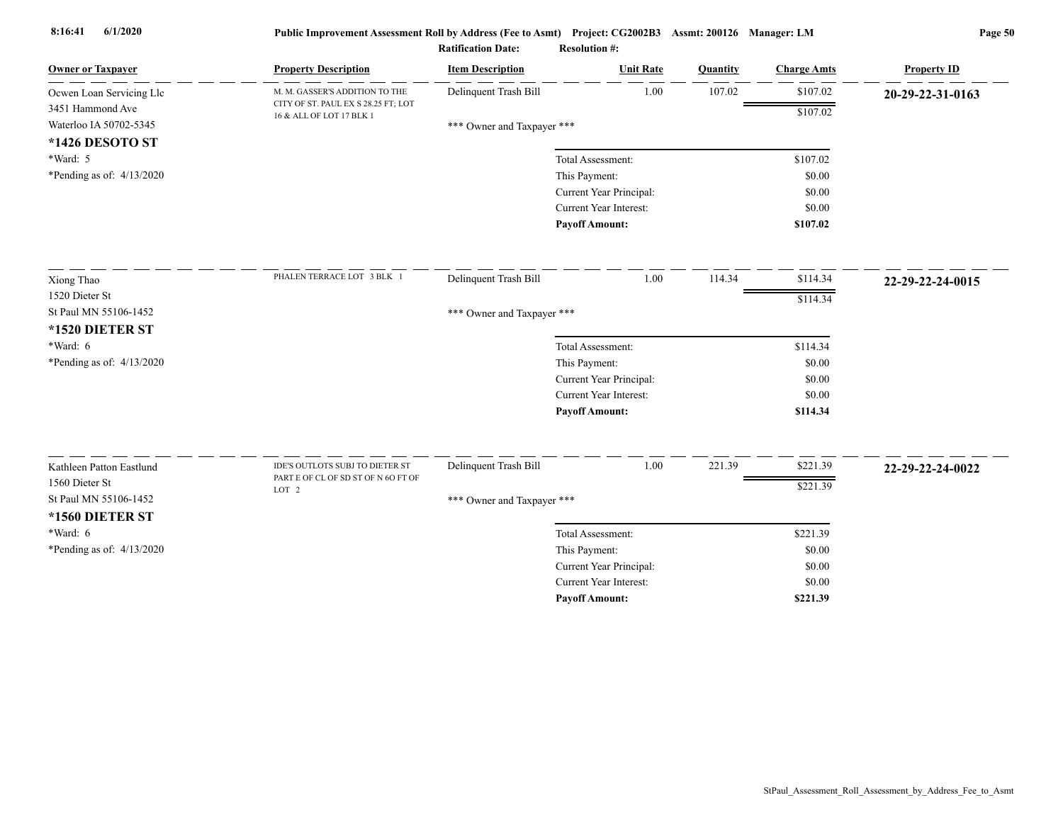**Public Improvement Assessment Roll by Address (Fee to Asmt)** Project: CG2002B3 Assmt: 200126 Manager: LM

Ratification Date: Resolution #:

| Owner or Taxpayer | Property Description | Item Description | Unit Rate | Quantity | Charge Amts | Property ID |
|---|---|---|---|---|---|---|
| Ocwen Loan Servicing Llc<br>3451 Hammond Ave<br>Waterloo IA 50702-5345<br>**\*1426 DESOTO ST**<br>\*Ward: 5<br>\*Pending as of: 4/13/2020 | M. M. GASSER'S ADDITION TO THE CITY OF ST. PAUL EX S 28.25 FT; LOT 16 & ALL OF LOT 17 BLK 1 | Delinquent Trash Bill | 1.00 | 107.02 | $107.02 | **20-29-22-31-0163** |
| | | | | | $107.02 | |
| | | \*\*\* Owner and Taxpayer \*\*\* | | | | |
| | | | Total Assessment: | | $107.02 | |
| | | | This Payment: | | $0.00 | |
| | | | Current Year Principal: | | $0.00 | |
| | | | Current Year Interest: | | $0.00 | |
| | | | **Payoff Amount:** | | **$107.02** | |
| Xiong Thao<br>1520 Dieter St<br>St Paul MN 55106-1452<br>**\*1520 DIETER ST**<br>\*Ward: 6<br>\*Pending as of: 4/13/2020 | PHALEN TERRACE LOT 3 BLK 1 | Delinquent Trash Bill | 1.00 | 114.34 | $114.34 | **22-29-22-24-0015** |
| | | | | | $114.34 | |
| | | \*\*\* Owner and Taxpayer \*\*\* | | | | |
| | | | Total Assessment: | | $114.34 | |
| | | | This Payment: | | $0.00 | |
| | | | Current Year Principal: | | $0.00 | |
| | | | Current Year Interest: | | $0.00 | |
| | | | **Payoff Amount:** | | **$114.34** | |
| Kathleen Patton Eastlund<br>1560 Dieter St<br>St Paul MN 55106-1452<br>**\*1560 DIETER ST**<br>\*Ward: 6<br>\*Pending as of: 4/13/2020 | IDE'S OUTLOTS SUBJ TO DIETER ST PART E OF CL OF SD ST OF N 6O FT OF LOT 2 | Delinquent Trash Bill | 1.00 | 221.39 | $221.39 | **22-29-22-24-0022** |
| | | | | | $221.39 | |
| | | \*\*\* Owner and Taxpayer \*\*\* | | | | |
| | | | Total Assessment: | | $221.39 | |
| | | | This Payment: | | $0.00 | |
| | | | Current Year Principal: | | $0.00 | |
| | | | Current Year Interest: | | $0.00 | |
| | | | **Payoff Amount:** | | **$221.39** | |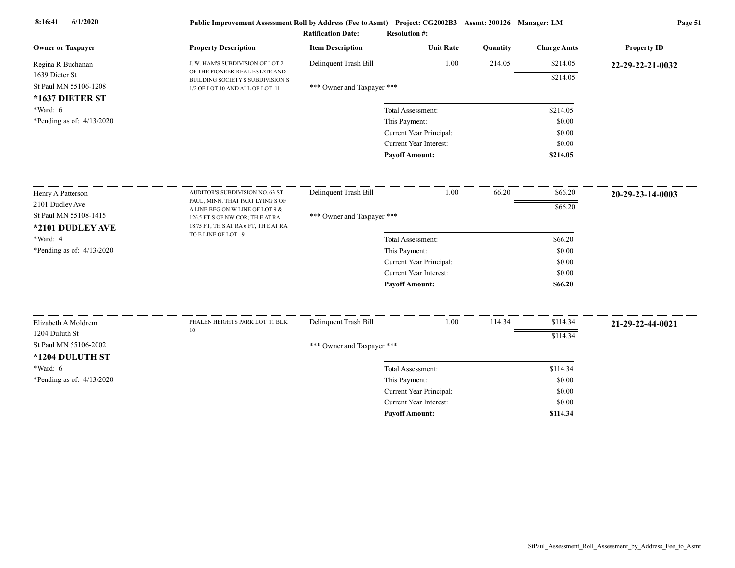**Public Improvement Assessment Roll by Address (Fee to Asmt) Project: CG2002B3 Assmt: 200126 Manager: LM**

**Ratification Date:** **Resolution #:**

| Owner or Taxpayer | Property Description | Item Description | Unit Rate | Quantity | Charge Amts | Property ID |
|---|---|---|---|---|---|---|
| Regina R Buchanan<br>1639 Dieter St<br>St Paul MN 55106-1208<br>**\*1637 DIETER ST**<br>\*Ward: 6<br>\*Pending as of: 4/13/2020 | J. W. HAM'S SUBDIVISION OF LOT 2 OF THE PIONEER REAL ESTATE AND BUILDING SOCIETY'S SUBDIVISION S 1/2 OF LOT 10 AND ALL OF LOT 11 | Delinquent Trash Bill<br>\*\*\* Owner and Taxpayer \*\*\* | 1.00 | 214.05 | $214.05<br>$214.05 | **22-29-22-21-0032** |
| | | Total Assessment: | | | $214.05 | |
| | | This Payment: | | | $0.00 | |
| | | Current Year Principal: | | | $0.00 | |
| | | Current Year Interest: | | | $0.00 | |
| | | **Payoff Amount:** | | | **$214.05** | |
| Henry A Patterson<br>2101 Dudley Ave<br>St Paul MN 55108-1415<br>**\*2101 DUDLEY AVE**<br>\*Ward: 4<br>\*Pending as of: 4/13/2020 | AUDITOR'S SUBDIVISION NO. 63 ST. PAUL, MINN. THAT PART LYING S OF A LINE BEG ON W LINE OF LOT 9 & 126.5 FT S OF NW COR; TH E AT RA 18.75 FT, TH S AT RA 6 FT, TH E AT RA TO E LINE OF LOT 9 | Delinquent Trash Bill<br>\*\*\* Owner and Taxpayer \*\*\* | 1.00 | 66.20 | $66.20<br>$66.20 | **20-29-23-14-0003** |
| | | Total Assessment: | | | $66.20 | |
| | | This Payment: | | | $0.00 | |
| | | Current Year Principal: | | | $0.00 | |
| | | Current Year Interest: | | | $0.00 | |
| | | **Payoff Amount:** | | | **$66.20** | |
| Elizabeth A Moldrem<br>1204 Duluth St<br>St Paul MN 55106-2002<br>**\*1204 DULUTH ST**<br>\*Ward: 6<br>\*Pending as of: 4/13/2020 | PHALEN HEIGHTS PARK LOT 11 BLK 10 | Delinquent Trash Bill<br>\*\*\* Owner and Taxpayer \*\*\* | 1.00 | 114.34 | $114.34<br>$114.34 | **21-29-22-44-0021** |
| | | Total Assessment: | | | $114.34 | |
| | | This Payment: | | | $0.00 | |
| | | Current Year Principal: | | | $0.00 | |
| | | Current Year Interest: | | | $0.00 | |
| | | **Payoff Amount:** | | | **$114.34** | |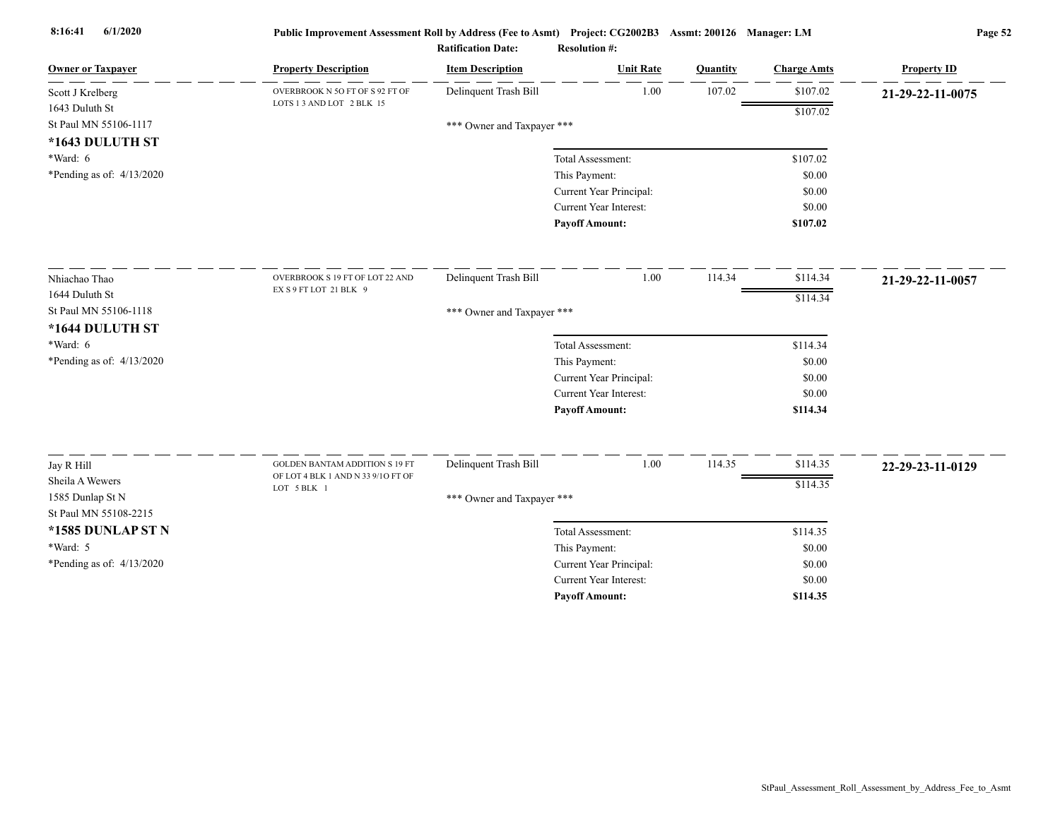| Owner or Taxpayer | Property Description | Item Description | Unit Rate | Quantity | Charge Amts | Property ID |
|---|---|---|---|---|---|---|
| Scott J Krelberg<br>1643 Duluth St<br>St Paul MN 55106-1117<br>**\*1643 DULUTH ST**<br>\*Ward: 6<br>\*Pending as of: 4/13/2020 | OVERBROOK N 5O FT OF S 92 FT OF LOTS 1 3 AND LOT 2 BLK 15 | Delinquent Trash Bill | 1.00 | 107.02 | $107.02 | **21-29-22-11-0075** |
| | | | | | $107.02 | |
| | | *** Owner and Taxpayer *** | | | | |
| | | | Total Assessment: | | $107.02 | |
| | | | This Payment: | | $0.00 | |
| | | | Current Year Principal: | | $0.00 | |
| | | | Current Year Interest: | | $0.00 | |
| | | | **Payoff Amount:** | | **$107.02** | |
| Nhiachao Thao<br>1644 Duluth St<br>St Paul MN 55106-1118<br>**\*1644 DULUTH ST**<br>\*Ward: 6<br>\*Pending as of: 4/13/2020 | OVERBROOK S 19 FT OF LOT 22 AND EX S 9 FT LOT 21 BLK 9 | Delinquent Trash Bill | 1.00 | 114.34 | $114.34 | **21-29-22-11-0057** |
| | | | | | $114.34 | |
| | | *** Owner and Taxpayer *** | | | | |
| | | | Total Assessment: | | $114.34 | |
| | | | This Payment: | | $0.00 | |
| | | | Current Year Principal: | | $0.00 | |
| | | | Current Year Interest: | | $0.00 | |
| | | | **Payoff Amount:** | | **$114.34** | |
| Jay R Hill<br>Sheila A Wewers<br>1585 Dunlap St N<br>St Paul MN 55108-2215<br>**\*1585 DUNLAP ST N**<br>\*Ward: 5<br>\*Pending as of: 4/13/2020 | GOLDEN BANTAM ADDITION S 19 FT OF LOT 4 BLK 1 AND N 33 9/1O FT OF LOT 5 BLK 1 | Delinquent Trash Bill | 1.00 | 114.35 | $114.35 | **22-29-23-11-0129** |
| | | | | | $114.35 | |
| | | *** Owner and Taxpayer *** | | | | |
| | | | Total Assessment: | | $114.35 | |
| | | | This Payment: | | $0.00 | |
| | | | Current Year Principal: | | $0.00 | |
| | | | Current Year Interest: | | $0.00 | |
| | | | **Payoff Amount:** | | **$114.35** | |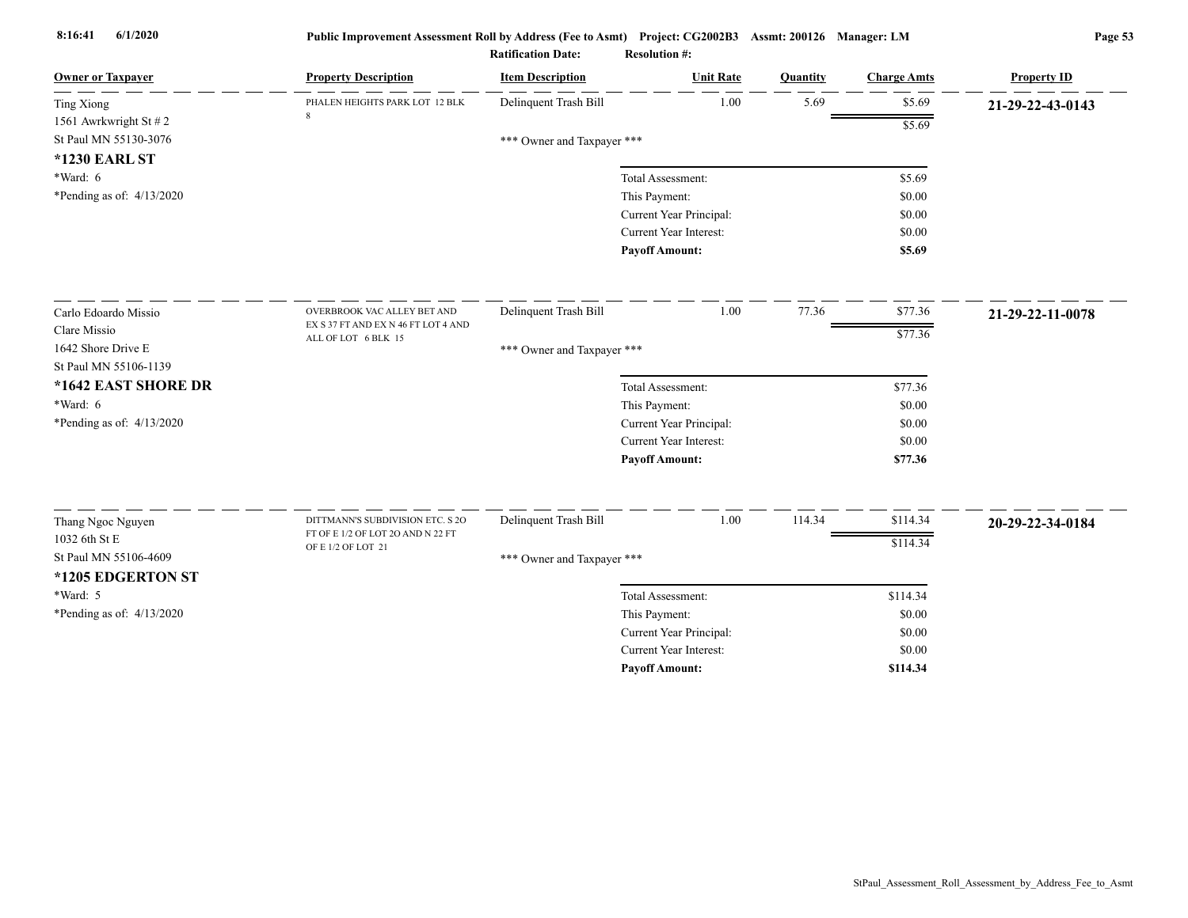**Public Improvement Assessment Roll by Address (Fee to Asmt) Project: CG2002B3 Assmt: 200126 Manager: LM**

**Ratification Date: Resolution #:**

| Owner or Taxpayer | Property Description | Item Description | Unit Rate | Quantity | Charge Amts | Property ID |
|---|---|---|---|---|---|---|
| Ting Xiong<br>1561 Awrkwright St # 2<br>St Paul MN 55130-3076<br>**\*1230 EARL ST**<br>\*Ward: 6<br>\*Pending as of: 4/13/2020 | PHALEN HEIGHTS PARK LOT 12 BLK 8 | Delinquent Trash Bill | 1.00 | 5.69 | $5.69 | **21-29-22-43-0143** |
| | | | | | $5.69 | |
| | | *** Owner and Taxpayer *** | | | | |
| | | Total Assessment: | | | $5.69 | |
| | | This Payment: | | | $0.00 | |
| | | Current Year Principal: | | | $0.00 | |
| | | Current Year Interest: | | | $0.00 | |
| | | **Payoff Amount:** | | | **$5.69** | |
| Carlo Edoardo Missio<br>Clare Missio<br>1642 Shore Drive E<br>St Paul MN 55106-1139<br>**\*1642 EAST SHORE DR**<br>\*Ward: 6<br>\*Pending as of: 4/13/2020 | OVERBROOK VAC ALLEY BET AND EX S 37 FT AND EX N 46 FT LOT 4 AND ALL OF LOT 6 BLK 15 | Delinquent Trash Bill | 1.00 | 77.36 | $77.36 | **21-29-22-11-0078** |
| | | | | | $77.36 | |
| | | *** Owner and Taxpayer *** | | | | |
| | | Total Assessment: | | | $77.36 | |
| | | This Payment: | | | $0.00 | |
| | | Current Year Principal: | | | $0.00 | |
| | | Current Year Interest: | | | $0.00 | |
| | | **Payoff Amount:** | | | **$77.36** | |
| Thang Ngoc Nguyen<br>1032 6th St E<br>St Paul MN 55106-4609<br>**\*1205 EDGERTON ST**<br>\*Ward: 5<br>\*Pending as of: 4/13/2020 | DITTMANN'S SUBDIVISION ETC. S 2O FT OF E 1/2 OF LOT 2O AND N 22 FT OF E 1/2 OF LOT 21 | Delinquent Trash Bill | 1.00 | 114.34 | $114.34 | **20-29-22-34-0184** |
| | | | | | $114.34 | |
| | | *** Owner and Taxpayer *** | | | | |
| | | Total Assessment: | | | $114.34 | |
| | | This Payment: | | | $0.00 | |
| | | Current Year Principal: | | | $0.00 | |
| | | Current Year Interest: | | | $0.00 | |
| | | **Payoff Amount:** | | | **$114.34** | |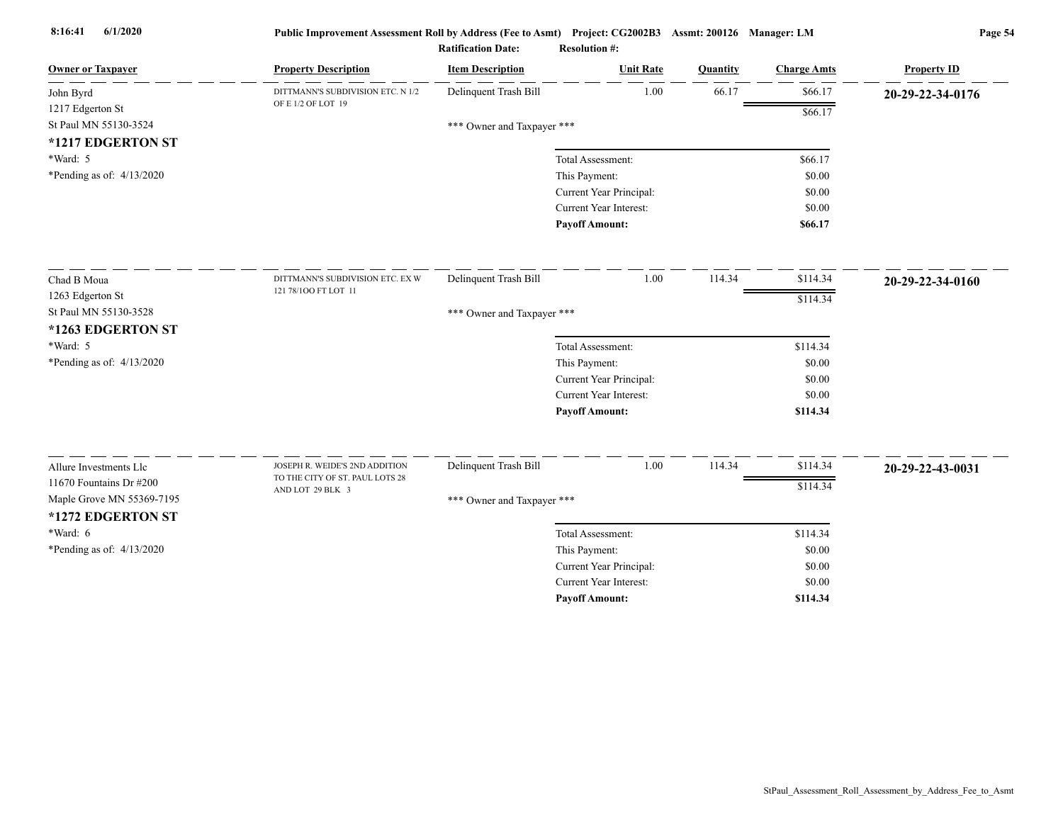Public Improvement Assessment Roll by Address (Fee to Asmt) Project: CG2002B3 Assmt: 200126 Manager: LM

Ratification Date: Resolution #:

| Owner or Taxpayer | Property Description | Item Description | Unit Rate | Quantity | Charge Amts | Property ID |
|---|---|---|---|---|---|---|
| John Byrd<br>1217 Edgerton St<br>St Paul MN 55130-3524<br>**\*1217 EDGERTON ST**<br>\*Ward: 5<br>\*Pending as of: 4/13/2020 | DITTMANN'S SUBDIVISION ETC. N 1/2 OF E 1/2 OF LOT 19 | Delinquent Trash Bill | 1.00 | 66.17 | $66.17 | **20-29-22-34-0176** |
| | | | | | $66.17 | |
| | | \*\*\* Owner and Taxpayer \*\*\* | | | | |
| | | | Total Assessment: | | $66.17 | |
| | | | This Payment: | | $0.00 | |
| | | | Current Year Principal: | | $0.00 | |
| | | | Current Year Interest: | | $0.00 | |
| | | | **Payoff Amount:** | | **$66.17** | |
| Chad B Moua<br>1263 Edgerton St<br>St Paul MN 55130-3528<br>**\*1263 EDGERTON ST**<br>\*Ward: 5<br>\*Pending as of: 4/13/2020 | DITTMANN'S SUBDIVISION ETC. EX W 121 78/1OO FT LOT 11 | Delinquent Trash Bill | 1.00 | 114.34 | $114.34 | **20-29-22-34-0160** |
| | | | | | $114.34 | |
| | | \*\*\* Owner and Taxpayer \*\*\* | | | | |
| | | | Total Assessment: | | $114.34 | |
| | | | This Payment: | | $0.00 | |
| | | | Current Year Principal: | | $0.00 | |
| | | | Current Year Interest: | | $0.00 | |
| | | | **Payoff Amount:** | | **$114.34** | |
| Allure Investments Llc<br>11670 Fountains Dr #200<br>Maple Grove MN 55369-7195<br>**\*1272 EDGERTON ST**<br>\*Ward: 6<br>\*Pending as of: 4/13/2020 | JOSEPH R. WEIDE'S 2ND ADDITION TO THE CITY OF ST. PAUL LOTS 28 AND LOT 29 BLK 3 | Delinquent Trash Bill | 1.00 | 114.34 | $114.34 | **20-29-22-43-0031** |
| | | | | | $114.34 | |
| | | \*\*\* Owner and Taxpayer \*\*\* | | | | |
| | | | Total Assessment: | | $114.34 | |
| | | | This Payment: | | $0.00 | |
| | | | Current Year Principal: | | $0.00 | |
| | | | Current Year Interest: | | $0.00 | |
| | | | **Payoff Amount:** | | **$114.34** | |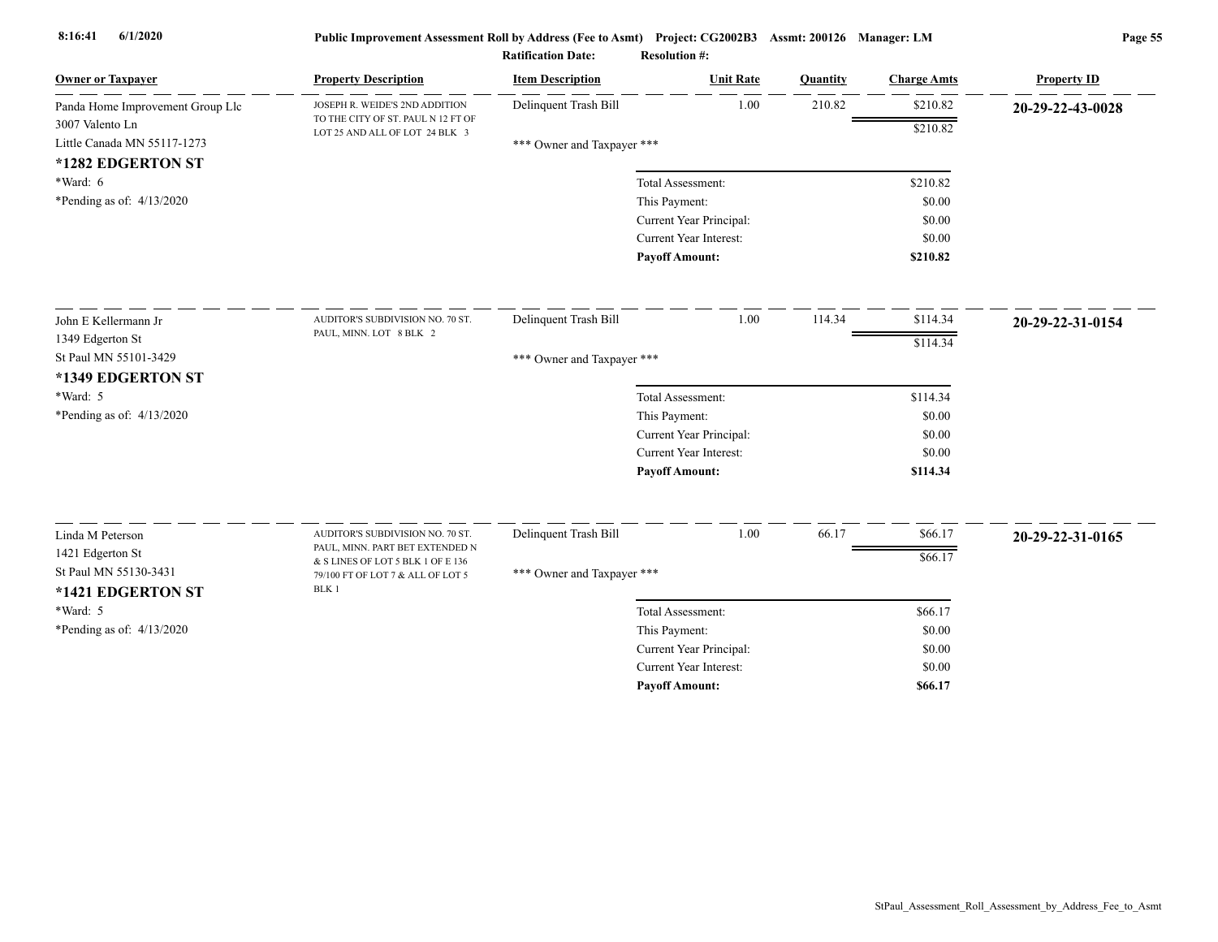**Public Improvement Assessment Roll by Address (Fee to Asmt) Project: CG2002B3 Assmt: 200126 Manager: LM**

**Ratification Date: Resolution #:**

| Owner or Taxpayer | Property Description | Item Description | Unit Rate | Quantity | Charge Amts | Property ID |
|---|---|---|---|---|---|---|
| Panda Home Improvement Group Llc<br>3007 Valento Ln<br>Little Canada MN 55117-1273<br>**\*1282 EDGERTON ST**<br>\*Ward: 6<br>\*Pending as of: 4/13/2020 | JOSEPH R. WEIDE'S 2ND ADDITION TO THE CITY OF ST. PAUL N 12 FT OF LOT 25 AND ALL OF LOT 24 BLK 3 | Delinquent Trash Bill | 1.00 | 210.82 | $210.82 | **20-29-22-43-0028** |
| | | | | | $210.82 | |
| | | \*\*\* Owner and Taxpayer \*\*\* | | | | |
| | | Total Assessment: | | | $210.82 | |
| | | This Payment: | | | $0.00 | |
| | | Current Year Principal: | | | $0.00 | |
| | | Current Year Interest: | | | $0.00 | |
| | | **Payoff Amount:** | | | **$210.82** | |
| John E Kellermann Jr<br>1349 Edgerton St<br>St Paul MN 55101-3429<br>**\*1349 EDGERTON ST**<br>\*Ward: 5<br>\*Pending as of: 4/13/2020 | AUDITOR'S SUBDIVISION NO. 70 ST. PAUL, MINN. LOT 8 BLK 2 | Delinquent Trash Bill | 1.00 | 114.34 | $114.34 | **20-29-22-31-0154** |
| | | | | | $114.34 | |
| | | \*\*\* Owner and Taxpayer \*\*\* | | | | |
| | | Total Assessment: | | | $114.34 | |
| | | This Payment: | | | $0.00 | |
| | | Current Year Principal: | | | $0.00 | |
| | | Current Year Interest: | | | $0.00 | |
| | | **Payoff Amount:** | | | **$114.34** | |
| Linda M Peterson<br>1421 Edgerton St<br>St Paul MN 55130-3431<br>**\*1421 EDGERTON ST**<br>\*Ward: 5<br>\*Pending as of: 4/13/2020 | AUDITOR'S SUBDIVISION NO. 70 ST. PAUL, MINN. PART BET EXTENDED N & S LINES OF LOT 5 BLK 1 OF E 136 79/100 FT OF LOT 7 & ALL OF LOT 5 BLK 1 | Delinquent Trash Bill | 1.00 | 66.17 | $66.17 | **20-29-22-31-0165** |
| | | | | | $66.17 | |
| | | \*\*\* Owner and Taxpayer \*\*\* | | | | |
| | | Total Assessment: | | | $66.17 | |
| | | This Payment: | | | $0.00 | |
| | | Current Year Principal: | | | $0.00 | |
| | | Current Year Interest: | | | $0.00 | |
| | | **Payoff Amount:** | | | **$66.17** | |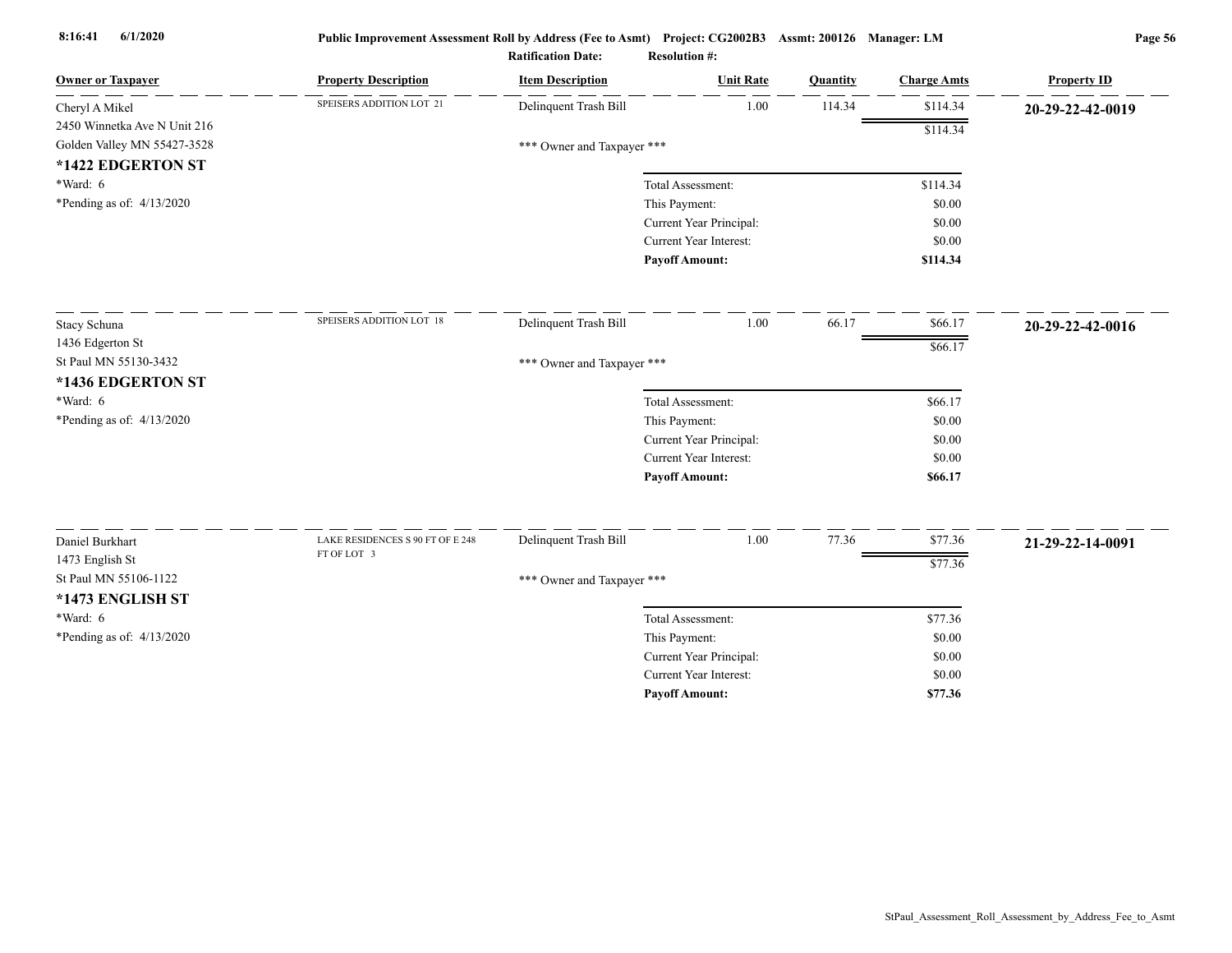**Public Improvement Assessment Roll by Address (Fee to Asmt) Project: CG2002B3 Assmt: 200126 Manager: LM**

**Ratification Date:** **Resolution #:**

| Owner or Taxpayer | Property Description | Item Description | Unit Rate | Quantity | Charge Amts | Property ID |
|---|---|---|---|---|---|---|
| Cheryl A Mikel<br>2450 Winnetka Ave N Unit 216<br>Golden Valley MN 55427-3528<br>**\*1422 EDGERTON ST**<br>\*Ward: 6<br>\*Pending as of: 4/13/2020 | SPEISERS ADDITION LOT 21 | Delinquent Trash Bill | 1.00 | 114.34 | $114.34 | **20-29-22-42-0019** |
| | | | | | $114.34 | |
| | | \*\*\* Owner and Taxpayer \*\*\* | | | | |
| | | | Total Assessment: | | $114.34 | |
| | | | This Payment: | | $0.00 | |
| | | | Current Year Principal: | | $0.00 | |
| | | | Current Year Interest: | | $0.00 | |
| | | | **Payoff Amount:** | | **$114.34** | |
| Stacy Schuna<br>1436 Edgerton St<br>St Paul MN 55130-3432<br>**\*1436 EDGERTON ST**<br>\*Ward: 6<br>\*Pending as of: 4/13/2020 | SPEISERS ADDITION LOT 18 | Delinquent Trash Bill | 1.00 | 66.17 | $66.17 | **20-29-22-42-0016** |
| | | | | | $66.17 | |
| | | \*\*\* Owner and Taxpayer \*\*\* | | | | |
| | | | Total Assessment: | | $66.17 | |
| | | | This Payment: | | $0.00 | |
| | | | Current Year Principal: | | $0.00 | |
| | | | Current Year Interest: | | $0.00 | |
| | | | **Payoff Amount:** | | **$66.17** | |
| Daniel Burkhart<br>1473 English St<br>St Paul MN 55106-1122<br>**\*1473 ENGLISH ST**<br>\*Ward: 6<br>\*Pending as of: 4/13/2020 | LAKE RESIDENCES S 90 FT OF E 248 FT OF LOT 3 | Delinquent Trash Bill | 1.00 | 77.36 | $77.36 | **21-29-22-14-0091** |
| | | | | | $77.36 | |
| | | \*\*\* Owner and Taxpayer \*\*\* | | | | |
| | | | Total Assessment: | | $77.36 | |
| | | | This Payment: | | $0.00 | |
| | | | Current Year Principal: | | $0.00 | |
| | | | Current Year Interest: | | $0.00 | |
| | | | **Payoff Amount:** | | **$77.36** | |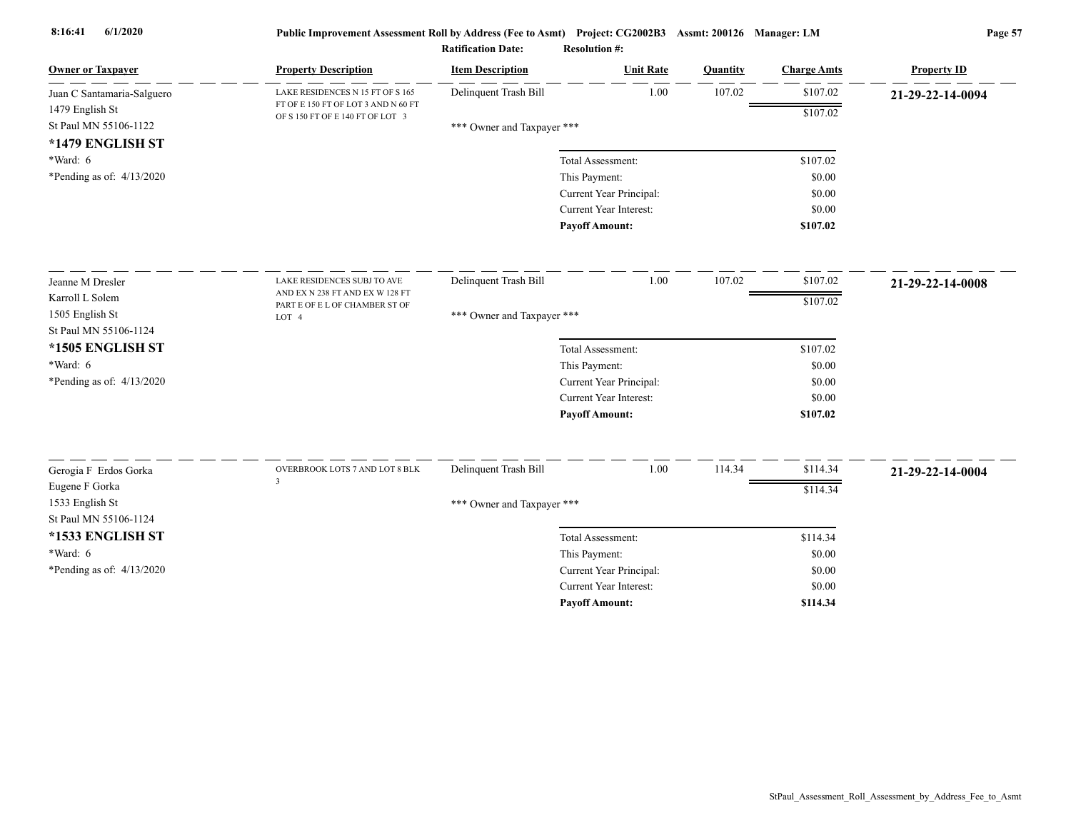Public Improvement Assessment Roll by Address (Fee to Asmt) Project: CG2002B3 Assmt: 200126 Manager: LM

Ratification Date: Resolution #:

| Owner or Taxpayer | Property Description | Item Description | Unit Rate | Quantity | Charge Amts | Property ID |
|---|---|---|---|---|---|---|
| Juan C Santamaria-Salguero<br>1479 English St<br>St Paul MN 55106-1122<br>**\*1479 ENGLISH ST**<br>\*Ward: 6<br>\*Pending as of: 4/13/2020 | LAKE RESIDENCES N 15 FT OF S 165 FT OF E 150 FT OF LOT 3 AND N 60 FT OF S 150 FT OF E 140 FT OF LOT 3 | Delinquent Trash Bill | 1.00 | 107.02 | $107.02 | **21-29-22-14-0094** |
| | | | | | $107.02 | |
| | | \*\*\* Owner and Taxpayer \*\*\* | | | | |
| | | Total Assessment: | | | $107.02 | |
| | | This Payment: | | | $0.00 | |
| | | Current Year Principal: | | | $0.00 | |
| | | Current Year Interest: | | | $0.00 | |
| | | **Payoff Amount:** | | | **$107.02** | |
| Jeanne M Dresler<br>Karroll L Solem<br>1505 English St<br>St Paul MN 55106-1124<br>**\*1505 ENGLISH ST**<br>\*Ward: 6<br>\*Pending as of: 4/13/2020 | LAKE RESIDENCES SUBJ TO AVE AND EX N 238 FT AND EX W 128 FT PART E OF E L OF CHAMBER ST OF LOT 4 | Delinquent Trash Bill | 1.00 | 107.02 | $107.02 | **21-29-22-14-0008** |
| | | | | | $107.02 | |
| | | \*\*\* Owner and Taxpayer \*\*\* | | | | |
| | | Total Assessment: | | | $107.02 | |
| | | This Payment: | | | $0.00 | |
| | | Current Year Principal: | | | $0.00 | |
| | | Current Year Interest: | | | $0.00 | |
| | | **Payoff Amount:** | | | **$107.02** | |
| Gerogia F Erdos Gorka<br>Eugene F Gorka<br>1533 English St<br>St Paul MN 55106-1124<br>**\*1533 ENGLISH ST**<br>\*Ward: 6<br>\*Pending as of: 4/13/2020 | OVERBROOK LOTS 7 AND LOT 8 BLK 3 | Delinquent Trash Bill | 1.00 | 114.34 | $114.34 | **21-29-22-14-0004** |
| | | | | | $114.34 | |
| | | \*\*\* Owner and Taxpayer \*\*\* | | | | |
| | | Total Assessment: | | | $114.34 | |
| | | This Payment: | | | $0.00 | |
| | | Current Year Principal: | | | $0.00 | |
| | | Current Year Interest: | | | $0.00 | |
| | | **Payoff Amount:** | | | **$114.34** | |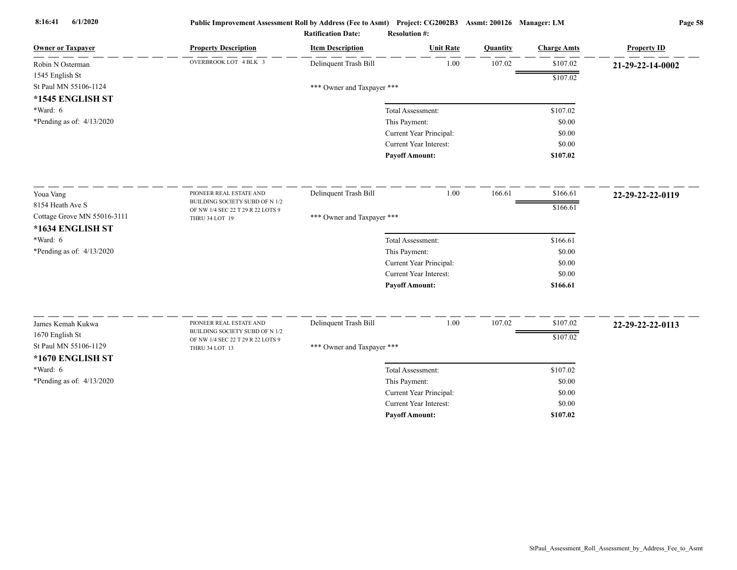Public Improvement Assessment Roll by Address (Fee to Asmt) Project: CG2002B3 Assmt: 200126 Manager: LM

Ratification Date: Resolution #:

| Owner or Taxpayer | Property Description | Item Description | Unit Rate | Quantity | Charge Amts | Property ID |
|---|---|---|---|---|---|---|
| Robin N Osterman<br>1545 English St<br>St Paul MN 55106-1124<br>**\*1545 ENGLISH ST**<br>\*Ward: 6<br>\*Pending as of: 4/13/2020 | OVERBROOK LOT 4 BLK 3 | Delinquent Trash Bill | 1.00 | 107.02 | $107.02 | **21-29-22-14-0002** |
| | | | | | $107.02 | |
| | | \*\*\* Owner and Taxpayer \*\*\* | | | | |
| | | Total Assessment: | | | $107.02 | |
| | | This Payment: | | | $0.00 | |
| | | Current Year Principal: | | | $0.00 | |
| | | Current Year Interest: | | | $0.00 | |
| | | **Payoff Amount:** | | | **$107.02** | |
| Youa Vang<br>8154 Heath Ave S<br>Cottage Grove MN 55016-3111<br>**\*1634 ENGLISH ST**<br>\*Ward: 6<br>\*Pending as of: 4/13/2020 | PIONEER REAL ESTATE AND BUILDING SOCIETY SUBD OF N 1/2 OF NW 1/4 SEC 22 T 29 R 22 LOTS 9 THRU 34 LOT 19 | Delinquent Trash Bill | 1.00 | 166.61 | $166.61 | **22-29-22-22-0119** |
| | | | | | $166.61 | |
| | | \*\*\* Owner and Taxpayer \*\*\* | | | | |
| | | Total Assessment: | | | $166.61 | |
| | | This Payment: | | | $0.00 | |
| | | Current Year Principal: | | | $0.00 | |
| | | Current Year Interest: | | | $0.00 | |
| | | **Payoff Amount:** | | | **$166.61** | |
| James Kemah Kukwa<br>1670 English St<br>St Paul MN 55106-1129<br>**\*1670 ENGLISH ST**<br>\*Ward: 6<br>\*Pending as of: 4/13/2020 | PIONEER REAL ESTATE AND BUILDING SOCIETY SUBD OF N 1/2 OF NW 1/4 SEC 22 T 29 R 22 LOTS 9 THRU 34 LOT 13 | Delinquent Trash Bill | 1.00 | 107.02 | $107.02 | **22-29-22-22-0113** |
| | | | | | $107.02 | |
| | | \*\*\* Owner and Taxpayer \*\*\* | | | | |
| | | Total Assessment: | | | $107.02 | |
| | | This Payment: | | | $0.00 | |
| | | Current Year Principal: | | | $0.00 | |
| | | Current Year Interest: | | | $0.00 | |
| | | **Payoff Amount:** | | | **$107.02** | |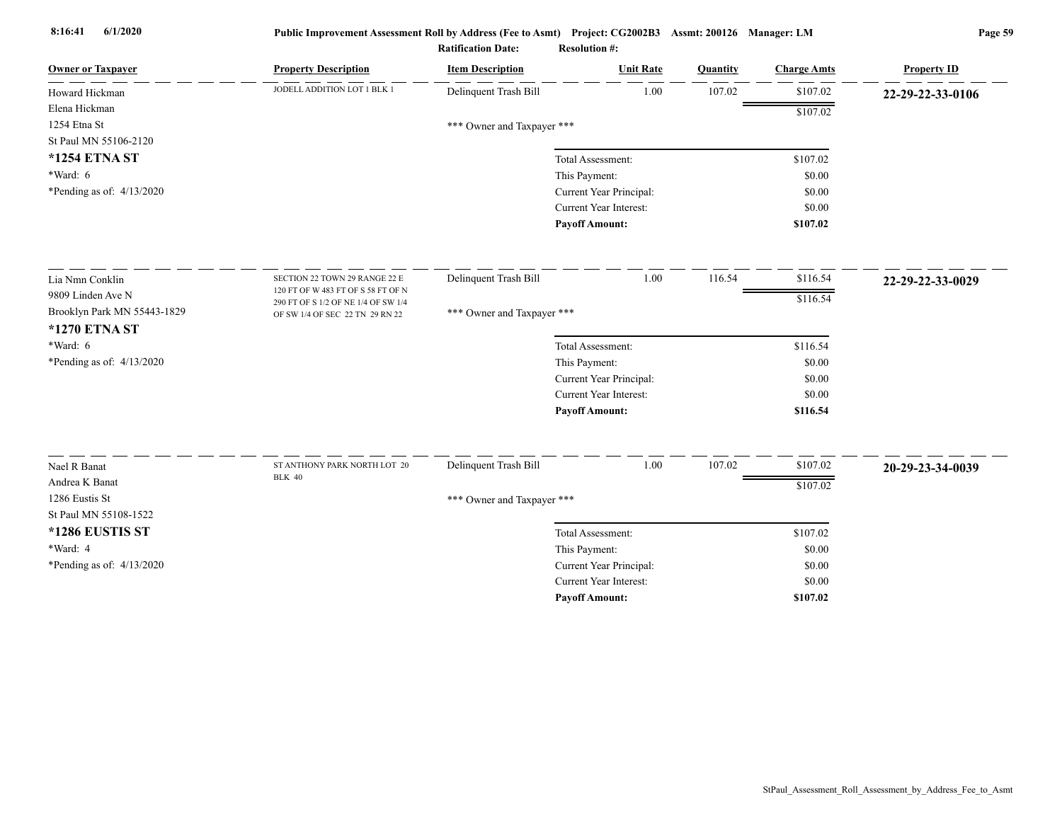**Public Improvement Assessment Roll by Address (Fee to Asmt) Project: CG2002B3 Assmt: 200126 Manager: LM**

**Ratification Date:** **Resolution #:**

| Owner or Taxpayer | Property Description | Item Description | Unit Rate | Quantity | Charge Amts | Property ID |
|---|---|---|---|---|---|---|
| Howard Hickman<br>Elena Hickman<br>1254 Etna St<br>St Paul MN 55106-2120<br>**\*1254 ETNA ST**<br>\*Ward: 6<br>\*Pending as of: 4/13/2020 | JODELL ADDITION LOT 1 BLK 1 | Delinquent Trash Bill | 1.00 | 107.02 | $107.02 | **22-29-22-33-0106** |
| | | | | | $107.02 | |
| | | *** Owner and Taxpayer *** | | | | |
| | | Total Assessment: | | | $107.02 | |
| | | This Payment: | | | $0.00 | |
| | | Current Year Principal: | | | $0.00 | |
| | | Current Year Interest: | | | $0.00 | |
| | | **Payoff Amount:** | | | **$107.02** | |
| Lia Nmn Conklin<br>9809 Linden Ave N<br>Brooklyn Park MN 55443-1829<br>**\*1270 ETNA ST**<br>\*Ward: 6<br>\*Pending as of: 4/13/2020 | SECTION 22 TOWN 29 RANGE 22 E 120 FT OF W 483 FT OF S 58 FT OF N 290 FT OF S 1/2 OF NE 1/4 OF SW 1/4 OF SW 1/4 OF SEC 22 TN 29 RN 22 | Delinquent Trash Bill | 1.00 | 116.54 | $116.54 | **22-29-22-33-0029** |
| | | | | | $116.54 | |
| | | *** Owner and Taxpayer *** | | | | |
| | | Total Assessment: | | | $116.54 | |
| | | This Payment: | | | $0.00 | |
| | | Current Year Principal: | | | $0.00 | |
| | | Current Year Interest: | | | $0.00 | |
| | | **Payoff Amount:** | | | **$116.54** | |
| Nael R Banat<br>Andrea K Banat<br>1286 Eustis St<br>St Paul MN 55108-1522<br>**\*1286 EUSTIS ST**<br>\*Ward: 4<br>\*Pending as of: 4/13/2020 | ST ANTHONY PARK NORTH LOT 20 BLK 40 | Delinquent Trash Bill | 1.00 | 107.02 | $107.02 | **20-29-23-34-0039** |
| | | | | | $107.02 | |
| | | *** Owner and Taxpayer *** | | | | |
| | | Total Assessment: | | | $107.02 | |
| | | This Payment: | | | $0.00 | |
| | | Current Year Principal: | | | $0.00 | |
| | | Current Year Interest: | | | $0.00 | |
| | | **Payoff Amount:** | | | **$107.02** | |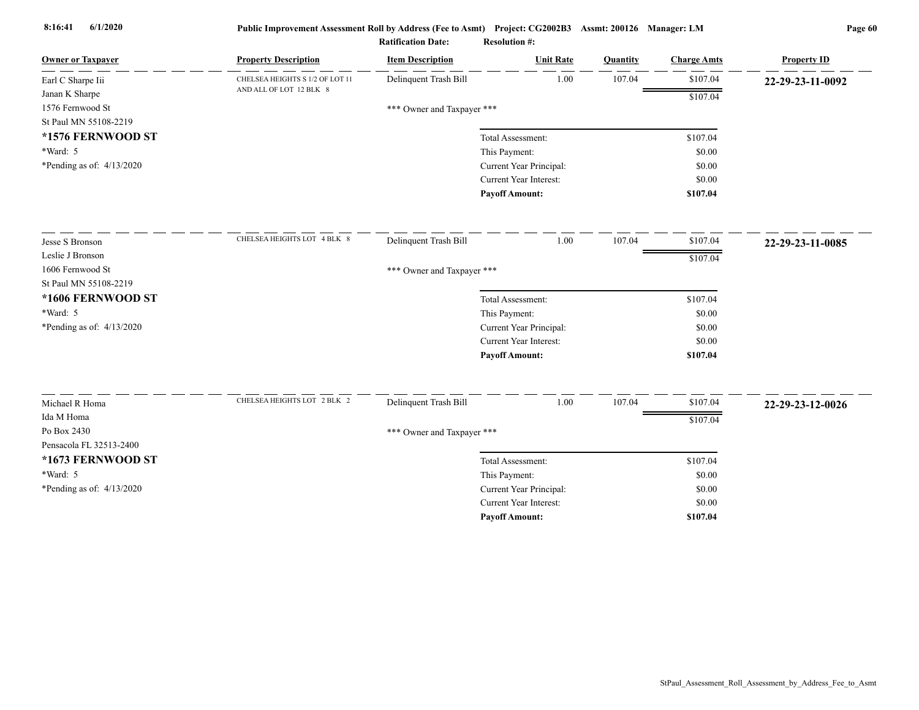**Public Improvement Assessment Roll by Address (Fee to Asmt) Project: CG2002B3 Assmt: 200126 Manager: LM**

**Ratification Date: Resolution #:**

| Owner or Taxpayer | Property Description | Item Description | Unit Rate | Quantity | Charge Amts | Property ID |
|---|---|---|---|---|---|---|
| Earl C Sharpe Iii<br>Janan K Sharpe<br>1576 Fernwood St<br>St Paul MN 55108-2219<br>**\*1576 FERNWOOD ST**<br>\*Ward: 5<br>\*Pending as of: 4/13/2020 | CHELSEA HEIGHTS S 1/2 OF LOT 11 AND ALL OF LOT 12 BLK 8 | Delinquent Trash Bill | 1.00 | 107.04 | $107.04 | **22-29-23-11-0092** |
| | | | | | $107.04 | |
| | | \*\*\* Owner and Taxpayer \*\*\* | | | | |
| | | Total Assessment: | | | $107.04 | |
| | | This Payment: | | | $0.00 | |
| | | Current Year Principal: | | | $0.00 | |
| | | Current Year Interest: | | | $0.00 | |
| | | **Payoff Amount:** | | | **$107.04** | |
| Jesse S Bronson<br>Leslie J Bronson<br>1606 Fernwood St<br>St Paul MN 55108-2219<br>**\*1606 FERNWOOD ST**<br>\*Ward: 5<br>\*Pending as of: 4/13/2020 | CHELSEA HEIGHTS LOT 4 BLK 8 | Delinquent Trash Bill | 1.00 | 107.04 | $107.04 | **22-29-23-11-0085** |
| | | | | | $107.04 | |
| | | \*\*\* Owner and Taxpayer \*\*\* | | | | |
| | | Total Assessment: | | | $107.04 | |
| | | This Payment: | | | $0.00 | |
| | | Current Year Principal: | | | $0.00 | |
| | | Current Year Interest: | | | $0.00 | |
| | | **Payoff Amount:** | | | **$107.04** | |
| Michael R Homa<br>Ida M Homa<br>Po Box 2430<br>Pensacola FL 32513-2400<br>**\*1673 FERNWOOD ST**<br>\*Ward: 5<br>\*Pending as of: 4/13/2020 | CHELSEA HEIGHTS LOT 2 BLK 2 | Delinquent Trash Bill | 1.00 | 107.04 | $107.04 | **22-29-23-12-0026** |
| | | | | | $107.04 | |
| | | \*\*\* Owner and Taxpayer \*\*\* | | | | |
| | | Total Assessment: | | | $107.04 | |
| | | This Payment: | | | $0.00 | |
| | | Current Year Principal: | | | $0.00 | |
| | | Current Year Interest: | | | $0.00 | |
| | | **Payoff Amount:** | | | **$107.04** | |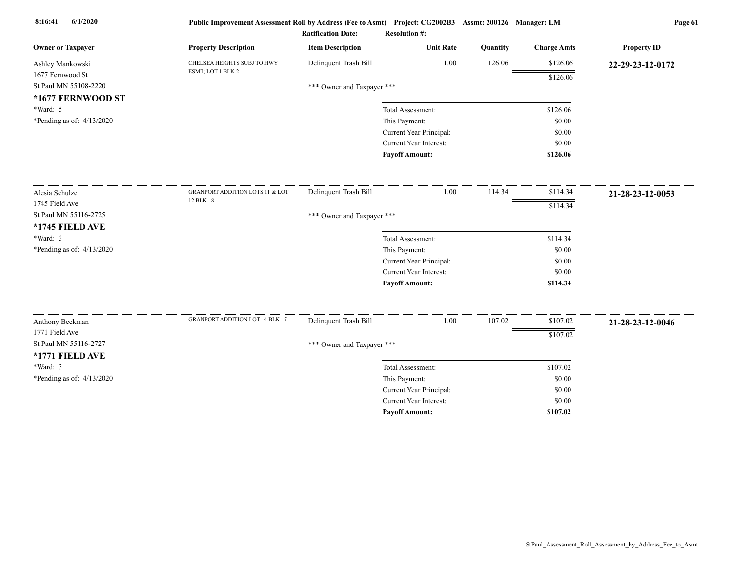| Owner or Taxpayer | Property Description | Item Description | Unit Rate | Quantity | Charge Amts | Property ID |
|---|---|---|---|---|---|---|
| Ashley Mankowski<br>1677 Fernwood St<br>St Paul MN 55108-2220<br>**\*1677 FERNWOOD ST**<br>\*Ward: 5<br>\*Pending as of: 4/13/2020 | CHELSEA HEIGHTS SUBJ TO HWY ESMT; LOT 1 BLK 2 | Delinquent Trash Bill | 1.00 | 126.06 | $126.06 | **22-29-23-12-0172** |
| | | | | | $126.06 | |
| | | \*\*\* Owner and Taxpayer \*\*\* | | | | |
| | | | Total Assessment: | | $126.06 | |
| | | | This Payment: | | $0.00 | |
| | | | Current Year Principal: | | $0.00 | |
| | | | Current Year Interest: | | $0.00 | |
| | | | **Payoff Amount:** | | **$126.06** | |
| Alesia Schulze<br>1745 Field Ave<br>St Paul MN 55116-2725<br>**\*1745 FIELD AVE**<br>\*Ward: 3<br>\*Pending as of: 4/13/2020 | GRANPORT ADDITION LOTS 11 & LOT 12 BLK 8 | Delinquent Trash Bill | 1.00 | 114.34 | $114.34 | **21-28-23-12-0053** |
| | | | | | $114.34 | |
| | | \*\*\* Owner and Taxpayer \*\*\* | | | | |
| | | | Total Assessment: | | $114.34 | |
| | | | This Payment: | | $0.00 | |
| | | | Current Year Principal: | | $0.00 | |
| | | | Current Year Interest: | | $0.00 | |
| | | | **Payoff Amount:** | | **$114.34** | |
| Anthony Beckman<br>1771 Field Ave<br>St Paul MN 55116-2727<br>**\*1771 FIELD AVE**<br>\*Ward: 3<br>\*Pending as of: 4/13/2020 | GRANPORT ADDITION LOT 4 BLK 7 | Delinquent Trash Bill | 1.00 | 107.02 | $107.02 | **21-28-23-12-0046** |
| | | | | | $107.02 | |
| | | \*\*\* Owner and Taxpayer \*\*\* | | | | |
| | | | Total Assessment: | | $107.02 | |
| | | | This Payment: | | $0.00 | |
| | | | Current Year Principal: | | $0.00 | |
| | | | Current Year Interest: | | $0.00 | |
| | | | **Payoff Amount:** | | **$107.02** | |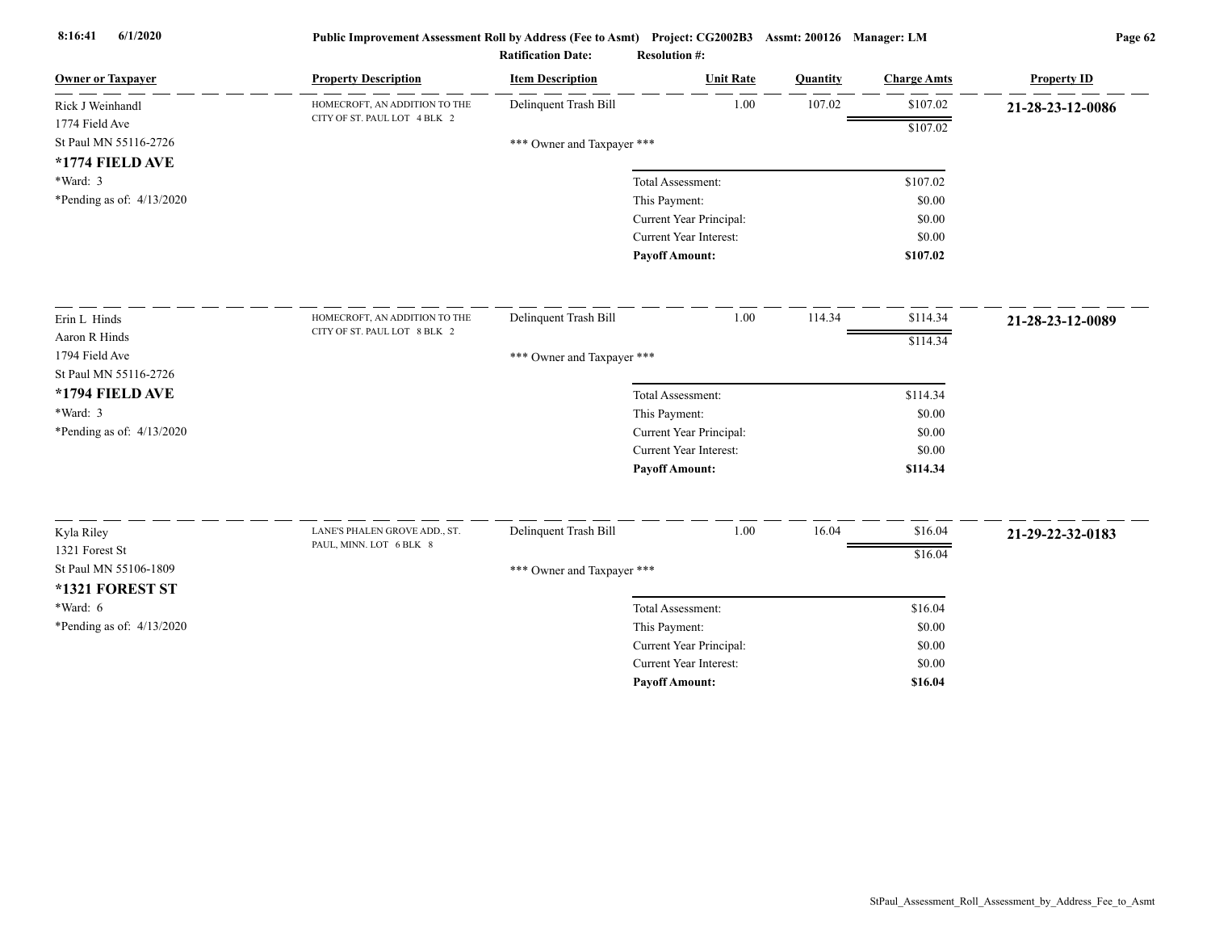| Owner or Taxpayer | Property Description | Item Description | Unit Rate | Quantity | Charge Amts | Property ID |
|---|---|---|---|---|---|---|
| Rick J Weinhandl<br>1774 Field Ave<br>St Paul MN 55116-2726<br>**\*1774 FIELD AVE**<br>\*Ward: 3<br>\*Pending as of: 4/13/2020 | HOMECROFT, AN ADDITION TO THE CITY OF ST. PAUL LOT 4 BLK 2 | Delinquent Trash Bill | 1.00 | 107.02 | $107.02 | **21-28-23-12-0086** |
| | | | | | $107.02 | |
| | | *** Owner and Taxpayer *** | | | | |
| | | | Total Assessment: | | $107.02 | |
| | | | This Payment: | | $0.00 | |
| | | | Current Year Principal: | | $0.00 | |
| | | | Current Year Interest: | | $0.00 | |
| | | | **Payoff Amount:** | | **$107.02** | |
| Erin L Hinds<br>Aaron R Hinds<br>1794 Field Ave<br>St Paul MN 55116-2726<br>**\*1794 FIELD AVE**<br>\*Ward: 3<br>\*Pending as of: 4/13/2020 | HOMECROFT, AN ADDITION TO THE CITY OF ST. PAUL LOT 8 BLK 2 | Delinquent Trash Bill | 1.00 | 114.34 | $114.34 | **21-28-23-12-0089** |
| | | | | | $114.34 | |
| | | *** Owner and Taxpayer *** | | | | |
| | | | Total Assessment: | | $114.34 | |
| | | | This Payment: | | $0.00 | |
| | | | Current Year Principal: | | $0.00 | |
| | | | Current Year Interest: | | $0.00 | |
| | | | **Payoff Amount:** | | **$114.34** | |
| Kyla Riley<br>1321 Forest St<br>St Paul MN 55106-1809<br>**\*1321 FOREST ST**<br>\*Ward: 6<br>\*Pending as of: 4/13/2020 | LANE'S PHALEN GROVE ADD., ST. PAUL, MINN. LOT 6 BLK 8 | Delinquent Trash Bill | 1.00 | 16.04 | $16.04 | **21-29-22-32-0183** |
| | | | | | $16.04 | |
| | | *** Owner and Taxpayer *** | | | | |
| | | | Total Assessment: | | $16.04 | |
| | | | This Payment: | | $0.00 | |
| | | | Current Year Principal: | | $0.00 | |
| | | | Current Year Interest: | | $0.00 | |
| | | | **Payoff Amount:** | | **$16.04** | |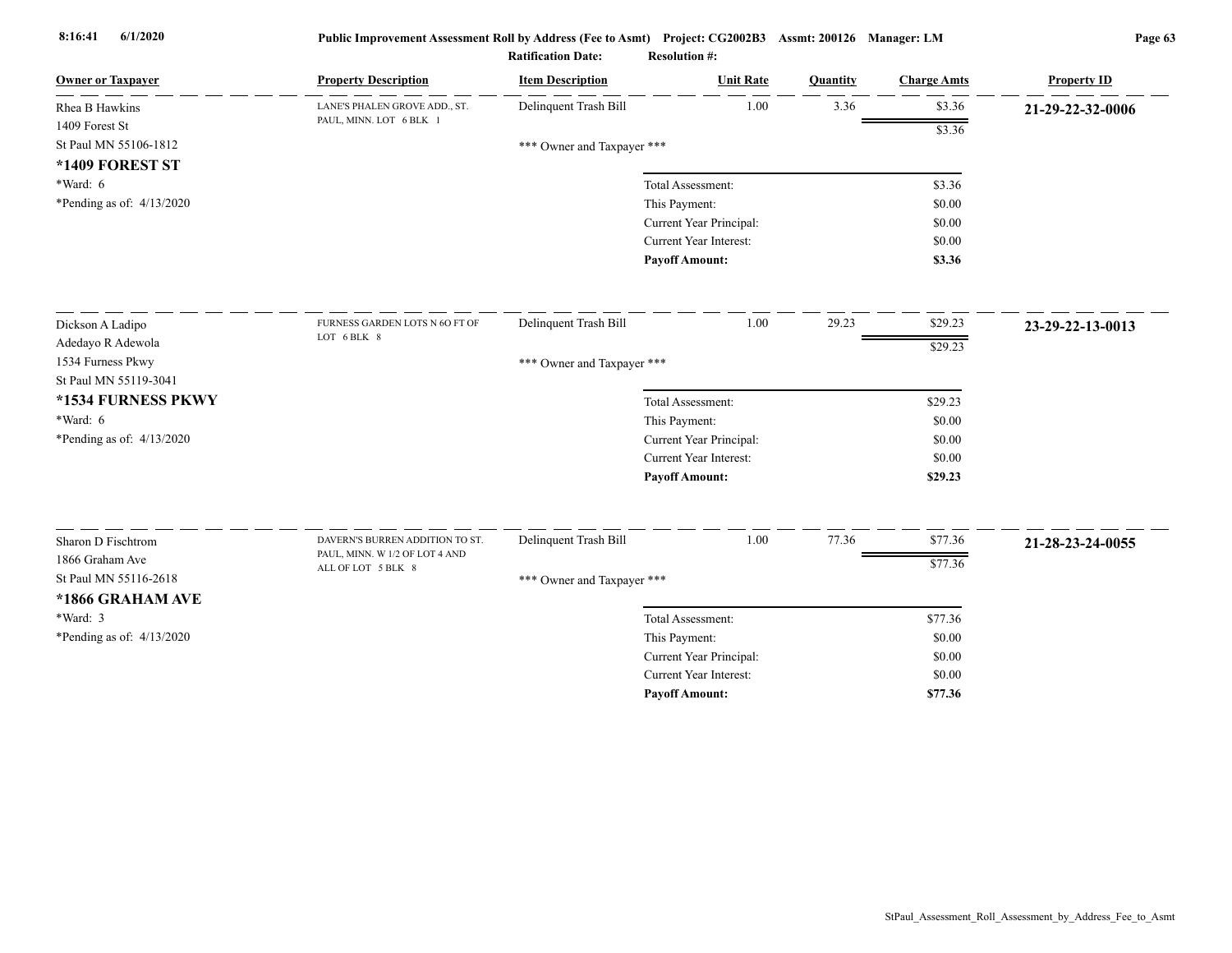**Public Improvement Assessment Roll by Address (Fee to Asmt)** Project: CG2002B3 Assmt: 200126 Manager: LM

Ratification Date: Resolution #:

| Owner or Taxpayer | Property Description | Item Description | Unit Rate | Quantity | Charge Amts | Property ID |
|---|---|---|---|---|---|---|
| Rhea B Hawkins<br>1409 Forest St<br>St Paul MN 55106-1812<br>**\*1409 FOREST ST**<br>\*Ward: 6<br>\*Pending as of: 4/13/2020 | LANE'S PHALEN GROVE ADD., ST. PAUL, MINN. LOT 6 BLK 1 | Delinquent Trash Bill | 1.00 | 3.36 | $3.36 | **21-29-22-32-0006** |
| | | | | | $3.36 | |
| | | \*\*\* Owner and Taxpayer \*\*\* | | | | |
| | | Total Assessment: | | | $3.36 | |
| | | This Payment: | | | $0.00 | |
| | | Current Year Principal: | | | $0.00 | |
| | | Current Year Interest: | | | $0.00 | |
| | | **Payoff Amount:** | | | **$3.36** | |
| Dickson A Ladipo<br>Adedayo R Adewola<br>1534 Furness Pkwy<br>St Paul MN 55119-3041<br>**\*1534 FURNESS PKWY**<br>\*Ward: 6<br>\*Pending as of: 4/13/2020 | FURNESS GARDEN LOTS N 6O FT OF LOT 6 BLK 8 | Delinquent Trash Bill | 1.00 | 29.23 | $29.23 | **23-29-22-13-0013** |
| | | | | | $29.23 | |
| | | \*\*\* Owner and Taxpayer \*\*\* | | | | |
| | | Total Assessment: | | | $29.23 | |
| | | This Payment: | | | $0.00 | |
| | | Current Year Principal: | | | $0.00 | |
| | | Current Year Interest: | | | $0.00 | |
| | | **Payoff Amount:** | | | **$29.23** | |
| Sharon D Fischtrom<br>1866 Graham Ave<br>St Paul MN 55116-2618<br>**\*1866 GRAHAM AVE**<br>\*Ward: 3<br>\*Pending as of: 4/13/2020 | DAVERN'S BURREN ADDITION TO ST. PAUL, MINN. W 1/2 OF LOT 4 AND ALL OF LOT 5 BLK 8 | Delinquent Trash Bill | 1.00 | 77.36 | $77.36 | **21-28-23-24-0055** |
| | | | | | $77.36 | |
| | | \*\*\* Owner and Taxpayer \*\*\* | | | | |
| | | Total Assessment: | | | $77.36 | |
| | | This Payment: | | | $0.00 | |
| | | Current Year Principal: | | | $0.00 | |
| | | Current Year Interest: | | | $0.00 | |
| | | **Payoff Amount:** | | | **$77.36** | |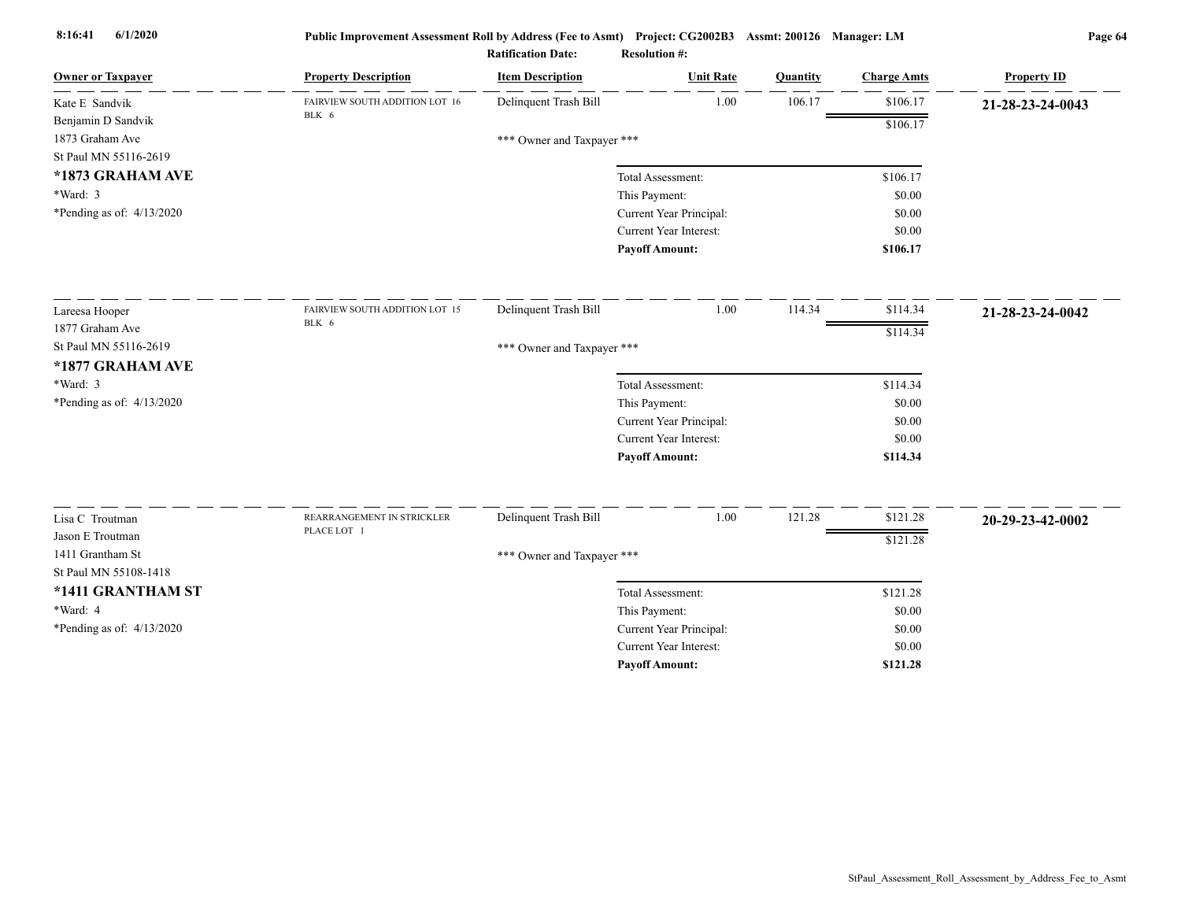**Public Improvement Assessment Roll by Address (Fee to Asmt) Project: CG2002B3 Assmt: 200126 Manager: LM**

**Ratification Date: Resolution #:**

| Owner or Taxpayer | Property Description | Item Description | Unit Rate | Quantity | Charge Amts | Property ID |
|---|---|---|---|---|---|---|
| Kate E Sandvik<br>Benjamin D Sandvik<br>1873 Graham Ave<br>St Paul MN 55116-2619<br>**\*1873 GRAHAM AVE**<br>\*Ward: 3<br>\*Pending as of: 4/13/2020 | FAIRVIEW SOUTH ADDITION LOT 16 BLK 6 | Delinquent Trash Bill | 1.00 | 106.17 | $106.17 | **21-28-23-24-0043** |
| | | | | | $106.17 | |
| | | *** Owner and Taxpayer *** | | | | |
| | | | Total Assessment: | | $106.17 | |
| | | | This Payment: | | $0.00 | |
| | | | Current Year Principal: | | $0.00 | |
| | | | Current Year Interest: | | $0.00 | |
| | | | **Payoff Amount:** | | **$106.17** | |
| Lareesa Hooper<br>1877 Graham Ave<br>St Paul MN 55116-2619<br>**\*1877 GRAHAM AVE**<br>\*Ward: 3<br>\*Pending as of: 4/13/2020 | FAIRVIEW SOUTH ADDITION LOT 15 BLK 6 | Delinquent Trash Bill | 1.00 | 114.34 | $114.34 | **21-28-23-24-0042** |
| | | | | | $114.34 | |
| | | *** Owner and Taxpayer *** | | | | |
| | | | Total Assessment: | | $114.34 | |
| | | | This Payment: | | $0.00 | |
| | | | Current Year Principal: | | $0.00 | |
| | | | Current Year Interest: | | $0.00 | |
| | | | **Payoff Amount:** | | **$114.34** | |
| Lisa C Troutman<br>Jason E Troutman<br>1411 Grantham St<br>St Paul MN 55108-1418<br>**\*1411 GRANTHAM ST**<br>\*Ward: 4<br>\*Pending as of: 4/13/2020 | REARRANGEMENT IN STRICKLER PLACE LOT 1 | Delinquent Trash Bill | 1.00 | 121.28 | $121.28 | **20-29-23-42-0002** |
| | | | | | $121.28 | |
| | | *** Owner and Taxpayer *** | | | | |
| | | | Total Assessment: | | $121.28 | |
| | | | This Payment: | | $0.00 | |
| | | | Current Year Principal: | | $0.00 | |
| | | | Current Year Interest: | | $0.00 | |
| | | | **Payoff Amount:** | | **$121.28** | |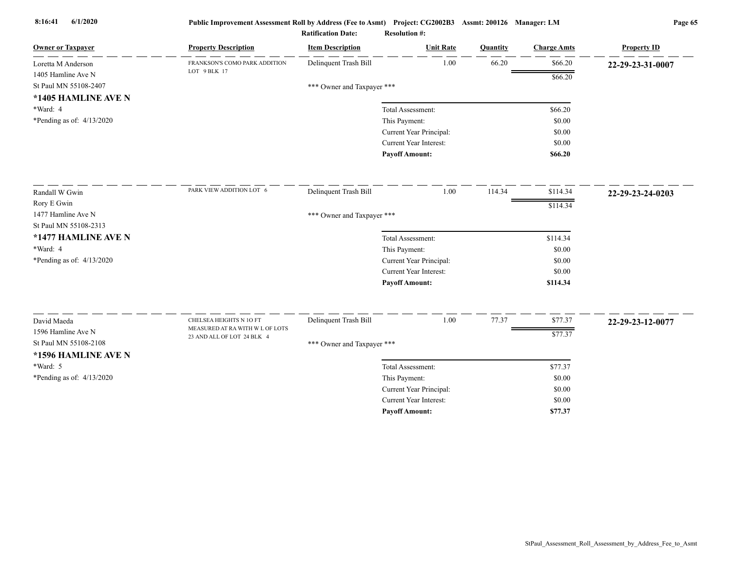**Public Improvement Assessment Roll by Address (Fee to Asmt)** Project: CG2002B3 Assmt: 200126 Manager: LM

Ratification Date: Resolution #:

| Owner or Taxpayer | Property Description | Item Description | Unit Rate | Quantity | Charge Amts | Property ID |
|---|---|---|---|---|---|---|
| Loretta M Anderson<br>1405 Hamline Ave N<br>St Paul MN 55108-2407<br>**\*1405 HAMLINE AVE N**<br>\*Ward: 4<br>\*Pending as of: 4/13/2020 | FRANKSON'S COMO PARK ADDITION LOT 9 BLK 17 | Delinquent Trash Bill | 1.00 | 66.20 | $66.20 | **22-29-23-31-0007** |
| | | | | | $66.20 | |
| | | *** Owner and Taxpayer *** | | | | |
| | | Total Assessment: | | | $66.20 | |
| | | This Payment: | | | $0.00 | |
| | | Current Year Principal: | | | $0.00 | |
| | | Current Year Interest: | | | $0.00 | |
| | | **Payoff Amount:** | | | **$66.20** | |
| Randall W Gwin<br>Rory E Gwin<br>1477 Hamline Ave N<br>St Paul MN 55108-2313<br>**\*1477 HAMLINE AVE N**<br>\*Ward: 4<br>\*Pending as of: 4/13/2020 | PARK VIEW ADDITION LOT 6 | Delinquent Trash Bill | 1.00 | 114.34 | $114.34 | **22-29-23-24-0203** |
| | | | | | $114.34 | |
| | | *** Owner and Taxpayer *** | | | | |
| | | Total Assessment: | | | $114.34 | |
| | | This Payment: | | | $0.00 | |
| | | Current Year Principal: | | | $0.00 | |
| | | Current Year Interest: | | | $0.00 | |
| | | **Payoff Amount:** | | | **$114.34** | |
| David Maeda<br>1596 Hamline Ave N<br>St Paul MN 55108-2108<br>**\*1596 HAMLINE AVE N**<br>\*Ward: 5<br>\*Pending as of: 4/13/2020 | CHELSEA HEIGHTS N 1O FT MEASURED AT RA WITH W L OF LOTS 23 AND ALL OF LOT 24 BLK 4 | Delinquent Trash Bill | 1.00 | 77.37 | $77.37 | **22-29-23-12-0077** |
| | | | | | $77.37 | |
| | | *** Owner and Taxpayer *** | | | | |
| | | Total Assessment: | | | $77.37 | |
| | | This Payment: | | | $0.00 | |
| | | Current Year Principal: | | | $0.00 | |
| | | Current Year Interest: | | | $0.00 | |
| | | **Payoff Amount:** | | | **$77.37** | |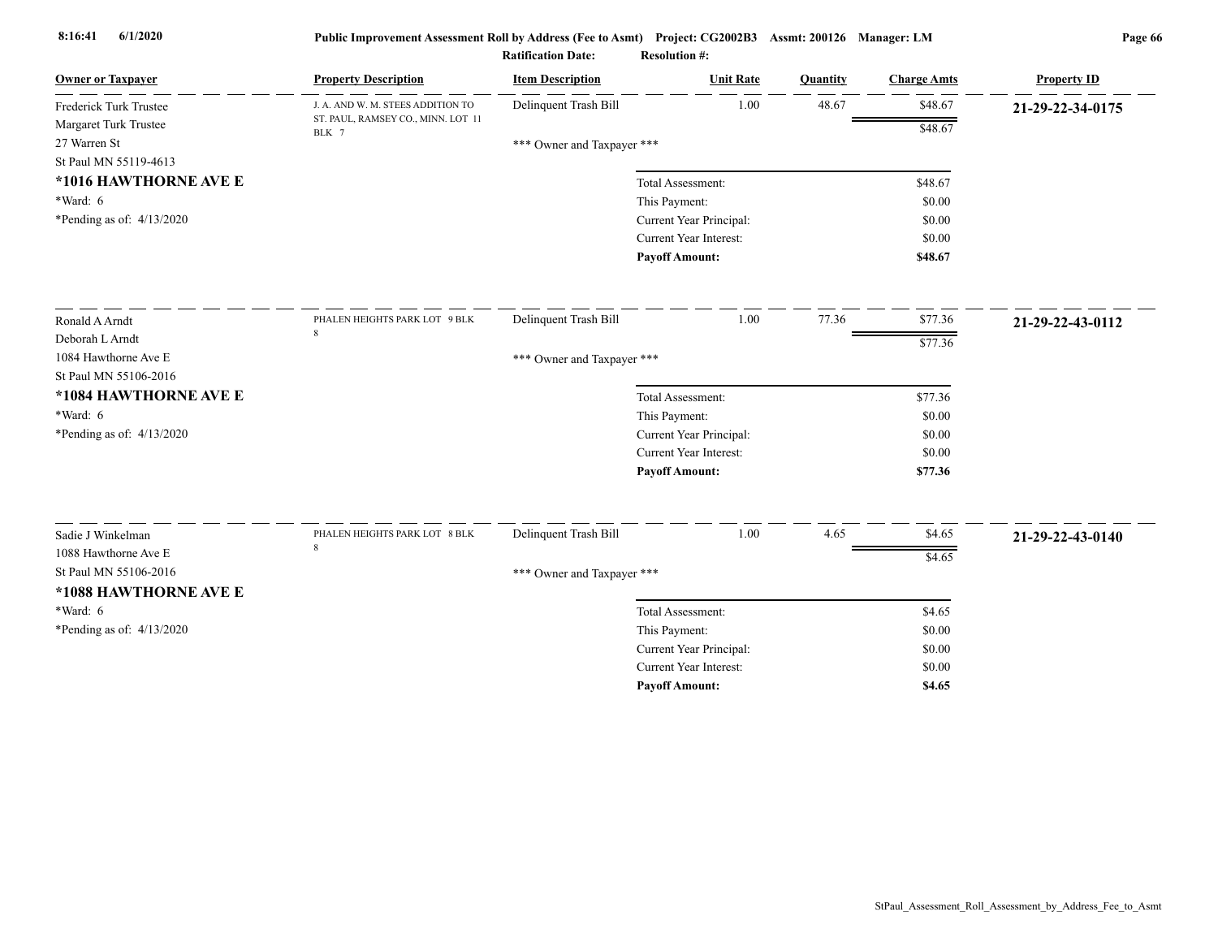**Public Improvement Assessment Roll by Address (Fee to Asmt)** Project: CG2002B3 Assmt: 200126 Manager: LM

**Ratification Date:** **Resolution #:**

| Owner or Taxpayer | Property Description | Item Description | Unit Rate | Quantity | Charge Amts | Property ID |
|---|---|---|---|---|---|---|
| Frederick Turk Trustee<br>Margaret Turk Trustee<br>27 Warren St<br>St Paul MN 55119-4613<br>**\*1016 HAWTHORNE AVE E**<br>\*Ward: 6<br>\*Pending as of: 4/13/2020 | J. A. AND W. M. STEES ADDITION TO ST. PAUL, RAMSEY CO., MINN. LOT 11 BLK 7 | Delinquent Trash Bill | 1.00 | 48.67 | $48.67 | **21-29-22-34-0175** |
| | | | | | $48.67 | |
| | | \*\*\* Owner and Taxpayer \*\*\* | | | | |
| | | | Total Assessment: | | $48.67 | |
| | | | This Payment: | | $0.00 | |
| | | | Current Year Principal: | | $0.00 | |
| | | | Current Year Interest: | | $0.00 | |
| | | | **Payoff Amount:** | | **$48.67** | |
| Ronald A Arndt<br>Deborah L Arndt<br>1084 Hawthorne Ave E<br>St Paul MN 55106-2016<br>**\*1084 HAWTHORNE AVE E**<br>\*Ward: 6<br>\*Pending as of: 4/13/2020 | PHALEN HEIGHTS PARK LOT 9 BLK 8 | Delinquent Trash Bill | 1.00 | 77.36 | $77.36 | **21-29-22-43-0112** |
| | | | | | $77.36 | |
| | | \*\*\* Owner and Taxpayer \*\*\* | | | | |
| | | | Total Assessment: | | $77.36 | |
| | | | This Payment: | | $0.00 | |
| | | | Current Year Principal: | | $0.00 | |
| | | | Current Year Interest: | | $0.00 | |
| | | | **Payoff Amount:** | | **$77.36** | |
| Sadie J Winkelman<br>1088 Hawthorne Ave E<br>St Paul MN 55106-2016<br>**\*1088 HAWTHORNE AVE E**<br>\*Ward: 6<br>\*Pending as of: 4/13/2020 | PHALEN HEIGHTS PARK LOT 8 BLK 8 | Delinquent Trash Bill | 1.00 | 4.65 | $4.65 | **21-29-22-43-0140** |
| | | | | | $4.65 | |
| | | \*\*\* Owner and Taxpayer \*\*\* | | | | |
| | | | Total Assessment: | | $4.65 | |
| | | | This Payment: | | $0.00 | |
| | | | Current Year Principal: | | $0.00 | |
| | | | Current Year Interest: | | $0.00 | |
| | | | **Payoff Amount:** | | **$4.65** | |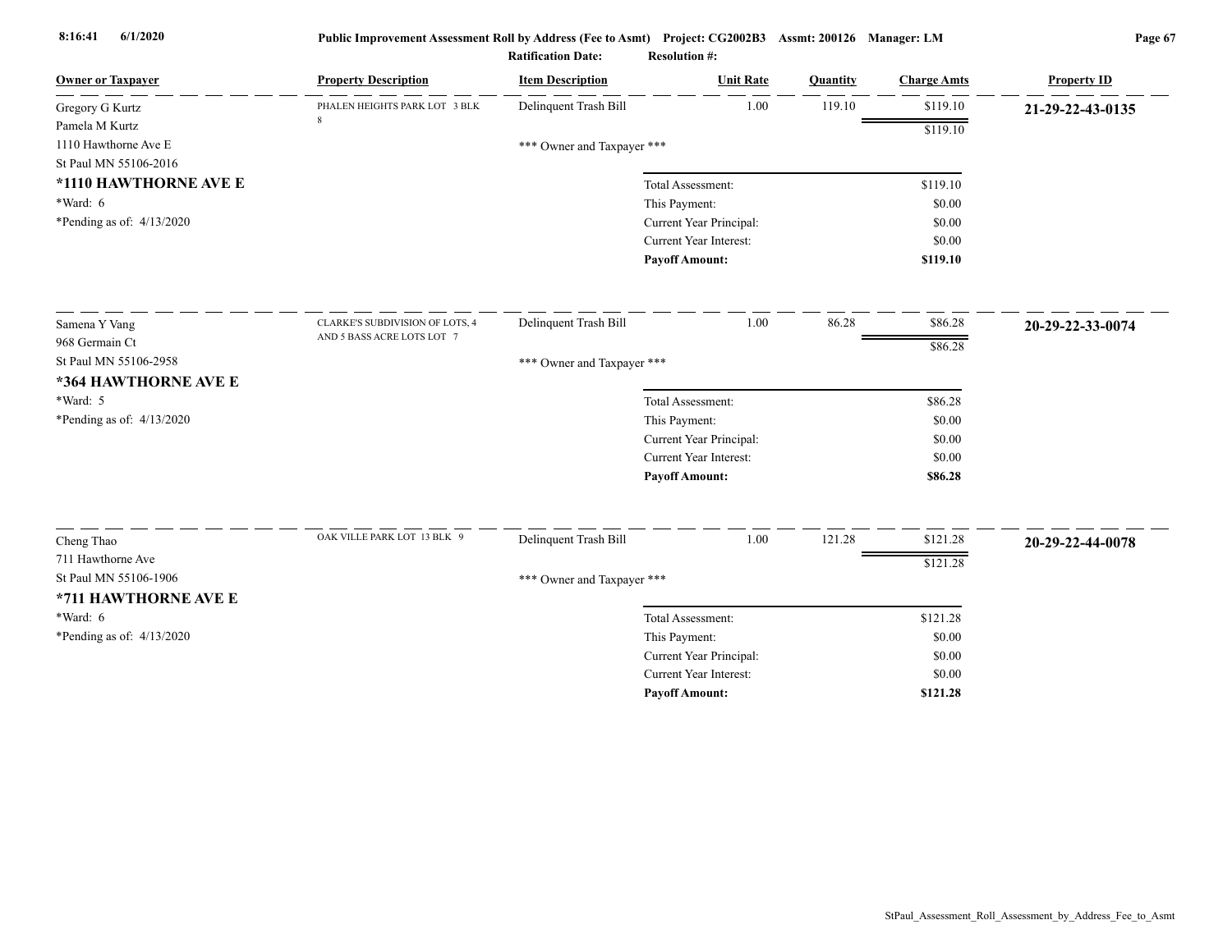| Owner or Taxpayer | Property Description | Item Description | Unit Rate | Quantity | Charge Amts | Property ID |
|---|---|---|---|---|---|---|
| Gregory G Kurtz<br>Pamela M Kurtz<br>1110 Hawthorne Ave E<br>St Paul MN 55106-2016<br>**\*1110 HAWTHORNE AVE E**<br>\*Ward: 6<br>\*Pending as of: 4/13/2020 | PHALEN HEIGHTS PARK LOT 3 BLK 8 | Delinquent Trash Bill | 1.00 | 119.10 | $119.10 | **21-29-22-43-0135** |
| | | | | | $119.10 | |
| | | \*\*\* Owner and Taxpayer \*\*\* | | | | |
| | | | Total Assessment: | | $119.10 | |
| | | | This Payment: | | $0.00 | |
| | | | Current Year Principal: | | $0.00 | |
| | | | Current Year Interest: | | $0.00 | |
| | | | **Payoff Amount:** | | **$119.10** | |
| Samena Y Vang<br>968 Germain Ct<br>St Paul MN 55106-2958<br>**\*364 HAWTHORNE AVE E**<br>\*Ward: 5<br>\*Pending as of: 4/13/2020 | CLARKE'S SUBDIVISION OF LOTS, 4 AND 5 BASS ACRE LOTS LOT 7 | Delinquent Trash Bill | 1.00 | 86.28 | $86.28 | **20-29-22-33-0074** |
| | | | | | $86.28 | |
| | | \*\*\* Owner and Taxpayer \*\*\* | | | | |
| | | | Total Assessment: | | $86.28 | |
| | | | This Payment: | | $0.00 | |
| | | | Current Year Principal: | | $0.00 | |
| | | | Current Year Interest: | | $0.00 | |
| | | | **Payoff Amount:** | | **$86.28** | |
| Cheng Thao<br>711 Hawthorne Ave<br>St Paul MN 55106-1906<br>**\*711 HAWTHORNE AVE E**<br>\*Ward: 6<br>\*Pending as of: 4/13/2020 | OAK VILLE PARK LOT 13 BLK 9 | Delinquent Trash Bill | 1.00 | 121.28 | $121.28 | **20-29-22-44-0078** |
| | | | | | $121.28 | |
| | | \*\*\* Owner and Taxpayer \*\*\* | | | | |
| | | | Total Assessment: | | $121.28 | |
| | | | This Payment: | | $0.00 | |
| | | | Current Year Principal: | | $0.00 | |
| | | | Current Year Interest: | | $0.00 | |
| | | | **Payoff Amount:** | | **$121.28** | |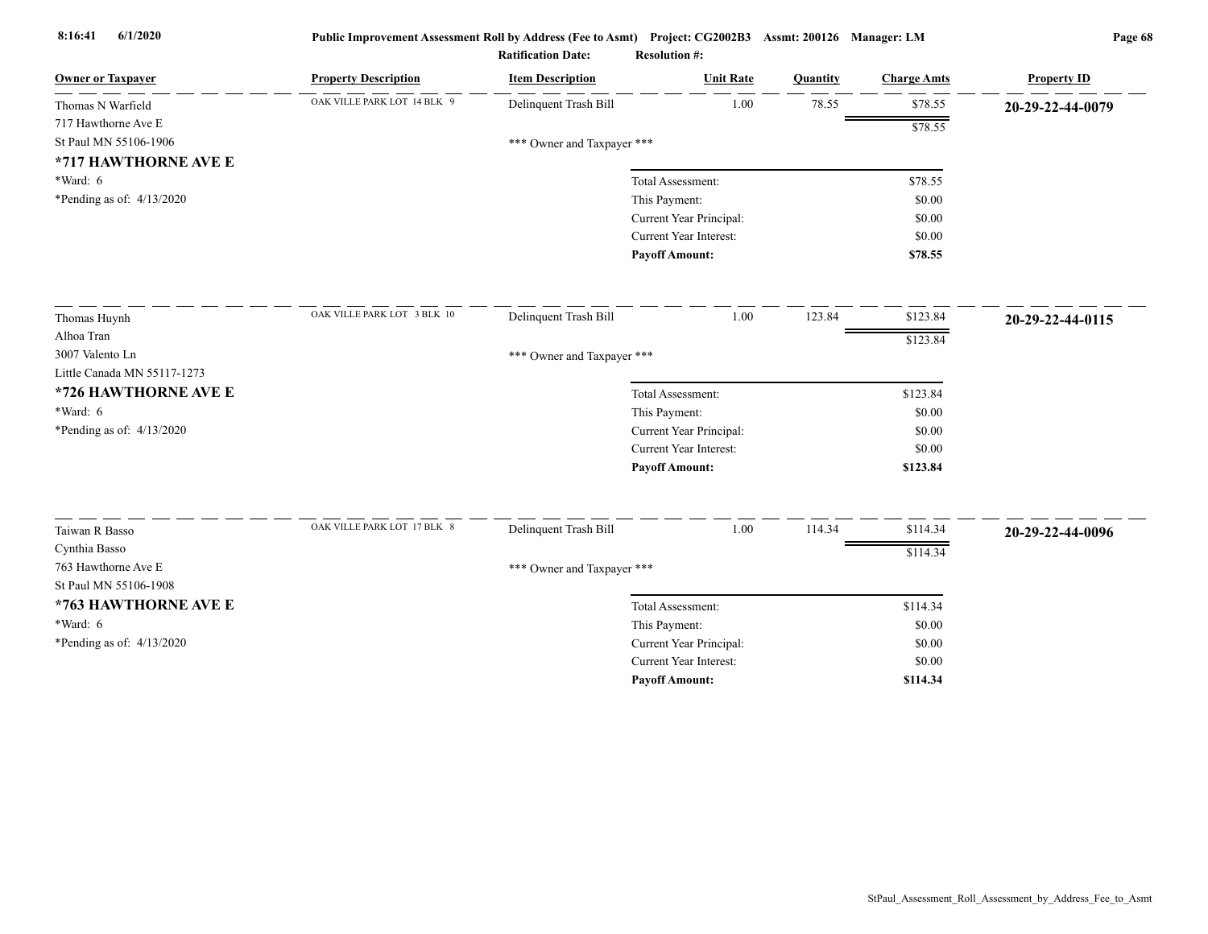**Public Improvement Assessment Roll by Address (Fee to Asmt)** Project: CG2002B3 Assmt: 200126 Manager: LM

**Ratification Date:** **Resolution #:**

| Owner or Taxpayer | Property Description | Item Description | Unit Rate | Quantity | Charge Amts | Property ID |
|---|---|---|---|---|---|---|
| Thomas N Warfield<br>717 Hawthorne Ave E<br>St Paul MN 55106-1906<br>**\*717 HAWTHORNE AVE E**<br>\*Ward: 6<br>\*Pending as of: 4/13/2020 | OAK VILLE PARK LOT 14 BLK 9 | Delinquent Trash Bill | 1.00 | 78.55 | $78.55 | **20-29-22-44-0079** |
| | | | | | $78.55 | |
| | | *** Owner and Taxpayer *** | | | | |
| | | Total Assessment: | | | $78.55 | |
| | | This Payment: | | | $0.00 | |
| | | Current Year Principal: | | | $0.00 | |
| | | Current Year Interest: | | | $0.00 | |
| | | **Payoff Amount:** | | | **$78.55** | |
| Thomas Huynh<br>Alhoa Tran<br>3007 Valento Ln<br>Little Canada MN 55117-1273<br>**\*726 HAWTHORNE AVE E**<br>\*Ward: 6<br>\*Pending as of: 4/13/2020 | OAK VILLE PARK LOT 3 BLK 10 | Delinquent Trash Bill | 1.00 | 123.84 | $123.84 | **20-29-22-44-0115** |
| | | | | | $123.84 | |
| | | *** Owner and Taxpayer *** | | | | |
| | | Total Assessment: | | | $123.84 | |
| | | This Payment: | | | $0.00 | |
| | | Current Year Principal: | | | $0.00 | |
| | | Current Year Interest: | | | $0.00 | |
| | | **Payoff Amount:** | | | **$123.84** | |
| Taiwan R Basso<br>Cynthia Basso<br>763 Hawthorne Ave E<br>St Paul MN 55106-1908<br>**\*763 HAWTHORNE AVE E**<br>\*Ward: 6<br>\*Pending as of: 4/13/2020 | OAK VILLE PARK LOT 17 BLK 8 | Delinquent Trash Bill | 1.00 | 114.34 | $114.34 | **20-29-22-44-0096** |
| | | | | | $114.34 | |
| | | *** Owner and Taxpayer *** | | | | |
| | | Total Assessment: | | | $114.34 | |
| | | This Payment: | | | $0.00 | |
| | | Current Year Principal: | | | $0.00 | |
| | | Current Year Interest: | | | $0.00 | |
| | | **Payoff Amount:** | | | **$114.34** | |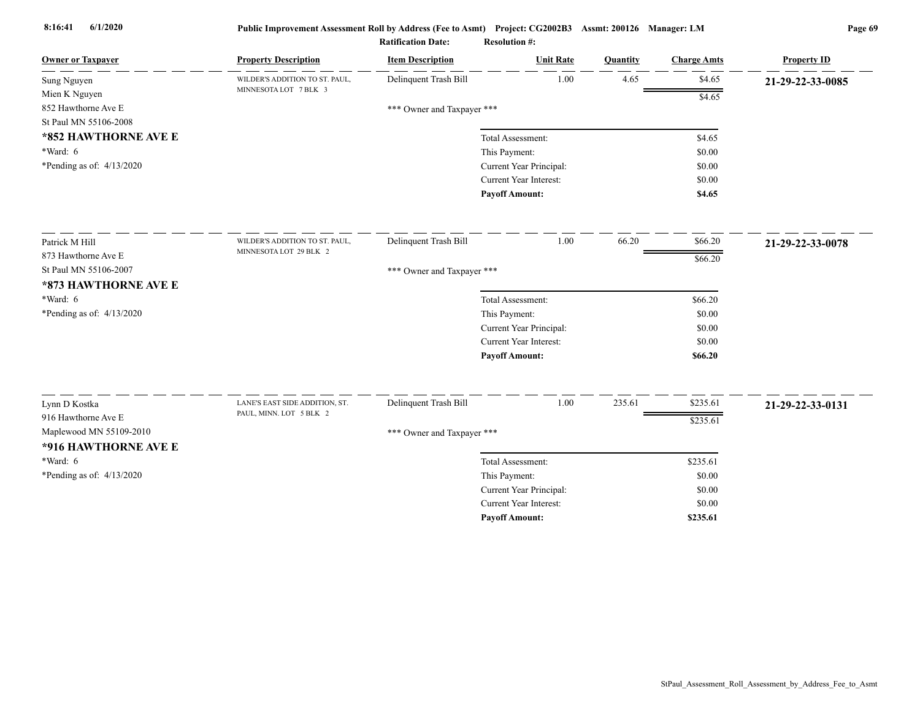**Public Improvement Assessment Roll by Address (Fee to Asmt)** **Project: CG2002B3** **Assmt: 200126** **Manager: LM**

**Ratification Date:** **Resolution #:**

| Owner or Taxpayer | Property Description | Item Description | Unit Rate | Quantity | Charge Amts | Property ID |
|---|---|---|---|---|---|---|
| Sung Nguyen<br>Mien K Nguyen<br>852 Hawthorne Ave E<br>St Paul MN 55106-2008<br>**\*852 HAWTHORNE AVE E**<br>\*Ward: 6<br>\*Pending as of: 4/13/2020 | WILDER'S ADDITION TO ST. PAUL, MINNESOTA LOT 7 BLK 3 | Delinquent Trash Bill | 1.00 | 4.65 | $4.65 | **21-29-22-33-0085** |
| | | | | | $4.65 | |
| | | *** Owner and Taxpayer *** | | | | |
| | | | Total Assessment: | | $4.65 | |
| | | | This Payment: | | $0.00 | |
| | | | Current Year Principal: | | $0.00 | |
| | | | Current Year Interest: | | $0.00 | |
| | | | **Payoff Amount:** | | **$4.65** | |
| Patrick M Hill<br>873 Hawthorne Ave E<br>St Paul MN 55106-2007<br>**\*873 HAWTHORNE AVE E**<br>\*Ward: 6<br>\*Pending as of: 4/13/2020 | WILDER'S ADDITION TO ST. PAUL, MINNESOTA LOT 29 BLK 2 | Delinquent Trash Bill | 1.00 | 66.20 | $66.20 | **21-29-22-33-0078** |
| | | | | | $66.20 | |
| | | *** Owner and Taxpayer *** | | | | |
| | | | Total Assessment: | | $66.20 | |
| | | | This Payment: | | $0.00 | |
| | | | Current Year Principal: | | $0.00 | |
| | | | Current Year Interest: | | $0.00 | |
| | | | **Payoff Amount:** | | **$66.20** | |
| Lynn D Kostka<br>916 Hawthorne Ave E<br>Maplewood MN 55109-2010<br>**\*916 HAWTHORNE AVE E**<br>\*Ward: 6<br>\*Pending as of: 4/13/2020 | LANE'S EAST SIDE ADDITION, ST. PAUL, MINN. LOT 5 BLK 2 | Delinquent Trash Bill | 1.00 | 235.61 | $235.61 | **21-29-22-33-0131** |
| | | | | | $235.61 | |
| | | *** Owner and Taxpayer *** | | | | |
| | | | Total Assessment: | | $235.61 | |
| | | | This Payment: | | $0.00 | |
| | | | Current Year Principal: | | $0.00 | |
| | | | Current Year Interest: | | $0.00 | |
| | | | **Payoff Amount:** | | **$235.61** | |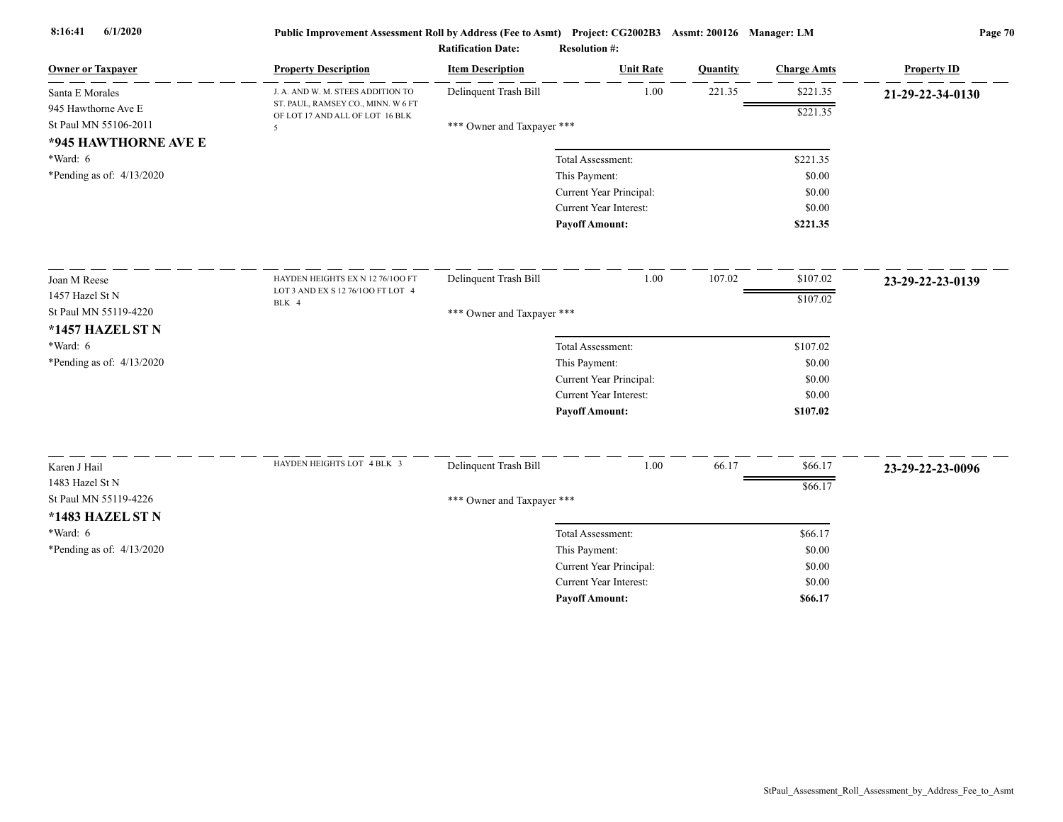Public Improvement Assessment Roll by Address (Fee to Asmt) Project: CG2002B3 Assmt: 200126 Manager: LM

Ratification Date: Resolution #:

| Owner or Taxpayer | Property Description | Item Description | Unit Rate | Quantity | Charge Amts | Property ID |
|---|---|---|---|---|---|---|
| Santa E Morales<br>945 Hawthorne Ave E<br>St Paul MN 55106-2011<br>**\*945 HAWTHORNE AVE E**<br>\*Ward: 6<br>\*Pending as of: 4/13/2020 | J. A. AND W. M. STEES ADDITION TO ST. PAUL, RAMSEY CO., MINN. W 6 FT OF LOT 17 AND ALL OF LOT 16 BLK 5 | Delinquent Trash Bill | 1.00 | 221.35 | $221.35 | **21-29-22-34-0130** |
| | | | | | $221.35 | |
| | | \*\*\* Owner and Taxpayer \*\*\* | | | | |
| | | Total Assessment: | | | $221.35 | |
| | | This Payment: | | | $0.00 | |
| | | Current Year Principal: | | | $0.00 | |
| | | Current Year Interest: | | | $0.00 | |
| | | **Payoff Amount:** | | | **$221.35** | |
| Joan M Reese<br>1457 Hazel St N<br>St Paul MN 55119-4220<br>**\*1457 HAZEL ST N**<br>\*Ward: 6<br>\*Pending as of: 4/13/2020 | HAYDEN HEIGHTS EX N 12 76/100 FT LOT 3 AND EX S 12 76/100 FT LOT 4 BLK 4 | Delinquent Trash Bill | 1.00 | 107.02 | $107.02 | **23-29-22-23-0139** |
| | | | | | $107.02 | |
| | | \*\*\* Owner and Taxpayer \*\*\* | | | | |
| | | Total Assessment: | | | $107.02 | |
| | | This Payment: | | | $0.00 | |
| | | Current Year Principal: | | | $0.00 | |
| | | Current Year Interest: | | | $0.00 | |
| | | **Payoff Amount:** | | | **$107.02** | |
| Karen J Hail<br>1483 Hazel St N<br>St Paul MN 55119-4226<br>**\*1483 HAZEL ST N**<br>\*Ward: 6<br>\*Pending as of: 4/13/2020 | HAYDEN HEIGHTS LOT 4 BLK 3 | Delinquent Trash Bill | 1.00 | 66.17 | $66.17 | **23-29-22-23-0096** |
| | | | | | $66.17 | |
| | | \*\*\* Owner and Taxpayer \*\*\* | | | | |
| | | Total Assessment: | | | $66.17 | |
| | | This Payment: | | | $0.00 | |
| | | Current Year Principal: | | | $0.00 | |
| | | Current Year Interest: | | | $0.00 | |
| | | **Payoff Amount:** | | | **$66.17** | |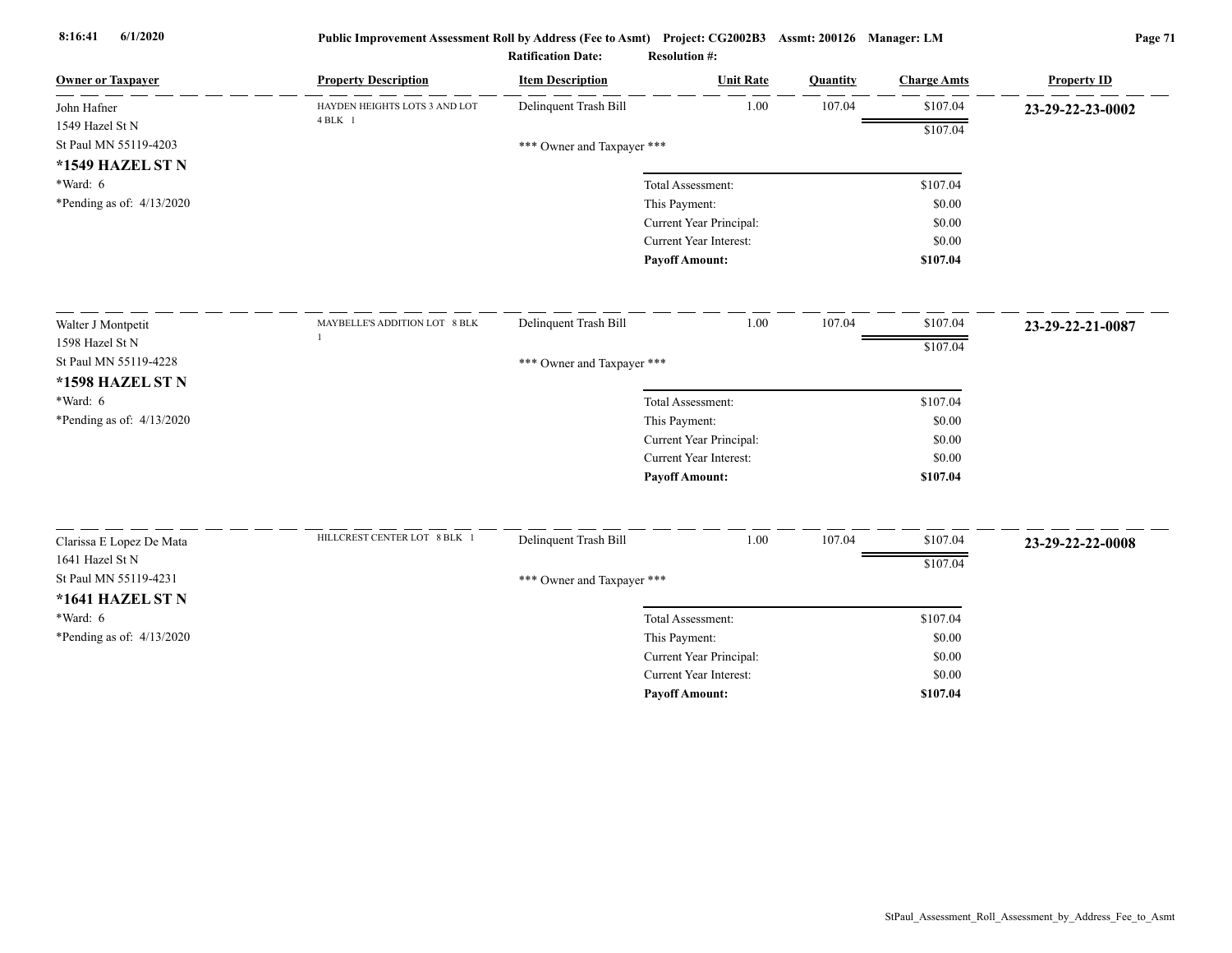| Owner or Taxpayer | Property Description | Item Description | Unit Rate | Quantity | Charge Amts | Property ID |
|---|---|---|---|---|---|---|
| John Hafner<br>1549 Hazel St N<br>St Paul MN 55119-4203<br>**\*1549 HAZEL ST N**<br>\*Ward: 6<br>\*Pending as of: 4/13/2020 | HAYDEN HEIGHTS LOTS 3 AND LOT 4 BLK 1 | Delinquent Trash Bill | 1.00 | 107.04 | $107.04 | **23-29-22-23-0002** |
| | | | | | $107.04 | |
| | | *** Owner and Taxpayer *** | | | | |
| | | | Total Assessment: | | $107.04 | |
| | | | This Payment: | | $0.00 | |
| | | | Current Year Principal: | | $0.00 | |
| | | | Current Year Interest: | | $0.00 | |
| | | | **Payoff Amount:** | | **$107.04** | |
| Walter J Montpetit<br>1598 Hazel St N<br>St Paul MN 55119-4228<br>**\*1598 HAZEL ST N**<br>\*Ward: 6<br>\*Pending as of: 4/13/2020 | MAYBELLE'S ADDITION LOT 8 BLK 1 | Delinquent Trash Bill | 1.00 | 107.04 | $107.04 | **23-29-22-21-0087** |
| | | | | | $107.04 | |
| | | *** Owner and Taxpayer *** | | | | |
| | | | Total Assessment: | | $107.04 | |
| | | | This Payment: | | $0.00 | |
| | | | Current Year Principal: | | $0.00 | |
| | | | Current Year Interest: | | $0.00 | |
| | | | **Payoff Amount:** | | **$107.04** | |
| Clarissa E Lopez De Mata<br>1641 Hazel St N<br>St Paul MN 55119-4231<br>**\*1641 HAZEL ST N**<br>\*Ward: 6<br>\*Pending as of: 4/13/2020 | HILLCREST CENTER LOT 8 BLK 1 | Delinquent Trash Bill | 1.00 | 107.04 | $107.04 | **23-29-22-22-0008** |
| | | | | | $107.04 | |
| | | *** Owner and Taxpayer *** | | | | |
| | | | Total Assessment: | | $107.04 | |
| | | | This Payment: | | $0.00 | |
| | | | Current Year Principal: | | $0.00 | |
| | | | Current Year Interest: | | $0.00 | |
| | | | **Payoff Amount:** | | **$107.04** | |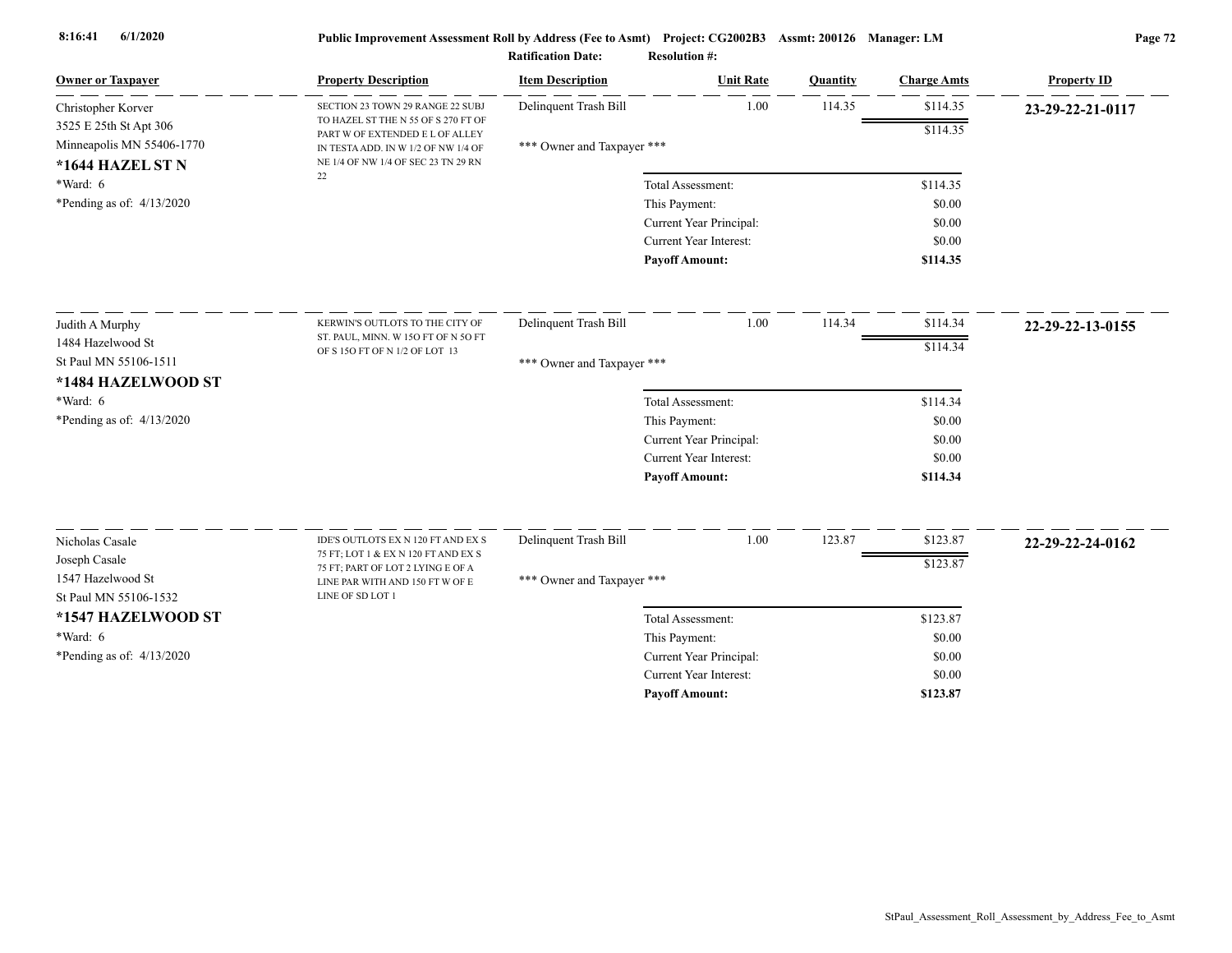**Public Improvement Assessment Roll by Address (Fee to Asmt) Project: CG2002B3 Assmt: 200126 Manager: LM**

**Ratification Date:** **Resolution #:**

| Owner or Taxpayer | Property Description | Item Description | Unit Rate | Quantity | Charge Amts | Property ID |
|---|---|---|---|---|---|---|
| Christopher Korver<br>3525 E 25th St Apt 306<br>Minneapolis MN 55406-1770<br>**\*1644 HAZEL ST N**<br>\*Ward: 6<br>\*Pending as of: 4/13/2020 | SECTION 23 TOWN 29 RANGE 22 SUBJ TO HAZEL ST THE N 55 OF S 270 FT OF PART W OF EXTENDED E L OF ALLEY IN TESTA ADD. IN W 1/2 OF NW 1/4 OF NE 1/4 OF NW 1/4 OF SEC 23 TN 29 RN 22 | Delinquent Trash Bill<br>\*\*\* Owner and Taxpayer \*\*\* | 1.00 | 114.35 | $114.35<br>$114.35 | **23-29-22-21-0117** |
| | | Total Assessment: | | | $114.35 | |
| | | This Payment: | | | $0.00 | |
| | | Current Year Principal: | | | $0.00 | |
| | | Current Year Interest: | | | $0.00 | |
| | | **Payoff Amount:** | | | **$114.35** | |
| Judith A Murphy<br>1484 Hazelwood St<br>St Paul MN 55106-1511<br>**\*1484 HAZELWOOD ST**<br>\*Ward: 6<br>\*Pending as of: 4/13/2020 | KERWIN'S OUTLOTS TO THE CITY OF ST. PAUL, MINN. W 15O FT OF N 5O FT OF S 15O FT OF N 1/2 OF LOT 13 | Delinquent Trash Bill<br>\*\*\* Owner and Taxpayer \*\*\* | 1.00 | 114.34 | $114.34<br>$114.34 | **22-29-22-13-0155** |
| | | Total Assessment: | | | $114.34 | |
| | | This Payment: | | | $0.00 | |
| | | Current Year Principal: | | | $0.00 | |
| | | Current Year Interest: | | | $0.00 | |
| | | **Payoff Amount:** | | | **$114.34** | |
| Nicholas Casale<br>Joseph Casale<br>1547 Hazelwood St<br>St Paul MN 55106-1532<br>**\*1547 HAZELWOOD ST**<br>\*Ward: 6<br>\*Pending as of: 4/13/2020 | IDE'S OUTLOTS EX N 120 FT AND EX S 75 FT; LOT 1 & EX N 120 FT AND EX S 75 FT; PART OF LOT 2 LYING E OF A LINE PAR WITH AND 150 FT W OF E LINE OF SD LOT 1 | Delinquent Trash Bill<br>\*\*\* Owner and Taxpayer \*\*\* | 1.00 | 123.87 | $123.87<br>$123.87 | **22-29-22-24-0162** |
| | | Total Assessment: | | | $123.87 | |
| | | This Payment: | | | $0.00 | |
| | | Current Year Principal: | | | $0.00 | |
| | | Current Year Interest: | | | $0.00 | |
| | | **Payoff Amount:** | | | **$123.87** | |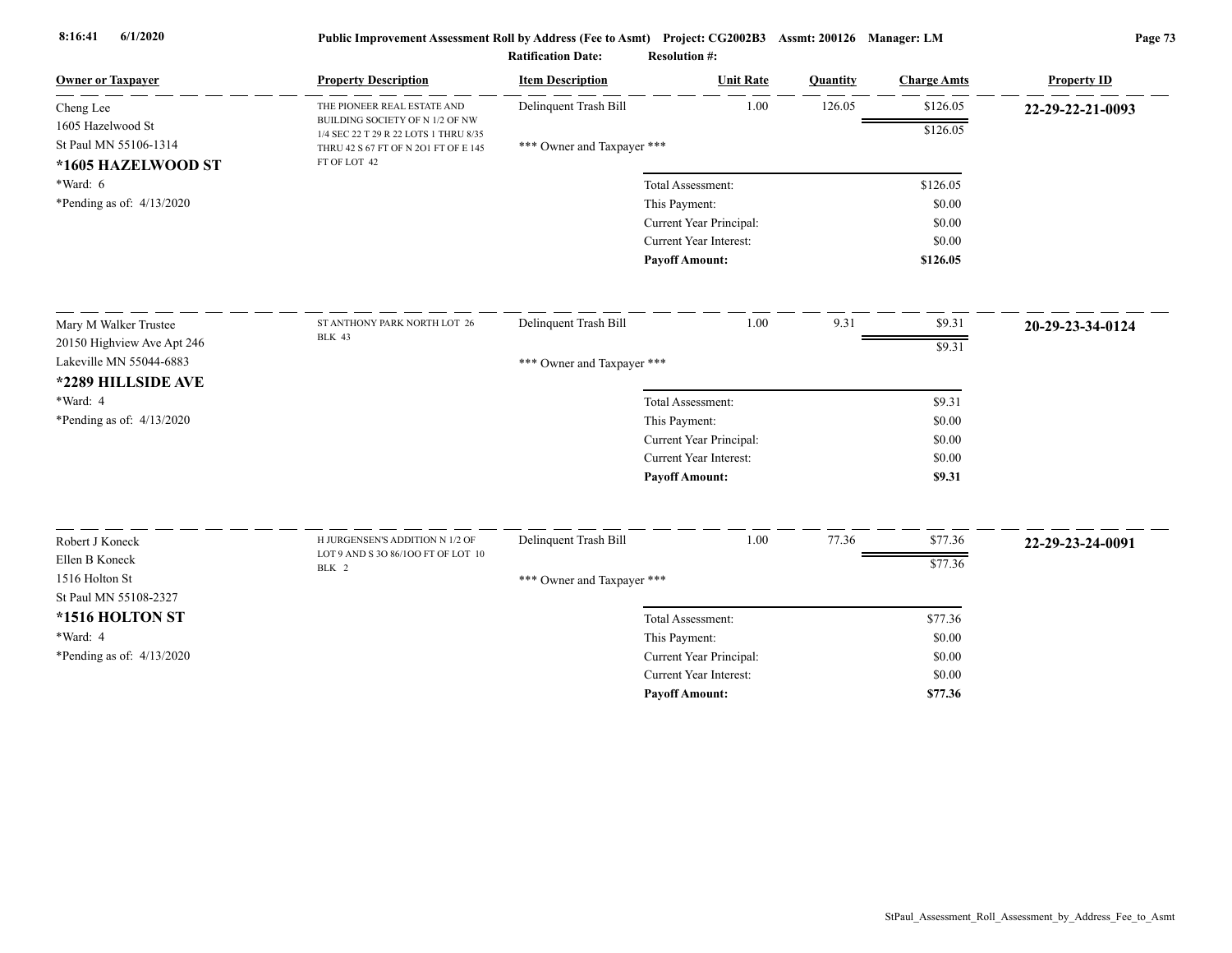| Owner or Taxpayer | Property Description | Item Description | Unit Rate | Quantity | Charge Amts | Property ID |
|---|---|---|---|---|---|---|
| Cheng Lee<br>1605 Hazelwood St<br>St Paul MN 55106-1314<br>**\*1605 HAZELWOOD ST**<br>\*Ward: 6<br>\*Pending as of: 4/13/2020 | THE PIONEER REAL ESTATE AND BUILDING SOCIETY OF N 1/2 OF NW 1/4 SEC 22 T 29 R 22 LOTS 1 THRU 8/35 THRU 42 S 67 FT OF N 2O1 FT OF E 145 FT OF LOT 42 | Delinquent Trash Bill | 1.00 | 126.05 | $126.05 | **22-29-22-21-0093** |
| | | | | | $126.05 | |
| | | \*\*\* Owner and Taxpayer \*\*\* | | | | |
| | | | Total Assessment: | | $126.05 | |
| | | | This Payment: | | $0.00 | |
| | | | Current Year Principal: | | $0.00 | |
| | | | Current Year Interest: | | $0.00 | |
| | | | **Payoff Amount:** | | **$126.05** | |
| Mary M Walker Trustee<br>20150 Highview Ave Apt 246<br>Lakeville MN 55044-6883<br>**\*2289 HILLSIDE AVE**<br>\*Ward: 4<br>\*Pending as of: 4/13/2020 | ST ANTHONY PARK NORTH LOT 26 BLK 43 | Delinquent Trash Bill | 1.00 | 9.31 | $9.31 | **20-29-23-34-0124** |
| | | | | | $9.31 | |
| | | \*\*\* Owner and Taxpayer \*\*\* | | | | |
| | | | Total Assessment: | | $9.31 | |
| | | | This Payment: | | $0.00 | |
| | | | Current Year Principal: | | $0.00 | |
| | | | Current Year Interest: | | $0.00 | |
| | | | **Payoff Amount:** | | **$9.31** | |
| Robert J Koneck<br>Ellen B Koneck<br>1516 Holton St<br>St Paul MN 55108-2327<br>**\*1516 HOLTON ST**<br>\*Ward: 4<br>\*Pending as of: 4/13/2020 | H JURGENSEN'S ADDITION N 1/2 OF LOT 9 AND S 3O 86/1OO FT OF LOT 10 BLK 2 | Delinquent Trash Bill | 1.00 | 77.36 | $77.36 | **22-29-23-24-0091** |
| | | | | | $77.36 | |
| | | \*\*\* Owner and Taxpayer \*\*\* | | | | |
| | | | Total Assessment: | | $77.36 | |
| | | | This Payment: | | $0.00 | |
| | | | Current Year Principal: | | $0.00 | |
| | | | Current Year Interest: | | $0.00 | |
| | | | **Payoff Amount:** | | **$77.36** | |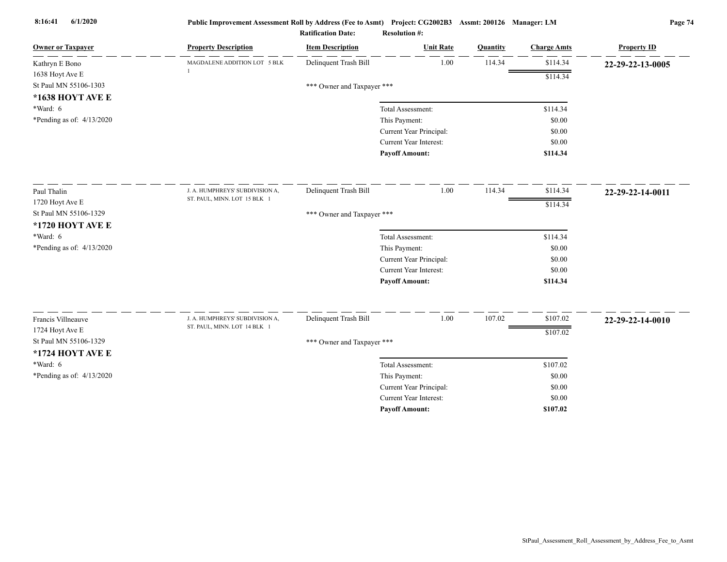Public Improvement Assessment Roll by Address (Fee to Asmt) Project: CG2002B3 Assmt: 200126 Manager: LM

Ratification Date: Resolution #:

| Owner or Taxpayer | Property Description | Item Description | Unit Rate | Quantity | Charge Amts | Property ID |
|---|---|---|---|---|---|---|
| Kathryn E Bono<br>1638 Hoyt Ave E<br>St Paul MN 55106-1303<br>**\*1638 HOYT AVE E**<br>\*Ward: 6<br>\*Pending as of: 4/13/2020 | MAGDALENE ADDITION LOT 5 BLK 1 | Delinquent Trash Bill | 1.00 | 114.34 | $114.34 | **22-29-22-13-0005** |
| | | | | | $114.34 | |
| | | \*\*\* Owner and Taxpayer \*\*\* | | | | |
| | | Total Assessment: | | | $114.34 | |
| | | This Payment: | | | $0.00 | |
| | | Current Year Principal: | | | $0.00 | |
| | | Current Year Interest: | | | $0.00 | |
| | | **Payoff Amount:** | | | **$114.34** | |
| Paul Thalin<br>1720 Hoyt Ave E<br>St Paul MN 55106-1329<br>**\*1720 HOYT AVE E**<br>\*Ward: 6<br>\*Pending as of: 4/13/2020 | J. A. HUMPHREYS' SUBDIVISION A, ST. PAUL, MINN. LOT 15 BLK 1 | Delinquent Trash Bill | 1.00 | 114.34 | $114.34 | **22-29-22-14-0011** |
| | | | | | $114.34 | |
| | | \*\*\* Owner and Taxpayer \*\*\* | | | | |
| | | Total Assessment: | | | $114.34 | |
| | | This Payment: | | | $0.00 | |
| | | Current Year Principal: | | | $0.00 | |
| | | Current Year Interest: | | | $0.00 | |
| | | **Payoff Amount:** | | | **$114.34** | |
| Francis Villneauve<br>1724 Hoyt Ave E<br>St Paul MN 55106-1329<br>**\*1724 HOYT AVE E**<br>\*Ward: 6<br>\*Pending as of: 4/13/2020 | J. A. HUMPHREYS' SUBDIVISION A, ST. PAUL, MINN. LOT 14 BLK 1 | Delinquent Trash Bill | 1.00 | 107.02 | $107.02 | **22-29-22-14-0010** |
| | | | | | $107.02 | |
| | | \*\*\* Owner and Taxpayer \*\*\* | | | | |
| | | Total Assessment: | | | $107.02 | |
| | | This Payment: | | | $0.00 | |
| | | Current Year Principal: | | | $0.00 | |
| | | Current Year Interest: | | | $0.00 | |
| | | **Payoff Amount:** | | | **$107.02** | |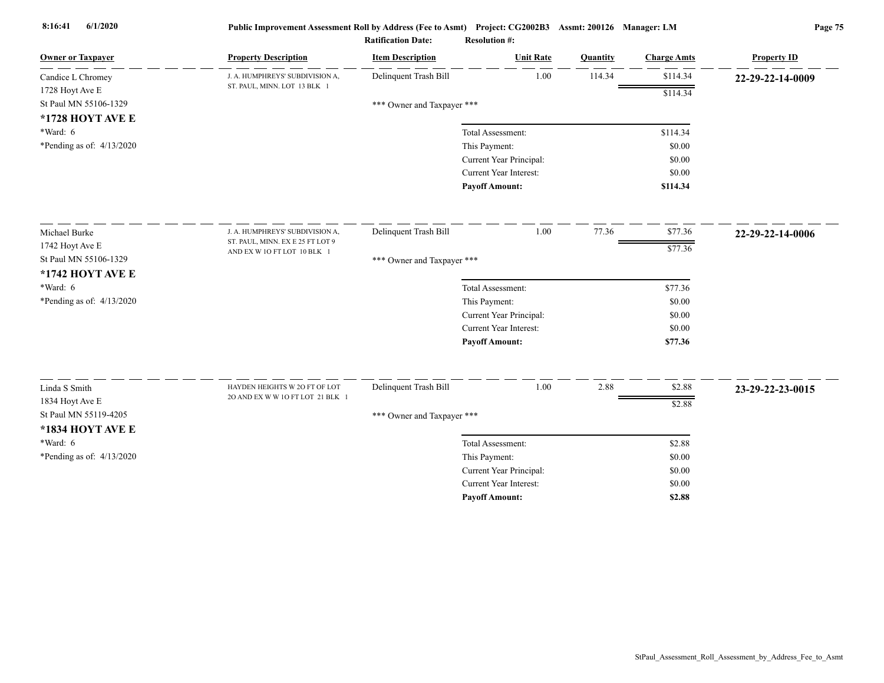| Owner or Taxpayer | Property Description | Item Description | Unit Rate | Quantity | Charge Amts | Property ID |
|---|---|---|---|---|---|---|
| Candice L Chromey<br>1728 Hoyt Ave E<br>St Paul MN 55106-1329<br>**\*1728 HOYT AVE E**<br>\*Ward: 6<br>\*Pending as of: 4/13/2020 | J. A. HUMPHREYS' SUBDIVISION A, ST. PAUL, MINN. LOT 13 BLK 1 | Delinquent Trash Bill | 1.00 | 114.34 | $114.34 | **22-29-22-14-0009** |
| | | | | | $114.34 | |
| | | \*\*\* Owner and Taxpayer \*\*\* | | | | |
| | | | Total Assessment: | | $114.34 | |
| | | | This Payment: | | $0.00 | |
| | | | Current Year Principal: | | $0.00 | |
| | | | Current Year Interest: | | $0.00 | |
| | | | **Payoff Amount:** | | **$114.34** | |
| Michael Burke<br>1742 Hoyt Ave E<br>St Paul MN 55106-1329<br>**\*1742 HOYT AVE E**<br>\*Ward: 6<br>\*Pending as of: 4/13/2020 | J. A. HUMPHREYS' SUBDIVISION A, ST. PAUL, MINN. EX E 25 FT LOT 9 AND EX W 1O FT LOT 10 BLK 1 | Delinquent Trash Bill | 1.00 | 77.36 | $77.36 | **22-29-22-14-0006** |
| | | | | | $77.36 | |
| | | \*\*\* Owner and Taxpayer \*\*\* | | | | |
| | | | Total Assessment: | | $77.36 | |
| | | | This Payment: | | $0.00 | |
| | | | Current Year Principal: | | $0.00 | |
| | | | Current Year Interest: | | $0.00 | |
| | | | **Payoff Amount:** | | **$77.36** | |
| Linda S Smith<br>1834 Hoyt Ave E<br>St Paul MN 55119-4205<br>**\*1834 HOYT AVE E**<br>\*Ward: 6<br>\*Pending as of: 4/13/2020 | HAYDEN HEIGHTS W 2O FT OF LOT 2O AND EX W W 1O FT LOT 21 BLK 1 | Delinquent Trash Bill | 1.00 | 2.88 | $2.88 | **23-29-22-23-0015** |
| | | | | | $2.88 | |
| | | \*\*\* Owner and Taxpayer \*\*\* | | | | |
| | | | Total Assessment: | | $2.88 | |
| | | | This Payment: | | $0.00 | |
| | | | Current Year Principal: | | $0.00 | |
| | | | Current Year Interest: | | $0.00 | |
| | | | **Payoff Amount:** | | **$2.88** | |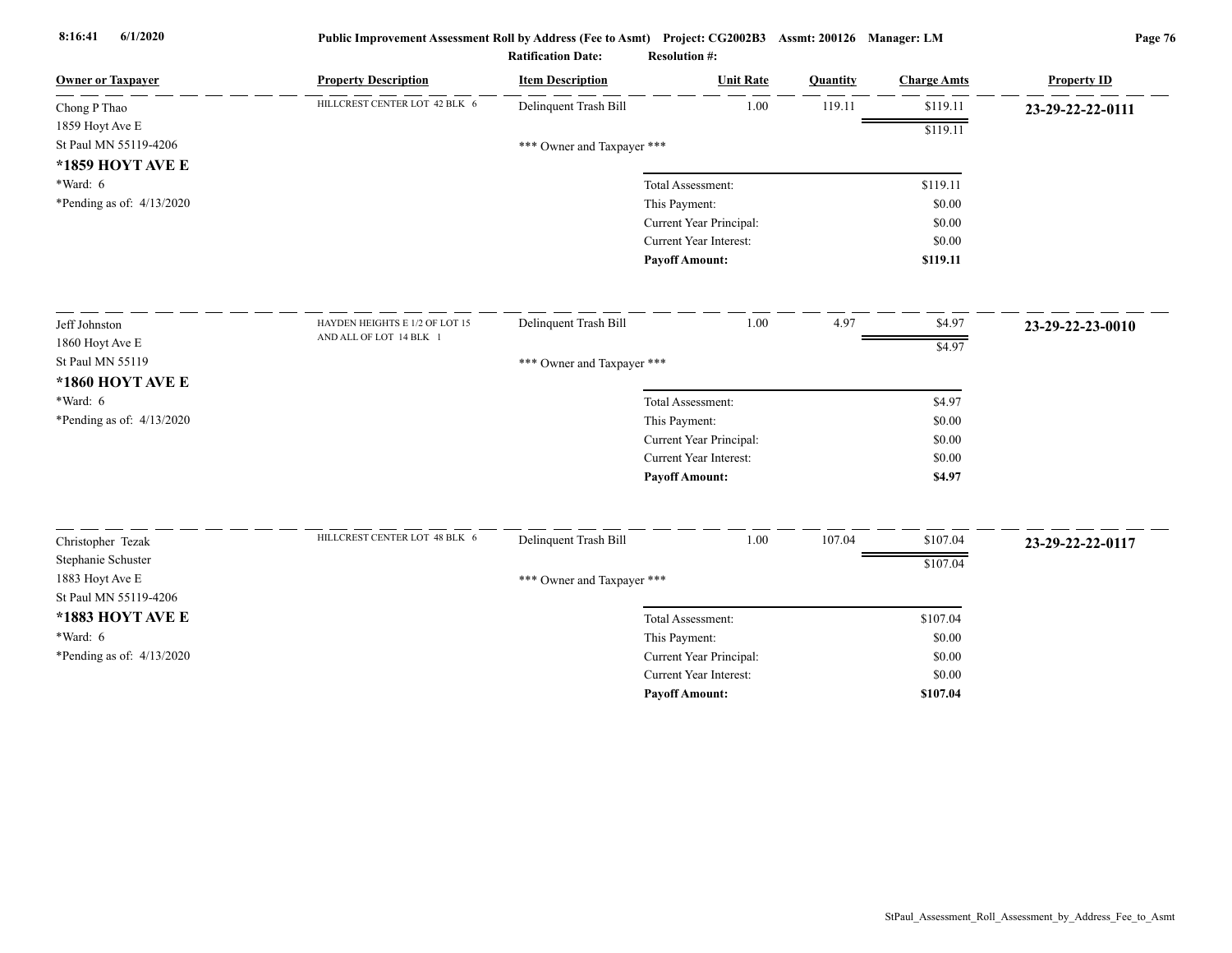Public Improvement Assessment Roll by Address (Fee to Asmt) Project: CG2002B3 Assmt: 200126 Manager: LM

Ratification Date: Resolution #:

| Owner or Taxpayer | Property Description | Item Description | Unit Rate | Quantity | Charge Amts | Property ID |
|---|---|---|---|---|---|---|
| Chong P Thao<br>1859 Hoyt Ave E<br>St Paul MN 55119-4206<br>**\*1859 HOYT AVE E**<br>\*Ward: 6<br>\*Pending as of: 4/13/2020 | HILLCREST CENTER LOT 42 BLK 6 | Delinquent Trash Bill | 1.00 | 119.11 | $119.11 | **23-29-22-22-0111** |
| | | | | | $119.11 | |
| | | \*\*\* Owner and Taxpayer \*\*\* | | | | |
| | | Total Assessment: | | | $119.11 | |
| | | This Payment: | | | $0.00 | |
| | | Current Year Principal: | | | $0.00 | |
| | | Current Year Interest: | | | $0.00 | |
| | | **Payoff Amount:** | | | **$119.11** | |
| Jeff Johnston<br>1860 Hoyt Ave E<br>St Paul MN 55119<br>**\*1860 HOYT AVE E**<br>\*Ward: 6<br>\*Pending as of: 4/13/2020 | HAYDEN HEIGHTS E 1/2 OF LOT 15 AND ALL OF LOT 14 BLK 1 | Delinquent Trash Bill | 1.00 | 4.97 | $4.97 | **23-29-22-23-0010** |
| | | | | | $4.97 | |
| | | \*\*\* Owner and Taxpayer \*\*\* | | | | |
| | | Total Assessment: | | | $4.97 | |
| | | This Payment: | | | $0.00 | |
| | | Current Year Principal: | | | $0.00 | |
| | | Current Year Interest: | | | $0.00 | |
| | | **Payoff Amount:** | | | **$4.97** | |
| Christopher Tezak<br>Stephanie Schuster<br>1883 Hoyt Ave E<br>St Paul MN 55119-4206<br>**\*1883 HOYT AVE E**<br>\*Ward: 6<br>\*Pending as of: 4/13/2020 | HILLCREST CENTER LOT 48 BLK 6 | Delinquent Trash Bill | 1.00 | 107.04 | $107.04 | **23-29-22-22-0117** |
| | | | | | $107.04 | |
| | | \*\*\* Owner and Taxpayer \*\*\* | | | | |
| | | Total Assessment: | | | $107.04 | |
| | | This Payment: | | | $0.00 | |
| | | Current Year Principal: | | | $0.00 | |
| | | Current Year Interest: | | | $0.00 | |
| | | **Payoff Amount:** | | | **$107.04** | |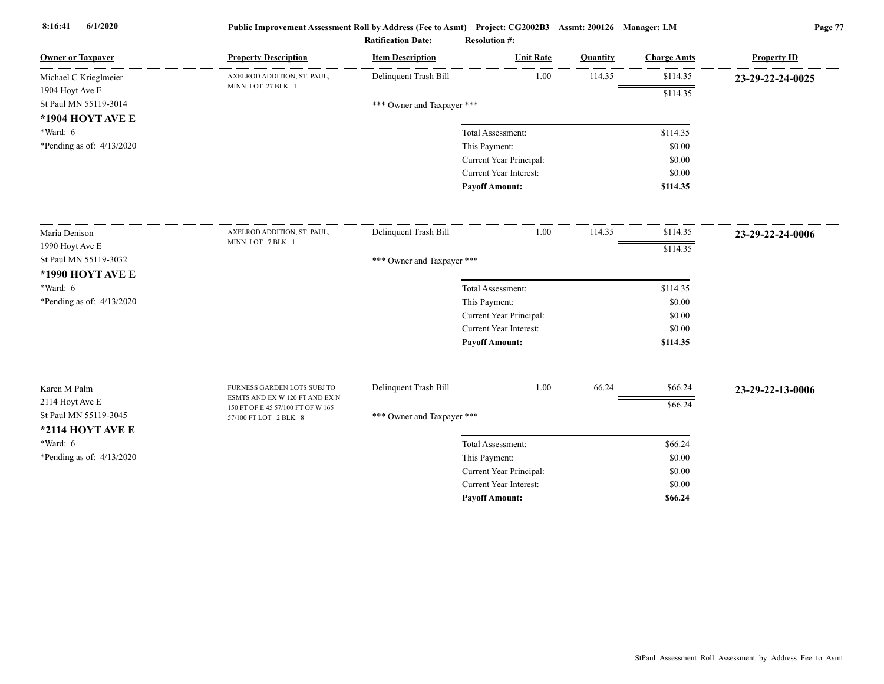**Public Improvement Assessment Roll by Address (Fee to Asmt)** Project: CG2002B3 Assmt: 200126 Manager: LM

**Ratification Date:** **Resolution #:**

| Owner or Taxpayer | Property Description | Item Description | Unit Rate | Quantity | Charge Amts | Property ID |
|---|---|---|---|---|---|---|
| Michael C Krieglmeier<br>1904 Hoyt Ave E<br>St Paul MN 55119-3014<br>**\*1904 HOYT AVE E**<br>\*Ward: 6<br>\*Pending as of: 4/13/2020 | AXELROD ADDITION, ST. PAUL, MINN. LOT 27 BLK 1 | Delinquent Trash Bill | 1.00 | 114.35 | $114.35 | **23-29-22-24-0025** |
| | | | | | $114.35 | |
| | | \*\*\* Owner and Taxpayer \*\*\* | | | | |
| | | Total Assessment: | | | $114.35 | |
| | | This Payment: | | | $0.00 | |
| | | Current Year Principal: | | | $0.00 | |
| | | Current Year Interest: | | | $0.00 | |
| | | **Payoff Amount:** | | | **$114.35** | |
| Maria Denison<br>1990 Hoyt Ave E<br>St Paul MN 55119-3032<br>**\*1990 HOYT AVE E**<br>\*Ward: 6<br>\*Pending as of: 4/13/2020 | AXELROD ADDITION, ST. PAUL, MINN. LOT 7 BLK 1 | Delinquent Trash Bill | 1.00 | 114.35 | $114.35 | **23-29-22-24-0006** |
| | | | | | $114.35 | |
| | | \*\*\* Owner and Taxpayer \*\*\* | | | | |
| | | Total Assessment: | | | $114.35 | |
| | | This Payment: | | | $0.00 | |
| | | Current Year Principal: | | | $0.00 | |
| | | Current Year Interest: | | | $0.00 | |
| | | **Payoff Amount:** | | | **$114.35** | |
| Karen M Palm<br>2114 Hoyt Ave E<br>St Paul MN 55119-3045<br>**\*2114 HOYT AVE E**<br>\*Ward: 6<br>\*Pending as of: 4/13/2020 | FURNESS GARDEN LOTS SUBJ TO ESMTS AND EX W 120 FT AND EX N 150 FT OF E 45 57/100 FT OF W 165 57/100 FT LOT 2 BLK 8 | Delinquent Trash Bill | 1.00 | 66.24 | $66.24 | **23-29-22-13-0006** |
| | | | | | $66.24 | |
| | | \*\*\* Owner and Taxpayer \*\*\* | | | | |
| | | Total Assessment: | | | $66.24 | |
| | | This Payment: | | | $0.00 | |
| | | Current Year Principal: | | | $0.00 | |
| | | Current Year Interest: | | | $0.00 | |
| | | **Payoff Amount:** | | | **$66.24** | |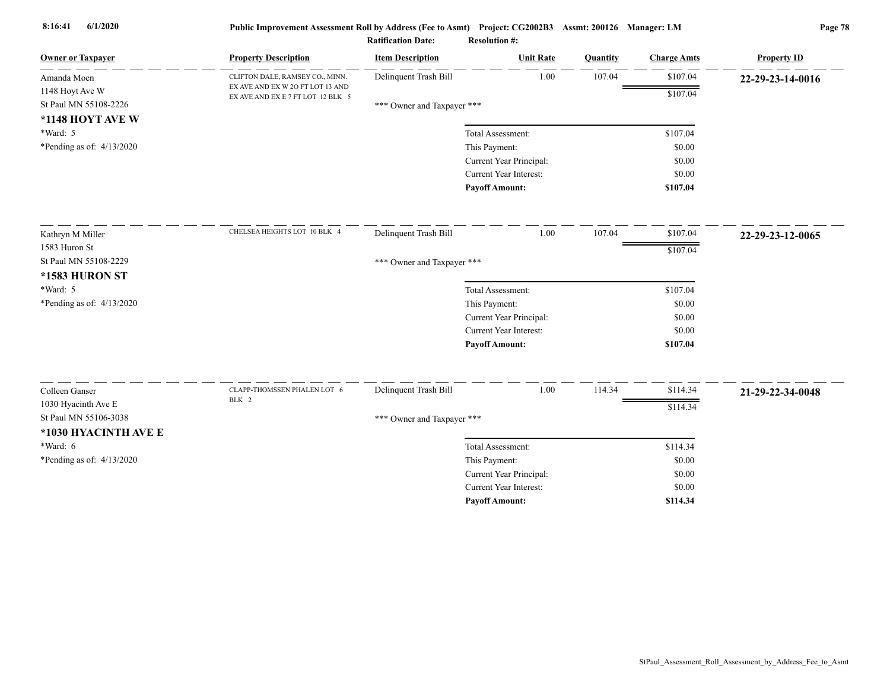Public Improvement Assessment Roll by Address (Fee to Asmt) Project: CG2002B3 Assmt: 200126 Manager: LM

Ratification Date: Resolution #:

| Owner or Taxpayer | Property Description | Item Description | Unit Rate | Quantity | Charge Amts | Property ID |
|---|---|---|---|---|---|---|
| Amanda Moen<br>1148 Hoyt Ave W<br>St Paul MN 55108-2226<br>**\*1148 HOYT AVE W**<br>\*Ward: 5<br>\*Pending as of: 4/13/2020 | CLIFTON DALE, RAMSEY CO., MINN. EX AVE AND EX W 20 FT LOT 13 AND EX AVE AND EX E 7 FT LOT 12 BLK 5 | Delinquent Trash Bill | 1.00 | 107.04 | $107.04 | **22-29-23-14-0016** |
| | | | | | $107.04 | |
| | | \*\*\* Owner and Taxpayer \*\*\* | | | | |
| | | Total Assessment: | | | $107.04 | |
| | | This Payment: | | | $0.00 | |
| | | Current Year Principal: | | | $0.00 | |
| | | Current Year Interest: | | | $0.00 | |
| | | **Payoff Amount:** | | | **$107.04** | |
| Kathryn M Miller<br>1583 Huron St<br>St Paul MN 55108-2229<br>**\*1583 HURON ST**<br>\*Ward: 5<br>\*Pending as of: 4/13/2020 | CHELSEA HEIGHTS LOT 10 BLK 4 | Delinquent Trash Bill | 1.00 | 107.04 | $107.04 | **22-29-23-12-0065** |
| | | | | | $107.04 | |
| | | \*\*\* Owner and Taxpayer \*\*\* | | | | |
| | | Total Assessment: | | | $107.04 | |
| | | This Payment: | | | $0.00 | |
| | | Current Year Principal: | | | $0.00 | |
| | | Current Year Interest: | | | $0.00 | |
| | | **Payoff Amount:** | | | **$107.04** | |
| Colleen Ganser<br>1030 Hyacinth Ave E<br>St Paul MN 55106-3038<br>**\*1030 HYACINTH AVE E**<br>\*Ward: 6<br>\*Pending as of: 4/13/2020 | CLAPP-THOMSSEN PHALEN LOT 6 BLK 2 | Delinquent Trash Bill | 1.00 | 114.34 | $114.34 | **21-29-22-34-0048** |
| | | | | | $114.34 | |
| | | \*\*\* Owner and Taxpayer \*\*\* | | | | |
| | | Total Assessment: | | | $114.34 | |
| | | This Payment: | | | $0.00 | |
| | | Current Year Principal: | | | $0.00 | |
| | | Current Year Interest: | | | $0.00 | |
| | | **Payoff Amount:** | | | **$114.34** | |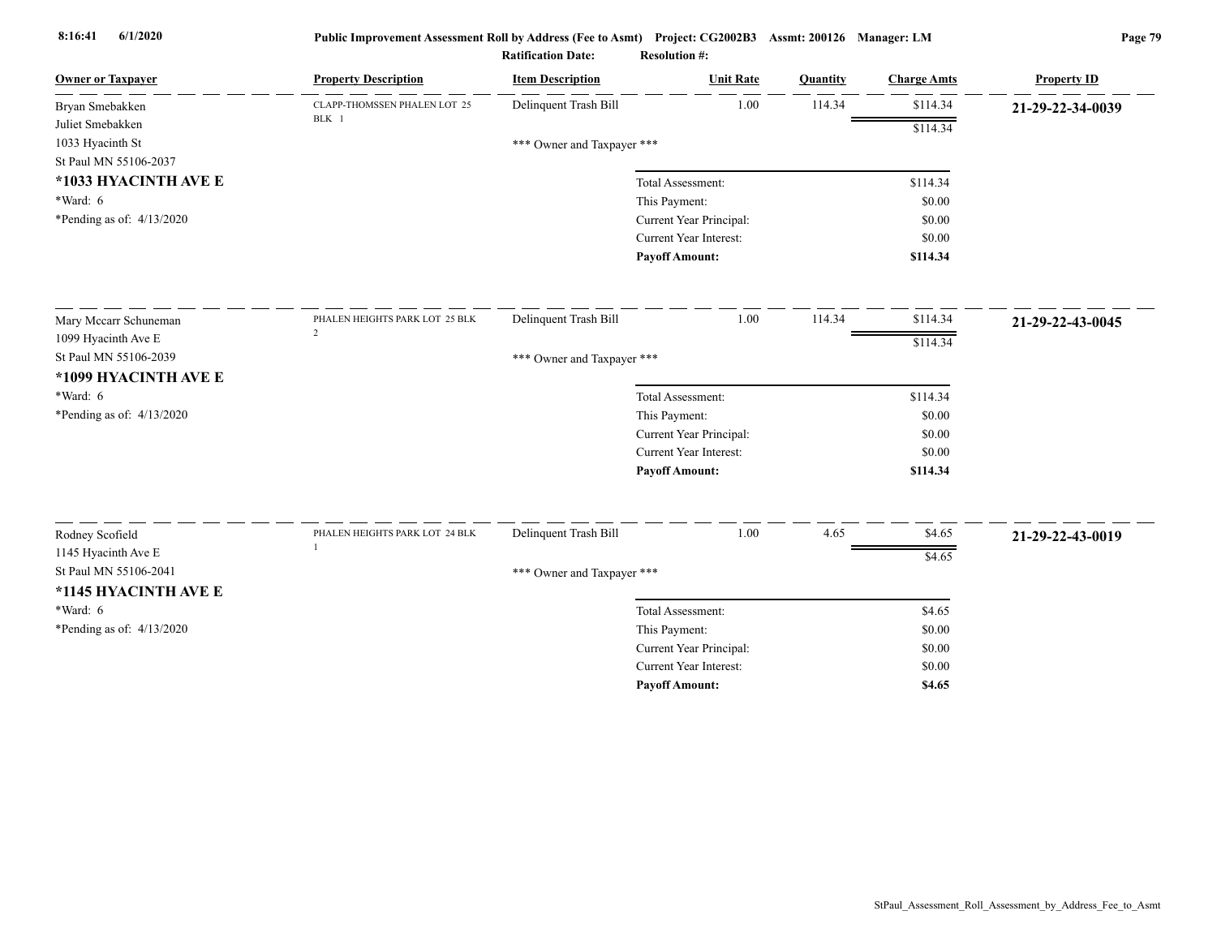**Public Improvement Assessment Roll by Address (Fee to Asmt) Project: CG2002B3 Assmt: 200126 Manager: LM**

**Ratification Date: Resolution #:**

| Owner or Taxpayer | Property Description | Item Description | Unit Rate | Quantity | Charge Amts | Property ID |
|---|---|---|---|---|---|---|
| Bryan Smebakken<br>Juliet Smebakken<br>1033 Hyacinth St<br>St Paul MN 55106-2037<br>**\*1033 HYACINTH AVE E**<br>\*Ward: 6<br>\*Pending as of: 4/13/2020 | CLAPP-THOMSSEN PHALEN LOT 25 BLK 1 | Delinquent Trash Bill | 1.00 | 114.34 | $114.34 | **21-29-22-34-0039** |
| | | | | | $114.34 | |
| | | \*\*\* Owner and Taxpayer \*\*\* | | | | |
| | | | Total Assessment: | | $114.34 | |
| | | | This Payment: | | $0.00 | |
| | | | Current Year Principal: | | $0.00 | |
| | | | Current Year Interest: | | $0.00 | |
| | | | **Payoff Amount:** | | **$114.34** | |
| Mary Mccarr Schuneman<br>1099 Hyacinth Ave E<br>St Paul MN 55106-2039<br>**\*1099 HYACINTH AVE E**<br>\*Ward: 6<br>\*Pending as of: 4/13/2020 | PHALEN HEIGHTS PARK LOT 25 BLK 2 | Delinquent Trash Bill | 1.00 | 114.34 | $114.34 | **21-29-22-43-0045** |
| | | | | | $114.34 | |
| | | \*\*\* Owner and Taxpayer \*\*\* | | | | |
| | | | Total Assessment: | | $114.34 | |
| | | | This Payment: | | $0.00 | |
| | | | Current Year Principal: | | $0.00 | |
| | | | Current Year Interest: | | $0.00 | |
| | | | **Payoff Amount:** | | **$114.34** | |
| Rodney Scofield<br>1145 Hyacinth Ave E<br>St Paul MN 55106-2041<br>**\*1145 HYACINTH AVE E**<br>\*Ward: 6<br>\*Pending as of: 4/13/2020 | PHALEN HEIGHTS PARK LOT 24 BLK 1 | Delinquent Trash Bill | 1.00 | 4.65 | $4.65 | **21-29-22-43-0019** |
| | | | | | $4.65 | |
| | | \*\*\* Owner and Taxpayer \*\*\* | | | | |
| | | | Total Assessment: | | $4.65 | |
| | | | This Payment: | | $0.00 | |
| | | | Current Year Principal: | | $0.00 | |
| | | | Current Year Interest: | | $0.00 | |
| | | | **Payoff Amount:** | | **$4.65** | |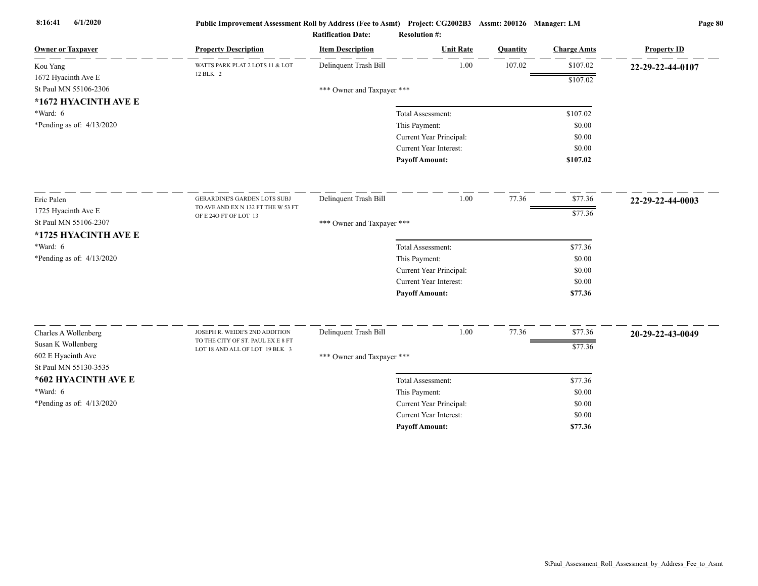**Public Improvement Assessment Roll by Address (Fee to Asmt)** Project: CG2002B3 Assmt: 200126 Manager: LM

Ratification Date: Resolution #:

| Owner or Taxpayer | Property Description | Item Description | Unit Rate | Quantity | Charge Amts | Property ID |
|---|---|---|---|---|---|---|
| Kou Yang<br>1672 Hyacinth Ave E<br>St Paul MN 55106-2306<br>**\*1672 HYACINTH AVE E**<br>\*Ward: 6<br>\*Pending as of: 4/13/2020 | WATTS PARK PLAT 2 LOTS 11 & LOT 12 BLK 2 | Delinquent Trash Bill | 1.00 | 107.02 | $107.02 | **22-29-22-44-0107** |
| | | | | | $107.02 | |
| | | \*\*\* Owner and Taxpayer \*\*\* | | | | |
| | | Total Assessment: | | | $107.02 | |
| | | This Payment: | | | $0.00 | |
| | | Current Year Principal: | | | $0.00 | |
| | | Current Year Interest: | | | $0.00 | |
| | | **Payoff Amount:** | | | **$107.02** | |
| Eric Palen<br>1725 Hyacinth Ave E<br>St Paul MN 55106-2307<br>**\*1725 HYACINTH AVE E**<br>\*Ward: 6<br>\*Pending as of: 4/13/2020 | GERARDINE'S GARDEN LOTS SUBJ TO AVE AND EX N 132 FT THE W 53 FT OF E 24O FT OF LOT 13 | Delinquent Trash Bill | 1.00 | 77.36 | $77.36 | **22-29-22-44-0003** |
| | | | | | $77.36 | |
| | | \*\*\* Owner and Taxpayer \*\*\* | | | | |
| | | Total Assessment: | | | $77.36 | |
| | | This Payment: | | | $0.00 | |
| | | Current Year Principal: | | | $0.00 | |
| | | Current Year Interest: | | | $0.00 | |
| | | **Payoff Amount:** | | | **$77.36** | |
| Charles A Wollenberg<br>Susan K Wollenberg<br>602 E Hyacinth Ave<br>St Paul MN 55130-3535<br>**\*602 HYACINTH AVE E**<br>\*Ward: 6<br>\*Pending as of: 4/13/2020 | JOSEPH R. WEIDE'S 2ND ADDITION TO THE CITY OF ST. PAUL EX E 8 FT LOT 18 AND ALL OF LOT 19 BLK 3 | Delinquent Trash Bill | 1.00 | 77.36 | $77.36 | **20-29-22-43-0049** |
| | | | | | $77.36 | |
| | | \*\*\* Owner and Taxpayer \*\*\* | | | | |
| | | Total Assessment: | | | $77.36 | |
| | | This Payment: | | | $0.00 | |
| | | Current Year Principal: | | | $0.00 | |
| | | Current Year Interest: | | | $0.00 | |
| | | **Payoff Amount:** | | | **$77.36** | |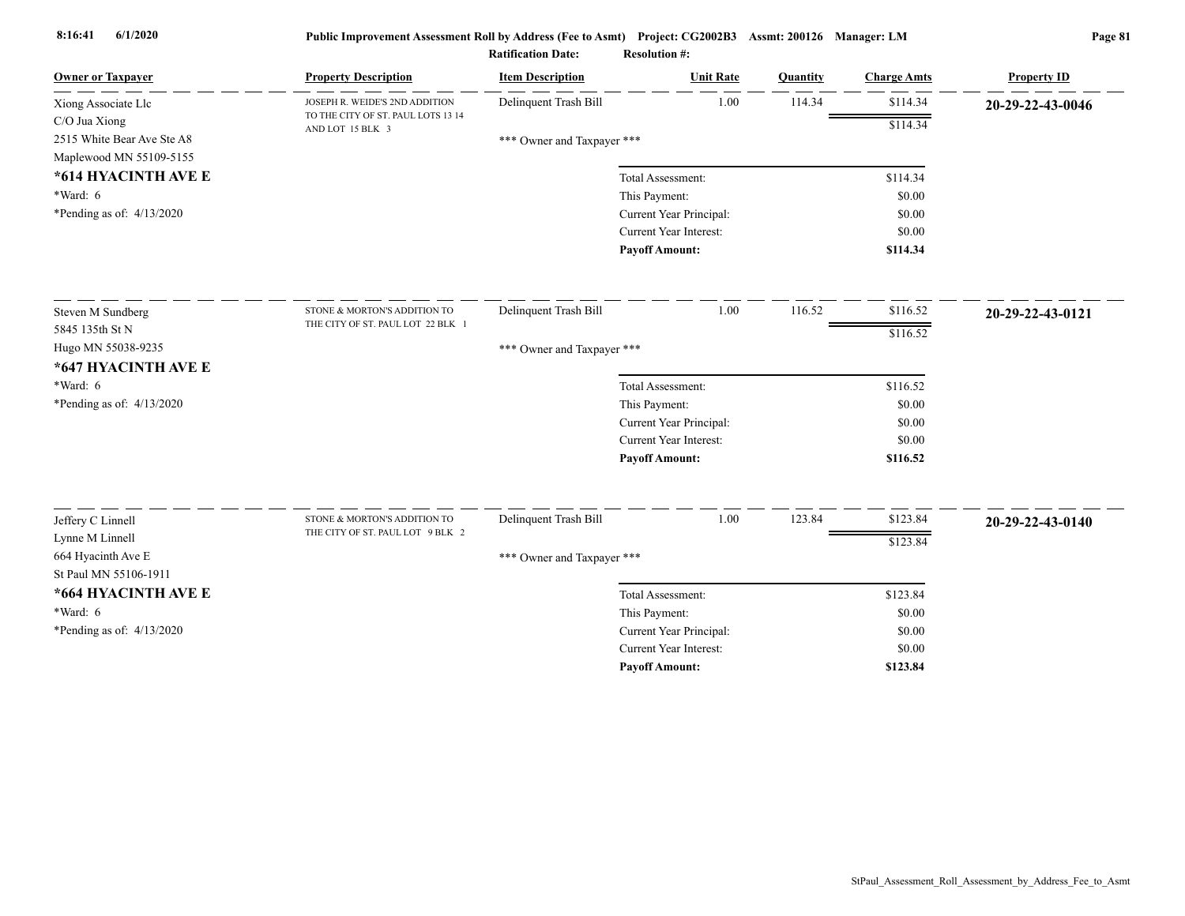8:16:41 6/1/2020

**Public Improvement Assessment Roll by Address (Fee to Asmt) Project: CG2002B3 Assmt: 200126 Manager: LM**

**Ratification Date: Resolution #:**

| Owner or Taxpayer | Property Description | Item Description | Unit Rate | Quantity | Charge Amts | Property ID |
|---|---|---|---|---|---|---|
| Xiong Associate Llc<br>C/O Jua Xiong<br>2515 White Bear Ave Ste A8<br>Maplewood MN 55109-5155<br>**\*614 HYACINTH AVE E**<br>\*Ward: 6<br>\*Pending as of: 4/13/2020 | JOSEPH R. WEIDE'S 2ND ADDITION TO THE CITY OF ST. PAUL LOTS 13 14 AND LOT 15 BLK 3 | Delinquent Trash Bill | 1.00 | 114.34 | $114.34 | **20-29-22-43-0046** |
| | | | | | $114.34 | |
| | | \*\*\* Owner and Taxpayer \*\*\* | | | | |
| | | | Total Assessment: | | $114.34 | |
| | | | This Payment: | | $0.00 | |
| | | | Current Year Principal: | | $0.00 | |
| | | | Current Year Interest: | | $0.00 | |
| | | | **Payoff Amount:** | | **$114.34** | |
| Steven M Sundberg<br>5845 135th St N<br>Hugo MN 55038-9235<br>**\*647 HYACINTH AVE E**<br>\*Ward: 6<br>\*Pending as of: 4/13/2020 | STONE & MORTON'S ADDITION TO THE CITY OF ST. PAUL LOT 22 BLK 1 | Delinquent Trash Bill | 1.00 | 116.52 | $116.52 | **20-29-22-43-0121** |
| | | | | | $116.52 | |
| | | \*\*\* Owner and Taxpayer \*\*\* | | | | |
| | | | Total Assessment: | | $116.52 | |
| | | | This Payment: | | $0.00 | |
| | | | Current Year Principal: | | $0.00 | |
| | | | Current Year Interest: | | $0.00 | |
| | | | **Payoff Amount:** | | **$116.52** | |
| Jeffery C Linnell<br>Lynne M Linnell<br>664 Hyacinth Ave E<br>St Paul MN 55106-1911<br>**\*664 HYACINTH AVE E**<br>\*Ward: 6<br>\*Pending as of: 4/13/2020 | STONE & MORTON'S ADDITION TO THE CITY OF ST. PAUL LOT 9 BLK 2 | Delinquent Trash Bill | 1.00 | 123.84 | $123.84 | **20-29-22-43-0140** |
| | | | | | $123.84 | |
| | | \*\*\* Owner and Taxpayer \*\*\* | | | | |
| | | | Total Assessment: | | $123.84 | |
| | | | This Payment: | | $0.00 | |
| | | | Current Year Principal: | | $0.00 | |
| | | | Current Year Interest: | | $0.00 | |
| | | | **Payoff Amount:** | | **$123.84** | |

StPaul_Assessment_Roll_Assessment_by_Address_Fee_to_Asmt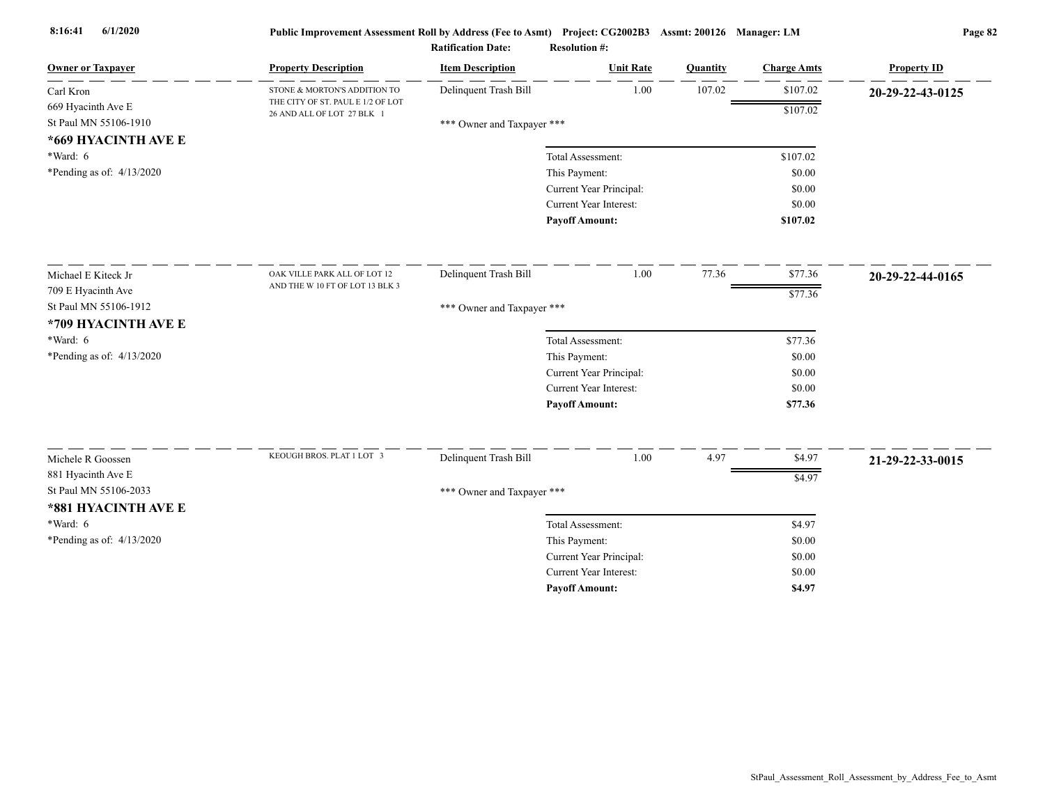| Owner or Taxpayer | Property Description | Item Description | Unit Rate | Quantity | Charge Amts | Property ID |
|---|---|---|---|---|---|---|
| Carl Kron<br>669 Hyacinth Ave E<br>St Paul MN 55106-1910<br>**\*669 HYACINTH AVE E**<br>\*Ward: 6<br>\*Pending as of: 4/13/2020 | STONE & MORTON'S ADDITION TO THE CITY OF ST. PAUL E 1/2 OF LOT 26 AND ALL OF LOT 27 BLK 1 | Delinquent Trash Bill | 1.00 | 107.02 | $107.02 | **20-29-22-43-0125** |
| | | | | | $107.02 | |
| | | *** Owner and Taxpayer *** | | | | |
| | | Total Assessment: | | | $107.02 | |
| | | This Payment: | | | $0.00 | |
| | | Current Year Principal: | | | $0.00 | |
| | | Current Year Interest: | | | $0.00 | |
| | | **Payoff Amount:** | | | **$107.02** | |
| Michael E Kiteck Jr<br>709 E Hyacinth Ave<br>St Paul MN 55106-1912<br>**\*709 HYACINTH AVE E**<br>\*Ward: 6<br>\*Pending as of: 4/13/2020 | OAK VILLE PARK ALL OF LOT 12 AND THE W 10 FT OF LOT 13 BLK 3 | Delinquent Trash Bill | 1.00 | 77.36 | $77.36 | **20-29-22-44-0165** |
| | | | | | $77.36 | |
| | | *** Owner and Taxpayer *** | | | | |
| | | Total Assessment: | | | $77.36 | |
| | | This Payment: | | | $0.00 | |
| | | Current Year Principal: | | | $0.00 | |
| | | Current Year Interest: | | | $0.00 | |
| | | **Payoff Amount:** | | | **$77.36** | |
| Michele R Goossen<br>881 Hyacinth Ave E<br>St Paul MN 55106-2033<br>**\*881 HYACINTH AVE E**<br>\*Ward: 6<br>\*Pending as of: 4/13/2020 | KEOUGH BROS. PLAT 1 LOT 3 | Delinquent Trash Bill | 1.00 | 4.97 | $4.97 | **21-29-22-33-0015** |
| | | | | | $4.97 | |
| | | *** Owner and Taxpayer *** | | | | |
| | | Total Assessment: | | | $4.97 | |
| | | This Payment: | | | $0.00 | |
| | | Current Year Principal: | | | $0.00 | |
| | | Current Year Interest: | | | $0.00 | |
| | | **Payoff Amount:** | | | **$4.97** | |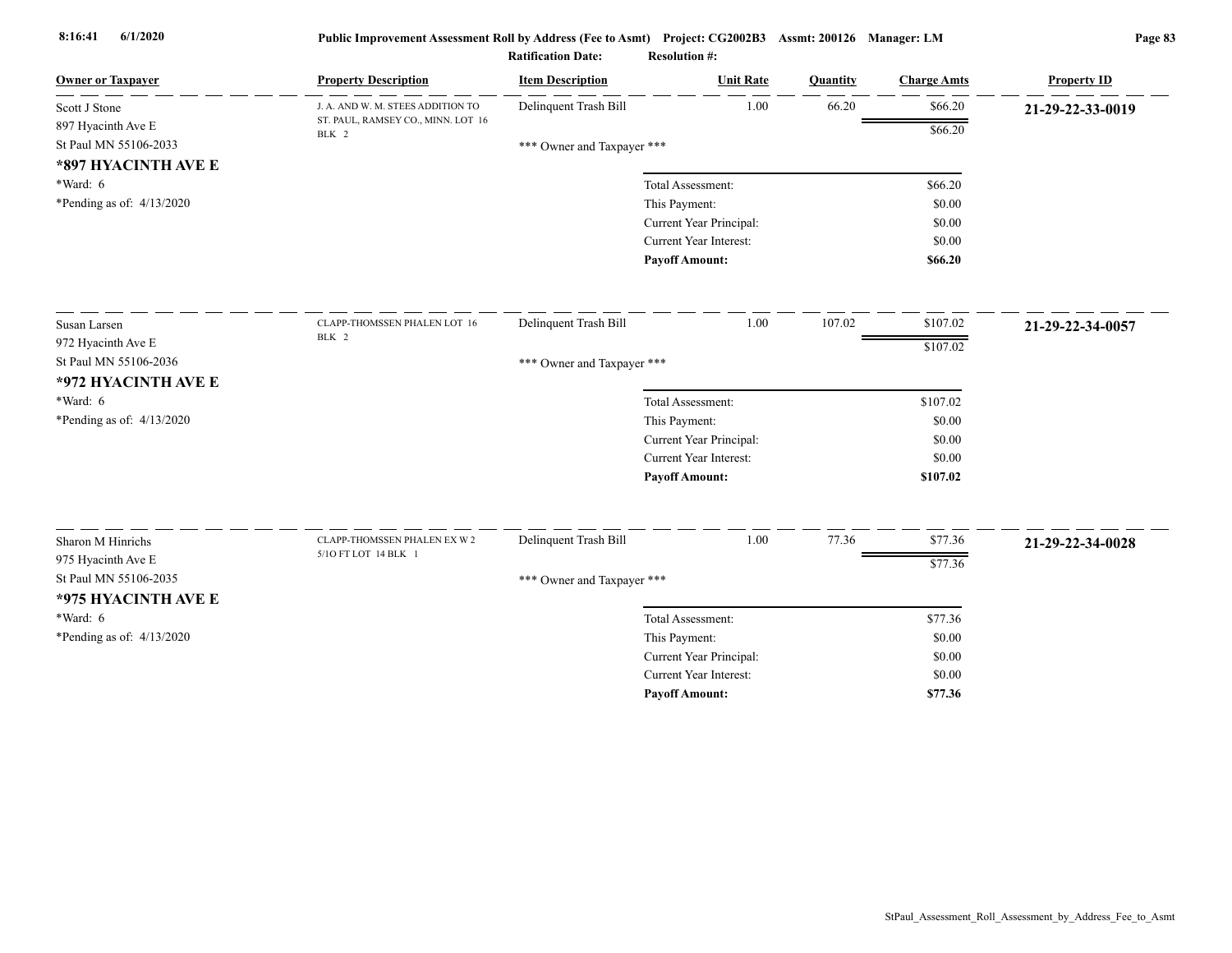Public Improvement Assessment Roll by Address (Fee to Asmt) Project: CG2002B3 Assmt: 200126 Manager: LM

Ratification Date: Resolution #:

| Owner or Taxpayer | Property Description | Item Description | Unit Rate | Quantity | Charge Amts | Property ID |
|---|---|---|---|---|---|---|
| Scott J Stone<br>897 Hyacinth Ave E<br>St Paul MN 55106-2033<br>**\*897 HYACINTH AVE E**<br>\*Ward: 6<br>\*Pending as of: 4/13/2020 | J. A. AND W. M. STEES ADDITION TO ST. PAUL, RAMSEY CO., MINN. LOT 16 BLK 2 | Delinquent Trash Bill | 1.00 | 66.20 | $66.20 | **21-29-22-33-0019** |
| | | | | | $66.20 | |
| | | \*\*\* Owner and Taxpayer \*\*\* | | | | |
| | | | Total Assessment: | | $66.20 | |
| | | | This Payment: | | $0.00 | |
| | | | Current Year Principal: | | $0.00 | |
| | | | Current Year Interest: | | $0.00 | |
| | | | **Payoff Amount:** | | **$66.20** | |
| Susan Larsen<br>972 Hyacinth Ave E<br>St Paul MN 55106-2036<br>**\*972 HYACINTH AVE E**<br>\*Ward: 6<br>\*Pending as of: 4/13/2020 | CLAPP-THOMSSEN PHALEN LOT 16 BLK 2 | Delinquent Trash Bill | 1.00 | 107.02 | $107.02 | **21-29-22-34-0057** |
| | | | | | $107.02 | |
| | | \*\*\* Owner and Taxpayer \*\*\* | | | | |
| | | | Total Assessment: | | $107.02 | |
| | | | This Payment: | | $0.00 | |
| | | | Current Year Principal: | | $0.00 | |
| | | | Current Year Interest: | | $0.00 | |
| | | | **Payoff Amount:** | | **$107.02** | |
| Sharon M Hinrichs<br>975 Hyacinth Ave E<br>St Paul MN 55106-2035<br>**\*975 HYACINTH AVE E**<br>\*Ward: 6<br>\*Pending as of: 4/13/2020 | CLAPP-THOMSSEN PHALEN EX W 2 5/1O FT LOT 14 BLK 1 | Delinquent Trash Bill | 1.00 | 77.36 | $77.36 | **21-29-22-34-0028** |
| | | | | | $77.36 | |
| | | \*\*\* Owner and Taxpayer \*\*\* | | | | |
| | | | Total Assessment: | | $77.36 | |
| | | | This Payment: | | $0.00 | |
| | | | Current Year Principal: | | $0.00 | |
| | | | Current Year Interest: | | $0.00 | |
| | | | **Payoff Amount:** | | **$77.36** | |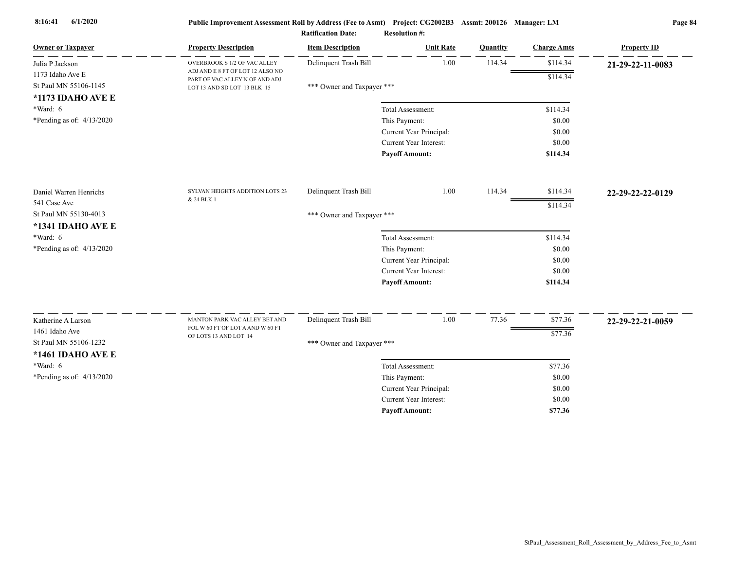**Public Improvement Assessment Roll by Address (Fee to Asmt) Project: CG2002B3 Assmt: 200126 Manager: LM**

**Ratification Date:** **Resolution #:**

| Owner or Taxpayer | Property Description | Item Description | Unit Rate | Quantity | Charge Amts | Property ID |
|---|---|---|---|---|---|---|
| Julia P Jackson<br>1173 Idaho Ave E<br>St Paul MN 55106-1145<br>**\*1173 IDAHO AVE E**<br>\*Ward: 6<br>\*Pending as of: 4/13/2020 | OVERBROOK S 1/2 OF VAC ALLEY ADJ AND E 8 FT OF LOT 12 ALSO NO PART OF VAC ALLEY N OF AND ADJ LOT 13 AND SD LOT 13 BLK 15 | Delinquent Trash Bill | 1.00 | 114.34 | $114.34 | **21-29-22-11-0083** |
| | | | | | $114.34 | |
| | | \*\*\* Owner and Taxpayer \*\*\* | | | | |
| | | Total Assessment: | | | $114.34 | |
| | | This Payment: | | | $0.00 | |
| | | Current Year Principal: | | | $0.00 | |
| | | Current Year Interest: | | | $0.00 | |
| | | **Payoff Amount:** | | | **$114.34** | |
| Daniel Warren Henrichs<br>541 Case Ave<br>St Paul MN 55130-4013<br>**\*1341 IDAHO AVE E**<br>\*Ward: 6<br>\*Pending as of: 4/13/2020 | SYLVAN HEIGHTS ADDITION LOTS 23 & 24 BLK 1 | Delinquent Trash Bill | 1.00 | 114.34 | $114.34 | **22-29-22-22-0129** |
| | | | | | $114.34 | |
| | | \*\*\* Owner and Taxpayer \*\*\* | | | | |
| | | Total Assessment: | | | $114.34 | |
| | | This Payment: | | | $0.00 | |
| | | Current Year Principal: | | | $0.00 | |
| | | Current Year Interest: | | | $0.00 | |
| | | **Payoff Amount:** | | | **$114.34** | |
| Katherine A Larson<br>1461 Idaho Ave<br>St Paul MN 55106-1232<br>**\*1461 IDAHO AVE E**<br>\*Ward: 6<br>\*Pending as of: 4/13/2020 | MANTON PARK VAC ALLEY BET AND FOL W 60 FT OF LOT A AND W 60 FT OF LOTS 13 AND LOT 14 | Delinquent Trash Bill | 1.00 | 77.36 | $77.36 | **22-29-22-21-0059** |
| | | | | | $77.36 | |
| | | \*\*\* Owner and Taxpayer \*\*\* | | | | |
| | | Total Assessment: | | | $77.36 | |
| | | This Payment: | | | $0.00 | |
| | | Current Year Principal: | | | $0.00 | |
| | | Current Year Interest: | | | $0.00 | |
| | | **Payoff Amount:** | | | **$77.36** | |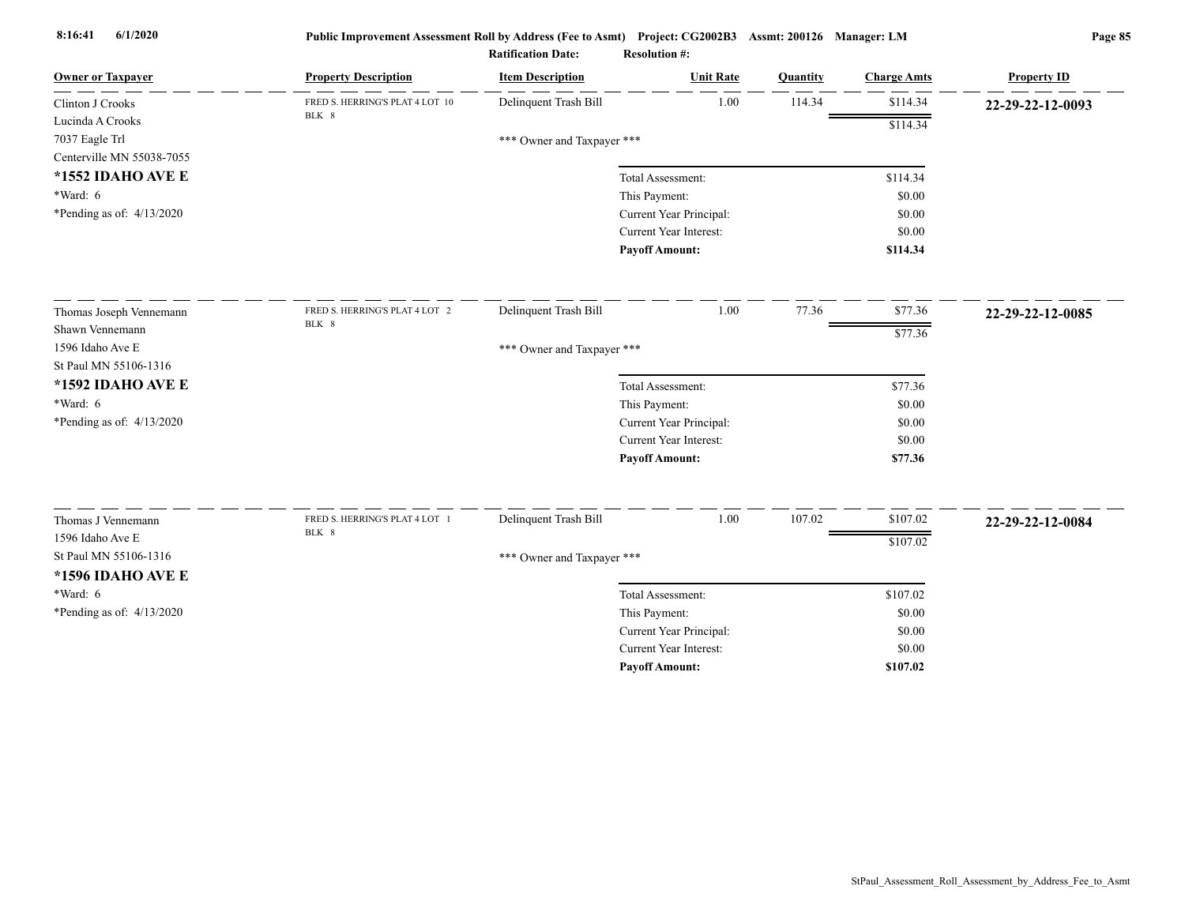**Public Improvement Assessment Roll by Address (Fee to Asmt) Project: CG2002B3 Assmt: 200126 Manager: LM**

**Ratification Date:** **Resolution #:**

| Owner or Taxpayer | Property Description | Item Description | Unit Rate | Quantity | Charge Amts | Property ID |
|---|---|---|---|---|---|---|
| Clinton J Crooks<br>Lucinda A Crooks<br>7037 Eagle Trl<br>Centerville MN 55038-7055<br>**\*1552 IDAHO AVE E**<br>\*Ward: 6<br>\*Pending as of: 4/13/2020 | FRED S. HERRING'S PLAT 4 LOT 10 BLK 8 | Delinquent Trash Bill | 1.00 | 114.34 | $114.34 | **22-29-22-12-0093** |
| | | | | | $114.34 | |
| | | *** Owner and Taxpayer *** | | | | |
| | | Total Assessment: | | | $114.34 | |
| | | This Payment: | | | $0.00 | |
| | | Current Year Principal: | | | $0.00 | |
| | | Current Year Interest: | | | $0.00 | |
| | | **Payoff Amount:** | | | **$114.34** | |
| Thomas Joseph Vennemann<br>Shawn Vennemann<br>1596 Idaho Ave E<br>St Paul MN 55106-1316<br>**\*1592 IDAHO AVE E**<br>\*Ward: 6<br>\*Pending as of: 4/13/2020 | FRED S. HERRING'S PLAT 4 LOT 2 BLK 8 | Delinquent Trash Bill | 1.00 | 77.36 | $77.36 | **22-29-22-12-0085** |
| | | | | | $77.36 | |
| | | *** Owner and Taxpayer *** | | | | |
| | | Total Assessment: | | | $77.36 | |
| | | This Payment: | | | $0.00 | |
| | | Current Year Principal: | | | $0.00 | |
| | | Current Year Interest: | | | $0.00 | |
| | | **Payoff Amount:** | | | **$77.36** | |
| Thomas J Vennemann<br>1596 Idaho Ave E<br>St Paul MN 55106-1316<br>**\*1596 IDAHO AVE E**<br>\*Ward: 6<br>\*Pending as of: 4/13/2020 | FRED S. HERRING'S PLAT 4 LOT 1 BLK 8 | Delinquent Trash Bill | 1.00 | 107.02 | $107.02 | **22-29-22-12-0084** |
| | | | | | $107.02 | |
| | | *** Owner and Taxpayer *** | | | | |
| | | Total Assessment: | | | $107.02 | |
| | | This Payment: | | | $0.00 | |
| | | Current Year Principal: | | | $0.00 | |
| | | Current Year Interest: | | | $0.00 | |
| | | **Payoff Amount:** | | | **$107.02** | |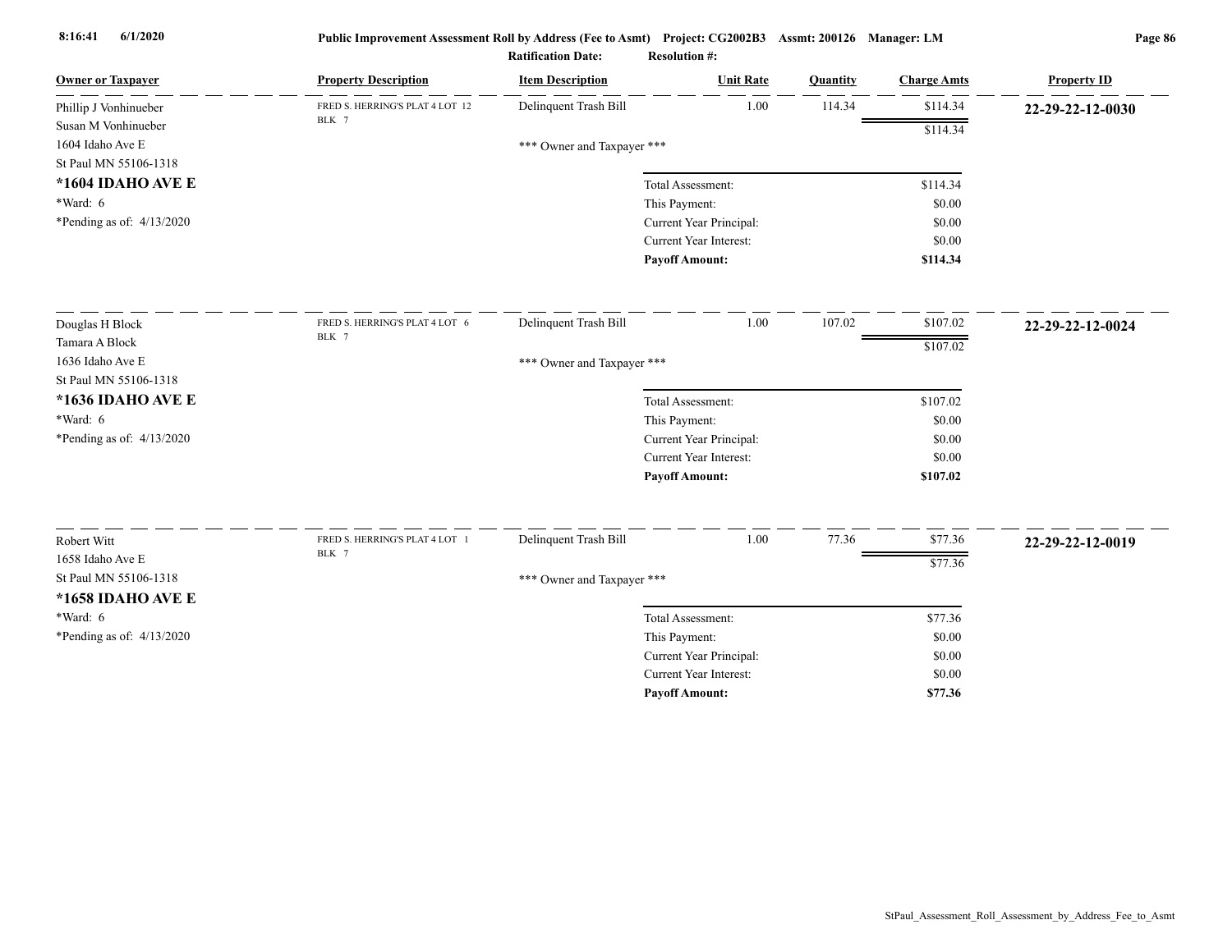**Public Improvement Assessment Roll by Address (Fee to Asmt)** Project: CG2002B3 Assmt: 200126 Manager: LM

Ratification Date: Resolution #:

| Owner or Taxpayer | Property Description | Item Description | Unit Rate | Quantity | Charge Amts | Property ID |
|---|---|---|---|---|---|---|
| Phillip J Vonhinueber<br>Susan M Vonhinueber<br>1604 Idaho Ave E<br>St Paul MN 55106-1318<br>**\*1604 IDAHO AVE E**<br>\*Ward: 6<br>\*Pending as of: 4/13/2020 | FRED S. HERRING'S PLAT 4 LOT 12 BLK 7 | Delinquent Trash Bill | 1.00 | 114.34 | $114.34 | **22-29-22-12-0030** |
| | | | | | $114.34 | |
| | | \*\*\* Owner and Taxpayer \*\*\* | | | | |
| | | Total Assessment: | | | $114.34 | |
| | | This Payment: | | | $0.00 | |
| | | Current Year Principal: | | | $0.00 | |
| | | Current Year Interest: | | | $0.00 | |
| | | **Payoff Amount:** | | | **$114.34** | |
| Douglas H Block<br>Tamara A Block<br>1636 Idaho Ave E<br>St Paul MN 55106-1318<br>**\*1636 IDAHO AVE E**<br>\*Ward: 6<br>\*Pending as of: 4/13/2020 | FRED S. HERRING'S PLAT 4 LOT 6 BLK 7 | Delinquent Trash Bill | 1.00 | 107.02 | $107.02 | **22-29-22-12-0024** |
| | | | | | $107.02 | |
| | | \*\*\* Owner and Taxpayer \*\*\* | | | | |
| | | Total Assessment: | | | $107.02 | |
| | | This Payment: | | | $0.00 | |
| | | Current Year Principal: | | | $0.00 | |
| | | Current Year Interest: | | | $0.00 | |
| | | **Payoff Amount:** | | | **$107.02** | |
| Robert Witt<br>1658 Idaho Ave E<br>St Paul MN 55106-1318<br>**\*1658 IDAHO AVE E**<br>\*Ward: 6<br>\*Pending as of: 4/13/2020 | FRED S. HERRING'S PLAT 4 LOT 1 BLK 7 | Delinquent Trash Bill | 1.00 | 77.36 | $77.36 | **22-29-22-12-0019** |
| | | | | | $77.36 | |
| | | \*\*\* Owner and Taxpayer \*\*\* | | | | |
| | | Total Assessment: | | | $77.36 | |
| | | This Payment: | | | $0.00 | |
| | | Current Year Principal: | | | $0.00 | |
| | | Current Year Interest: | | | $0.00 | |
| | | **Payoff Amount:** | | | **$77.36** | |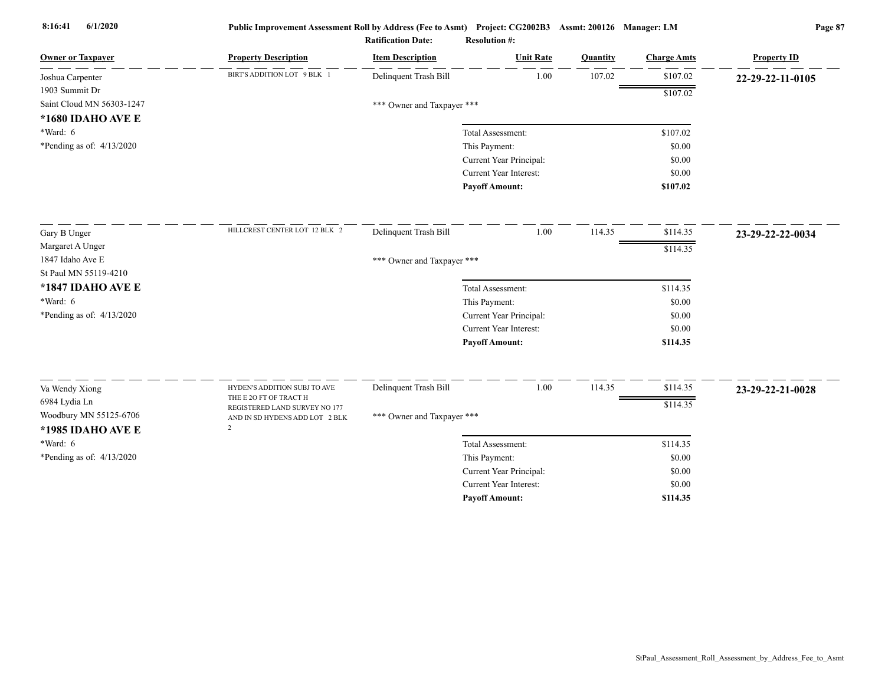**Public Improvement Assessment Roll by Address (Fee to Asmt)** **Project: CG2002B3** **Assmt: 200126** **Manager: LM**

**Ratification Date:** **Resolution #:**

| Owner or Taxpayer | Property Description | Item Description | Unit Rate | Quantity | Charge Amts | Property ID |
|---|---|---|---|---|---|---|
| Joshua Carpenter<br>1903 Summit Dr<br>Saint Cloud MN 56303-1247<br>**\*1680 IDAHO AVE E**<br>\*Ward: 6<br>\*Pending as of: 4/13/2020 | BIRT'S ADDITION LOT 9 BLK 1 | Delinquent Trash Bill | 1.00 | 107.02 | $107.02 | **22-29-22-11-0105** |
| | | | | | $107.02 | |
| | | *** Owner and Taxpayer *** | | | | |
| | | | Total Assessment: | | $107.02 | |
| | | | This Payment: | | $0.00 | |
| | | | Current Year Principal: | | $0.00 | |
| | | | Current Year Interest: | | $0.00 | |
| | | | **Payoff Amount:** | | **$107.02** | |
| Gary B Unger<br>Margaret A Unger<br>1847 Idaho Ave E<br>St Paul MN 55119-4210<br>**\*1847 IDAHO AVE E**<br>\*Ward: 6<br>\*Pending as of: 4/13/2020 | HILLCREST CENTER LOT 12 BLK 2 | Delinquent Trash Bill | 1.00 | 114.35 | $114.35 | **23-29-22-22-0034** |
| | | | | | $114.35 | |
| | | *** Owner and Taxpayer *** | | | | |
| | | | Total Assessment: | | $114.35 | |
| | | | This Payment: | | $0.00 | |
| | | | Current Year Principal: | | $0.00 | |
| | | | Current Year Interest: | | $0.00 | |
| | | | **Payoff Amount:** | | **$114.35** | |
| Va Wendy Xiong<br>6984 Lydia Ln<br>Woodbury MN 55125-6706<br>**\*1985 IDAHO AVE E**<br>\*Ward: 6<br>\*Pending as of: 4/13/2020 | HYDEN'S ADDITION SUBJ TO AVE THE E 2O FT OF TRACT H REGISTERED LAND SURVEY NO 177 AND IN SD HYDENS ADD LOT 2 BLK 2 | Delinquent Trash Bill | 1.00 | 114.35 | $114.35 | **23-29-22-21-0028** |
| | | | | | $114.35 | |
| | | *** Owner and Taxpayer *** | | | | |
| | | | Total Assessment: | | $114.35 | |
| | | | This Payment: | | $0.00 | |
| | | | Current Year Principal: | | $0.00 | |
| | | | Current Year Interest: | | $0.00 | |
| | | | **Payoff Amount:** | | **$114.35** | |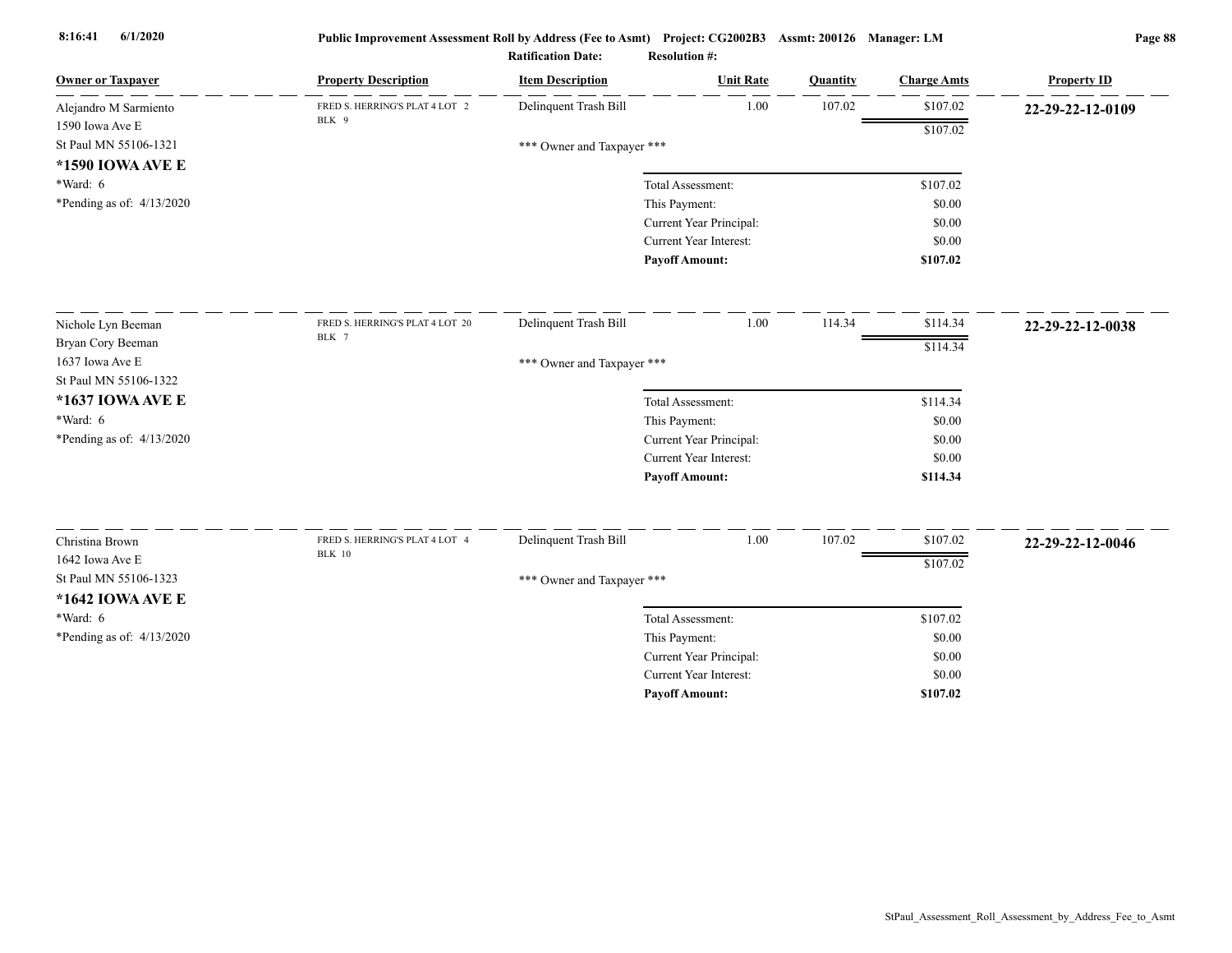| Owner or Taxpayer | Property Description | Item Description | Unit Rate | Quantity | Charge Amts | Property ID |
|---|---|---|---|---|---|---|
| Alejandro M Sarmiento<br>1590 Iowa Ave E<br>St Paul MN 55106-1321<br>**\*1590 IOWA AVE E**<br>\*Ward: 6<br>\*Pending as of: 4/13/2020 | FRED S. HERRING'S PLAT 4 LOT 2 BLK 9 | Delinquent Trash Bill | 1.00 | 107.02 | $107.02 | **22-29-22-12-0109** |
| | | | | | $107.02 | |
| | | *** Owner and Taxpayer *** | | | | |
| | | Total Assessment: | | | $107.02 | |
| | | This Payment: | | | $0.00 | |
| | | Current Year Principal: | | | $0.00 | |
| | | Current Year Interest: | | | $0.00 | |
| | | **Payoff Amount:** | | | **$107.02** | |
| Nichole Lyn Beeman<br>Bryan Cory Beeman<br>1637 Iowa Ave E<br>St Paul MN 55106-1322<br>**\*1637 IOWA AVE E**<br>\*Ward: 6<br>\*Pending as of: 4/13/2020 | FRED S. HERRING'S PLAT 4 LOT 20 BLK 7 | Delinquent Trash Bill | 1.00 | 114.34 | $114.34 | **22-29-22-12-0038** |
| | | | | | $114.34 | |
| | | *** Owner and Taxpayer *** | | | | |
| | | Total Assessment: | | | $114.34 | |
| | | This Payment: | | | $0.00 | |
| | | Current Year Principal: | | | $0.00 | |
| | | Current Year Interest: | | | $0.00 | |
| | | **Payoff Amount:** | | | **$114.34** | |
| Christina Brown<br>1642 Iowa Ave E<br>St Paul MN 55106-1323<br>**\*1642 IOWA AVE E**<br>\*Ward: 6<br>\*Pending as of: 4/13/2020 | FRED S. HERRING'S PLAT 4 LOT 4 BLK 10 | Delinquent Trash Bill | 1.00 | 107.02 | $107.02 | **22-29-22-12-0046** |
| | | | | | $107.02 | |
| | | *** Owner and Taxpayer *** | | | | |
| | | Total Assessment: | | | $107.02 | |
| | | This Payment: | | | $0.00 | |
| | | Current Year Principal: | | | $0.00 | |
| | | Current Year Interest: | | | $0.00 | |
| | | **Payoff Amount:** | | | **$107.02** | |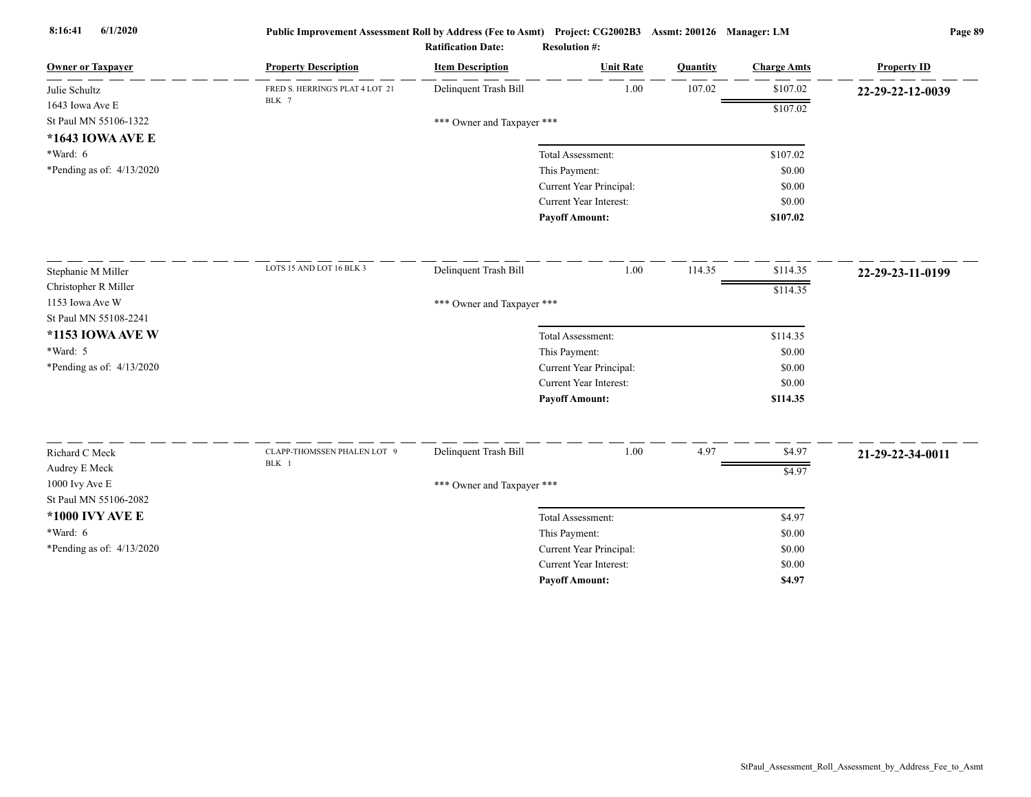Public Improvement Assessment Roll by Address (Fee to Asmt) Project: CG2002B3 Assmt: 200126 Manager: LM

Ratification Date: Resolution #:

| Owner or Taxpayer | Property Description | Item Description | Unit Rate | Quantity | Charge Amts | Property ID |
|---|---|---|---|---|---|---|
| Julie Schultz<br>1643 Iowa Ave E<br>St Paul MN 55106-1322<br>**\*1643 IOWA AVE E**<br>\*Ward: 6<br>\*Pending as of: 4/13/2020 | FRED S. HERRING'S PLAT 4 LOT 21 BLK 7 | Delinquent Trash Bill | 1.00 | 107.02 | $107.02 | **22-29-22-12-0039** |
| | | | | | $107.02 | |
| | | \*\*\* Owner and Taxpayer \*\*\* | | | | |
| | | | Total Assessment: | | $107.02 | |
| | | | This Payment: | | $0.00 | |
| | | | Current Year Principal: | | $0.00 | |
| | | | Current Year Interest: | | $0.00 | |
| | | | **Payoff Amount:** | | **$107.02** | |
| Stephanie M Miller<br>Christopher R Miller<br>1153 Iowa Ave W<br>St Paul MN 55108-2241<br>**\*1153 IOWA AVE W**<br>\*Ward: 5<br>\*Pending as of: 4/13/2020 | LOTS 15 AND LOT 16 BLK 3 | Delinquent Trash Bill | 1.00 | 114.35 | $114.35 | **22-29-23-11-0199** |
| | | | | | $114.35 | |
| | | \*\*\* Owner and Taxpayer \*\*\* | | | | |
| | | | Total Assessment: | | $114.35 | |
| | | | This Payment: | | $0.00 | |
| | | | Current Year Principal: | | $0.00 | |
| | | | Current Year Interest: | | $0.00 | |
| | | | **Payoff Amount:** | | **$114.35** | |
| Richard C Meck<br>Audrey E Meck<br>1000 Ivy Ave E<br>St Paul MN 55106-2082<br>**\*1000 IVY AVE E**<br>\*Ward: 6<br>\*Pending as of: 4/13/2020 | CLAPP-THOMSSEN PHALEN LOT 9 BLK 1 | Delinquent Trash Bill | 1.00 | 4.97 | $4.97 | **21-29-22-34-0011** |
| | | | | | $4.97 | |
| | | \*\*\* Owner and Taxpayer \*\*\* | | | | |
| | | | Total Assessment: | | $4.97 | |
| | | | This Payment: | | $0.00 | |
| | | | Current Year Principal: | | $0.00 | |
| | | | Current Year Interest: | | $0.00 | |
| | | | **Payoff Amount:** | | **$4.97** | |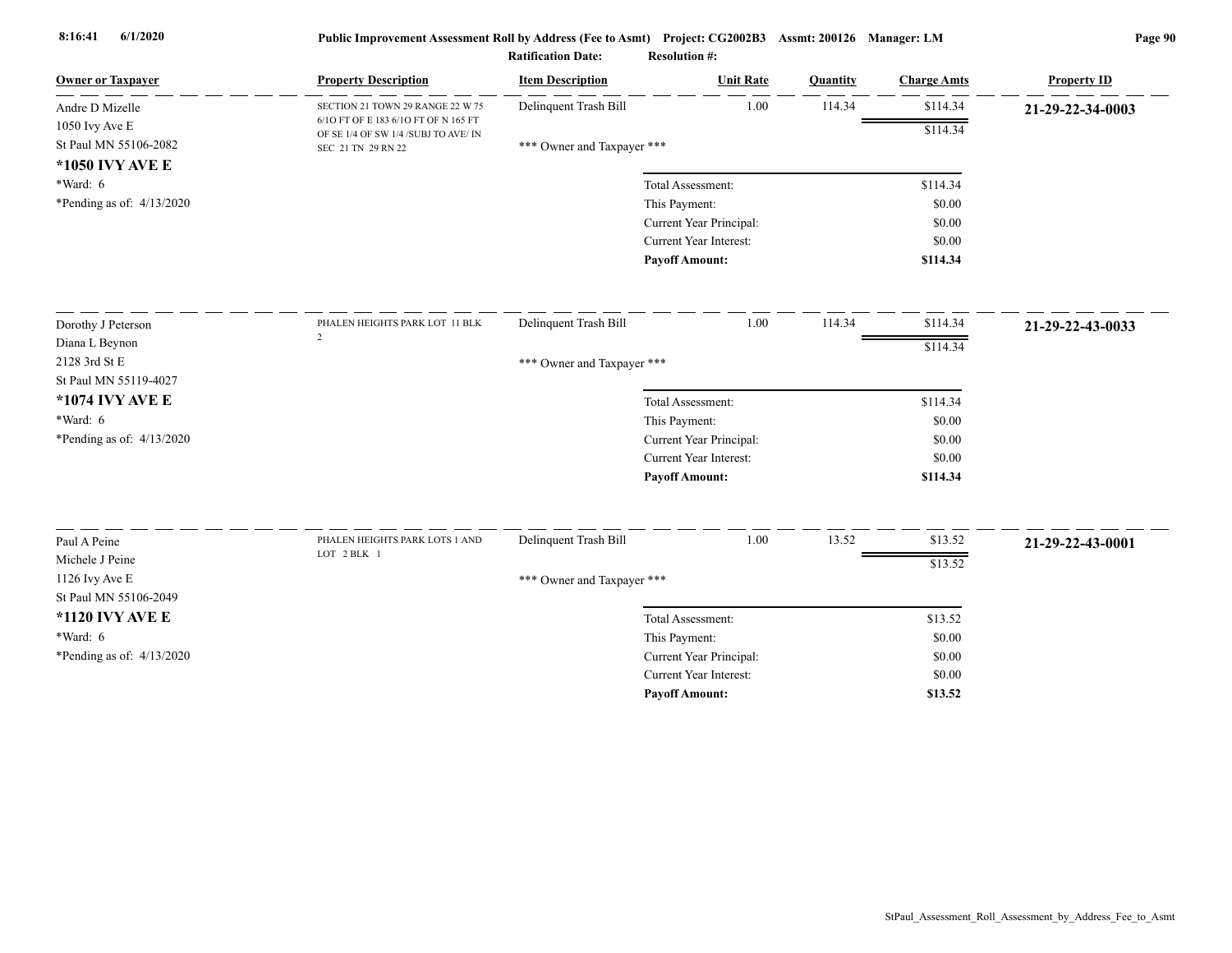8:16:41 6/1/2020

**Public Improvement Assessment Roll by Address (Fee to Asmt) Project: CG2002B3 Assmt: 200126 Manager: LM**

**Ratification Date: Resolution #:**

| Owner or Taxpayer | Property Description | Item Description | Unit Rate | Quantity | Charge Amts | Property ID |
|---|---|---|---|---|---|---|
| Andre D Mizelle<br>1050 Ivy Ave E<br>St Paul MN 55106-2082<br>**\*1050 IVY AVE E**<br>\*Ward: 6<br>\*Pending as of: 4/13/2020 | SECTION 21 TOWN 29 RANGE 22 W 75 6/1O FT OF E 183 6/1O FT OF N 165 FT OF SE 1/4 OF SW 1/4 /SUBJ TO AVE/ IN SEC 21 TN 29 RN 22 | Delinquent Trash Bill | 1.00 | 114.34 | $114.34 | **21-29-22-34-0003** |
| | | | | | $114.34 | |
| | | \*\*\* Owner and Taxpayer \*\*\* | | | | |
| | | Total Assessment: | | | $114.34 | |
| | | This Payment: | | | $0.00 | |
| | | Current Year Principal: | | | $0.00 | |
| | | Current Year Interest: | | | $0.00 | |
| | | **Payoff Amount:** | | | **$114.34** | |
| Dorothy J Peterson<br>Diana L Beynon<br>2128 3rd St E<br>St Paul MN 55119-4027<br>**\*1074 IVY AVE E**<br>\*Ward: 6<br>\*Pending as of: 4/13/2020 | PHALEN HEIGHTS PARK LOT 11 BLK 2 | Delinquent Trash Bill | 1.00 | 114.34 | $114.34 | **21-29-22-43-0033** |
| | | | | | $114.34 | |
| | | \*\*\* Owner and Taxpayer \*\*\* | | | | |
| | | Total Assessment: | | | $114.34 | |
| | | This Payment: | | | $0.00 | |
| | | Current Year Principal: | | | $0.00 | |
| | | Current Year Interest: | | | $0.00 | |
| | | **Payoff Amount:** | | | **$114.34** | |
| Paul A Peine<br>Michele J Peine<br>1126 Ivy Ave E<br>St Paul MN 55106-2049<br>**\*1120 IVY AVE E**<br>\*Ward: 6<br>\*Pending as of: 4/13/2020 | PHALEN HEIGHTS PARK LOTS 1 AND LOT 2 BLK 1 | Delinquent Trash Bill | 1.00 | 13.52 | $13.52 | **21-29-22-43-0001** |
| | | | | | $13.52 | |
| | | \*\*\* Owner and Taxpayer \*\*\* | | | | |
| | | Total Assessment: | | | $13.52 | |
| | | This Payment: | | | $0.00 | |
| | | Current Year Principal: | | | $0.00 | |
| | | Current Year Interest: | | | $0.00 | |
| | | **Payoff Amount:** | | | **$13.52** | |

StPaul_Assessment_Roll_Assessment_by_Address_Fee_to_Asmt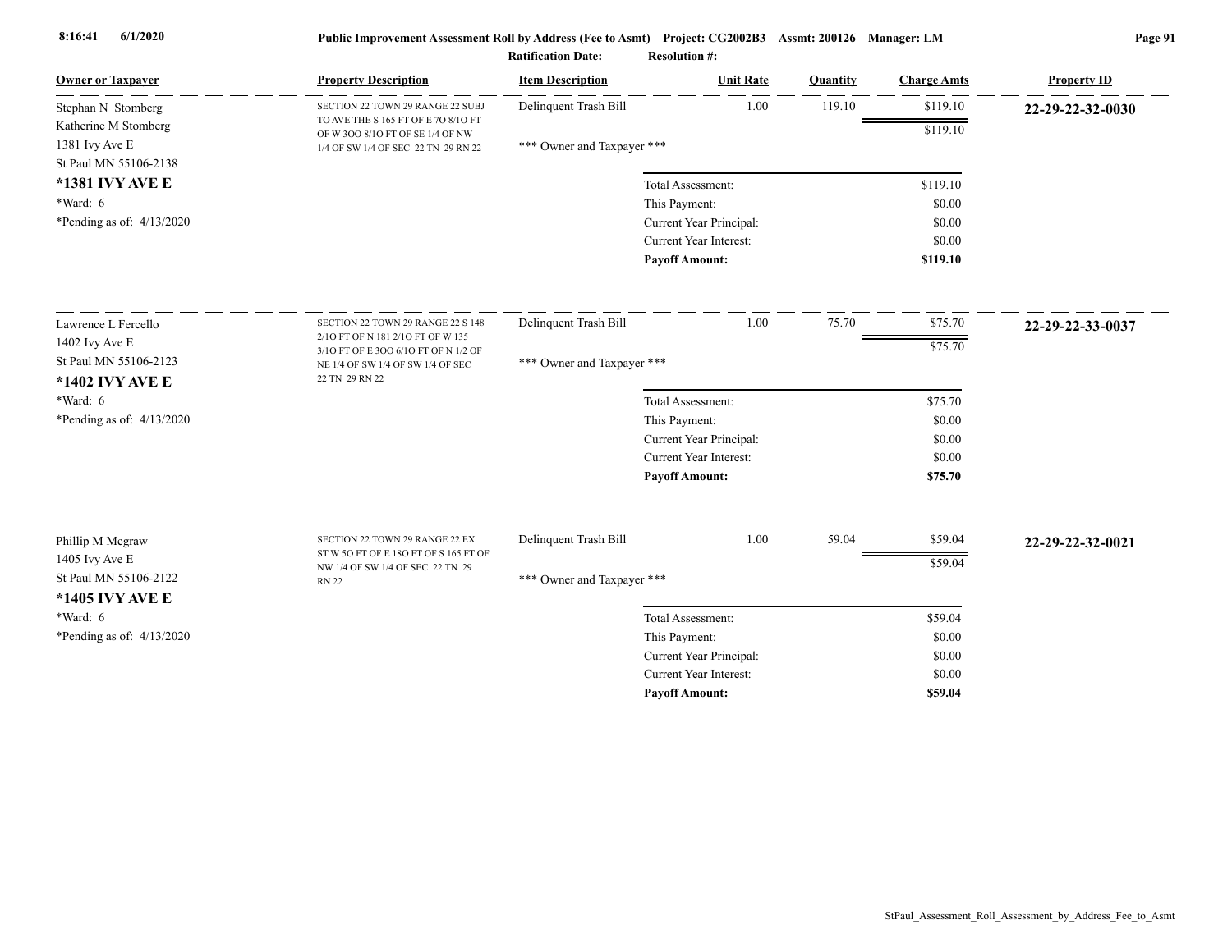**Public Improvement Assessment Roll by Address (Fee to Asmt) Project: CG2002B3 Assmt: 200126 Manager: LM**

**Ratification Date: Resolution #:**

| Owner or Taxpayer | Property Description | Item Description | Unit Rate | Quantity | Charge Amts | Property ID |
|---|---|---|---|---|---|---|
| Stephan N Stomberg<br>Katherine M Stomberg<br>1381 Ivy Ave E<br>St Paul MN 55106-2138<br>**\*1381 IVY AVE E**<br>\*Ward: 6<br>\*Pending as of: 4/13/2020 | SECTION 22 TOWN 29 RANGE 22 SUBJ TO AVE THE S 165 FT OF E 7O 8/1O FT OF W 3OO 8/1O FT OF SE 1/4 OF NW 1/4 OF SW 1/4 OF SEC 22 TN 29 RN 22 | Delinquent Trash Bill | 1.00 | 119.10 | $119.10 | **22-29-22-32-0030** |
| | | | | | $119.10 | |
| | | \*\*\* Owner and Taxpayer \*\*\* | | | | |
| | | Total Assessment: | | | $119.10 | |
| | | This Payment: | | | $0.00 | |
| | | Current Year Principal: | | | $0.00 | |
| | | Current Year Interest: | | | $0.00 | |
| | | **Payoff Amount:** | | | **$119.10** | |
| Lawrence L Fercello<br>1402 Ivy Ave E<br>St Paul MN 55106-2123<br>**\*1402 IVY AVE E**<br>\*Ward: 6<br>\*Pending as of: 4/13/2020 | SECTION 22 TOWN 29 RANGE 22 S 148 2/1O FT OF N 181 2/1O FT OF W 135 3/1O FT OF E 3OO 6/1O FT OF N 1/2 OF NE 1/4 OF SW 1/4 OF SW 1/4 OF SEC 22 TN 29 RN 22 | Delinquent Trash Bill | 1.00 | 75.70 | $75.70 | **22-29-22-33-0037** |
| | | | | | $75.70 | |
| | | \*\*\* Owner and Taxpayer \*\*\* | | | | |
| | | Total Assessment: | | | $75.70 | |
| | | This Payment: | | | $0.00 | |
| | | Current Year Principal: | | | $0.00 | |
| | | Current Year Interest: | | | $0.00 | |
| | | **Payoff Amount:** | | | **$75.70** | |
| Phillip M Mcgraw<br>1405 Ivy Ave E<br>St Paul MN 55106-2122<br>**\*1405 IVY AVE E**<br>\*Ward: 6<br>\*Pending as of: 4/13/2020 | SECTION 22 TOWN 29 RANGE 22 EX ST W 5O FT OF E 18O FT OF S 165 FT OF NW 1/4 OF SW 1/4 OF SEC 22 TN 29 RN 22 | Delinquent Trash Bill | 1.00 | 59.04 | $59.04 | **22-29-22-32-0021** |
| | | | | | $59.04 | |
| | | \*\*\* Owner and Taxpayer \*\*\* | | | | |
| | | Total Assessment: | | | $59.04 | |
| | | This Payment: | | | $0.00 | |
| | | Current Year Principal: | | | $0.00 | |
| | | Current Year Interest: | | | $0.00 | |
| | | **Payoff Amount:** | | | **$59.04** | |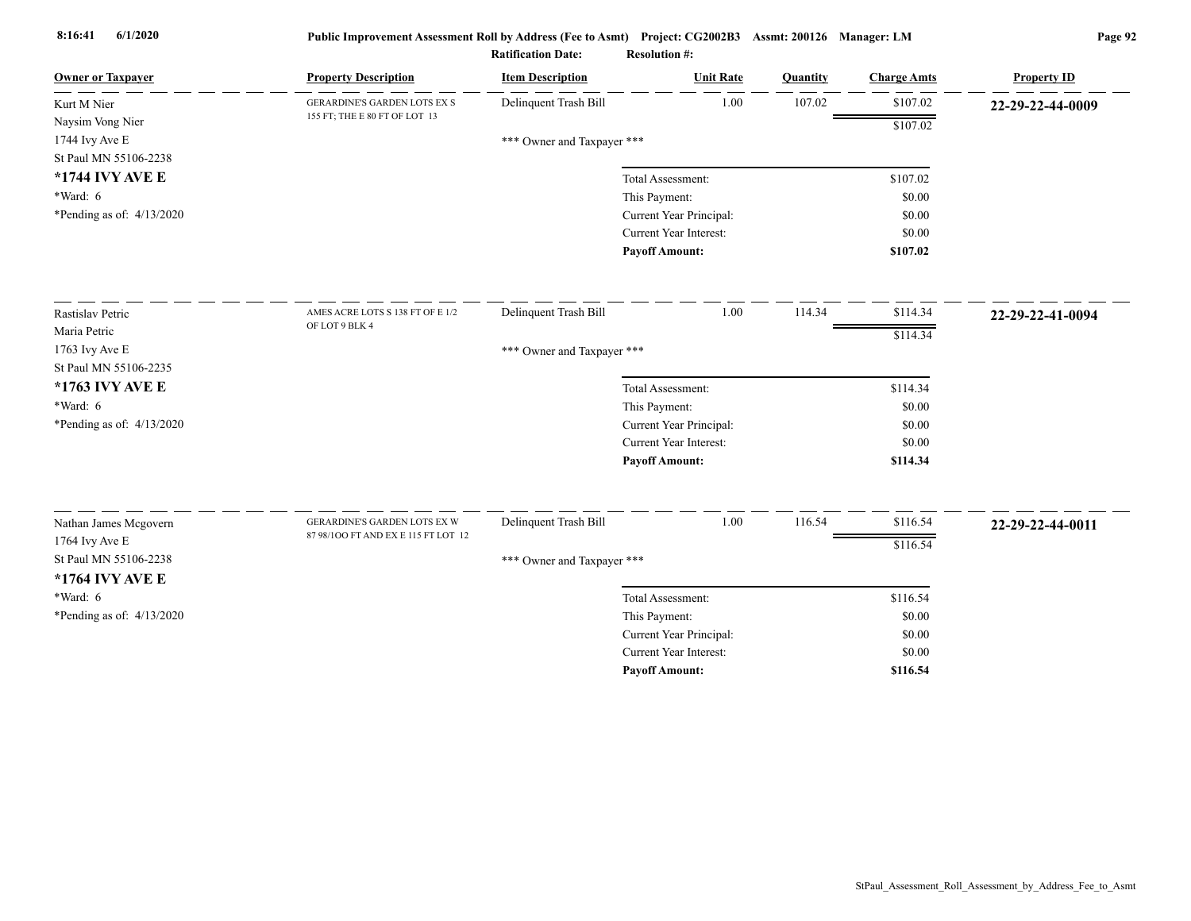**Public Improvement Assessment Roll by Address (Fee to Asmt) Project: CG2002B3 Assmt: 200126 Manager: LM**

**Ratification Date: Resolution #:**

| Owner or Taxpayer | Property Description | Item Description | Unit Rate | Quantity | Charge Amts | Property ID |
|---|---|---|---|---|---|---|
| Kurt M Nier<br>Naysim Vong Nier<br>1744 Ivy Ave E<br>St Paul MN 55106-2238<br>**\*1744 IVY AVE E**<br>\*Ward: 6<br>\*Pending as of: 4/13/2020 | GERARDINE'S GARDEN LOTS EX S 155 FT; THE E 80 FT OF LOT 13 | Delinquent Trash Bill | 1.00 | 107.02 | $107.02 | **22-29-22-44-0009** |
| | | | | | $107.02 | |
| | | \*\*\* Owner and Taxpayer \*\*\* | | | | |
| | | | Total Assessment: | | $107.02 | |
| | | | This Payment: | | $0.00 | |
| | | | Current Year Principal: | | $0.00 | |
| | | | Current Year Interest: | | $0.00 | |
| | | | **Payoff Amount:** | | **$107.02** | |
| Rastislav Petric<br>Maria Petric<br>1763 Ivy Ave E<br>St Paul MN 55106-2235<br>**\*1763 IVY AVE E**<br>\*Ward: 6<br>\*Pending as of: 4/13/2020 | AMES ACRE LOTS S 138 FT OF E 1/2 OF LOT 9 BLK 4 | Delinquent Trash Bill | 1.00 | 114.34 | $114.34 | **22-29-22-41-0094** |
| | | | | | $114.34 | |
| | | \*\*\* Owner and Taxpayer \*\*\* | | | | |
| | | | Total Assessment: | | $114.34 | |
| | | | This Payment: | | $0.00 | |
| | | | Current Year Principal: | | $0.00 | |
| | | | Current Year Interest: | | $0.00 | |
| | | | **Payoff Amount:** | | **$114.34** | |
| Nathan James Mcgovern<br>1764 Ivy Ave E<br>St Paul MN 55106-2238<br>**\*1764 IVY AVE E**<br>\*Ward: 6<br>\*Pending as of: 4/13/2020 | GERARDINE'S GARDEN LOTS EX W 87 98/1OO FT AND EX E 115 FT LOT 12 | Delinquent Trash Bill | 1.00 | 116.54 | $116.54 | **22-29-22-44-0011** |
| | | | | | $116.54 | |
| | | \*\*\* Owner and Taxpayer \*\*\* | | | | |
| | | | Total Assessment: | | $116.54 | |
| | | | This Payment: | | $0.00 | |
| | | | Current Year Principal: | | $0.00 | |
| | | | Current Year Interest: | | $0.00 | |
| | | | **Payoff Amount:** | | **$116.54** | |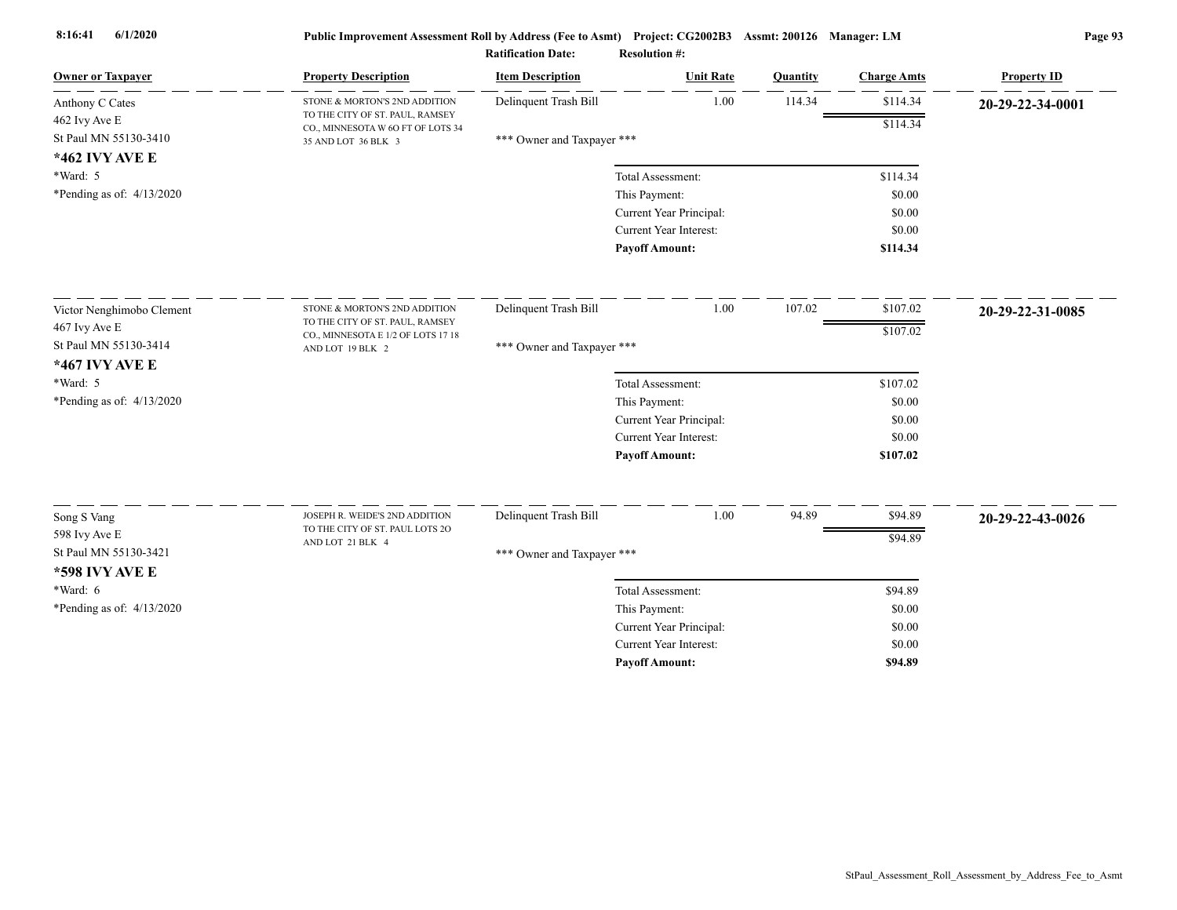**Public Improvement Assessment Roll by Address (Fee to Asmt)** Project: CG2002B3 Assmt: 200126 Manager: LM

Ratification Date: Resolution #:

| Owner or Taxpayer | Property Description | Item Description | Unit Rate | Quantity | Charge Amts | Property ID |
|---|---|---|---|---|---|---|
| Anthony C Cates<br>462 Ivy Ave E<br>St Paul MN 55130-3410<br>**\*462 IVY AVE E**<br>\*Ward: 5<br>\*Pending as of: 4/13/2020 | STONE & MORTON'S 2ND ADDITION TO THE CITY OF ST. PAUL, RAMSEY CO., MINNESOTA W 6O FT OF LOTS 34 35 AND LOT 36 BLK 3 | Delinquent Trash Bill | 1.00 | 114.34 | $114.34 | **20-29-22-34-0001** |
| | | | | | $114.34 | |
| | | \*\*\* Owner and Taxpayer \*\*\* | | | | |
| | | Total Assessment: | | | $114.34 | |
| | | This Payment: | | | $0.00 | |
| | | Current Year Principal: | | | $0.00 | |
| | | Current Year Interest: | | | $0.00 | |
| | | **Payoff Amount:** | | | **$114.34** | |
| Victor Nenghimobo Clement<br>467 Ivy Ave E<br>St Paul MN 55130-3414<br>**\*467 IVY AVE E**<br>\*Ward: 5<br>\*Pending as of: 4/13/2020 | STONE & MORTON'S 2ND ADDITION TO THE CITY OF ST. PAUL, RAMSEY CO., MINNESOTA E 1/2 OF LOTS 17 18 AND LOT 19 BLK 2 | Delinquent Trash Bill | 1.00 | 107.02 | $107.02 | **20-29-22-31-0085** |
| | | | | | $107.02 | |
| | | \*\*\* Owner and Taxpayer \*\*\* | | | | |
| | | Total Assessment: | | | $107.02 | |
| | | This Payment: | | | $0.00 | |
| | | Current Year Principal: | | | $0.00 | |
| | | Current Year Interest: | | | $0.00 | |
| | | **Payoff Amount:** | | | **$107.02** | |
| Song S Vang<br>598 Ivy Ave E<br>St Paul MN 55130-3421<br>**\*598 IVY AVE E**<br>\*Ward: 6<br>\*Pending as of: 4/13/2020 | JOSEPH R. WEIDE'S 2ND ADDITION TO THE CITY OF ST. PAUL LOTS 2O AND LOT 21 BLK 4 | Delinquent Trash Bill | 1.00 | 94.89 | $94.89 | **20-29-22-43-0026** |
| | | | | | $94.89 | |
| | | \*\*\* Owner and Taxpayer \*\*\* | | | | |
| | | Total Assessment: | | | $94.89 | |
| | | This Payment: | | | $0.00 | |
| | | Current Year Principal: | | | $0.00 | |
| | | Current Year Interest: | | | $0.00 | |
| | | **Payoff Amount:** | | | **$94.89** | |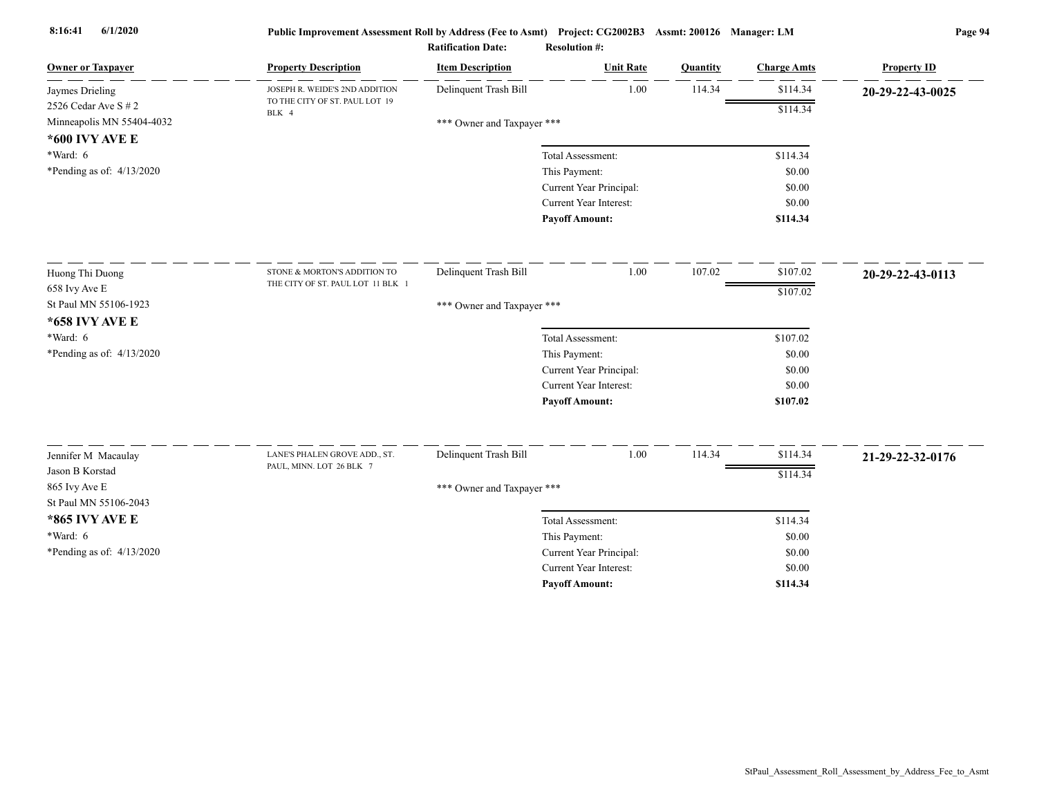| Owner or Taxpayer | Property Description | Item Description | Unit Rate | Quantity | Charge Amts | Property ID |
|---|---|---|---|---|---|---|
| Jaymes Drieling<br>2526 Cedar Ave S # 2<br>Minneapolis MN 55404-4032<br>**\*600 IVY AVE E**<br>\*Ward: 6<br>\*Pending as of: 4/13/2020 | JOSEPH R. WEIDE'S 2ND ADDITION TO THE CITY OF ST. PAUL LOT 19 BLK 4 | Delinquent Trash Bill | 1.00 | 114.34 | $114.34 | **20-29-22-43-0025** |
| | | | | | $114.34 | |
| | | \*\*\* Owner and Taxpayer \*\*\* | | | | |
| | | | Total Assessment: | | $114.34 | |
| | | | This Payment: | | $0.00 | |
| | | | Current Year Principal: | | $0.00 | |
| | | | Current Year Interest: | | $0.00 | |
| | | | **Payoff Amount:** | | **$114.34** | |
| Huong Thi Duong<br>658 Ivy Ave E<br>St Paul MN 55106-1923<br>**\*658 IVY AVE E**<br>\*Ward: 6<br>\*Pending as of: 4/13/2020 | STONE & MORTON'S ADDITION TO THE CITY OF ST. PAUL LOT 11 BLK 1 | Delinquent Trash Bill | 1.00 | 107.02 | $107.02 | **20-29-22-43-0113** |
| | | | | | $107.02 | |
| | | \*\*\* Owner and Taxpayer \*\*\* | | | | |
| | | | Total Assessment: | | $107.02 | |
| | | | This Payment: | | $0.00 | |
| | | | Current Year Principal: | | $0.00 | |
| | | | Current Year Interest: | | $0.00 | |
| | | | **Payoff Amount:** | | **$107.02** | |
| Jennifer M Macaulay<br>Jason B Korstad<br>865 Ivy Ave E<br>St Paul MN 55106-2043<br>**\*865 IVY AVE E**<br>\*Ward: 6<br>\*Pending as of: 4/13/2020 | LANE'S PHALEN GROVE ADD., ST. PAUL, MINN. LOT 26 BLK 7 | Delinquent Trash Bill | 1.00 | 114.34 | $114.34 | **21-29-22-32-0176** |
| | | | | | $114.34 | |
| | | \*\*\* Owner and Taxpayer \*\*\* | | | | |
| | | | Total Assessment: | | $114.34 | |
| | | | This Payment: | | $0.00 | |
| | | | Current Year Principal: | | $0.00 | |
| | | | Current Year Interest: | | $0.00 | |
| | | | **Payoff Amount:** | | **$114.34** | |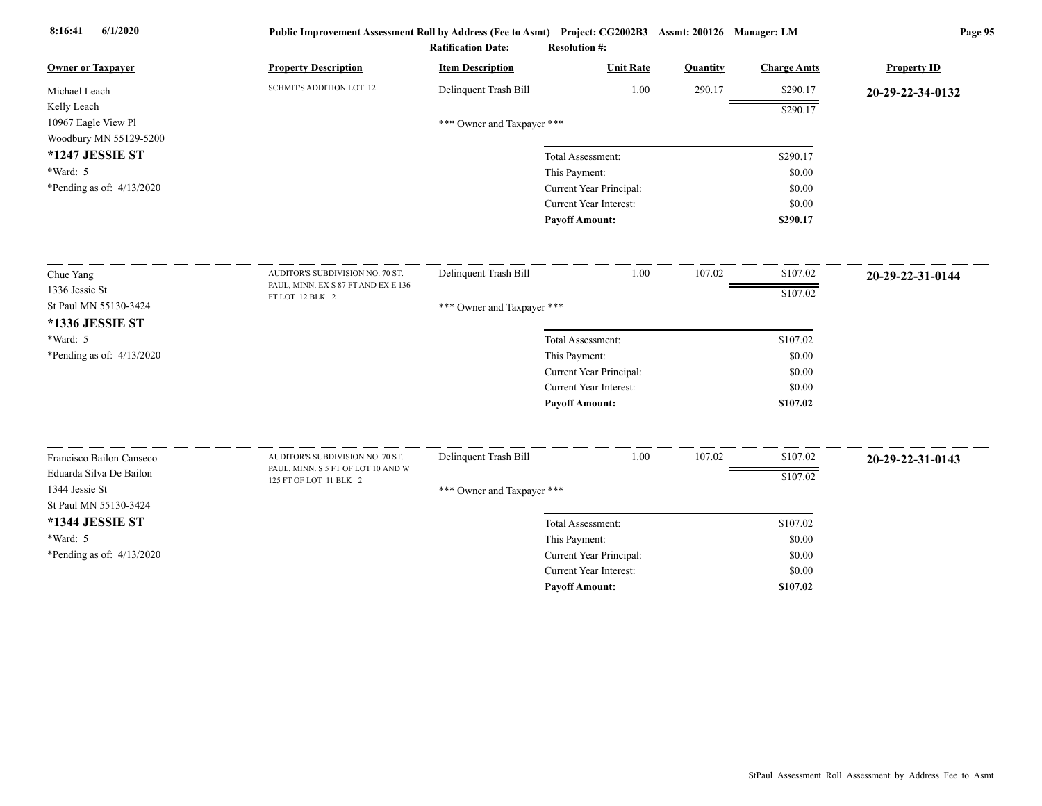| Owner or Taxpayer | Property Description | Item Description | Unit Rate | Quantity | Charge Amts | Property ID |
|---|---|---|---|---|---|---|
| Michael Leach<br>Kelly Leach<br>10967 Eagle View Pl<br>Woodbury MN 55129-5200<br>**\*1247 JESSIE ST**<br>\*Ward: 5<br>\*Pending as of: 4/13/2020 | SCHMIT'S ADDITION LOT 12 | Delinquent Trash Bill | 1.00 | 290.17 | $290.17 | **20-29-22-34-0132** |
| | | | | | $290.17 | |
| | | \*\*\* Owner and Taxpayer \*\*\* | | | | |
| | | Total Assessment: | | | $290.17 | |
| | | This Payment: | | | $0.00 | |
| | | Current Year Principal: | | | $0.00 | |
| | | Current Year Interest: | | | $0.00 | |
| | | **Payoff Amount:** | | | **$290.17** | |
| Chue Yang<br>1336 Jessie St<br>St Paul MN 55130-3424<br>**\*1336 JESSIE ST**<br>\*Ward: 5<br>\*Pending as of: 4/13/2020 | AUDITOR'S SUBDIVISION NO. 70 ST. PAUL, MINN. EX S 87 FT AND EX E 136 FT LOT 12 BLK 2 | Delinquent Trash Bill | 1.00 | 107.02 | $107.02 | **20-29-22-31-0144** |
| | | | | | $107.02 | |
| | | \*\*\* Owner and Taxpayer \*\*\* | | | | |
| | | Total Assessment: | | | $107.02 | |
| | | This Payment: | | | $0.00 | |
| | | Current Year Principal: | | | $0.00 | |
| | | Current Year Interest: | | | $0.00 | |
| | | **Payoff Amount:** | | | **$107.02** | |
| Francisco Bailon Canseco<br>Eduarda Silva De Bailon<br>1344 Jessie St<br>St Paul MN 55130-3424<br>**\*1344 JESSIE ST**<br>\*Ward: 5<br>\*Pending as of: 4/13/2020 | AUDITOR'S SUBDIVISION NO. 70 ST. PAUL, MINN. S 5 FT OF LOT 10 AND W 125 FT OF LOT 11 BLK 2 | Delinquent Trash Bill | 1.00 | 107.02 | $107.02 | **20-29-22-31-0143** |
| | | | | | $107.02 | |
| | | \*\*\* Owner and Taxpayer \*\*\* | | | | |
| | | Total Assessment: | | | $107.02 | |
| | | This Payment: | | | $0.00 | |
| | | Current Year Principal: | | | $0.00 | |
| | | Current Year Interest: | | | $0.00 | |
| | | **Payoff Amount:** | | | **$107.02** | |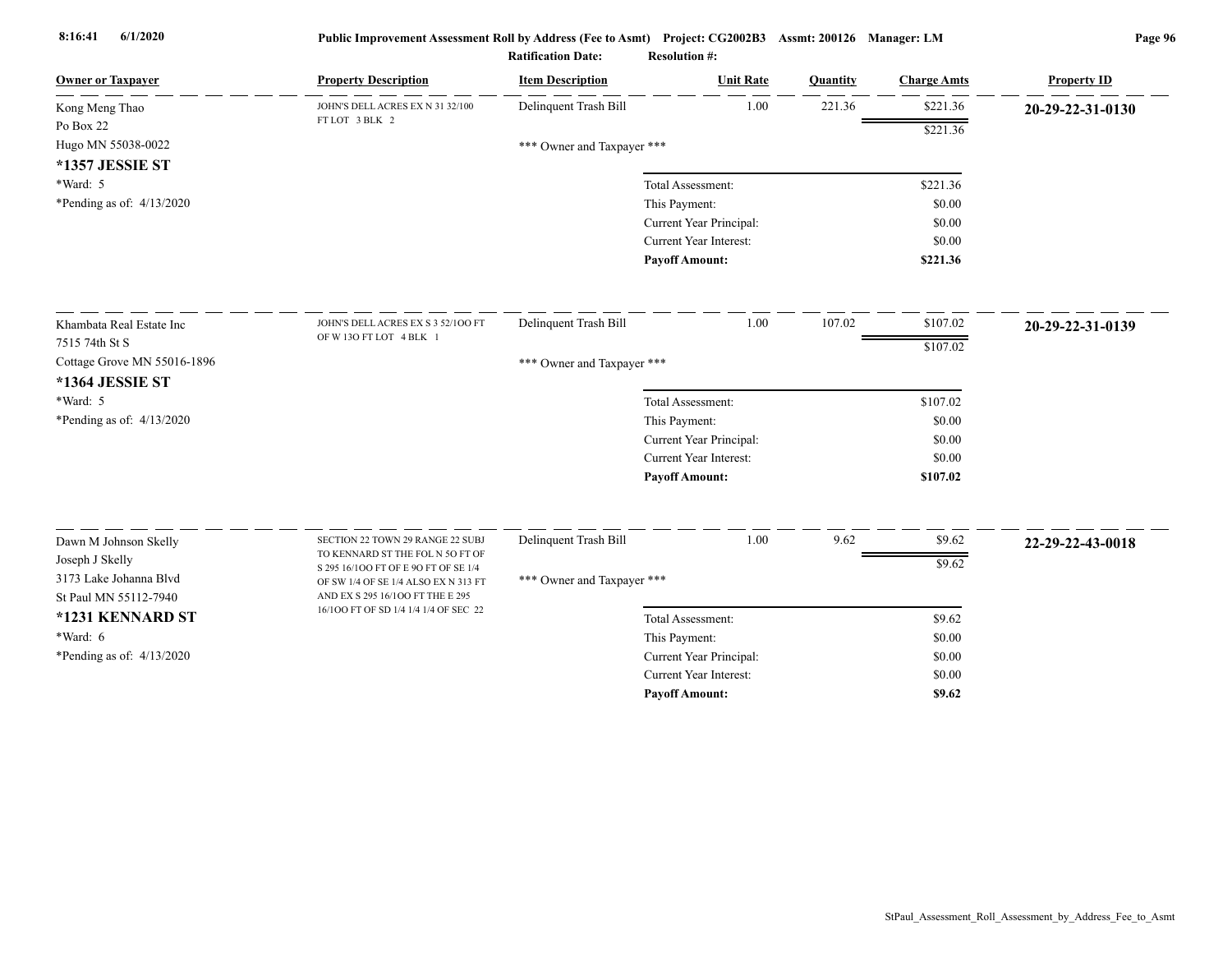Public Improvement Assessment Roll by Address (Fee to Asmt) Project: CG2002B3 Assmt: 200126 Manager: LM

Ratification Date: Resolution #:

| Owner or Taxpayer | Property Description | Item Description | Unit Rate | Quantity | Charge Amts | Property ID |
|---|---|---|---|---|---|---|
| Kong Meng Thao<br>Po Box 22<br>Hugo MN 55038-0022<br>**\*1357 JESSIE ST**<br>\*Ward: 5<br>\*Pending as of: 4/13/2020 | JOHN'S DELL ACRES EX N 31 32/100 FT LOT 3 BLK 2 | Delinquent Trash Bill | 1.00 | 221.36 | $221.36 | **20-29-22-31-0130** |
| | | | | | $221.36 | |
| | | *** Owner and Taxpayer *** | | | | |
| | | | Total Assessment: | | $221.36 | |
| | | | This Payment: | | $0.00 | |
| | | | Current Year Principal: | | $0.00 | |
| | | | Current Year Interest: | | $0.00 | |
| | | | **Payoff Amount:** | | **$221.36** | |
| Khambata Real Estate Inc<br>7515 74th St S<br>Cottage Grove MN 55016-1896<br>**\*1364 JESSIE ST**<br>\*Ward: 5<br>\*Pending as of: 4/13/2020 | JOHN'S DELL ACRES EX S 3 52/1OO FT OF W 13O FT LOT 4 BLK 1 | Delinquent Trash Bill | 1.00 | 107.02 | $107.02 | **20-29-22-31-0139** |
| | | | | | $107.02 | |
| | | *** Owner and Taxpayer *** | | | | |
| | | | Total Assessment: | | $107.02 | |
| | | | This Payment: | | $0.00 | |
| | | | Current Year Principal: | | $0.00 | |
| | | | Current Year Interest: | | $0.00 | |
| | | | **Payoff Amount:** | | **$107.02** | |
| Dawn M Johnson Skelly<br>Joseph J Skelly<br>3173 Lake Johanna Blvd<br>St Paul MN 55112-7940<br>**\*1231 KENNARD ST**<br>\*Ward: 6<br>\*Pending as of: 4/13/2020 | SECTION 22 TOWN 29 RANGE 22 SUBJ TO KENNARD ST THE FOL N 5O FT OF S 295 16/1OO FT OF E 9O FT OF SE 1/4 OF SW 1/4 OF SE 1/4 ALSO EX N 313 FT AND EX S 295 16/1OO FT THE E 295 16/1OO FT OF SD 1/4 1/4 1/4 OF SEC 22 | Delinquent Trash Bill | 1.00 | 9.62 | $9.62 | **22-29-22-43-0018** |
| | | | | | $9.62 | |
| | | *** Owner and Taxpayer *** | | | | |
| | | | Total Assessment: | | $9.62 | |
| | | | This Payment: | | $0.00 | |
| | | | Current Year Principal: | | $0.00 | |
| | | | Current Year Interest: | | $0.00 | |
| | | | **Payoff Amount:** | | **$9.62** | |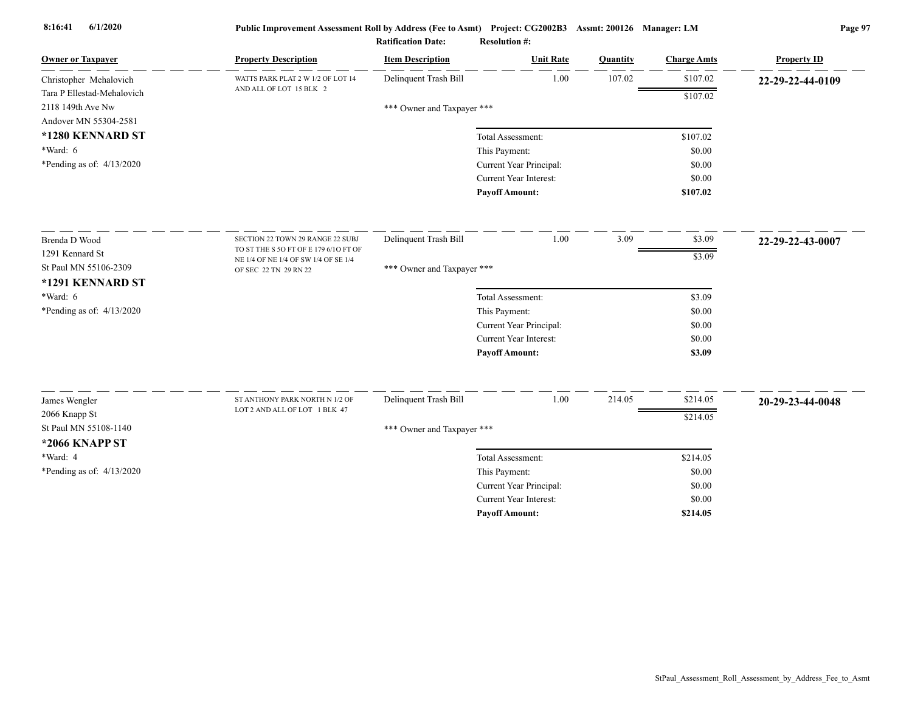Public Improvement Assessment Roll by Address (Fee to Asmt) Project: CG2002B3 Assmt: 200126 Manager: LM

Ratification Date: Resolution #:

| Owner or Taxpayer | Property Description | Item Description | Unit Rate | Quantity | Charge Amts | Property ID |
|---|---|---|---|---|---|---|
| Christopher Mehalovich<br>Tara P Ellestad-Mehalovich<br>2118 149th Ave Nw<br>Andover MN 55304-2581<br>**\*1280 KENNARD ST**<br>\*Ward: 6<br>\*Pending as of: 4/13/2020 | WATTS PARK PLAT 2 W 1/2 OF LOT 14 AND ALL OF LOT 15 BLK 2 | Delinquent Trash Bill | 1.00 | 107.02 | $107.02 | **22-29-22-44-0109** |
| | | | | | $107.02 | |
| | | *** Owner and Taxpayer *** | | | | |
| | | Total Assessment: | | | $107.02 | |
| | | This Payment: | | | $0.00 | |
| | | Current Year Principal: | | | $0.00 | |
| | | Current Year Interest: | | | $0.00 | |
| | | **Payoff Amount:** | | | **$107.02** | |
| Brenda D Wood<br>1291 Kennard St<br>St Paul MN 55106-2309<br>**\*1291 KENNARD ST**<br>\*Ward: 6<br>\*Pending as of: 4/13/2020 | SECTION 22 TOWN 29 RANGE 22 SUBJ TO ST THE S 5O FT OF E 179 6/1O FT OF NE 1/4 OF NE 1/4 OF SW 1/4 OF SE 1/4 OF SEC 22 TN 29 RN 22 | Delinquent Trash Bill | 1.00 | 3.09 | $3.09 | **22-29-22-43-0007** |
| | | | | | $3.09 | |
| | | *** Owner and Taxpayer *** | | | | |
| | | Total Assessment: | | | $3.09 | |
| | | This Payment: | | | $0.00 | |
| | | Current Year Principal: | | | $0.00 | |
| | | Current Year Interest: | | | $0.00 | |
| | | **Payoff Amount:** | | | **$3.09** | |
| James Wengler<br>2066 Knapp St<br>St Paul MN 55108-1140<br>**\*2066 KNAPP ST**<br>\*Ward: 4<br>\*Pending as of: 4/13/2020 | ST ANTHONY PARK NORTH N 1/2 OF LOT 2 AND ALL OF LOT 1 BLK 47 | Delinquent Trash Bill | 1.00 | 214.05 | $214.05 | **20-29-23-44-0048** |
| | | | | | $214.05 | |
| | | *** Owner and Taxpayer *** | | | | |
| | | Total Assessment: | | | $214.05 | |
| | | This Payment: | | | $0.00 | |
| | | Current Year Principal: | | | $0.00 | |
| | | Current Year Interest: | | | $0.00 | |
| | | **Payoff Amount:** | | | **$214.05** | |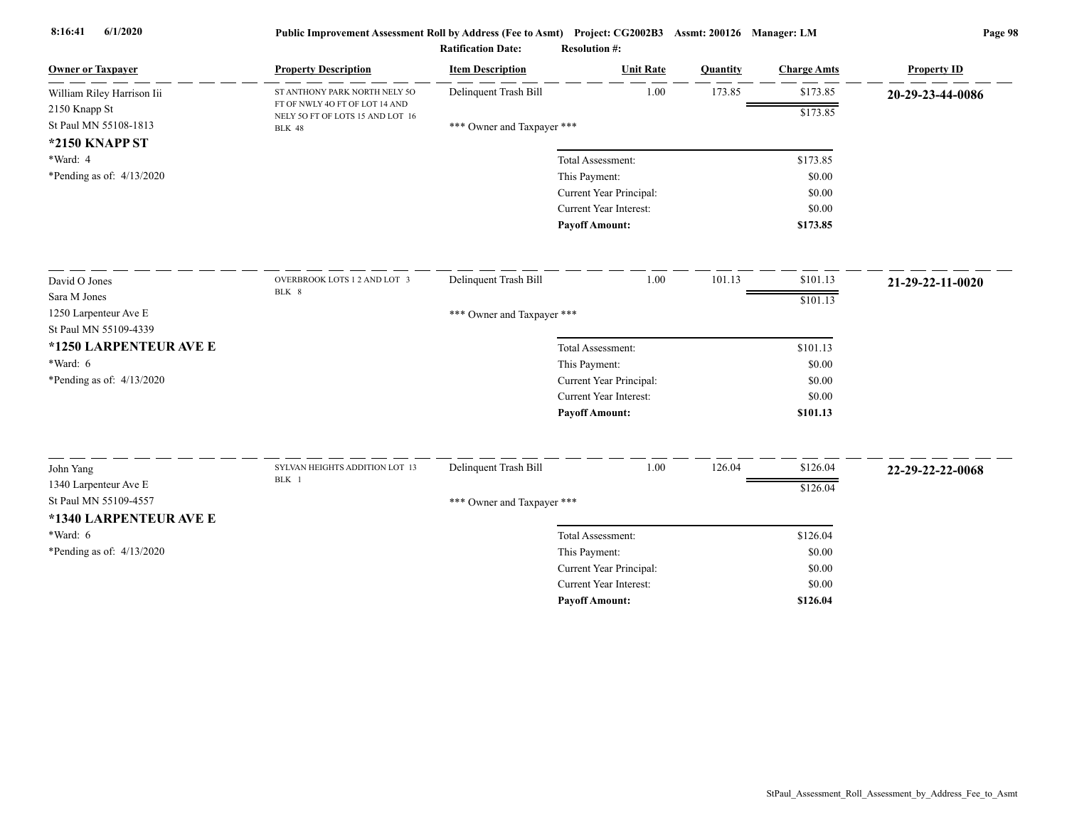**Public Improvement Assessment Roll by Address (Fee to Asmt) Project: CG2002B3 Assmt: 200126 Manager: LM**

**Ratification Date: Resolution #:**

| Owner or Taxpayer | Property Description | Item Description | Unit Rate | Quantity | Charge Amts | Property ID |
|---|---|---|---|---|---|---|
| William Riley Harrison Iii<br>2150 Knapp St<br>St Paul MN 55108-1813<br>**\*2150 KNAPP ST**<br>\*Ward: 4<br>\*Pending as of: 4/13/2020 | ST ANTHONY PARK NORTH NELY 5O FT OF NWLY 4O FT OF LOT 14 AND NELY 5O FT OF LOTS 15 AND LOT 16 BLK 48 | Delinquent Trash Bill | 1.00 | 173.85 | $173.85 | **20-29-23-44-0086** |
| | | | | | $173.85 | |
| | | \*\*\* Owner and Taxpayer \*\*\* | | | | |
| | | Total Assessment: | | | $173.85 | |
| | | This Payment: | | | $0.00 | |
| | | Current Year Principal: | | | $0.00 | |
| | | Current Year Interest: | | | $0.00 | |
| | | **Payoff Amount:** | | | **$173.85** | |
| David O Jones<br>Sara M Jones<br>1250 Larpenteur Ave E<br>St Paul MN 55109-4339<br>**\*1250 LARPENTEUR AVE E**<br>\*Ward: 6<br>\*Pending as of: 4/13/2020 | OVERBROOK LOTS 1 2 AND LOT 3 BLK 8 | Delinquent Trash Bill | 1.00 | 101.13 | $101.13 | **21-29-22-11-0020** |
| | | | | | $101.13 | |
| | | \*\*\* Owner and Taxpayer \*\*\* | | | | |
| | | Total Assessment: | | | $101.13 | |
| | | This Payment: | | | $0.00 | |
| | | Current Year Principal: | | | $0.00 | |
| | | Current Year Interest: | | | $0.00 | |
| | | **Payoff Amount:** | | | **$101.13** | |
| John Yang<br>1340 Larpenteur Ave E<br>St Paul MN 55109-4557<br>**\*1340 LARPENTEUR AVE E**<br>\*Ward: 6<br>\*Pending as of: 4/13/2020 | SYLVAN HEIGHTS ADDITION LOT 13 BLK 1 | Delinquent Trash Bill | 1.00 | 126.04 | $126.04 | **22-29-22-22-0068** |
| | | | | | $126.04 | |
| | | \*\*\* Owner and Taxpayer \*\*\* | | | | |
| | | Total Assessment: | | | $126.04 | |
| | | This Payment: | | | $0.00 | |
| | | Current Year Principal: | | | $0.00 | |
| | | Current Year Interest: | | | $0.00 | |
| | | **Payoff Amount:** | | | **$126.04** | |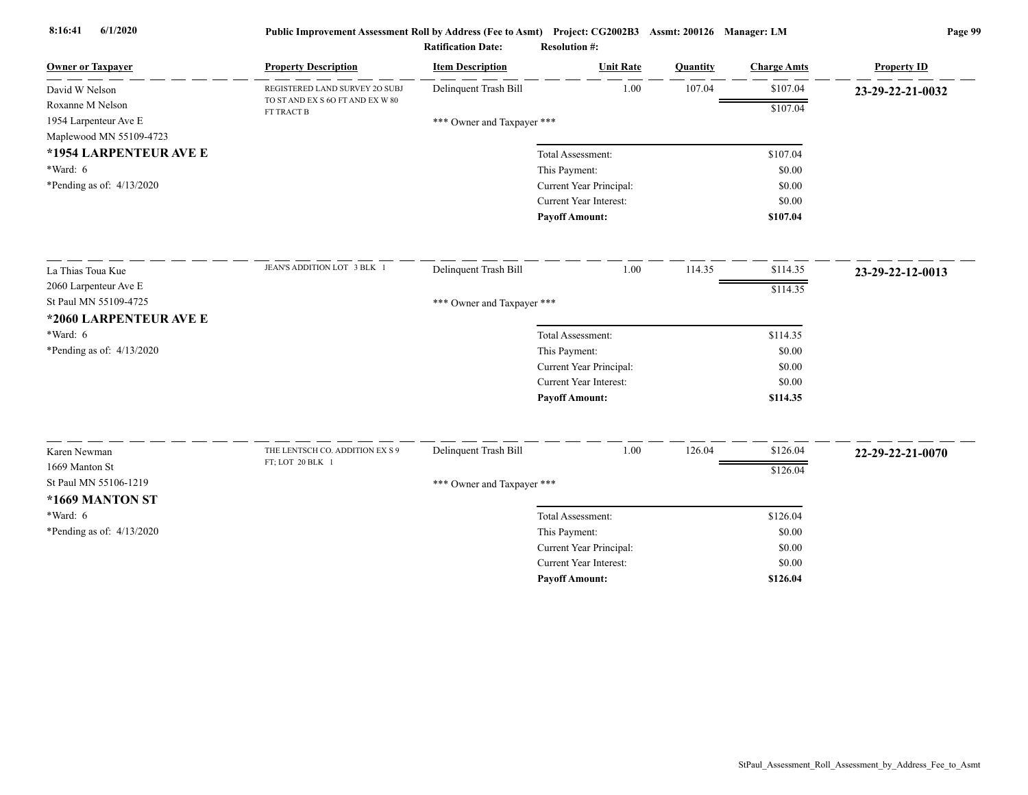**Public Improvement Assessment Roll by Address (Fee to Asmt)** Project: CG2002B3 Assmt: 200126 Manager: LM

Ratification Date: Resolution #:

| Owner or Taxpayer | Property Description | Item Description | Unit Rate | Quantity | Charge Amts | Property ID |
|---|---|---|---|---|---|---|
| David W Nelson<br>Roxanne M Nelson<br>1954 Larpenteur Ave E<br>Maplewood MN 55109-4723<br>**\*1954 LARPENTEUR AVE E**<br>\*Ward: 6<br>\*Pending as of: 4/13/2020 | REGISTERED LAND SURVEY 2O SUBJ TO ST AND EX S 6O FT AND EX W 80 FT TRACT B | Delinquent Trash Bill | 1.00 | 107.04 | $107.04 | **23-29-22-21-0032** |
| | | | | | $107.04 | |
| | | *** Owner and Taxpayer *** | | | | |
| | | Total Assessment: | | | $107.04 | |
| | | This Payment: | | | $0.00 | |
| | | Current Year Principal: | | | $0.00 | |
| | | Current Year Interest: | | | $0.00 | |
| | | **Payoff Amount:** | | | **$107.04** | |
| La Thias Toua Kue<br>2060 Larpenteur Ave E<br>St Paul MN 55109-4725<br>**\*2060 LARPENTEUR AVE E**<br>\*Ward: 6<br>\*Pending as of: 4/13/2020 | JEAN'S ADDITION LOT 3 BLK 1 | Delinquent Trash Bill | 1.00 | 114.35 | $114.35 | **23-29-22-12-0013** |
| | | | | | $114.35 | |
| | | *** Owner and Taxpayer *** | | | | |
| | | Total Assessment: | | | $114.35 | |
| | | This Payment: | | | $0.00 | |
| | | Current Year Principal: | | | $0.00 | |
| | | Current Year Interest: | | | $0.00 | |
| | | **Payoff Amount:** | | | **$114.35** | |
| Karen Newman<br>1669 Manton St<br>St Paul MN 55106-1219<br>**\*1669 MANTON ST**<br>\*Ward: 6<br>\*Pending as of: 4/13/2020 | THE LENTSCH CO. ADDITION EX S 9 FT; LOT 20 BLK 1 | Delinquent Trash Bill | 1.00 | 126.04 | $126.04 | **22-29-22-21-0070** |
| | | | | | $126.04 | |
| | | *** Owner and Taxpayer *** | | | | |
| | | Total Assessment: | | | $126.04 | |
| | | This Payment: | | | $0.00 | |
| | | Current Year Principal: | | | $0.00 | |
| | | Current Year Interest: | | | $0.00 | |
| | | **Payoff Amount:** | | | **$126.04** | |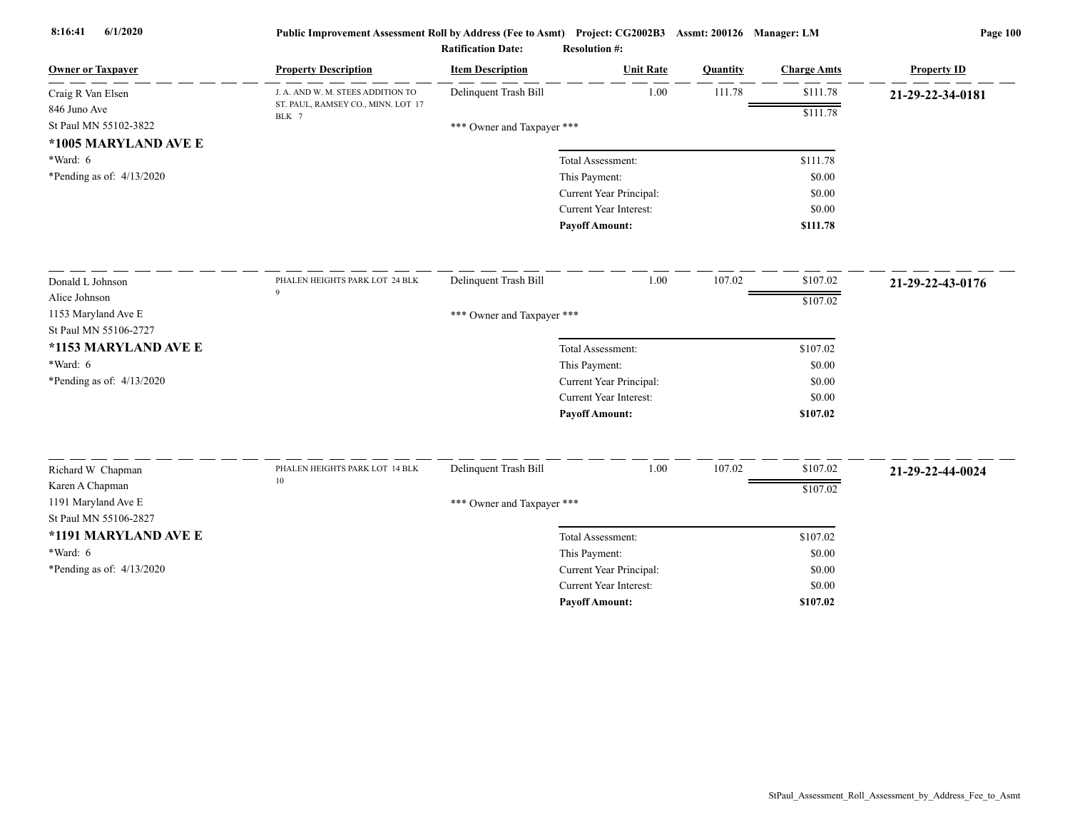**Public Improvement Assessment Roll by Address (Fee to Asmt)** Project: CG2002B3 Assmt: 200126 Manager: LM

Ratification Date: Resolution #:

| Owner or Taxpayer | Property Description | Item Description | Unit Rate | Quantity | Charge Amts | Property ID |
|---|---|---|---|---|---|---|
| Craig R Van Elsen<br>846 Juno Ave<br>St Paul MN 55102-3822<br>**\*1005 MARYLAND AVE E**<br>\*Ward: 6<br>\*Pending as of: 4/13/2020 | J. A. AND W. M. STEES ADDITION TO ST. PAUL, RAMSEY CO., MINN. LOT 17 BLK 7 | Delinquent Trash Bill<br>\*\*\* Owner and Taxpayer \*\*\* | 1.00 | 111.78 | $111.78<br>$111.78 | **21-29-22-34-0181** |
| | | Total Assessment: | | | $111.78 | |
| | | This Payment: | | | $0.00 | |
| | | Current Year Principal: | | | $0.00 | |
| | | Current Year Interest: | | | $0.00 | |
| | | **Payoff Amount:** | | | **$111.78** | |
| Donald L Johnson<br>Alice Johnson<br>1153 Maryland Ave E<br>St Paul MN 55106-2727<br>**\*1153 MARYLAND AVE E**<br>\*Ward: 6<br>\*Pending as of: 4/13/2020 | PHALEN HEIGHTS PARK LOT 24 BLK 9 | Delinquent Trash Bill<br>\*\*\* Owner and Taxpayer \*\*\* | 1.00 | 107.02 | $107.02<br>$107.02 | **21-29-22-43-0176** |
| | | Total Assessment: | | | $107.02 | |
| | | This Payment: | | | $0.00 | |
| | | Current Year Principal: | | | $0.00 | |
| | | Current Year Interest: | | | $0.00 | |
| | | **Payoff Amount:** | | | **$107.02** | |
| Richard W Chapman<br>Karen A Chapman<br>1191 Maryland Ave E<br>St Paul MN 55106-2827<br>**\*1191 MARYLAND AVE E**<br>\*Ward: 6<br>\*Pending as of: 4/13/2020 | PHALEN HEIGHTS PARK LOT 14 BLK 10 | Delinquent Trash Bill<br>\*\*\* Owner and Taxpayer \*\*\* | 1.00 | 107.02 | $107.02<br>$107.02 | **21-29-22-44-0024** |
| | | Total Assessment: | | | $107.02 | |
| | | This Payment: | | | $0.00 | |
| | | Current Year Principal: | | | $0.00 | |
| | | Current Year Interest: | | | $0.00 | |
| | | **Payoff Amount:** | | | **$107.02** | |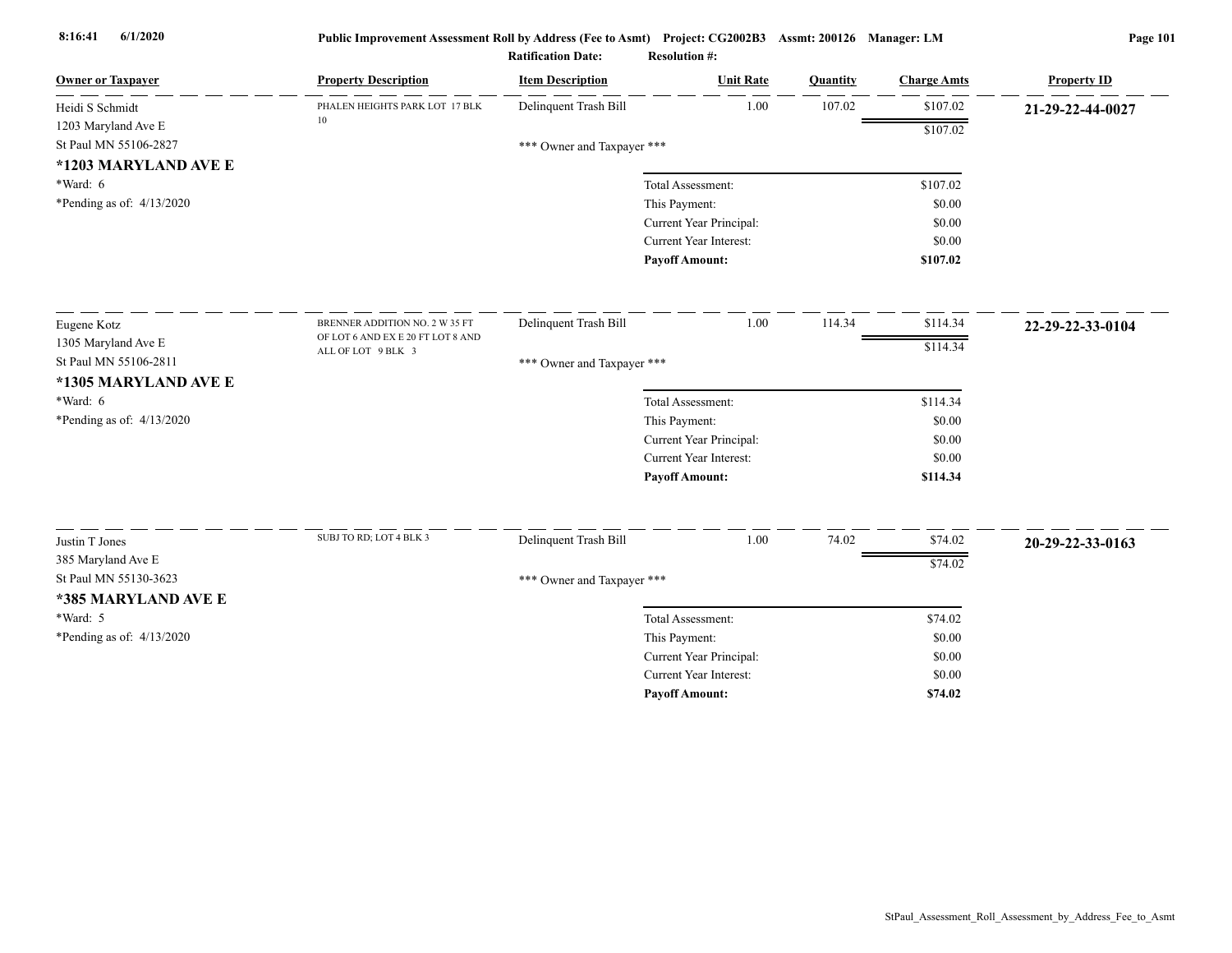**Public Improvement Assessment Roll by Address (Fee to Asmt)** Project: CG2002B3 Assmt: 200126 Manager: LM

**Ratification Date:** **Resolution #:**

| Owner or Taxpayer | Property Description | Item Description | Unit Rate | Quantity | Charge Amts | Property ID |
|---|---|---|---|---|---|---|
| Heidi S Schmidt<br>1203 Maryland Ave E<br>St Paul MN 55106-2827<br>**\*1203 MARYLAND AVE E**<br>\*Ward: 6<br>\*Pending as of: 4/13/2020 | PHALEN HEIGHTS PARK LOT 17 BLK 10 | Delinquent Trash Bill | 1.00 | 107.02 | $107.02 | **21-29-22-44-0027** |
| | | | | | $107.02 | |
| | | \*\*\* Owner and Taxpayer \*\*\* | | | | |
| | | Total Assessment: | | | $107.02 | |
| | | This Payment: | | | $0.00 | |
| | | Current Year Principal: | | | $0.00 | |
| | | Current Year Interest: | | | $0.00 | |
| | | **Payoff Amount:** | | | **$107.02** | |
| Eugene Kotz<br>1305 Maryland Ave E<br>St Paul MN 55106-2811<br>**\*1305 MARYLAND AVE E**<br>\*Ward: 6<br>\*Pending as of: 4/13/2020 | BRENNER ADDITION NO. 2 W 35 FT OF LOT 6 AND EX E 20 FT LOT 8 AND ALL OF LOT 9 BLK 3 | Delinquent Trash Bill | 1.00 | 114.34 | $114.34 | **22-29-22-33-0104** |
| | | | | | $114.34 | |
| | | \*\*\* Owner and Taxpayer \*\*\* | | | | |
| | | Total Assessment: | | | $114.34 | |
| | | This Payment: | | | $0.00 | |
| | | Current Year Principal: | | | $0.00 | |
| | | Current Year Interest: | | | $0.00 | |
| | | **Payoff Amount:** | | | **$114.34** | |
| Justin T Jones<br>385 Maryland Ave E<br>St Paul MN 55130-3623<br>**\*385 MARYLAND AVE E**<br>\*Ward: 5<br>\*Pending as of: 4/13/2020 | SUBJ TO RD; LOT 4 BLK 3 | Delinquent Trash Bill | 1.00 | 74.02 | $74.02 | **20-29-22-33-0163** |
| | | | | | $74.02 | |
| | | \*\*\* Owner and Taxpayer \*\*\* | | | | |
| | | Total Assessment: | | | $74.02 | |
| | | This Payment: | | | $0.00 | |
| | | Current Year Principal: | | | $0.00 | |
| | | Current Year Interest: | | | $0.00 | |
| | | **Payoff Amount:** | | | **$74.02** | |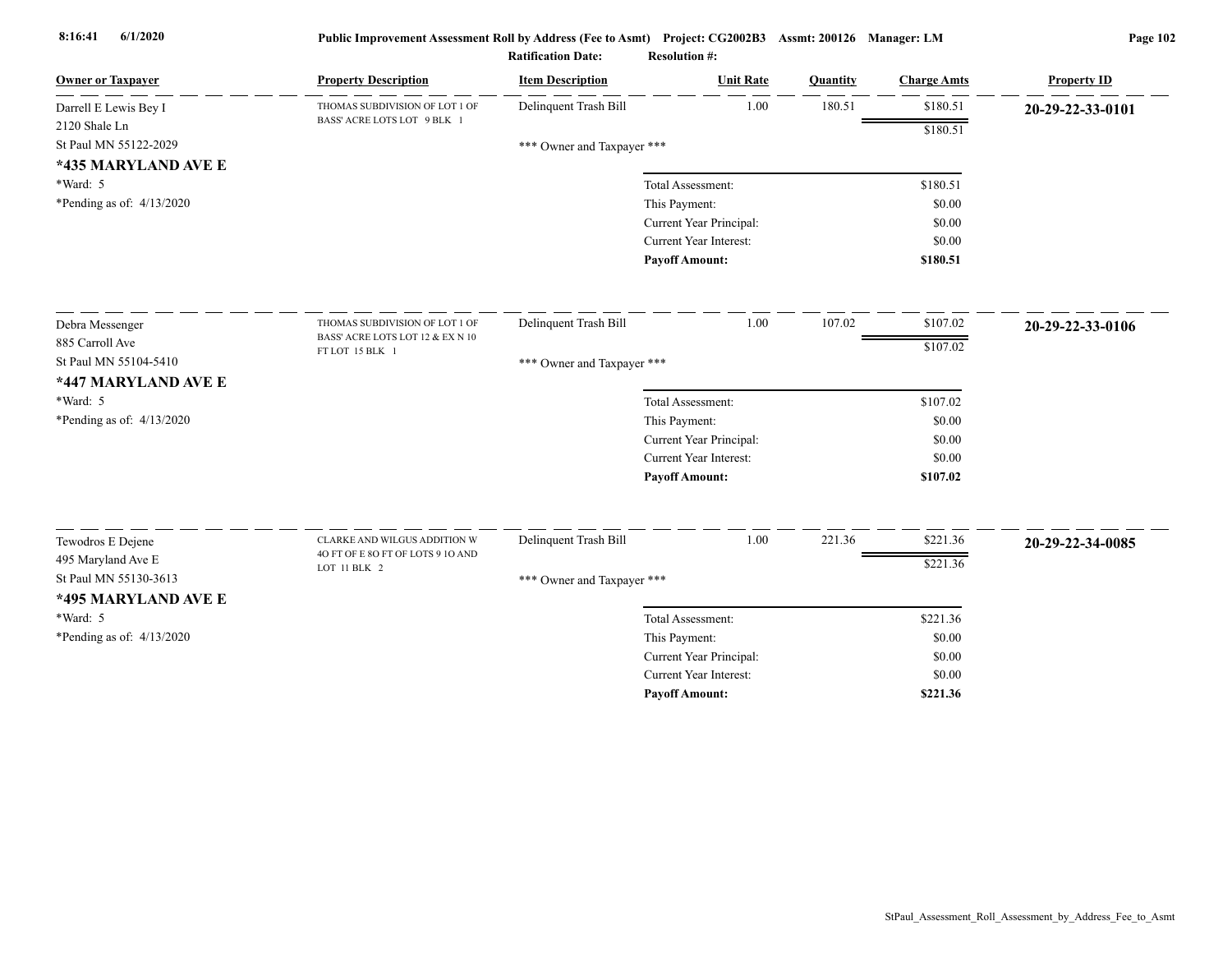8:16:41 6/1/2020

**Public Improvement Assessment Roll by Address (Fee to Asmt)** Project: CG2002B3 Assmt: 200126 Manager: LM

Ratification Date: Resolution #:

| Owner or Taxpayer | Property Description | Item Description | Unit Rate | Quantity | Charge Amts | Property ID |
|---|---|---|---|---|---|---|
| Darrell E Lewis Bey I<br>2120 Shale Ln<br>St Paul MN 55122-2029<br>**\*435 MARYLAND AVE E**<br>\*Ward: 5<br>\*Pending as of: 4/13/2020 | THOMAS SUBDIVISION OF LOT 1 OF BASS' ACRE LOTS LOT 9 BLK 1 | Delinquent Trash Bill | 1.00 | 180.51 | $180.51 | **20-29-22-33-0101** |
| | | | | | $180.51 | |
| | | \*\*\* Owner and Taxpayer \*\*\* | | | | |
| | | | Total Assessment: | | $180.51 | |
| | | | This Payment: | | $0.00 | |
| | | | Current Year Principal: | | $0.00 | |
| | | | Current Year Interest: | | $0.00 | |
| | | | **Payoff Amount:** | | **$180.51** | |
| Debra Messenger<br>885 Carroll Ave<br>St Paul MN 55104-5410<br>**\*447 MARYLAND AVE E**<br>\*Ward: 5<br>\*Pending as of: 4/13/2020 | THOMAS SUBDIVISION OF LOT 1 OF BASS' ACRE LOTS LOT 12 & EX N 10 FT LOT 15 BLK 1 | Delinquent Trash Bill | 1.00 | 107.02 | $107.02 | **20-29-22-33-0106** |
| | | | | | $107.02 | |
| | | \*\*\* Owner and Taxpayer \*\*\* | | | | |
| | | | Total Assessment: | | $107.02 | |
| | | | This Payment: | | $0.00 | |
| | | | Current Year Principal: | | $0.00 | |
| | | | Current Year Interest: | | $0.00 | |
| | | | **Payoff Amount:** | | **$107.02** | |
| Tewodros E Dejene<br>495 Maryland Ave E<br>St Paul MN 55130-3613<br>**\*495 MARYLAND AVE E**<br>\*Ward: 5<br>\*Pending as of: 4/13/2020 | CLARKE AND WILGUS ADDITION W 4O FT OF E 8O FT OF LOTS 9 1O AND LOT 11 BLK 2 | Delinquent Trash Bill | 1.00 | 221.36 | $221.36 | **20-29-22-34-0085** |
| | | | | | $221.36 | |
| | | \*\*\* Owner and Taxpayer \*\*\* | | | | |
| | | | Total Assessment: | | $221.36 | |
| | | | This Payment: | | $0.00 | |
| | | | Current Year Principal: | | $0.00 | |
| | | | Current Year Interest: | | $0.00 | |
| | | | **Payoff Amount:** | | **$221.36** | |

StPaul_Assessment_Roll_Assessment_by_Address_Fee_to_Asmt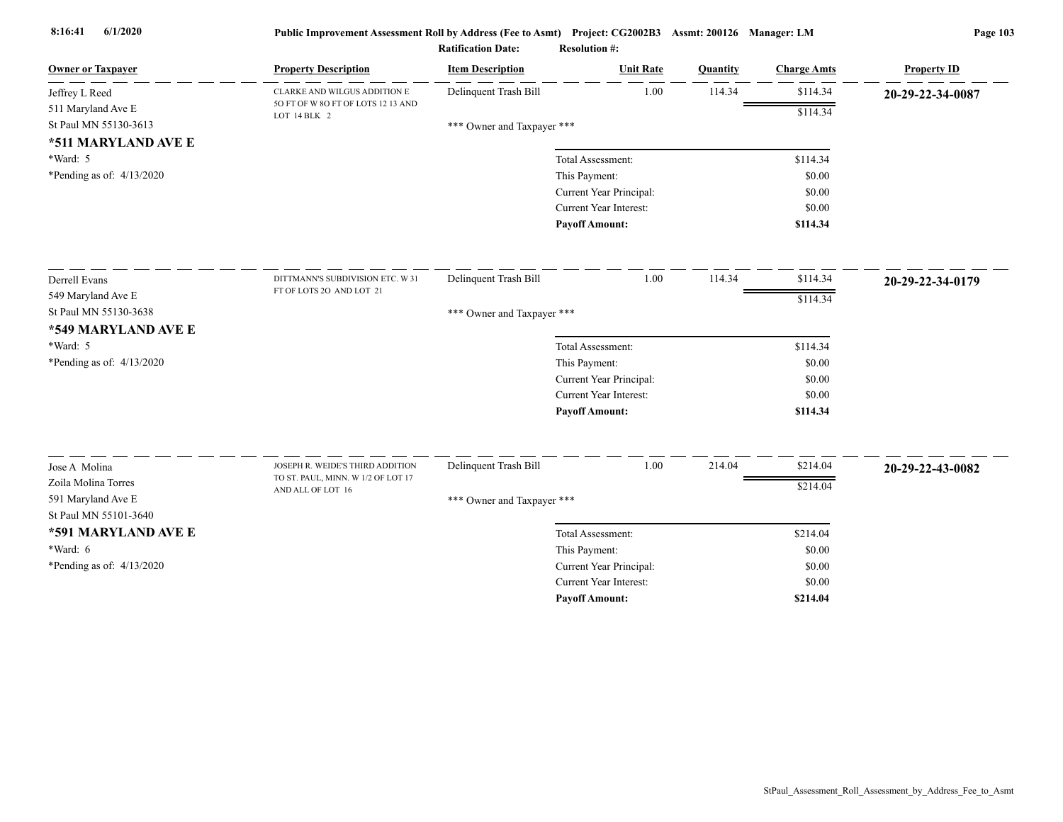**Public Improvement Assessment Roll by Address (Fee to Asmt)** Project: CG2002B3 Assmt: 200126 Manager: LM

**Ratification Date:** **Resolution #:**

| Owner or Taxpayer | Property Description | Item Description | Unit Rate | Quantity | Charge Amts | Property ID |
|---|---|---|---|---|---|---|
| Jeffrey L Reed<br>511 Maryland Ave E<br>St Paul MN 55130-3613<br>**\*511 MARYLAND AVE E**<br>\*Ward: 5<br>\*Pending as of: 4/13/2020 | CLARKE AND WILGUS ADDITION E 5O FT OF W 8O FT OF LOTS 12 13 AND LOT 14 BLK 2 | Delinquent Trash Bill | 1.00 | 114.34 | $114.34 | **20-29-22-34-0087** |
| | | | | | $114.34 | |
| | | *** Owner and Taxpayer *** | | | | |
| | | | Total Assessment: | | $114.34 | |
| | | | This Payment: | | $0.00 | |
| | | | Current Year Principal: | | $0.00 | |
| | | | Current Year Interest: | | $0.00 | |
| | | | **Payoff Amount:** | | **$114.34** | |
| Derrell Evans<br>549 Maryland Ave E<br>St Paul MN 55130-3638<br>**\*549 MARYLAND AVE E**<br>\*Ward: 5<br>\*Pending as of: 4/13/2020 | DITTMANN'S SUBDIVISION ETC. W 31 FT OF LOTS 2O AND LOT 21 | Delinquent Trash Bill | 1.00 | 114.34 | $114.34 | **20-29-22-34-0179** |
| | | | | | $114.34 | |
| | | *** Owner and Taxpayer *** | | | | |
| | | | Total Assessment: | | $114.34 | |
| | | | This Payment: | | $0.00 | |
| | | | Current Year Principal: | | $0.00 | |
| | | | Current Year Interest: | | $0.00 | |
| | | | **Payoff Amount:** | | **$114.34** | |
| Jose A Molina<br>Zoila Molina Torres<br>591 Maryland Ave E<br>St Paul MN 55101-3640<br>**\*591 MARYLAND AVE E**<br>\*Ward: 6<br>\*Pending as of: 4/13/2020 | JOSEPH R. WEIDE'S THIRD ADDITION TO ST. PAUL, MINN. W 1/2 OF LOT 17 AND ALL OF LOT 16 | Delinquent Trash Bill | 1.00 | 214.04 | $214.04 | **20-29-22-43-0082** |
| | | | | | $214.04 | |
| | | *** Owner and Taxpayer *** | | | | |
| | | | Total Assessment: | | $214.04 | |
| | | | This Payment: | | $0.00 | |
| | | | Current Year Principal: | | $0.00 | |
| | | | Current Year Interest: | | $0.00 | |
| | | | **Payoff Amount:** | | **$214.04** | |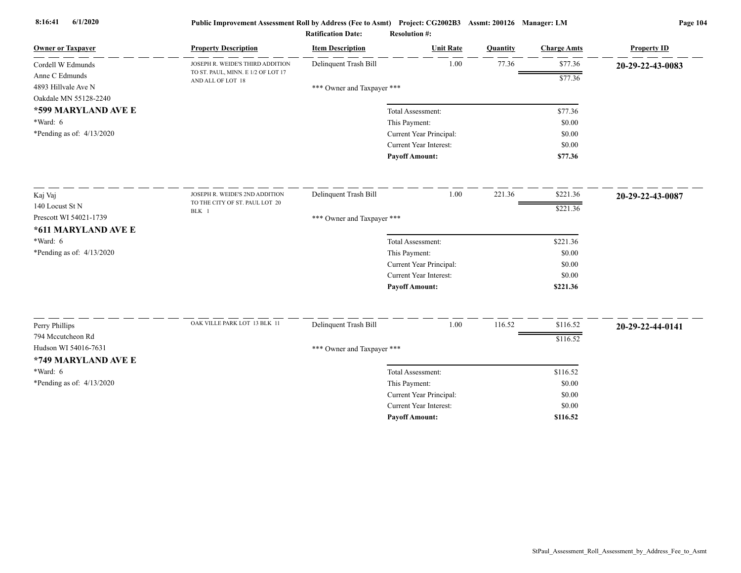| Owner or Taxpayer | Property Description | Item Description | Unit Rate | Quantity | Charge Amts | Property ID |
|---|---|---|---|---|---|---|
| Cordell W Edmunds<br>Anne C Edmunds<br>4893 Hillvale Ave N<br>Oakdale MN 55128-2240<br>**\*599 MARYLAND AVE E**<br>\*Ward: 6<br>\*Pending as of: 4/13/2020 | JOSEPH R. WEIDE'S THIRD ADDITION TO ST. PAUL, MINN. E 1/2 OF LOT 17 AND ALL OF LOT 18 | Delinquent Trash Bill | 1.00 | 77.36 | $77.36 | **20-29-22-43-0083** |
| | | | | | $77.36 | |
| | | \*\*\* Owner and Taxpayer \*\*\* | | | | |
| | | Total Assessment: | | | $77.36 | |
| | | This Payment: | | | $0.00 | |
| | | Current Year Principal: | | | $0.00 | |
| | | Current Year Interest: | | | $0.00 | |
| | | **Payoff Amount:** | | | **$77.36** | |
| Kaj Vaj<br>140 Locust St N<br>Prescott WI 54021-1739<br>**\*611 MARYLAND AVE E**<br>\*Ward: 6<br>\*Pending as of: 4/13/2020 | JOSEPH R. WEIDE'S 2ND ADDITION TO THE CITY OF ST. PAUL LOT 20 BLK 1 | Delinquent Trash Bill | 1.00 | 221.36 | $221.36 | **20-29-22-43-0087** |
| | | | | | $221.36 | |
| | | \*\*\* Owner and Taxpayer \*\*\* | | | | |
| | | Total Assessment: | | | $221.36 | |
| | | This Payment: | | | $0.00 | |
| | | Current Year Principal: | | | $0.00 | |
| | | Current Year Interest: | | | $0.00 | |
| | | **Payoff Amount:** | | | **$221.36** | |
| Perry Phillips<br>794 Mccutcheon Rd<br>Hudson WI 54016-7631<br>**\*749 MARYLAND AVE E**<br>\*Ward: 6<br>\*Pending as of: 4/13/2020 | OAK VILLE PARK LOT 13 BLK 11 | Delinquent Trash Bill | 1.00 | 116.52 | $116.52 | **20-29-22-44-0141** |
| | | | | | $116.52 | |
| | | \*\*\* Owner and Taxpayer \*\*\* | | | | |
| | | Total Assessment: | | | $116.52 | |
| | | This Payment: | | | $0.00 | |
| | | Current Year Principal: | | | $0.00 | |
| | | Current Year Interest: | | | $0.00 | |
| | | **Payoff Amount:** | | | **$116.52** | |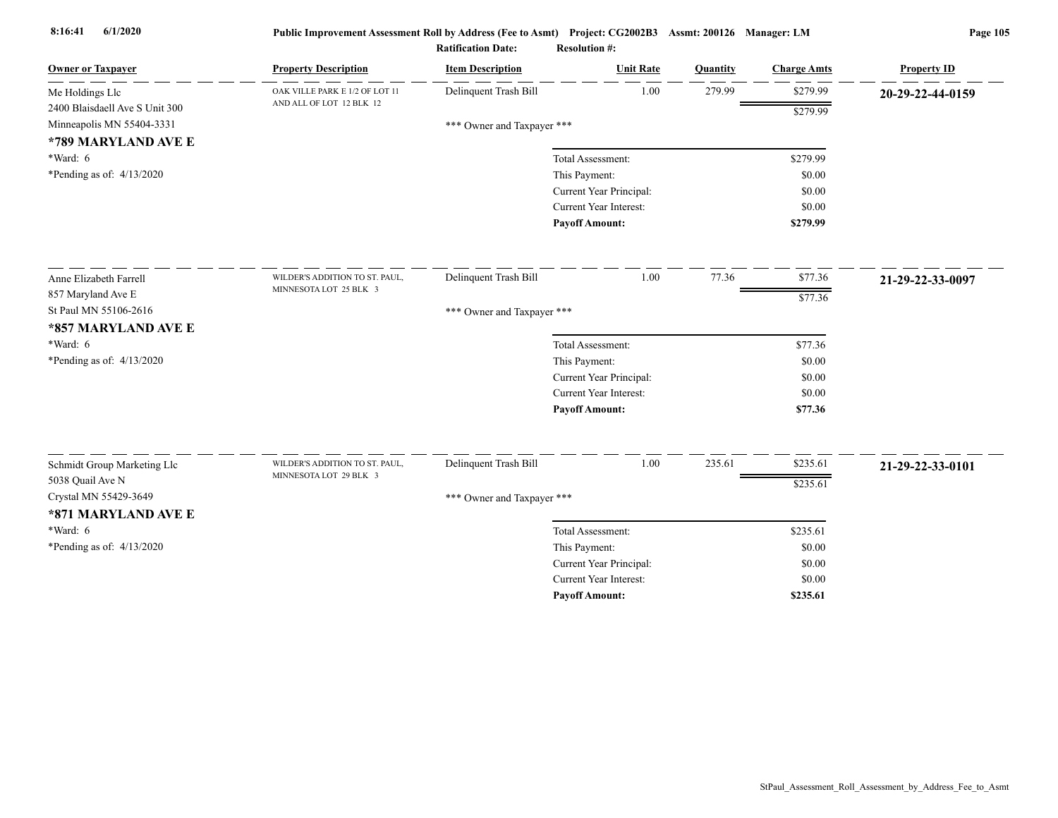| Owner or Taxpayer | Property Description | Item Description | Unit Rate | Quantity | Charge Amts | Property ID |
|---|---|---|---|---|---|---|
| Me Holdings Llc<br>2400 Blaisdaell Ave S Unit 300<br>Minneapolis MN 55404-3331<br>**\*789 MARYLAND AVE E**<br>\*Ward: 6<br>\*Pending as of: 4/13/2020 | OAK VILLE PARK E 1/2 OF LOT 11 AND ALL OF LOT 12 BLK 12 | Delinquent Trash Bill | 1.00 | 279.99 | $279.99 | **20-29-22-44-0159** |
| | | | | | $279.99 | |
| | | *** Owner and Taxpayer *** | | | | |
| | | Total Assessment: | | | $279.99 | |
| | | This Payment: | | | $0.00 | |
| | | Current Year Principal: | | | $0.00 | |
| | | Current Year Interest: | | | $0.00 | |
| | | **Payoff Amount:** | | | **$279.99** | |
| Anne Elizabeth Farrell<br>857 Maryland Ave E<br>St Paul MN 55106-2616<br>**\*857 MARYLAND AVE E**<br>\*Ward: 6<br>\*Pending as of: 4/13/2020 | WILDER'S ADDITION TO ST. PAUL, MINNESOTA LOT 25 BLK 3 | Delinquent Trash Bill | 1.00 | 77.36 | $77.36 | **21-29-22-33-0097** |
| | | | | | $77.36 | |
| | | *** Owner and Taxpayer *** | | | | |
| | | Total Assessment: | | | $77.36 | |
| | | This Payment: | | | $0.00 | |
| | | Current Year Principal: | | | $0.00 | |
| | | Current Year Interest: | | | $0.00 | |
| | | **Payoff Amount:** | | | **$77.36** | |
| Schmidt Group Marketing Llc<br>5038 Quail Ave N<br>Crystal MN 55429-3649<br>**\*871 MARYLAND AVE E**<br>\*Ward: 6<br>\*Pending as of: 4/13/2020 | WILDER'S ADDITION TO ST. PAUL, MINNESOTA LOT 29 BLK 3 | Delinquent Trash Bill | 1.00 | 235.61 | $235.61 | **21-29-22-33-0101** |
| | | | | | $235.61 | |
| | | *** Owner and Taxpayer *** | | | | |
| | | Total Assessment: | | | $235.61 | |
| | | This Payment: | | | $0.00 | |
| | | Current Year Principal: | | | $0.00 | |
| | | Current Year Interest: | | | $0.00 | |
| | | **Payoff Amount:** | | | **$235.61** | |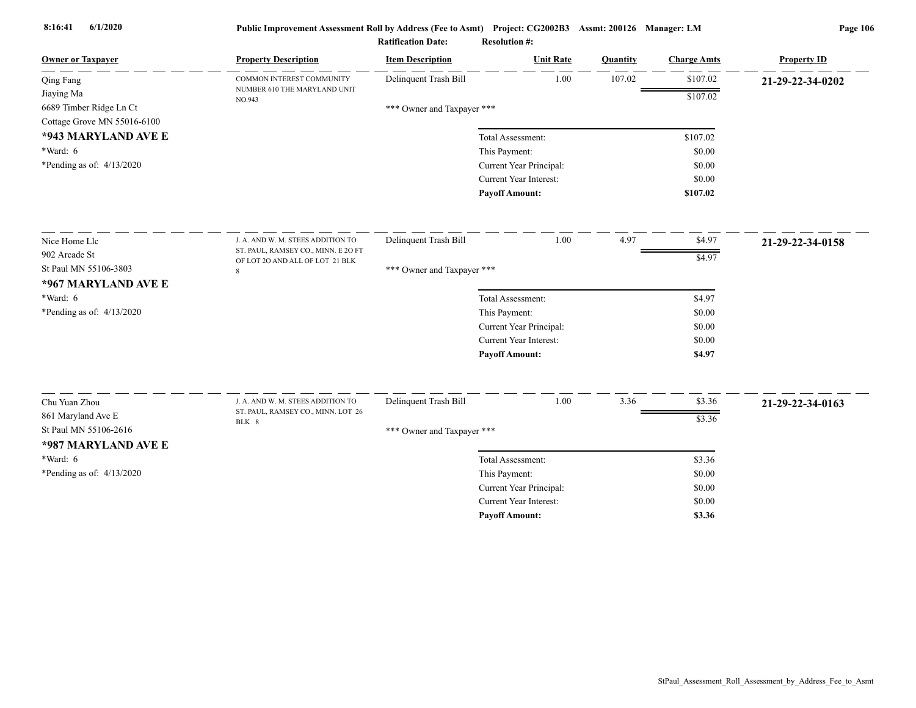Public Improvement Assessment Roll by Address (Fee to Asmt) Project: CG2002B3 Assmt: 200126 Manager: LM

Ratification Date: Resolution #:

| Owner or Taxpayer | Property Description | Item Description | Unit Rate | Quantity | Charge Amts | Property ID |
|---|---|---|---|---|---|---|
| Qing Fang<br>Jiaying Ma<br>6689 Timber Ridge Ln Ct<br>Cottage Grove MN 55016-6100<br>**\*943 MARYLAND AVE E**<br>\*Ward: 6<br>\*Pending as of: 4/13/2020 | COMMON INTEREST COMMUNITY NUMBER 610 THE MARYLAND UNIT NO.943 | Delinquent Trash Bill | 1.00 | 107.02 | $107.02 | **21-29-22-34-0202** |
| | | | | | $107.02 | |
| | | \*\*\* Owner and Taxpayer \*\*\* | | | | |
| | | | Total Assessment: | | $107.02 | |
| | | | This Payment: | | $0.00 | |
| | | | Current Year Principal: | | $0.00 | |
| | | | Current Year Interest: | | $0.00 | |
| | | | **Payoff Amount:** | | **$107.02** | |
| Nice Home Llc<br>902 Arcade St<br>St Paul MN 55106-3803<br>**\*967 MARYLAND AVE E**<br>\*Ward: 6<br>\*Pending as of: 4/13/2020 | J. A. AND W. M. STEES ADDITION TO ST. PAUL, RAMSEY CO., MINN. E 2O FT OF LOT 2O AND ALL OF LOT 21 BLK 8 | Delinquent Trash Bill | 1.00 | 4.97 | $4.97 | **21-29-22-34-0158** |
| | | | | | $4.97 | |
| | | \*\*\* Owner and Taxpayer \*\*\* | | | | |
| | | | Total Assessment: | | $4.97 | |
| | | | This Payment: | | $0.00 | |
| | | | Current Year Principal: | | $0.00 | |
| | | | Current Year Interest: | | $0.00 | |
| | | | **Payoff Amount:** | | **$4.97** | |
| Chu Yuan Zhou<br>861 Maryland Ave E<br>St Paul MN 55106-2616<br>**\*987 MARYLAND AVE E**<br>\*Ward: 6<br>\*Pending as of: 4/13/2020 | J. A. AND W. M. STEES ADDITION TO ST. PAUL, RAMSEY CO., MINN. LOT 26 BLK 8 | Delinquent Trash Bill | 1.00 | 3.36 | $3.36 | **21-29-22-34-0163** |
| | | | | | $3.36 | |
| | | \*\*\* Owner and Taxpayer \*\*\* | | | | |
| | | | Total Assessment: | | $3.36 | |
| | | | This Payment: | | $0.00 | |
| | | | Current Year Principal: | | $0.00 | |
| | | | Current Year Interest: | | $0.00 | |
| | | | **Payoff Amount:** | | **$3.36** | |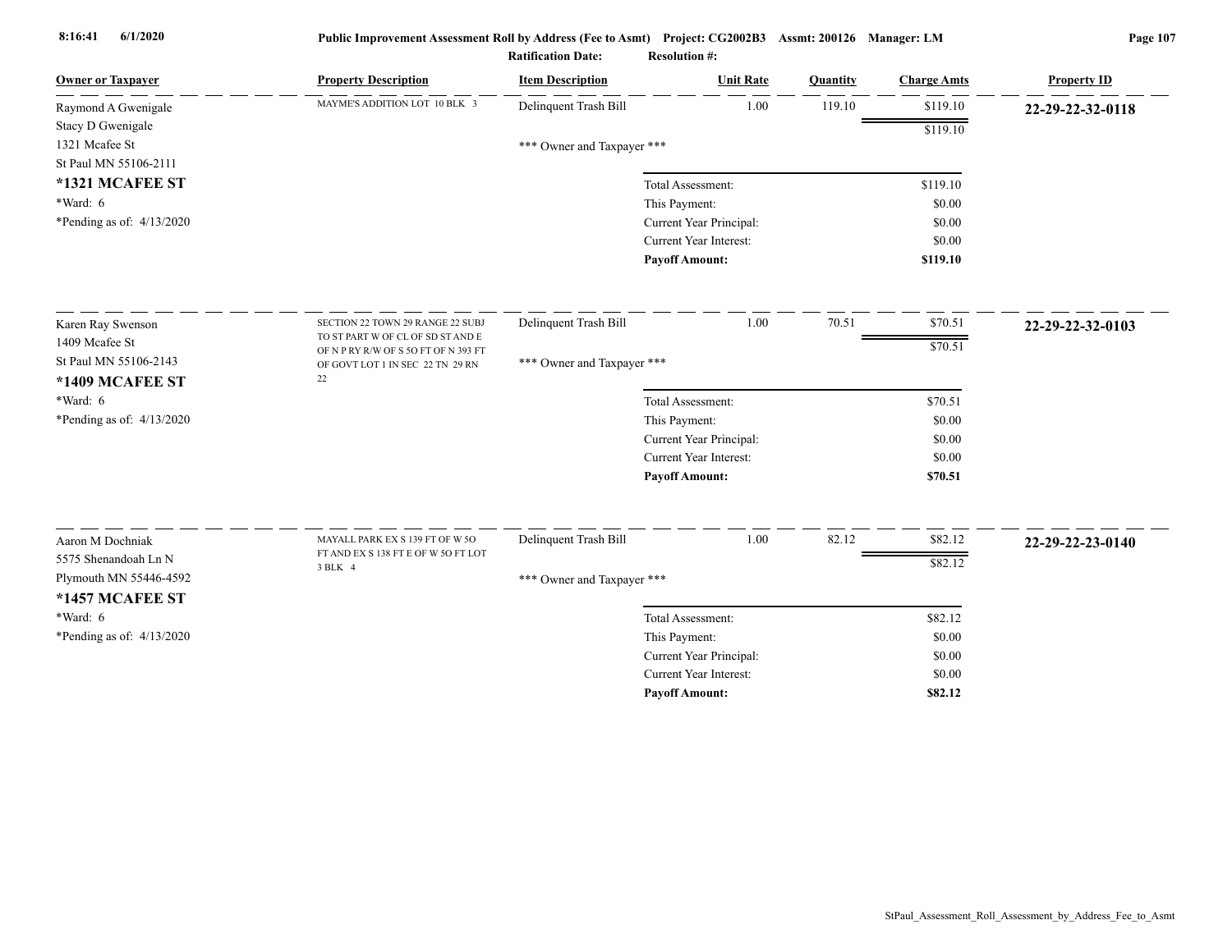**Public Improvement Assessment Roll by Address (Fee to Asmt) Project: CG2002B3 Assmt: 200126 Manager: LM**

**Ratification Date:** **Resolution #:**

| Owner or Taxpayer | Property Description | Item Description | Unit Rate | Quantity | Charge Amts | Property ID |
|---|---|---|---|---|---|---|
| Raymond A Gwenigale<br>Stacy D Gwenigale<br>1321 Mcafee St<br>St Paul MN 55106-2111<br>**\*1321 MCAFEE ST**<br>\*Ward: 6<br>\*Pending as of: 4/13/2020 | MAYME'S ADDITION LOT 10 BLK 3 | Delinquent Trash Bill | 1.00 | 119.10 | $119.10 | **22-29-22-32-0118** |
| | | | | | $119.10 | |
| | | \*\*\* Owner and Taxpayer \*\*\* | | | | |
| | | Total Assessment: | | | $119.10 | |
| | | This Payment: | | | $0.00 | |
| | | Current Year Principal: | | | $0.00 | |
| | | Current Year Interest: | | | $0.00 | |
| | | **Payoff Amount:** | | | **$119.10** | |
| Karen Ray Swenson<br>1409 Mcafee St<br>St Paul MN 55106-2143<br>**\*1409 MCAFEE ST**<br>\*Ward: 6<br>\*Pending as of: 4/13/2020 | SECTION 22 TOWN 29 RANGE 22 SUBJ TO ST PART W OF CL OF SD ST AND E OF N P RY R/W OF S 5O FT OF N 393 FT OF GOVT LOT 1 IN SEC 22 TN 29 RN 22 | Delinquent Trash Bill | 1.00 | 70.51 | $70.51 | **22-29-22-32-0103** |
| | | | | | $70.51 | |
| | | \*\*\* Owner and Taxpayer \*\*\* | | | | |
| | | Total Assessment: | | | $70.51 | |
| | | This Payment: | | | $0.00 | |
| | | Current Year Principal: | | | $0.00 | |
| | | Current Year Interest: | | | $0.00 | |
| | | **Payoff Amount:** | | | **$70.51** | |
| Aaron M Dochniak<br>5575 Shenandoah Ln N<br>Plymouth MN 55446-4592<br>**\*1457 MCAFEE ST**<br>\*Ward: 6<br>\*Pending as of: 4/13/2020 | MAYALL PARK EX S 139 FT OF W 5O FT AND EX S 138 FT E OF W 5O FT LOT 3 BLK 4 | Delinquent Trash Bill | 1.00 | 82.12 | $82.12 | **22-29-22-23-0140** |
| | | | | | $82.12 | |
| | | \*\*\* Owner and Taxpayer \*\*\* | | | | |
| | | Total Assessment: | | | $82.12 | |
| | | This Payment: | | | $0.00 | |
| | | Current Year Principal: | | | $0.00 | |
| | | Current Year Interest: | | | $0.00 | |
| | | **Payoff Amount:** | | | **$82.12** | |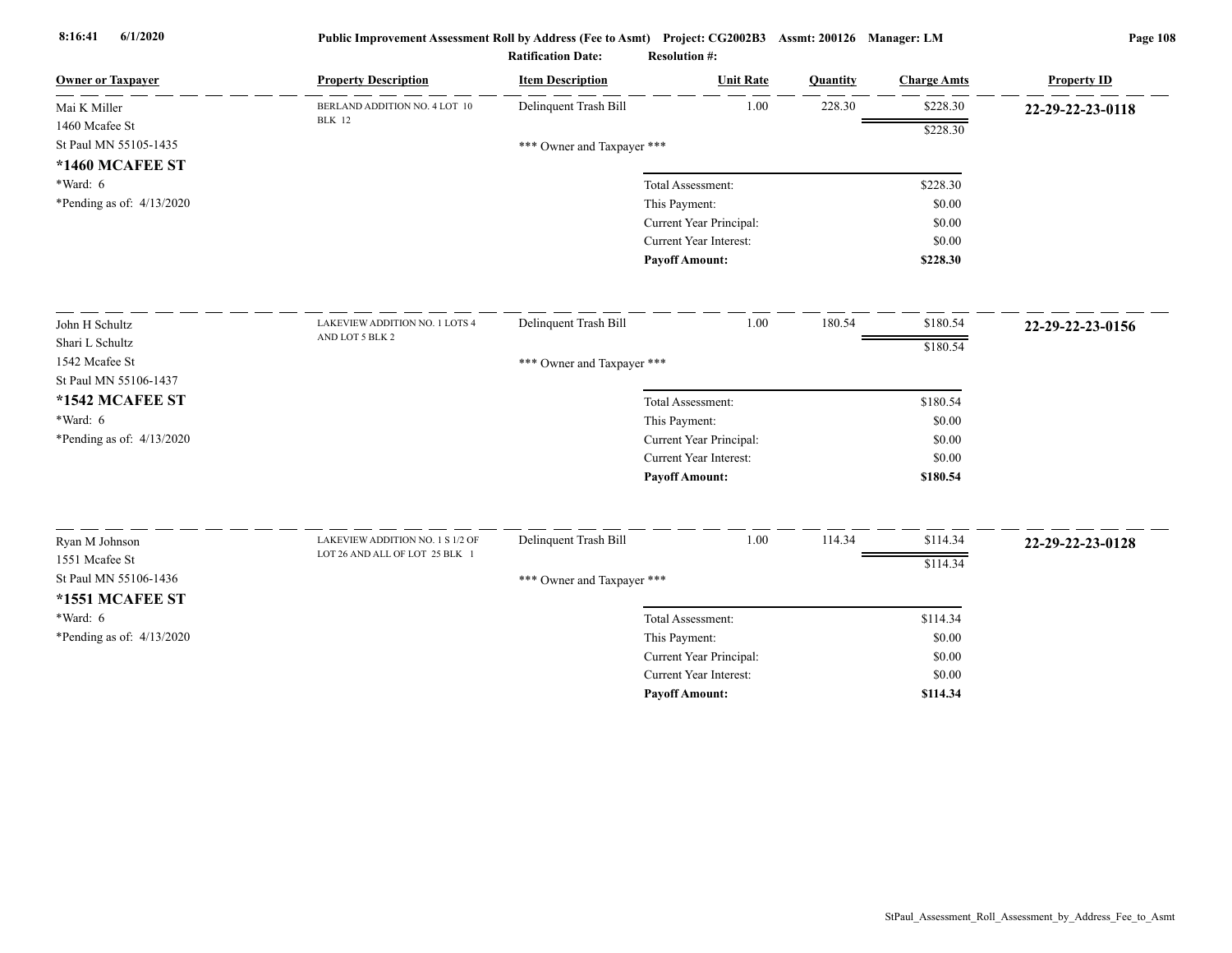**Public Improvement Assessment Roll by Address (Fee to Asmt)** **Project: CG2002B3** **Assmt: 200126** **Manager: LM**

**Ratification Date:** **Resolution #:**

| Owner or Taxpayer | Property Description | Item Description | Unit Rate | Quantity | Charge Amts | Property ID |
|---|---|---|---|---|---|---|
| Mai K Miller<br>1460 Mcafee St<br>St Paul MN 55105-1435<br>**\*1460 MCAFEE ST**<br>\*Ward: 6<br>\*Pending as of: 4/13/2020 | BERLAND ADDITION NO. 4 LOT 10 BLK 12 | Delinquent Trash Bill | 1.00 | 228.30 | $228.30 | **22-29-22-23-0118** |
| | | | | | $228.30 | |
| | | \*\*\* Owner and Taxpayer \*\*\* | | | | |
| | | | Total Assessment: | | $228.30 | |
| | | | This Payment: | | $0.00 | |
| | | | Current Year Principal: | | $0.00 | |
| | | | Current Year Interest: | | $0.00 | |
| | | | **Payoff Amount:** | | **$228.30** | |
| John H Schultz<br>Shari L Schultz<br>1542 Mcafee St<br>St Paul MN 55106-1437<br>**\*1542 MCAFEE ST**<br>\*Ward: 6<br>\*Pending as of: 4/13/2020 | LAKEVIEW ADDITION NO. 1 LOTS 4 AND LOT 5 BLK 2 | Delinquent Trash Bill | 1.00 | 180.54 | $180.54 | **22-29-22-23-0156** |
| | | | | | $180.54 | |
| | | \*\*\* Owner and Taxpayer \*\*\* | | | | |
| | | | Total Assessment: | | $180.54 | |
| | | | This Payment: | | $0.00 | |
| | | | Current Year Principal: | | $0.00 | |
| | | | Current Year Interest: | | $0.00 | |
| | | | **Payoff Amount:** | | **$180.54** | |
| Ryan M Johnson<br>1551 Mcafee St<br>St Paul MN 55106-1436<br>**\*1551 MCAFEE ST**<br>\*Ward: 6<br>\*Pending as of: 4/13/2020 | LAKEVIEW ADDITION NO. 1 S 1/2 OF LOT 26 AND ALL OF LOT 25 BLK 1 | Delinquent Trash Bill | 1.00 | 114.34 | $114.34 | **22-29-22-23-0128** |
| | | | | | $114.34 | |
| | | \*\*\* Owner and Taxpayer \*\*\* | | | | |
| | | | Total Assessment: | | $114.34 | |
| | | | This Payment: | | $0.00 | |
| | | | Current Year Principal: | | $0.00 | |
| | | | Current Year Interest: | | $0.00 | |
| | | | **Payoff Amount:** | | **$114.34** | |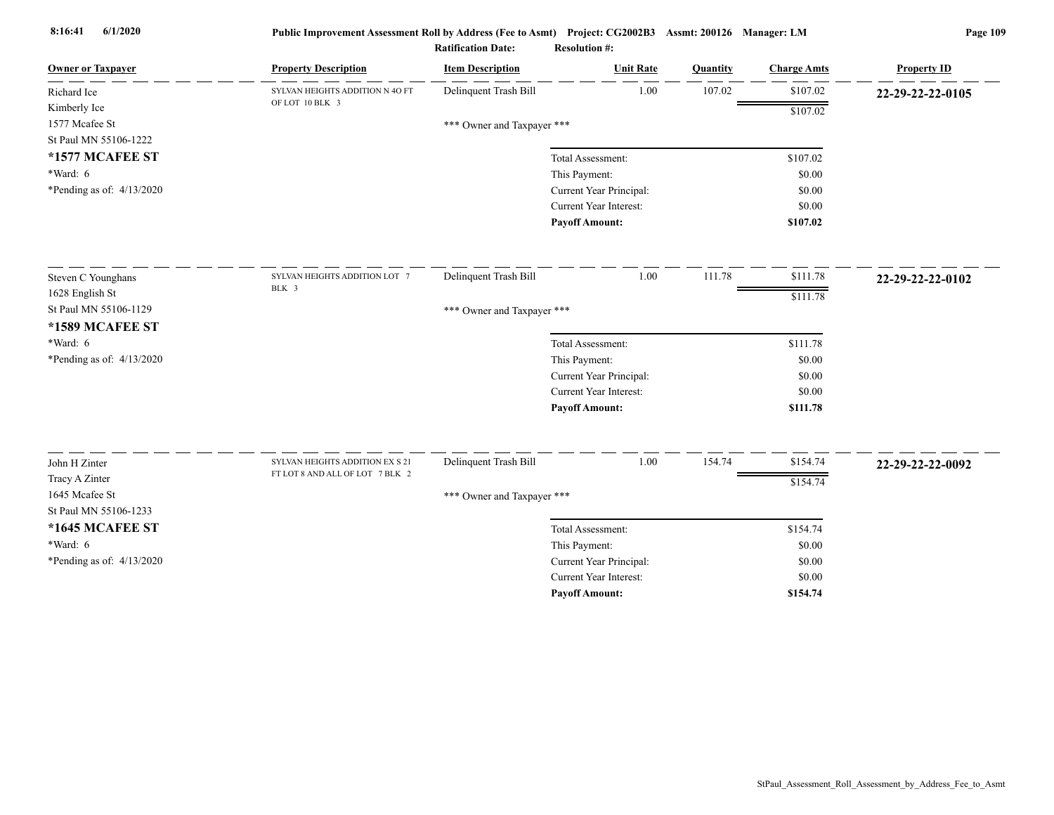Public Improvement Assessment Roll by Address (Fee to Asmt) Project: CG2002B3 Assmt: 200126 Manager: LM

Ratification Date: Resolution #:

| Owner or Taxpayer | Property Description | Item Description | Unit Rate | Quantity | Charge Amts | Property ID |
|---|---|---|---|---|---|---|
| Richard Ice<br>Kimberly Ice<br>1577 Mcafee St<br>St Paul MN 55106-1222<br>**\*1577 MCAFEE ST**<br>\*Ward: 6<br>\*Pending as of: 4/13/2020 | SYLVAN HEIGHTS ADDITION N 40 FT OF LOT 10 BLK 3 | Delinquent Trash Bill | 1.00 | 107.02 | $107.02 | **22-29-22-22-0105** |
| | | | | | $107.02 | |
| | | *** Owner and Taxpayer *** | | | | |
| | | | Total Assessment: | | $107.02 | |
| | | | This Payment: | | $0.00 | |
| | | | Current Year Principal: | | $0.00 | |
| | | | Current Year Interest: | | $0.00 | |
| | | | **Payoff Amount:** | | **$107.02** | |
| Steven C Younghans<br>1628 English St<br>St Paul MN 55106-1129<br>**\*1589 MCAFEE ST**<br>\*Ward: 6<br>\*Pending as of: 4/13/2020 | SYLVAN HEIGHTS ADDITION LOT 7 BLK 3 | Delinquent Trash Bill | 1.00 | 111.78 | $111.78 | **22-29-22-22-0102** |
| | | | | | $111.78 | |
| | | *** Owner and Taxpayer *** | | | | |
| | | | Total Assessment: | | $111.78 | |
| | | | This Payment: | | $0.00 | |
| | | | Current Year Principal: | | $0.00 | |
| | | | Current Year Interest: | | $0.00 | |
| | | | **Payoff Amount:** | | **$111.78** | |
| John H Zinter<br>Tracy A Zinter<br>1645 Mcafee St<br>St Paul MN 55106-1233<br>**\*1645 MCAFEE ST**<br>\*Ward: 6<br>\*Pending as of: 4/13/2020 | SYLVAN HEIGHTS ADDITION EX S 21 FT LOT 8 AND ALL OF LOT 7 BLK 2 | Delinquent Trash Bill | 1.00 | 154.74 | $154.74 | **22-29-22-22-0092** |
| | | | | | $154.74 | |
| | | *** Owner and Taxpayer *** | | | | |
| | | | Total Assessment: | | $154.74 | |
| | | | This Payment: | | $0.00 | |
| | | | Current Year Principal: | | $0.00 | |
| | | | Current Year Interest: | | $0.00 | |
| | | | **Payoff Amount:** | | **$154.74** | |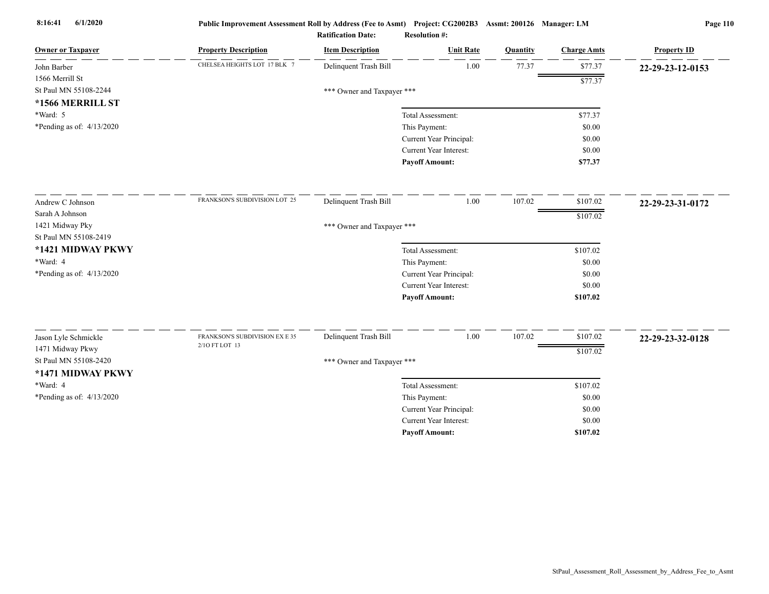**Public Improvement Assessment Roll by Address (Fee to Asmt)** **Project: CG2002B3** **Assmt: 200126** **Manager: LM**

**Ratification Date:** **Resolution #:**

| Owner or Taxpayer | Property Description | Item Description | Unit Rate | Quantity | Charge Amts | Property ID |
|---|---|---|---|---|---|---|
| John Barber<br>1566 Merrill St<br>St Paul MN 55108-2244<br>**\*1566 MERRILL ST**<br>\*Ward: 5<br>\*Pending as of: 4/13/2020 | CHELSEA HEIGHTS LOT 17 BLK 7 | Delinquent Trash Bill | 1.00 | 77.37 | $77.37 | **22-29-23-12-0153** |
| | | | | | $77.37 | |
| | | *** Owner and Taxpayer *** | | | | |
| | | | Total Assessment: | | $77.37 | |
| | | | This Payment: | | $0.00 | |
| | | | Current Year Principal: | | $0.00 | |
| | | | Current Year Interest: | | $0.00 | |
| | | | **Payoff Amount:** | | **$77.37** | |
| Andrew C Johnson<br>Sarah A Johnson<br>1421 Midway Pky<br>St Paul MN 55108-2419<br>**\*1421 MIDWAY PKWY**<br>\*Ward: 4<br>\*Pending as of: 4/13/2020 | FRANKSON'S SUBDIVISION LOT 25 | Delinquent Trash Bill | 1.00 | 107.02 | $107.02 | **22-29-23-31-0172** |
| | | | | | $107.02 | |
| | | *** Owner and Taxpayer *** | | | | |
| | | | Total Assessment: | | $107.02 | |
| | | | This Payment: | | $0.00 | |
| | | | Current Year Principal: | | $0.00 | |
| | | | Current Year Interest: | | $0.00 | |
| | | | **Payoff Amount:** | | **$107.02** | |
| Jason Lyle Schmickle<br>1471 Midway Pkwy<br>St Paul MN 55108-2420<br>**\*1471 MIDWAY PKWY**<br>\*Ward: 4<br>\*Pending as of: 4/13/2020 | FRANKSON'S SUBDIVISION EX E 35 2/1O FT LOT 13 | Delinquent Trash Bill | 1.00 | 107.02 | $107.02 | **22-29-23-32-0128** |
| | | | | | $107.02 | |
| | | *** Owner and Taxpayer *** | | | | |
| | | | Total Assessment: | | $107.02 | |
| | | | This Payment: | | $0.00 | |
| | | | Current Year Principal: | | $0.00 | |
| | | | Current Year Interest: | | $0.00 | |
| | | | **Payoff Amount:** | | **$107.02** | |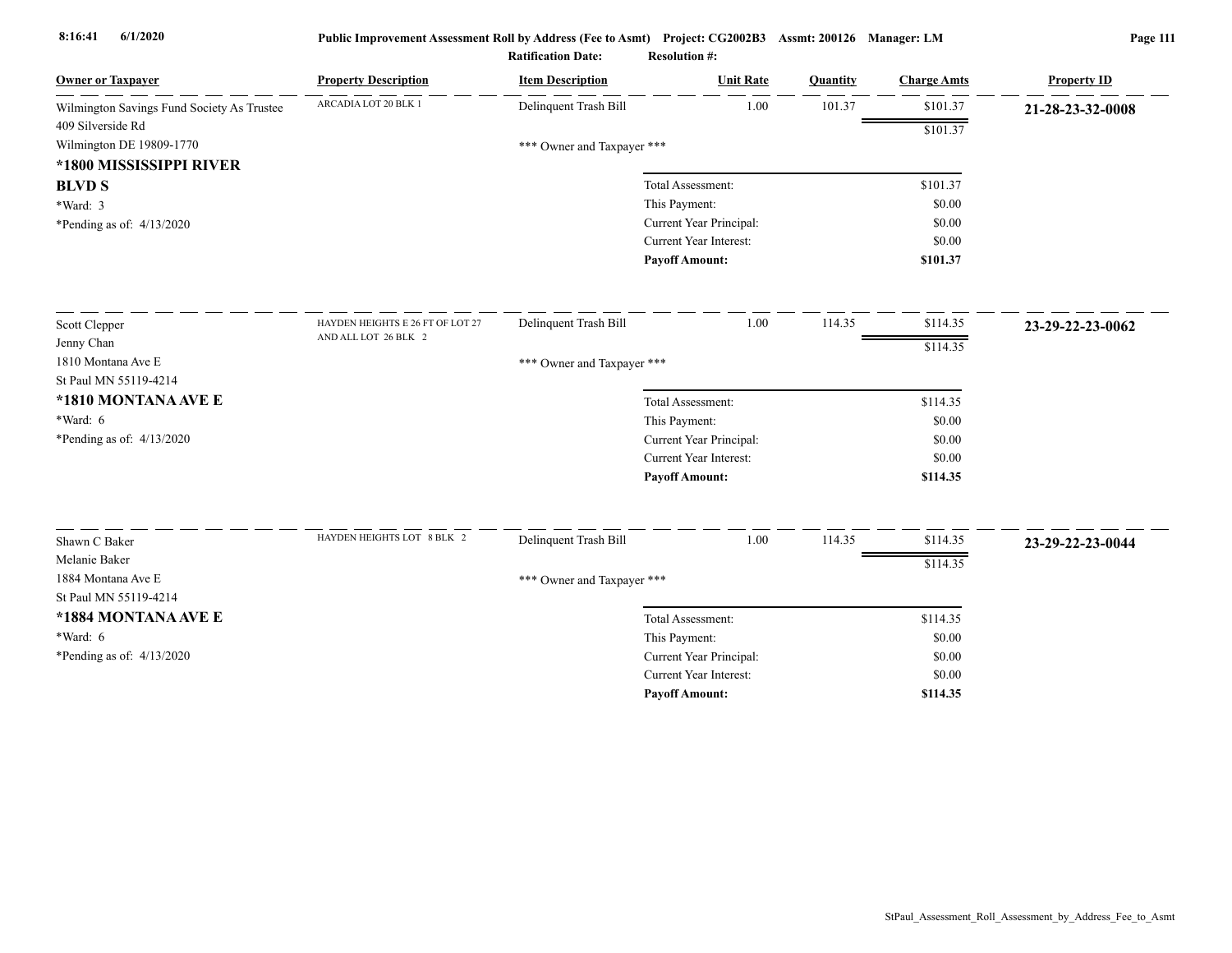| Owner or Taxpayer | Property Description | Item Description | Unit Rate | Quantity | Charge Amts | Property ID |
|---|---|---|---|---|---|---|
| Wilmington Savings Fund Society As Trustee<br>409 Silverside Rd<br>Wilmington DE 19809-1770<br>**\*1800 MISSISSIPPI RIVER BLVD S**<br>\*Ward: 3<br>\*Pending as of: 4/13/2020 | ARCADIA LOT 20 BLK 1 | Delinquent Trash Bill | 1.00 | 101.37 | $101.37 | **21-28-23-32-0008** |
| | | | | | $101.37 | |
| | | *** Owner and Taxpayer *** | | | | |
| | | Total Assessment: | | | $101.37 | |
| | | This Payment: | | | $0.00 | |
| | | Current Year Principal: | | | $0.00 | |
| | | Current Year Interest: | | | $0.00 | |
| | | **Payoff Amount:** | | | **$101.37** | |
| Scott Clepper<br>Jenny Chan<br>1810 Montana Ave E<br>St Paul MN 55119-4214<br>**\*1810 MONTANA AVE E**<br>\*Ward: 6<br>\*Pending as of: 4/13/2020 | HAYDEN HEIGHTS E 26 FT OF LOT 27 AND ALL LOT 26 BLK 2 | Delinquent Trash Bill | 1.00 | 114.35 | $114.35 | **23-29-22-23-0062** |
| | | | | | $114.35 | |
| | | *** Owner and Taxpayer *** | | | | |
| | | Total Assessment: | | | $114.35 | |
| | | This Payment: | | | $0.00 | |
| | | Current Year Principal: | | | $0.00 | |
| | | Current Year Interest: | | | $0.00 | |
| | | **Payoff Amount:** | | | **$114.35** | |
| Shawn C Baker<br>Melanie Baker<br>1884 Montana Ave E<br>St Paul MN 55119-4214<br>**\*1884 MONTANA AVE E**<br>\*Ward: 6<br>\*Pending as of: 4/13/2020 | HAYDEN HEIGHTS LOT 8 BLK 2 | Delinquent Trash Bill | 1.00 | 114.35 | $114.35 | **23-29-22-23-0044** |
| | | | | | $114.35 | |
| | | *** Owner and Taxpayer *** | | | | |
| | | Total Assessment: | | | $114.35 | |
| | | This Payment: | | | $0.00 | |
| | | Current Year Principal: | | | $0.00 | |
| | | Current Year Interest: | | | $0.00 | |
| | | **Payoff Amount:** | | | **$114.35** | |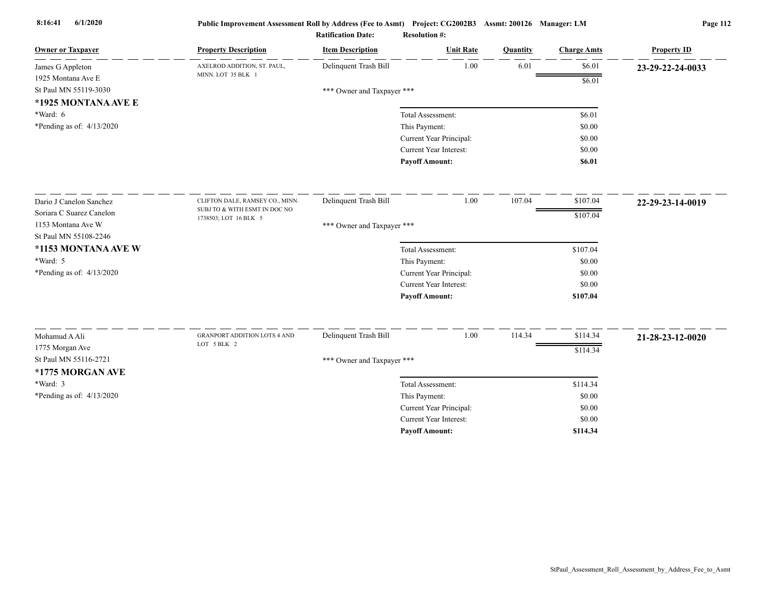Public Improvement Assessment Roll by Address (Fee to Asmt) Project: CG2002B3 Assmt: 200126 Manager: LM

Ratification Date: Resolution #:

| Owner or Taxpayer | Property Description | Item Description | Unit Rate | Quantity | Charge Amts | Property ID |
|---|---|---|---|---|---|---|
| James G Appleton<br>1925 Montana Ave E<br>St Paul MN 55119-3030<br>**\*1925 MONTANA AVE E**<br>\*Ward: 6<br>\*Pending as of: 4/13/2020 | AXELROD ADDITION, ST. PAUL, MINN. LOT 35 BLK 1 | Delinquent Trash Bill | 1.00 | 6.01 | $6.01 | **23-29-22-24-0033** |
| | | | | | $6.01 | |
| | | *** Owner and Taxpayer *** | | | | |
| | | Total Assessment: | | | $6.01 | |
| | | This Payment: | | | $0.00 | |
| | | Current Year Principal: | | | $0.00 | |
| | | Current Year Interest: | | | $0.00 | |
| | | **Payoff Amount:** | | | **$6.01** | |
| Dario J Canelon Sanchez<br>Soriara C Suarez Canelon<br>1153 Montana Ave W<br>St Paul MN 55108-2246<br>**\*1153 MONTANA AVE W**<br>\*Ward: 5<br>\*Pending as of: 4/13/2020 | CLIFTON DALE, RAMSEY CO., MINN. SUBJ TO & WITH ESMT IN DOC NO 1738503; LOT 16 BLK 5 | Delinquent Trash Bill | 1.00 | 107.04 | $107.04 | **22-29-23-14-0019** |
| | | | | | $107.04 | |
| | | *** Owner and Taxpayer *** | | | | |
| | | Total Assessment: | | | $107.04 | |
| | | This Payment: | | | $0.00 | |
| | | Current Year Principal: | | | $0.00 | |
| | | Current Year Interest: | | | $0.00 | |
| | | **Payoff Amount:** | | | **$107.04** | |
| Mohamud A Ali<br>1775 Morgan Ave<br>St Paul MN 55116-2721<br>**\*1775 MORGAN AVE**<br>\*Ward: 3<br>\*Pending as of: 4/13/2020 | GRANPORT ADDITION LOTS 4 AND LOT 5 BLK 2 | Delinquent Trash Bill | 1.00 | 114.34 | $114.34 | **21-28-23-12-0020** |
| | | | | | $114.34 | |
| | | *** Owner and Taxpayer *** | | | | |
| | | Total Assessment: | | | $114.34 | |
| | | This Payment: | | | $0.00 | |
| | | Current Year Principal: | | | $0.00 | |
| | | Current Year Interest: | | | $0.00 | |
| | | **Payoff Amount:** | | | **$114.34** | |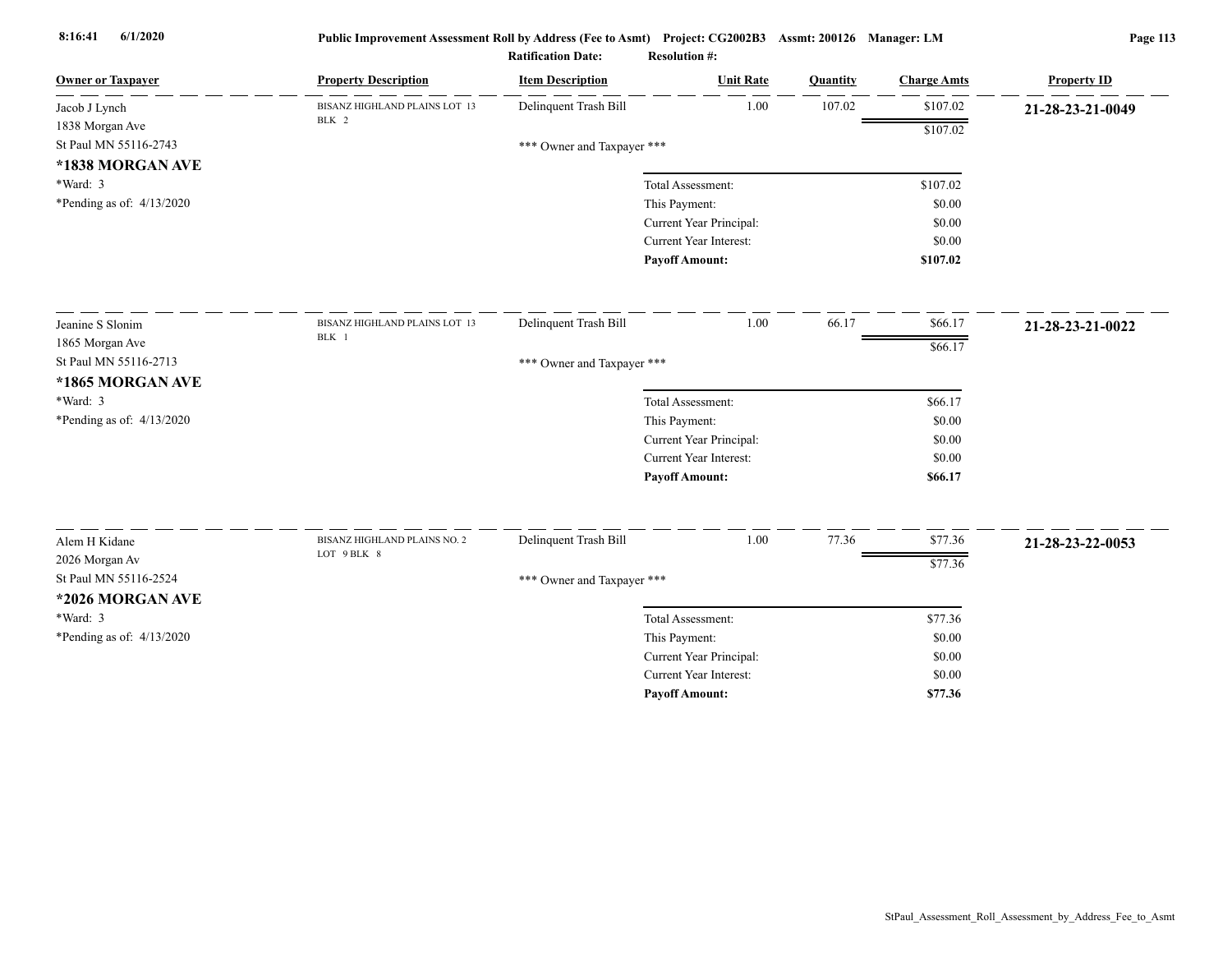**Public Improvement Assessment Roll by Address (Fee to Asmt)** Project: CG2002B3 Assmt: 200126 Manager: LM

Ratification Date: Resolution #:

| Owner or Taxpayer | Property Description | Item Description | Unit Rate | Quantity | Charge Amts | Property ID |
|---|---|---|---|---|---|---|
| Jacob J Lynch<br>1838 Morgan Ave<br>St Paul MN 55116-2743<br>**\*1838 MORGAN AVE**<br>\*Ward: 3<br>\*Pending as of: 4/13/2020 | BISANZ HIGHLAND PLAINS LOT 13 BLK 2 | Delinquent Trash Bill | 1.00 | 107.02 | $107.02 | **21-28-23-21-0049** |
| | | | | | $107.02 | |
| | | \*\*\* Owner and Taxpayer \*\*\* | | | | |
| | | | Total Assessment: | | $107.02 | |
| | | | This Payment: | | $0.00 | |
| | | | Current Year Principal: | | $0.00 | |
| | | | Current Year Interest: | | $0.00 | |
| | | | **Payoff Amount:** | | **$107.02** | |
| Jeanine S Slonim<br>1865 Morgan Ave<br>St Paul MN 55116-2713<br>**\*1865 MORGAN AVE**<br>\*Ward: 3<br>\*Pending as of: 4/13/2020 | BISANZ HIGHLAND PLAINS LOT 13 BLK 1 | Delinquent Trash Bill | 1.00 | 66.17 | $66.17 | **21-28-23-21-0022** |
| | | | | | $66.17 | |
| | | \*\*\* Owner and Taxpayer \*\*\* | | | | |
| | | | Total Assessment: | | $66.17 | |
| | | | This Payment: | | $0.00 | |
| | | | Current Year Principal: | | $0.00 | |
| | | | Current Year Interest: | | $0.00 | |
| | | | **Payoff Amount:** | | **$66.17** | |
| Alem H Kidane<br>2026 Morgan Av<br>St Paul MN 55116-2524<br>**\*2026 MORGAN AVE**<br>\*Ward: 3<br>\*Pending as of: 4/13/2020 | BISANZ HIGHLAND PLAINS NO. 2 LOT 9 BLK 8 | Delinquent Trash Bill | 1.00 | 77.36 | $77.36 | **21-28-23-22-0053** |
| | | | | | $77.36 | |
| | | \*\*\* Owner and Taxpayer \*\*\* | | | | |
| | | | Total Assessment: | | $77.36 | |
| | | | This Payment: | | $0.00 | |
| | | | Current Year Principal: | | $0.00 | |
| | | | Current Year Interest: | | $0.00 | |
| | | | **Payoff Amount:** | | **$77.36** | |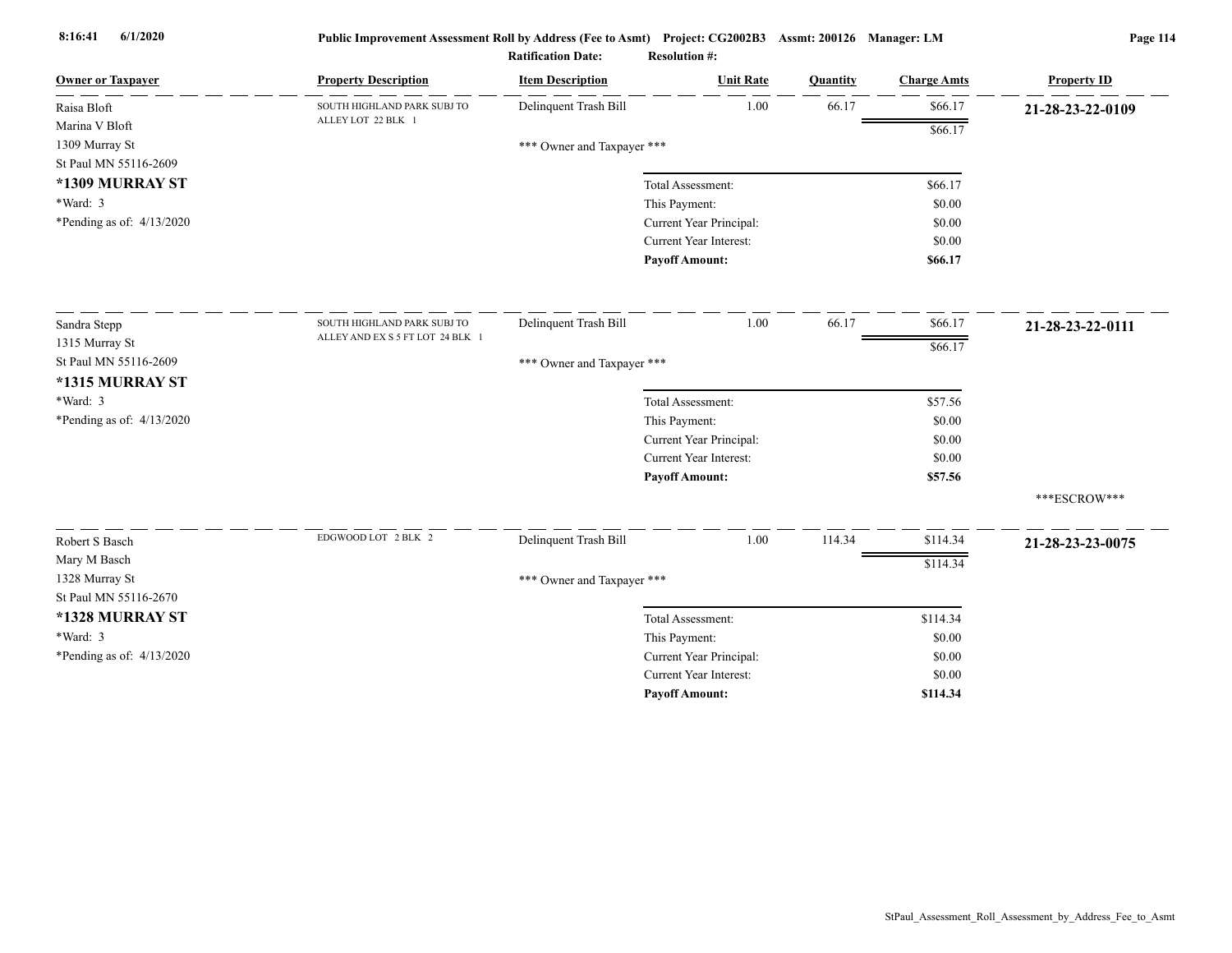**Public Improvement Assessment Roll by Address (Fee to Asmt)** Project: CG2002B3 Assmt: 200126 Manager: LM

Ratification Date: Resolution #:

| Owner or Taxpayer | Property Description | Item Description | Unit Rate | Quantity | Charge Amts | Property ID |
|---|---|---|---|---|---|---|
| Raisa Bloft<br>Marina V Bloft<br>1309 Murray St<br>St Paul MN 55116-2609<br>**\*1309 MURRAY ST**<br>\*Ward: 3<br>\*Pending as of: 4/13/2020 | SOUTH HIGHLAND PARK SUBJ TO ALLEY LOT 22 BLK 1 | Delinquent Trash Bill | 1.00 | 66.17 | $66.17 | **21-28-23-22-0109** |
| | | | | | $66.17 | |
| | | *** Owner and Taxpayer *** | | | | |
| | | Total Assessment: | | | $66.17 | |
| | | This Payment: | | | $0.00 | |
| | | Current Year Principal: | | | $0.00 | |
| | | Current Year Interest: | | | $0.00 | |
| | | **Payoff Amount:** | | | **$66.17** | |
| Sandra Stepp<br>1315 Murray St<br>St Paul MN 55116-2609<br>**\*1315 MURRAY ST**<br>\*Ward: 3<br>\*Pending as of: 4/13/2020 | SOUTH HIGHLAND PARK SUBJ TO ALLEY AND EX S 5 FT LOT 24 BLK 1 | Delinquent Trash Bill | 1.00 | 66.17 | $66.17 | **21-28-23-22-0111** |
| | | | | | $66.17 | |
| | | *** Owner and Taxpayer *** | | | | |
| | | Total Assessment: | | | $57.56 | |
| | | This Payment: | | | $0.00 | |
| | | Current Year Principal: | | | $0.00 | |
| | | Current Year Interest: | | | $0.00 | |
| | | **Payoff Amount:** | | | **$57.56** | |
| | | | | | | \*\*\*ESCROW\*\*\* |
| Robert S Basch<br>Mary M Basch<br>1328 Murray St<br>St Paul MN 55116-2670<br>**\*1328 MURRAY ST**<br>\*Ward: 3<br>\*Pending as of: 4/13/2020 | EDGWOOD LOT 2 BLK 2 | Delinquent Trash Bill | 1.00 | 114.34 | $114.34 | **21-28-23-23-0075** |
| | | | | | $114.34 | |
| | | *** Owner and Taxpayer *** | | | | |
| | | Total Assessment: | | | $114.34 | |
| | | This Payment: | | | $0.00 | |
| | | Current Year Principal: | | | $0.00 | |
| | | Current Year Interest: | | | $0.00 | |
| | | **Payoff Amount:** | | | **$114.34** | |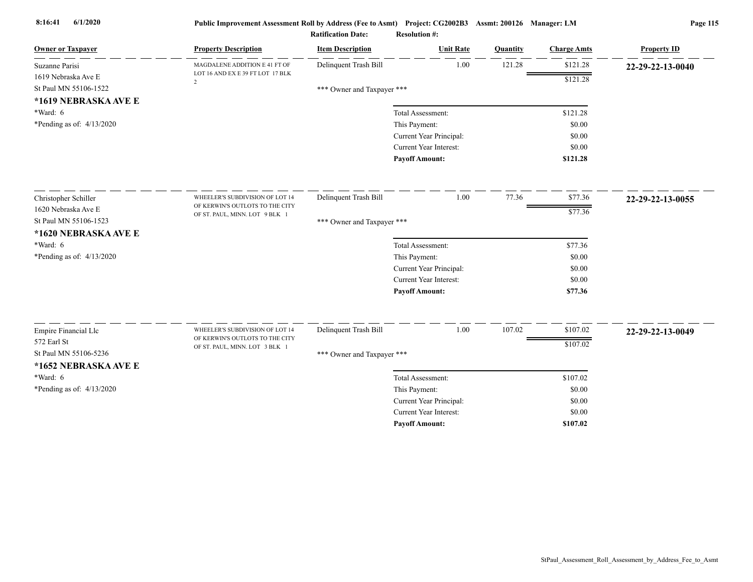| Owner or Taxpayer | Property Description | Item Description | Unit Rate | Quantity | Charge Amts | Property ID |
|---|---|---|---|---|---|---|
| Suzanne Parisi<br>1619 Nebraska Ave E<br>St Paul MN 55106-1522<br>**\*1619 NEBRASKA AVE E**<br>\*Ward: 6<br>\*Pending as of: 4/13/2020 | MAGDALENE ADDITION E 41 FT OF LOT 16 AND EX E 39 FT LOT 17 BLK 2 | Delinquent Trash Bill | 1.00 | 121.28 | $121.28 | **22-29-22-13-0040** |
| | | | | | $121.28 | |
| | | \*\*\* Owner and Taxpayer \*\*\* | | | | |
| | | Total Assessment: | | | $121.28 | |
| | | This Payment: | | | $0.00 | |
| | | Current Year Principal: | | | $0.00 | |
| | | Current Year Interest: | | | $0.00 | |
| | | **Payoff Amount:** | | | **$121.28** | |
| Christopher Schiller<br>1620 Nebraska Ave E<br>St Paul MN 55106-1523<br>**\*1620 NEBRASKA AVE E**<br>\*Ward: 6<br>\*Pending as of: 4/13/2020 | WHEELER'S SUBDIVISION OF LOT 14 OF KERWIN'S OUTLOTS TO THE CITY OF ST. PAUL, MINN. LOT 9 BLK 1 | Delinquent Trash Bill | 1.00 | 77.36 | $77.36 | **22-29-22-13-0055** |
| | | | | | $77.36 | |
| | | \*\*\* Owner and Taxpayer \*\*\* | | | | |
| | | Total Assessment: | | | $77.36 | |
| | | This Payment: | | | $0.00 | |
| | | Current Year Principal: | | | $0.00 | |
| | | Current Year Interest: | | | $0.00 | |
| | | **Payoff Amount:** | | | **$77.36** | |
| Empire Financial Llc<br>572 Earl St<br>St Paul MN 55106-5236<br>**\*1652 NEBRASKA AVE E**<br>\*Ward: 6<br>\*Pending as of: 4/13/2020 | WHEELER'S SUBDIVISION OF LOT 14 OF KERWIN'S OUTLOTS TO THE CITY OF ST. PAUL, MINN. LOT 3 BLK 1 | Delinquent Trash Bill | 1.00 | 107.02 | $107.02 | **22-29-22-13-0049** |
| | | | | | $107.02 | |
| | | \*\*\* Owner and Taxpayer \*\*\* | | | | |
| | | Total Assessment: | | | $107.02 | |
| | | This Payment: | | | $0.00 | |
| | | Current Year Principal: | | | $0.00 | |
| | | Current Year Interest: | | | $0.00 | |
| | | **Payoff Amount:** | | | **$107.02** | |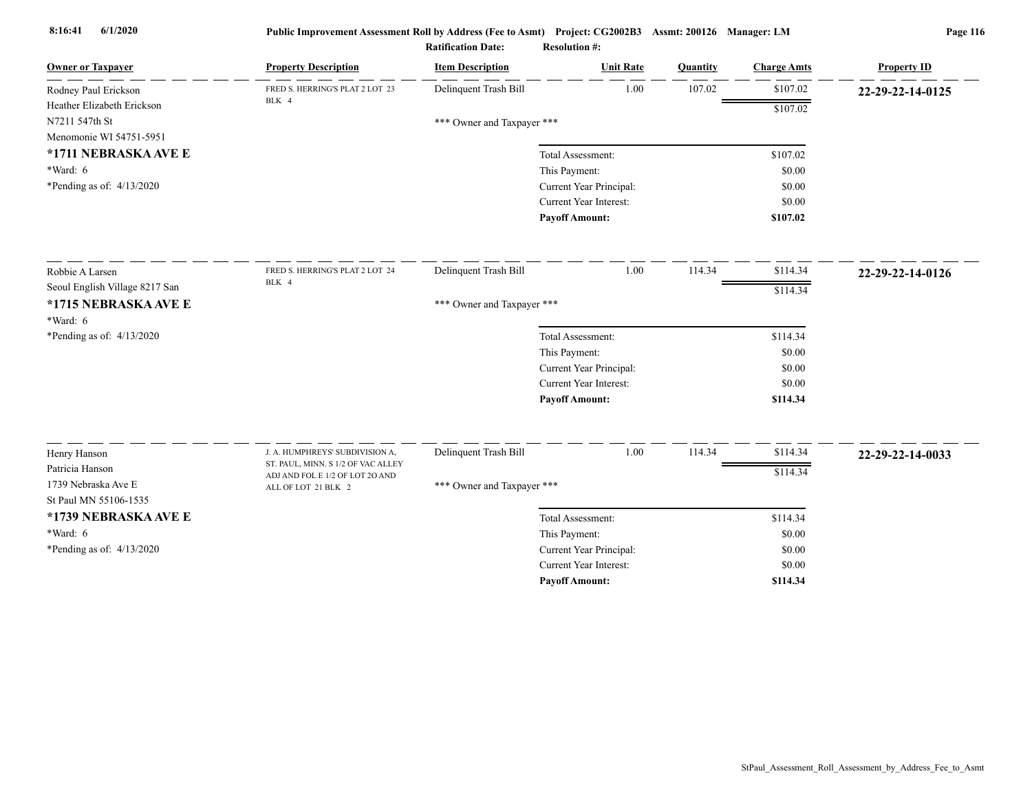**Public Improvement Assessment Roll by Address (Fee to Asmt)** Project: CG2002B3 Assmt: 200126 Manager: LM

**Ratification Date:** **Resolution #:**

8:16:41 6/1/2020

| Owner or Taxpayer | Property Description | Item Description | Unit Rate | Quantity | Charge Amts | Property ID |
|---|---|---|---|---|---|---|
| Rodney Paul Erickson<br>Heather Elizabeth Erickson<br>N7211 547th St<br>Menomonie WI 54751-5951<br>**\*1711 NEBRASKA AVE E**<br>\*Ward: 6<br>\*Pending as of: 4/13/2020 | FRED S. HERRING'S PLAT 2 LOT 23 BLK 4 | Delinquent Trash Bill<br>\*\*\* Owner and Taxpayer \*\*\* | 1.00 | 107.02 | $107.02<br>$107.02 | **22-29-22-14-0125** |
| | | Total Assessment: | | | $107.02 | |
| | | This Payment: | | | $0.00 | |
| | | Current Year Principal: | | | $0.00 | |
| | | Current Year Interest: | | | $0.00 | |
| | | **Payoff Amount:** | | | **$107.02** | |
| Robbie A Larsen<br>Seoul English Village 8217 San<br>**\*1715 NEBRASKA AVE E**<br>\*Ward: 6<br>\*Pending as of: 4/13/2020 | FRED S. HERRING'S PLAT 2 LOT 24 BLK 4 | Delinquent Trash Bill<br>\*\*\* Owner and Taxpayer \*\*\* | 1.00 | 114.34 | $114.34<br>$114.34 | **22-29-22-14-0126** |
| | | Total Assessment: | | | $114.34 | |
| | | This Payment: | | | $0.00 | |
| | | Current Year Principal: | | | $0.00 | |
| | | Current Year Interest: | | | $0.00 | |
| | | **Payoff Amount:** | | | **$114.34** | |
| Henry Hanson<br>Patricia Hanson<br>1739 Nebraska Ave E<br>St Paul MN 55106-1535<br>**\*1739 NEBRASKA AVE E**<br>\*Ward: 6<br>\*Pending as of: 4/13/2020 | J. A. HUMPHREYS' SUBDIVISION A, ST. PAUL, MINN. S 1/2 OF VAC ALLEY ADJ AND FOL E 1/2 OF LOT 2O AND ALL OF LOT 21 BLK 2 | Delinquent Trash Bill<br>\*\*\* Owner and Taxpayer \*\*\* | 1.00 | 114.34 | $114.34<br>$114.34 | **22-29-22-14-0033** |
| | | Total Assessment: | | | $114.34 | |
| | | This Payment: | | | $0.00 | |
| | | Current Year Principal: | | | $0.00 | |
| | | Current Year Interest: | | | $0.00 | |
| | | **Payoff Amount:** | | | **$114.34** | |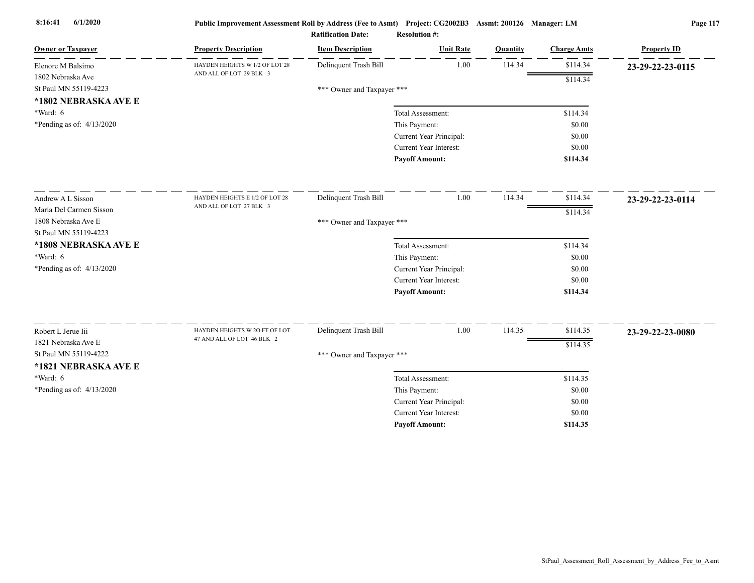**Public Improvement Assessment Roll by Address (Fee to Asmt) Project: CG2002B3 Assmt: 200126 Manager: LM**

**Ratification Date: Resolution #:**

| Owner or Taxpayer | Property Description | Item Description | Unit Rate | Quantity | Charge Amts | Property ID |
|---|---|---|---|---|---|---|
| Elenore M Balsimo<br>1802 Nebraska Ave<br>St Paul MN 55119-4223<br>**\*1802 NEBRASKA AVE E**<br>\*Ward: 6<br>\*Pending as of: 4/13/2020 | HAYDEN HEIGHTS W 1/2 OF LOT 28 AND ALL OF LOT 29 BLK 3 | Delinquent Trash Bill | 1.00 | 114.34 | $114.34 | **23-29-22-23-0115** |
| | | | | | $114.34 | |
| | | \*\*\* Owner and Taxpayer \*\*\* | | | | |
| | | Total Assessment: | | | $114.34 | |
| | | This Payment: | | | $0.00 | |
| | | Current Year Principal: | | | $0.00 | |
| | | Current Year Interest: | | | $0.00 | |
| | | **Payoff Amount:** | | | **$114.34** | |
| Andrew A L Sisson<br>Maria Del Carmen Sisson<br>1808 Nebraska Ave E<br>St Paul MN 55119-4223<br>**\*1808 NEBRASKA AVE E**<br>\*Ward: 6<br>\*Pending as of: 4/13/2020 | HAYDEN HEIGHTS E 1/2 OF LOT 28 AND ALL OF LOT 27 BLK 3 | Delinquent Trash Bill | 1.00 | 114.34 | $114.34 | **23-29-22-23-0114** |
| | | | | | $114.34 | |
| | | \*\*\* Owner and Taxpayer \*\*\* | | | | |
| | | Total Assessment: | | | $114.34 | |
| | | This Payment: | | | $0.00 | |
| | | Current Year Principal: | | | $0.00 | |
| | | Current Year Interest: | | | $0.00 | |
| | | **Payoff Amount:** | | | **$114.34** | |
| Robert L Jerue Iii<br>1821 Nebraska Ave E<br>St Paul MN 55119-4222<br>**\*1821 NEBRASKA AVE E**<br>\*Ward: 6<br>\*Pending as of: 4/13/2020 | HAYDEN HEIGHTS W 2O FT OF LOT 47 AND ALL OF LOT 46 BLK 2 | Delinquent Trash Bill | 1.00 | 114.35 | $114.35 | **23-29-22-23-0080** |
| | | | | | $114.35 | |
| | | \*\*\* Owner and Taxpayer \*\*\* | | | | |
| | | Total Assessment: | | | $114.35 | |
| | | This Payment: | | | $0.00 | |
| | | Current Year Principal: | | | $0.00 | |
| | | Current Year Interest: | | | $0.00 | |
| | | **Payoff Amount:** | | | **$114.35** | |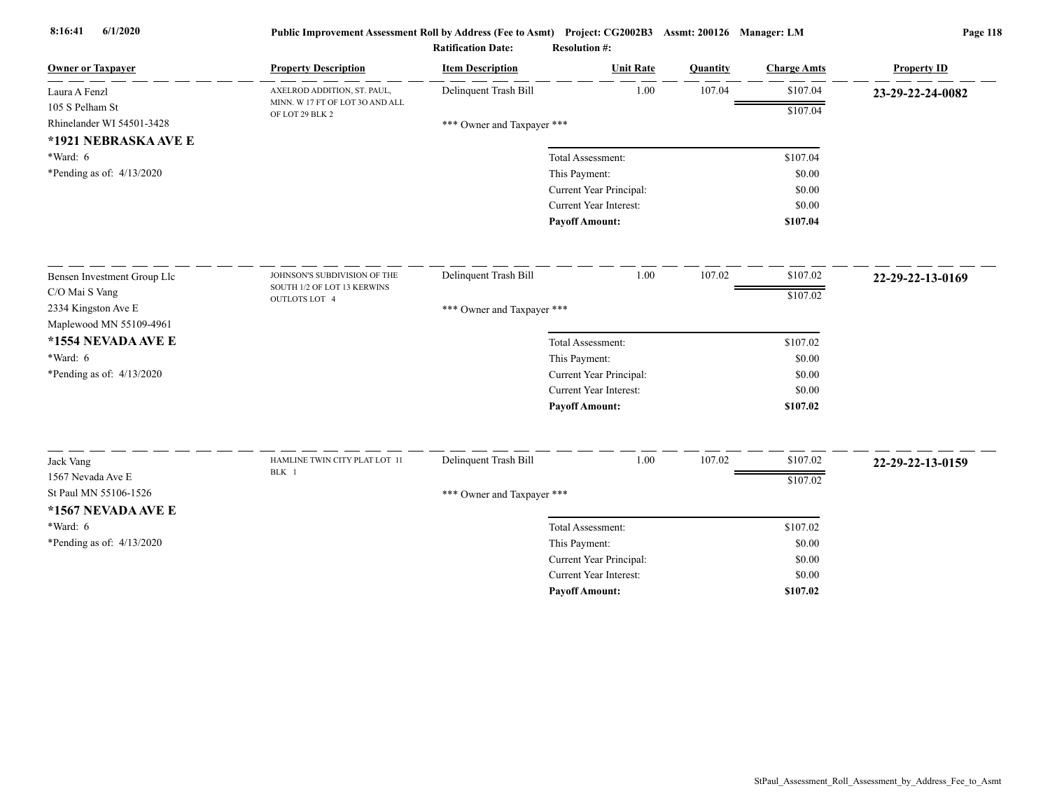Public Improvement Assessment Roll by Address (Fee to Asmt) Project: CG2002B3 Assmt: 200126 Manager: LM

Ratification Date: Resolution #:

| Owner or Taxpayer | Property Description | Item Description | Unit Rate | Quantity | Charge Amts | Property ID |
|---|---|---|---|---|---|---|
| Laura A Fenzl<br>105 S Pelham St<br>Rhinelander WI 54501-3428<br>**\*1921 NEBRASKA AVE E**<br>\*Ward: 6<br>\*Pending as of: 4/13/2020 | AXELROD ADDITION, ST. PAUL, MINN. W 17 FT OF LOT 3O AND ALL OF LOT 29 BLK 2 | Delinquent Trash Bill | 1.00 | 107.04 | $107.04 | **23-29-22-24-0082** |
| | | | | | $107.04 | |
| | | \*\*\* Owner and Taxpayer \*\*\* | | | | |
| | | | Total Assessment: | | $107.04 | |
| | | | This Payment: | | $0.00 | |
| | | | Current Year Principal: | | $0.00 | |
| | | | Current Year Interest: | | $0.00 | |
| | | | **Payoff Amount:** | | **$107.04** | |
| Bensen Investment Group Llc<br>C/O Mai S Vang<br>2334 Kingston Ave E<br>Maplewood MN 55109-4961<br>**\*1554 NEVADA AVE E**<br>\*Ward: 6<br>\*Pending as of: 4/13/2020 | JOHNSON'S SUBDIVISION OF THE SOUTH 1/2 OF LOT 13 KERWINS OUTLOTS LOT 4 | Delinquent Trash Bill | 1.00 | 107.02 | $107.02 | **22-29-22-13-0169** |
| | | | | | $107.02 | |
| | | \*\*\* Owner and Taxpayer \*\*\* | | | | |
| | | | Total Assessment: | | $107.02 | |
| | | | This Payment: | | $0.00 | |
| | | | Current Year Principal: | | $0.00 | |
| | | | Current Year Interest: | | $0.00 | |
| | | | **Payoff Amount:** | | **$107.02** | |
| Jack Vang<br>1567 Nevada Ave E<br>St Paul MN 55106-1526<br>**\*1567 NEVADA AVE E**<br>\*Ward: 6<br>\*Pending as of: 4/13/2020 | HAMLINE TWIN CITY PLAT LOT 11 BLK 1 | Delinquent Trash Bill | 1.00 | 107.02 | $107.02 | **22-29-22-13-0159** |
| | | | | | $107.02 | |
| | | \*\*\* Owner and Taxpayer \*\*\* | | | | |
| | | | Total Assessment: | | $107.02 | |
| | | | This Payment: | | $0.00 | |
| | | | Current Year Principal: | | $0.00 | |
| | | | Current Year Interest: | | $0.00 | |
| | | | **Payoff Amount:** | | **$107.02** | |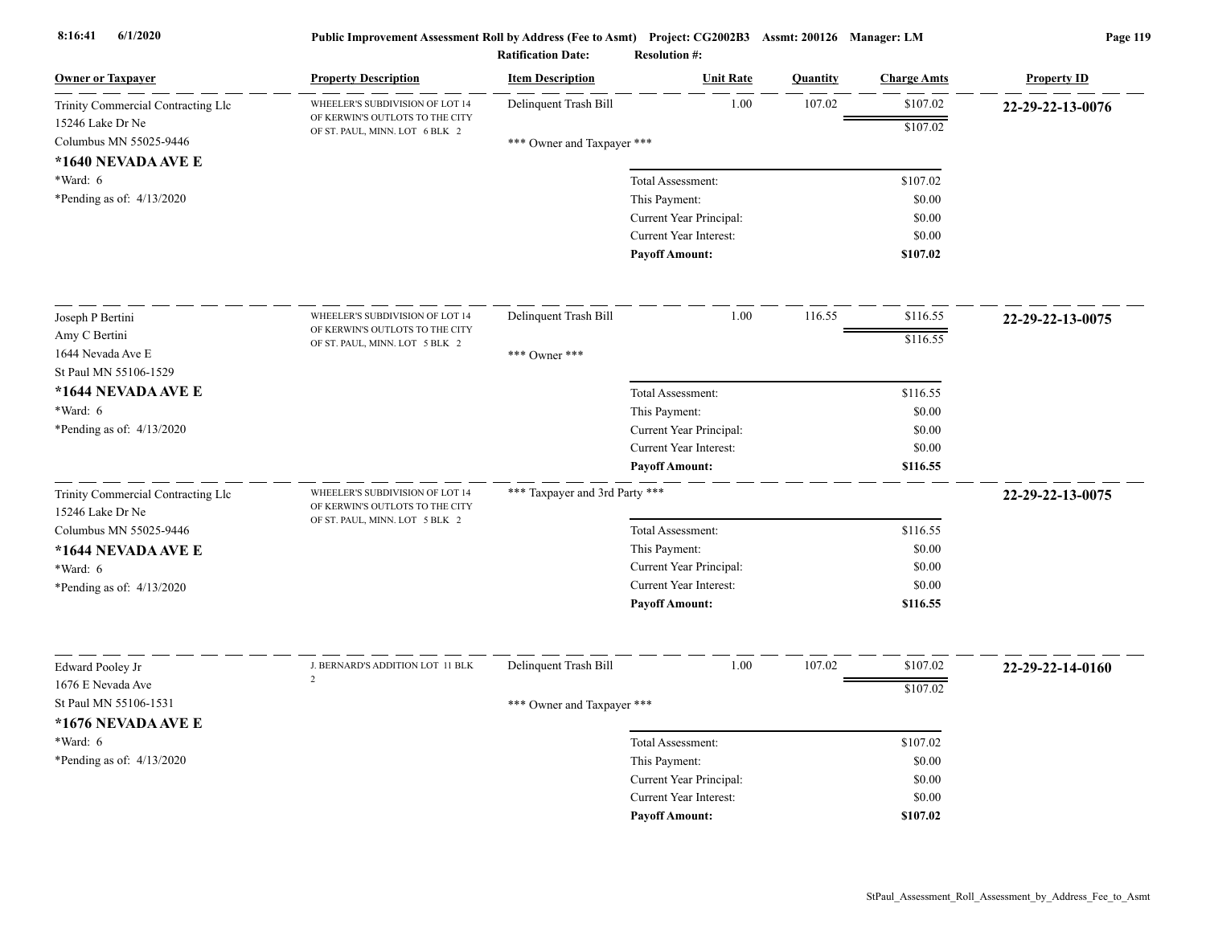Public Improvement Assessment Roll by Address (Fee to Asmt) Project: CG2002B3 Assmt: 200126 Manager: LM

Ratification Date: Resolution #:

| Owner or Taxpayer | Property Description | Item Description | Unit Rate | Quantity | Charge Amts | Property ID |
|---|---|---|---|---|---|---|
| Trinity Commercial Contracting Llc<br>15246 Lake Dr Ne<br>Columbus MN 55025-9446<br>**\*1640 NEVADA AVE E**<br>\*Ward: 6<br>\*Pending as of: 4/13/2020 | WHEELER'S SUBDIVISION OF LOT 14 OF KERWIN'S OUTLOTS TO THE CITY OF ST. PAUL, MINN. LOT 6 BLK 2 | Delinquent Trash Bill<br>\*\*\* Owner and Taxpayer \*\*\* | 1.00 | 107.02 | $107.02<br>$107.02 | **22-29-22-13-0076** |
| | | Total Assessment: | | | $107.02 | |
| | | This Payment: | | | $0.00 | |
| | | Current Year Principal: | | | $0.00 | |
| | | Current Year Interest: | | | $0.00 | |
| | | **Payoff Amount:** | | | **$107.02** | |
| Joseph P Bertini<br>Amy C Bertini<br>1644 Nevada Ave E<br>St Paul MN 55106-1529<br>**\*1644 NEVADA AVE E**<br>\*Ward: 6<br>\*Pending as of: 4/13/2020 | WHEELER'S SUBDIVISION OF LOT 14 OF KERWIN'S OUTLOTS TO THE CITY OF ST. PAUL, MINN. LOT 5 BLK 2 | Delinquent Trash Bill<br>\*\*\* Owner \*\*\* | 1.00 | 116.55 | $116.55<br>$116.55 | **22-29-22-13-0075** |
| | | Total Assessment: | | | $116.55 | |
| | | This Payment: | | | $0.00 | |
| | | Current Year Principal: | | | $0.00 | |
| | | Current Year Interest: | | | $0.00 | |
| | | **Payoff Amount:** | | | **$116.55** | |
| Trinity Commercial Contracting Llc<br>15246 Lake Dr Ne<br>Columbus MN 55025-9446<br>**\*1644 NEVADA AVE E**<br>\*Ward: 6<br>\*Pending as of: 4/13/2020 | WHEELER'S SUBDIVISION OF LOT 14 OF KERWIN'S OUTLOTS TO THE CITY OF ST. PAUL, MINN. LOT 5 BLK 2 | \*\*\* Taxpayer and 3rd Party \*\*\* | | | | **22-29-22-13-0075** |
| | | Total Assessment: | | | $116.55 | |
| | | This Payment: | | | $0.00 | |
| | | Current Year Principal: | | | $0.00 | |
| | | Current Year Interest: | | | $0.00 | |
| | | **Payoff Amount:** | | | **$116.55** | |
| Edward Pooley Jr<br>1676 E Nevada Ave<br>St Paul MN 55106-1531<br>**\*1676 NEVADA AVE E**<br>\*Ward: 6<br>\*Pending as of: 4/13/2020 | J. BERNARD'S ADDITION LOT 11 BLK 2 | Delinquent Trash Bill<br>\*\*\* Owner and Taxpayer \*\*\* | 1.00 | 107.02 | $107.02<br>$107.02 | **22-29-22-14-0160** |
| | | Total Assessment: | | | $107.02 | |
| | | This Payment: | | | $0.00 | |
| | | Current Year Principal: | | | $0.00 | |
| | | Current Year Interest: | | | $0.00 | |
| | | **Payoff Amount:** | | | **$107.02** | |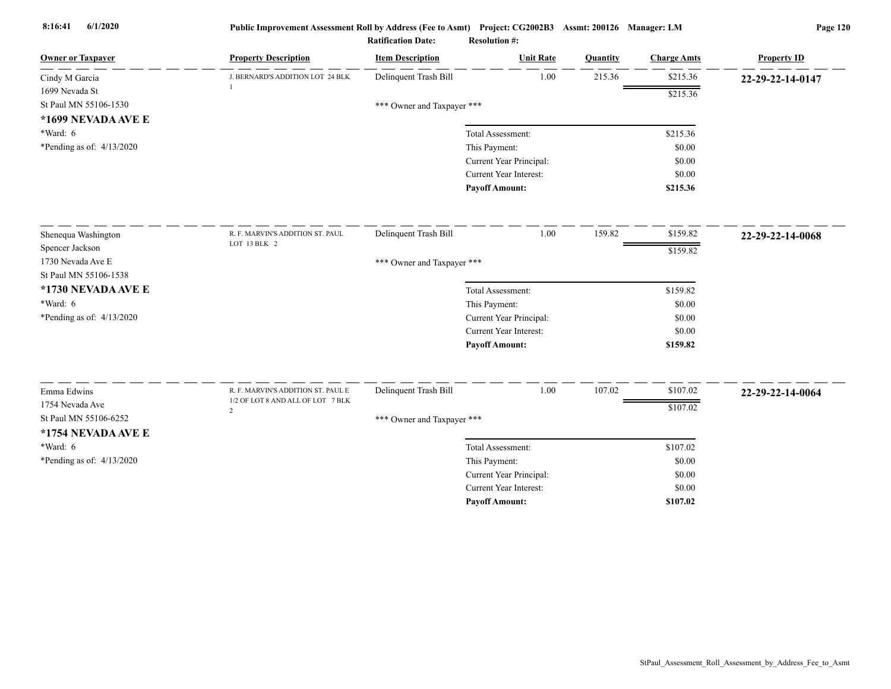**Public Improvement Assessment Roll by Address (Fee to Asmt)** Project: CG2002B3 Assmt: 200126 Manager: LM

**Ratification Date:** **Resolution #:**

| Owner or Taxpayer | Property Description | Item Description | Unit Rate | Quantity | Charge Amts | Property ID |
|---|---|---|---|---|---|---|
| Cindy M Garcia<br>1699 Nevada St<br>St Paul MN 55106-1530<br>**\*1699 NEVADA AVE E**<br>\*Ward: 6<br>\*Pending as of: 4/13/2020 | J. BERNARD'S ADDITION LOT 24 BLK 1 | Delinquent Trash Bill | 1.00 | 215.36 | $215.36 | **22-29-22-14-0147** |
| | | | | | $215.36 | |
| | | \*\*\* Owner and Taxpayer \*\*\* | | | | |
| | | | Total Assessment: | | $215.36 | |
| | | | This Payment: | | $0.00 | |
| | | | Current Year Principal: | | $0.00 | |
| | | | Current Year Interest: | | $0.00 | |
| | | | **Payoff Amount:** | | **$215.36** | |
| Shenequa Washington<br>Spencer Jackson<br>1730 Nevada Ave E<br>St Paul MN 55106-1538<br>**\*1730 NEVADA AVE E**<br>\*Ward: 6<br>\*Pending as of: 4/13/2020 | R. F. MARVIN'S ADDITION ST. PAUL LOT 13 BLK 2 | Delinquent Trash Bill | 1.00 | 159.82 | $159.82 | **22-29-22-14-0068** |
| | | | | | $159.82 | |
| | | \*\*\* Owner and Taxpayer \*\*\* | | | | |
| | | | Total Assessment: | | $159.82 | |
| | | | This Payment: | | $0.00 | |
| | | | Current Year Principal: | | $0.00 | |
| | | | Current Year Interest: | | $0.00 | |
| | | | **Payoff Amount:** | | **$159.82** | |
| Emma Edwins<br>1754 Nevada Ave<br>St Paul MN 55106-6252<br>**\*1754 NEVADA AVE E**<br>\*Ward: 6<br>\*Pending as of: 4/13/2020 | R. F. MARVIN'S ADDITION ST. PAUL E 1/2 OF LOT 8 AND ALL OF LOT 7 BLK 2 | Delinquent Trash Bill | 1.00 | 107.02 | $107.02 | **22-29-22-14-0064** |
| | | | | | $107.02 | |
| | | \*\*\* Owner and Taxpayer \*\*\* | | | | |
| | | | Total Assessment: | | $107.02 | |
| | | | This Payment: | | $0.00 | |
| | | | Current Year Principal: | | $0.00 | |
| | | | Current Year Interest: | | $0.00 | |
| | | | **Payoff Amount:** | | **$107.02** | |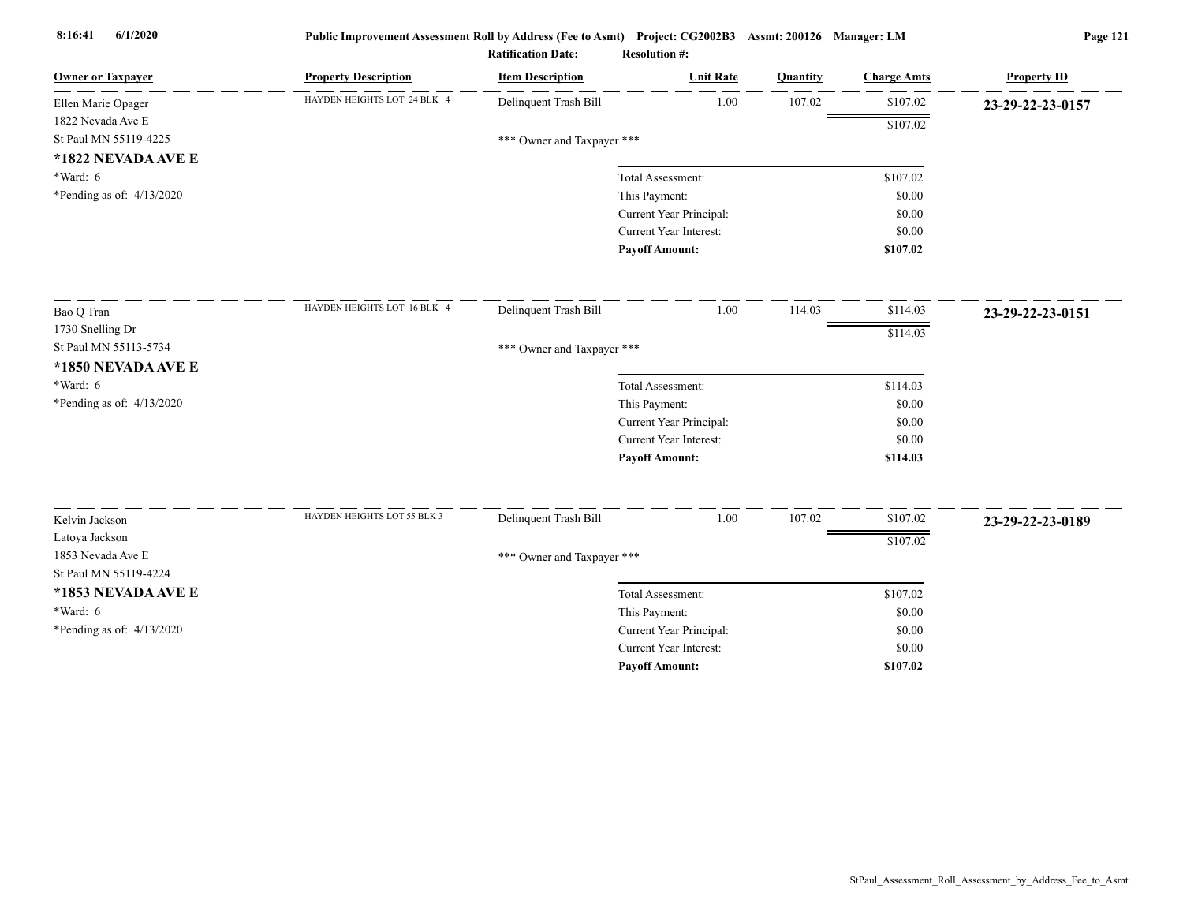Public Improvement Assessment Roll by Address (Fee to Asmt) Project: CG2002B3 Assmt: 200126 Manager: LM

Ratification Date: Resolution #:

| Owner or Taxpayer | Property Description | Item Description | Unit Rate | Quantity | Charge Amts | Property ID |
|---|---|---|---|---|---|---|
| Ellen Marie Opager<br>1822 Nevada Ave E<br>St Paul MN 55119-4225<br>**\*1822 NEVADA AVE E**<br>\*Ward: 6<br>\*Pending as of: 4/13/2020 | HAYDEN HEIGHTS LOT 24 BLK 4 | Delinquent Trash Bill | 1.00 | 107.02 | $107.02 | **23-29-22-23-0157** |
| | | | | | $107.02 | |
| | | \*\*\* Owner and Taxpayer \*\*\* | | | | |
| | | | Total Assessment: | | $107.02 | |
| | | | This Payment: | | $0.00 | |
| | | | Current Year Principal: | | $0.00 | |
| | | | Current Year Interest: | | $0.00 | |
| | | | **Payoff Amount:** | | **$107.02** | |
| Bao Q Tran<br>1730 Snelling Dr<br>St Paul MN 55113-5734<br>**\*1850 NEVADA AVE E**<br>\*Ward: 6<br>\*Pending as of: 4/13/2020 | HAYDEN HEIGHTS LOT 16 BLK 4 | Delinquent Trash Bill | 1.00 | 114.03 | $114.03 | **23-29-22-23-0151** |
| | | | | | $114.03 | |
| | | \*\*\* Owner and Taxpayer \*\*\* | | | | |
| | | | Total Assessment: | | $114.03 | |
| | | | This Payment: | | $0.00 | |
| | | | Current Year Principal: | | $0.00 | |
| | | | Current Year Interest: | | $0.00 | |
| | | | **Payoff Amount:** | | **$114.03** | |
| Kelvin Jackson<br>Latoya Jackson<br>1853 Nevada Ave E<br>St Paul MN 55119-4224<br>**\*1853 NEVADA AVE E**<br>\*Ward: 6<br>\*Pending as of: 4/13/2020 | HAYDEN HEIGHTS LOT 55 BLK 3 | Delinquent Trash Bill | 1.00 | 107.02 | $107.02 | **23-29-22-23-0189** |
| | | | | | $107.02 | |
| | | \*\*\* Owner and Taxpayer \*\*\* | | | | |
| | | | Total Assessment: | | $107.02 | |
| | | | This Payment: | | $0.00 | |
| | | | Current Year Principal: | | $0.00 | |
| | | | Current Year Interest: | | $0.00 | |
| | | | **Payoff Amount:** | | **$107.02** | |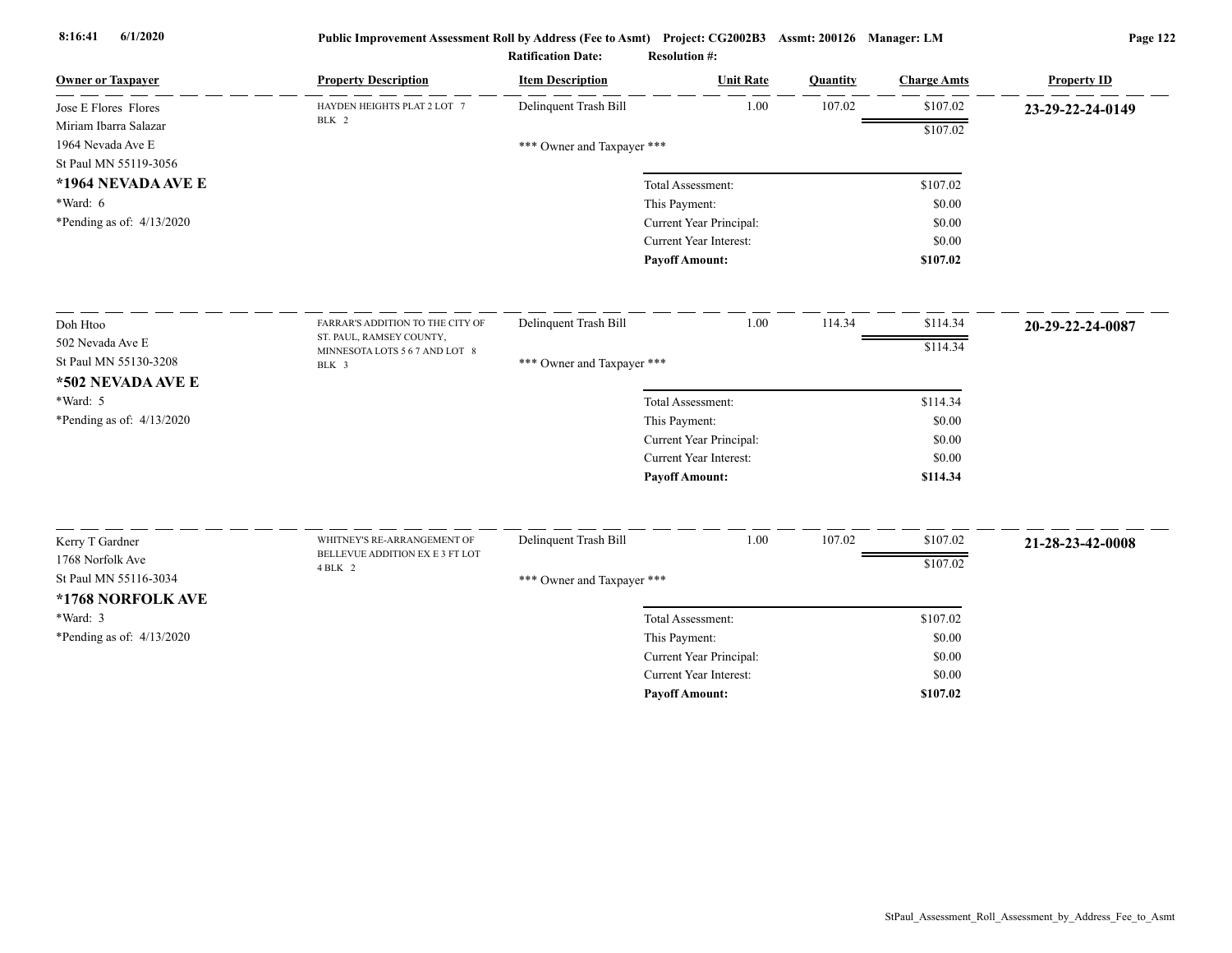| Owner or Taxpayer | Property Description | Item Description | Unit Rate | Quantity | Charge Amts | Property ID |
|---|---|---|---|---|---|---|
| Jose E Flores Flores<br>Miriam Ibarra Salazar<br>1964 Nevada Ave E<br>St Paul MN 55119-3056 | HAYDEN HEIGHTS PLAT 2 LOT 7 BLK 2 | Delinquent Trash Bill | 1.00 | 107.02 | $107.02 | 23-29-22-24-0149 |
| | | | | | $107.02 | |
| **\*1964 NEVADA AVE E** | | \*\*\* Owner and Taxpayer \*\*\* | | | | |
| \*Ward: 6 | | | Total Assessment: | | $107.02 | |
| \*Pending as of: 4/13/2020 | | | This Payment: | | $0.00 | |
| | | | Current Year Principal: | | $0.00 | |
| | | | Current Year Interest: | | $0.00 | |
| | | | **Payoff Amount:** | | **$107.02** | |
| Doh Htoo<br>502 Nevada Ave E<br>St Paul MN 55130-3208 | FARRAR'S ADDITION TO THE CITY OF ST. PAUL, RAMSEY COUNTY, MINNESOTA LOTS 5 6 7 AND LOT 8 BLK 3 | Delinquent Trash Bill | 1.00 | 114.34 | $114.34 | 20-29-22-24-0087 |
| | | | | | $114.34 | |
| **\*502 NEVADA AVE E** | | \*\*\* Owner and Taxpayer \*\*\* | | | | |
| \*Ward: 5 | | | Total Assessment: | | $114.34 | |
| \*Pending as of: 4/13/2020 | | | This Payment: | | $0.00 | |
| | | | Current Year Principal: | | $0.00 | |
| | | | Current Year Interest: | | $0.00 | |
| | | | **Payoff Amount:** | | **$114.34** | |
| Kerry T Gardner<br>1768 Norfolk Ave<br>St Paul MN 55116-3034 | WHITNEY'S RE-ARRANGEMENT OF BELLEVUE ADDITION EX E 3 FT LOT 4 BLK 2 | Delinquent Trash Bill | 1.00 | 107.02 | $107.02 | 21-28-23-42-0008 |
| | | | | | $107.02 | |
| **\*1768 NORFOLK AVE** | | \*\*\* Owner and Taxpayer \*\*\* | | | | |
| \*Ward: 3 | | | Total Assessment: | | $107.02 | |
| \*Pending as of: 4/13/2020 | | | This Payment: | | $0.00 | |
| | | | Current Year Principal: | | $0.00 | |
| | | | Current Year Interest: | | $0.00 | |
| | | | **Payoff Amount:** | | **$107.02** | |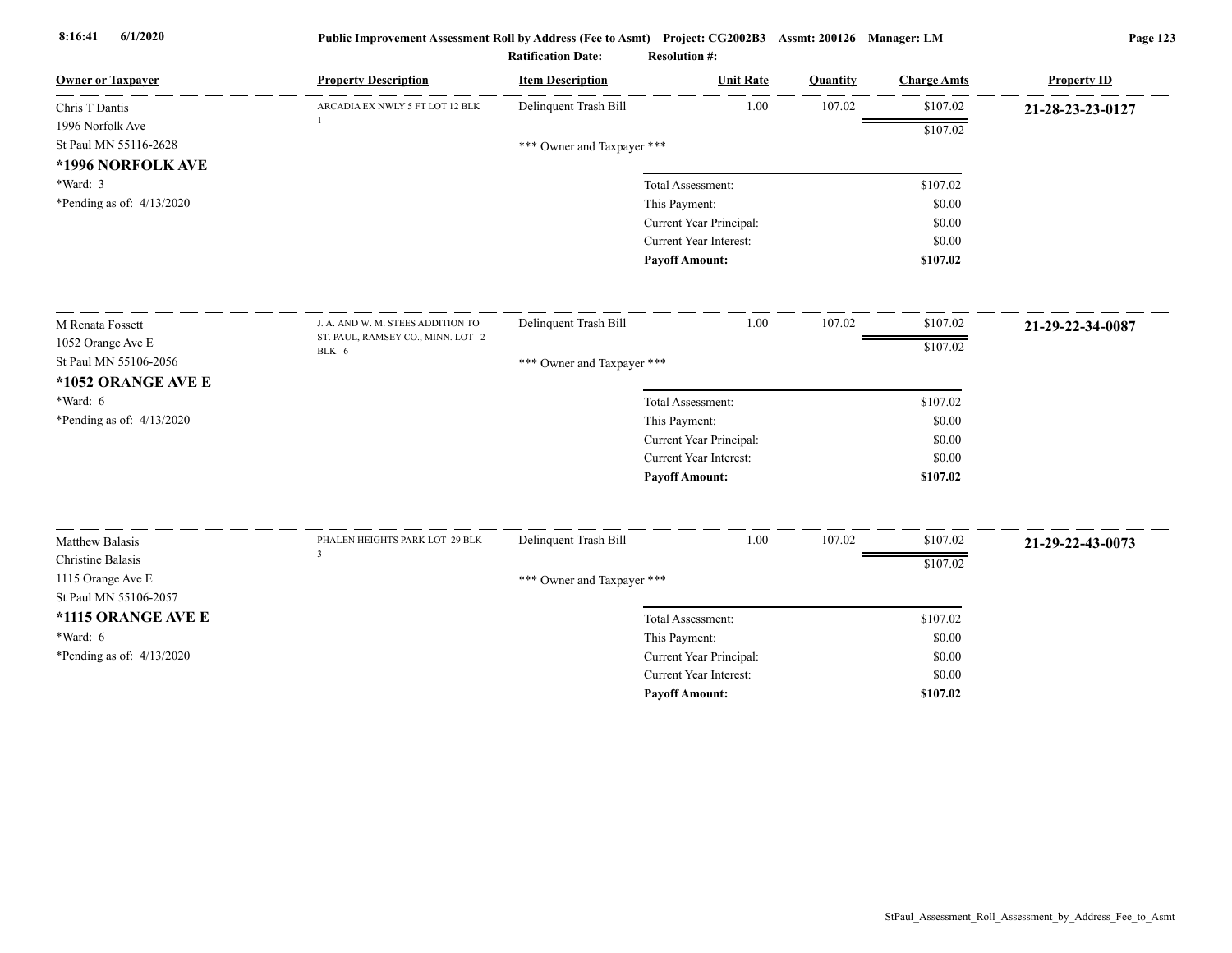**Public Improvement Assessment Roll by Address (Fee to Asmt)** Project: CG2002B3 Assmt: 200126 Manager: LM

Ratification Date: Resolution #:

| Owner or Taxpayer | Property Description | Item Description | Unit Rate | Quantity | Charge Amts | Property ID |
|---|---|---|---|---|---|---|
| Chris T Dantis<br>1996 Norfolk Ave<br>St Paul MN 55116-2628<br>**\*1996 NORFOLK AVE**<br>\*Ward: 3<br>\*Pending as of: 4/13/2020 | ARCADIA EX NWLY 5 FT LOT 12 BLK 1 | Delinquent Trash Bill | 1.00 | 107.02 | $107.02 | **21-28-23-23-0127** |
| | | | | | $107.02 | |
| | | \*\*\* Owner and Taxpayer \*\*\* | | | | |
| | | Total Assessment: | | | $107.02 | |
| | | This Payment: | | | $0.00 | |
| | | Current Year Principal: | | | $0.00 | |
| | | Current Year Interest: | | | $0.00 | |
| | | **Payoff Amount:** | | | **$107.02** | |
| M Renata Fossett<br>1052 Orange Ave E<br>St Paul MN 55106-2056<br>**\*1052 ORANGE AVE E**<br>\*Ward: 6<br>\*Pending as of: 4/13/2020 | J. A. AND W. M. STEES ADDITION TO ST. PAUL, RAMSEY CO., MINN. LOT 2 BLK 6 | Delinquent Trash Bill | 1.00 | 107.02 | $107.02 | **21-29-22-34-0087** |
| | | | | | $107.02 | |
| | | \*\*\* Owner and Taxpayer \*\*\* | | | | |
| | | Total Assessment: | | | $107.02 | |
| | | This Payment: | | | $0.00 | |
| | | Current Year Principal: | | | $0.00 | |
| | | Current Year Interest: | | | $0.00 | |
| | | **Payoff Amount:** | | | **$107.02** | |
| Matthew Balasis<br>Christine Balasis<br>1115 Orange Ave E<br>St Paul MN 55106-2057<br>**\*1115 ORANGE AVE E**<br>\*Ward: 6<br>\*Pending as of: 4/13/2020 | PHALEN HEIGHTS PARK LOT 29 BLK 3 | Delinquent Trash Bill | 1.00 | 107.02 | $107.02 | **21-29-22-43-0073** |
| | | | | | $107.02 | |
| | | \*\*\* Owner and Taxpayer \*\*\* | | | | |
| | | Total Assessment: | | | $107.02 | |
| | | This Payment: | | | $0.00 | |
| | | Current Year Principal: | | | $0.00 | |
| | | Current Year Interest: | | | $0.00 | |
| | | **Payoff Amount:** | | | **$107.02** | |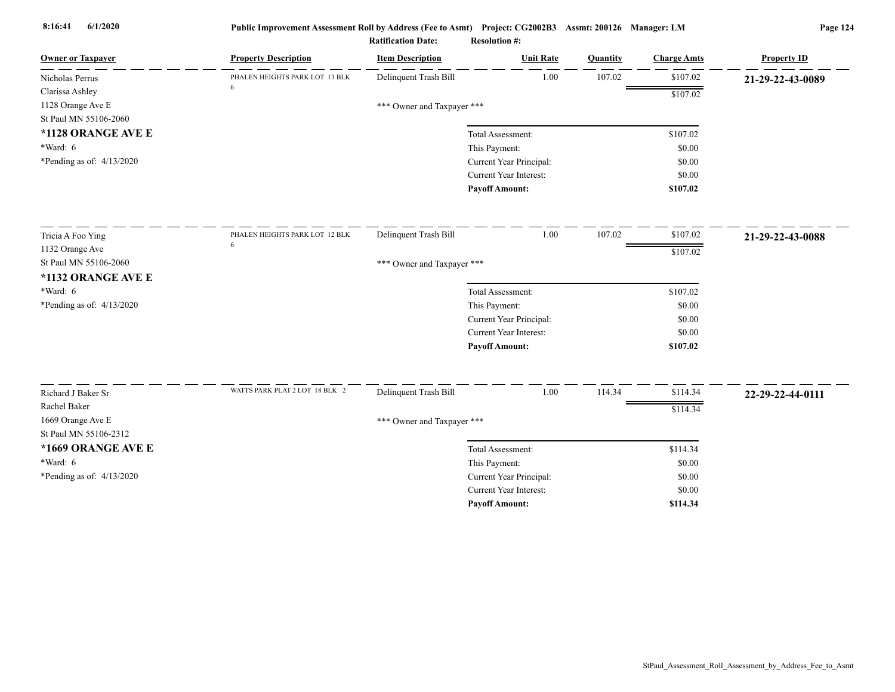**Public Improvement Assessment Roll by Address (Fee to Asmt)** Project: CG2002B3 Assmt: 200126 Manager: LM

Ratification Date: Resolution #:

| Owner or Taxpayer | Property Description | Item Description | Unit Rate | Quantity | Charge Amts | Property ID |
|---|---|---|---|---|---|---|
| Nicholas Perrus<br>Clarissa Ashley<br>1128 Orange Ave E<br>St Paul MN 55106-2060<br>**\*1128 ORANGE AVE E**<br>\*Ward: 6<br>\*Pending as of: 4/13/2020 | PHALEN HEIGHTS PARK LOT 13 BLK 6 | Delinquent Trash Bill | 1.00 | 107.02 | $107.02 | **21-29-22-43-0089** |
| | | | | | $107.02 | |
| | | \*\*\* Owner and Taxpayer \*\*\* | | | | |
| | | Total Assessment: | | | $107.02 | |
| | | This Payment: | | | $0.00 | |
| | | Current Year Principal: | | | $0.00 | |
| | | Current Year Interest: | | | $0.00 | |
| | | **Payoff Amount:** | | | **$107.02** | |
| Tricia A Foo Ying<br>1132 Orange Ave<br>St Paul MN 55106-2060<br>**\*1132 ORANGE AVE E**<br>\*Ward: 6<br>\*Pending as of: 4/13/2020 | PHALEN HEIGHTS PARK LOT 12 BLK 6 | Delinquent Trash Bill | 1.00 | 107.02 | $107.02 | **21-29-22-43-0088** |
| | | | | | $107.02 | |
| | | \*\*\* Owner and Taxpayer \*\*\* | | | | |
| | | Total Assessment: | | | $107.02 | |
| | | This Payment: | | | $0.00 | |
| | | Current Year Principal: | | | $0.00 | |
| | | Current Year Interest: | | | $0.00 | |
| | | **Payoff Amount:** | | | **$107.02** | |
| Richard J Baker Sr<br>Rachel Baker<br>1669 Orange Ave E<br>St Paul MN 55106-2312<br>**\*1669 ORANGE AVE E**<br>\*Ward: 6<br>\*Pending as of: 4/13/2020 | WATTS PARK PLAT 2 LOT 18 BLK 2 | Delinquent Trash Bill | 1.00 | 114.34 | $114.34 | **22-29-22-44-0111** |
| | | | | | $114.34 | |
| | | \*\*\* Owner and Taxpayer \*\*\* | | | | |
| | | Total Assessment: | | | $114.34 | |
| | | This Payment: | | | $0.00 | |
| | | Current Year Principal: | | | $0.00 | |
| | | Current Year Interest: | | | $0.00 | |
| | | **Payoff Amount:** | | | **$114.34** | |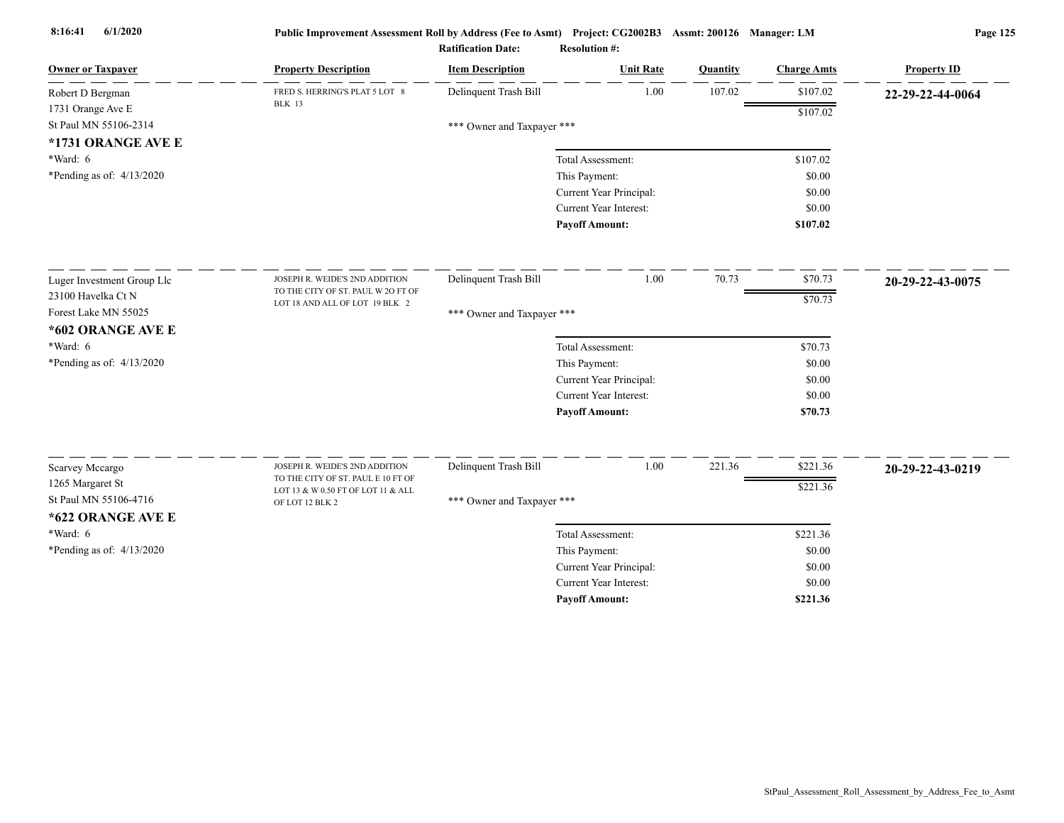**Public Improvement Assessment Roll by Address (Fee to Asmt) Project: CG2002B3 Assmt: 200126 Manager: LM**

**Ratification Date: Resolution #:**

| Owner or Taxpayer | Property Description | Item Description | Unit Rate | Quantity | Charge Amts | Property ID |
|---|---|---|---|---|---|---|
| Robert D Bergman<br>1731 Orange Ave E<br>St Paul MN 55106-2314<br>**\*1731 ORANGE AVE E**<br>\*Ward: 6<br>\*Pending as of: 4/13/2020 | FRED S. HERRING'S PLAT 5 LOT 8 BLK 13 | Delinquent Trash Bill | 1.00 | 107.02 | $107.02 | **22-29-22-44-0064** |
| | | | | | $107.02 | |
| | | \*\*\* Owner and Taxpayer \*\*\* | | | | |
| | | Total Assessment: | | | $107.02 | |
| | | This Payment: | | | $0.00 | |
| | | Current Year Principal: | | | $0.00 | |
| | | Current Year Interest: | | | $0.00 | |
| | | **Payoff Amount:** | | | **$107.02** | |
| Luger Investment Group Llc<br>23100 Havelka Ct N<br>Forest Lake MN 55025<br>**\*602 ORANGE AVE E**<br>\*Ward: 6<br>\*Pending as of: 4/13/2020 | JOSEPH R. WEIDE'S 2ND ADDITION TO THE CITY OF ST. PAUL W 20 FT OF LOT 18 AND ALL OF LOT 19 BLK 2 | Delinquent Trash Bill | 1.00 | 70.73 | $70.73 | **20-29-22-43-0075** |
| | | | | | $70.73 | |
| | | \*\*\* Owner and Taxpayer \*\*\* | | | | |
| | | Total Assessment: | | | $70.73 | |
| | | This Payment: | | | $0.00 | |
| | | Current Year Principal: | | | $0.00 | |
| | | Current Year Interest: | | | $0.00 | |
| | | **Payoff Amount:** | | | **$70.73** | |
| Scarvey Mccargo<br>1265 Margaret St<br>St Paul MN 55106-4716<br>**\*622 ORANGE AVE E**<br>\*Ward: 6<br>\*Pending as of: 4/13/2020 | JOSEPH R. WEIDE'S 2ND ADDITION TO THE CITY OF ST. PAUL E 10 FT OF LOT 13 & W 0.50 FT OF LOT 11 & ALL OF LOT 12 BLK 2 | Delinquent Trash Bill | 1.00 | 221.36 | $221.36 | **20-29-22-43-0219** |
| | | | | | $221.36 | |
| | | \*\*\* Owner and Taxpayer \*\*\* | | | | |
| | | Total Assessment: | | | $221.36 | |
| | | This Payment: | | | $0.00 | |
| | | Current Year Principal: | | | $0.00 | |
| | | Current Year Interest: | | | $0.00 | |
| | | **Payoff Amount:** | | | **$221.36** | |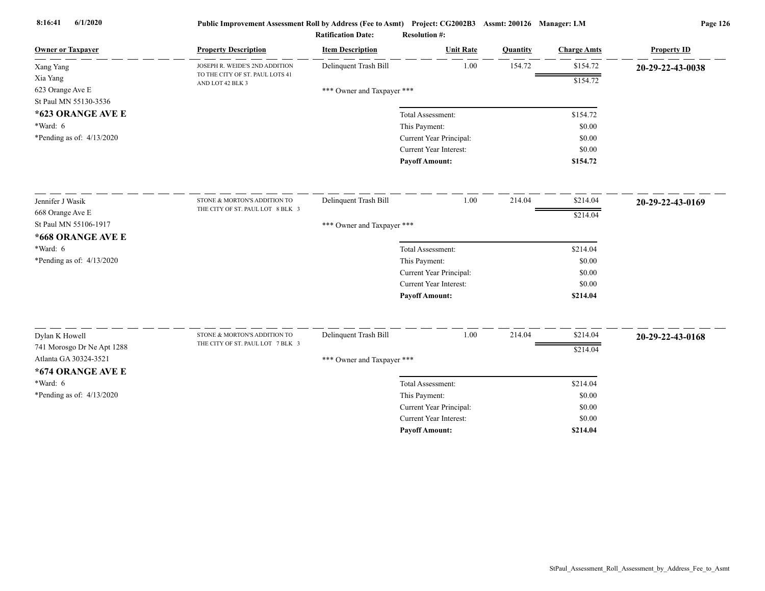**Public Improvement Assessment Roll by Address (Fee to Asmt) Project: CG2002B3 Assmt: 200126 Manager: LM**

**Ratification Date: Resolution #:**

| Owner or Taxpayer | Property Description | Item Description | Unit Rate | Quantity | Charge Amts | Property ID |
|---|---|---|---|---|---|---|
| Xang Yang<br>Xia Yang<br>623 Orange Ave E<br>St Paul MN 55130-3536<br>**\*623 ORANGE AVE E**<br>\*Ward: 6<br>\*Pending as of: 4/13/2020 | JOSEPH R. WEIDE'S 2ND ADDITION TO THE CITY OF ST. PAUL LOTS 41 AND LOT 42 BLK 3 | Delinquent Trash Bill | 1.00 | 154.72 | $154.72 | **20-29-22-43-0038** |
| | | | | | $154.72 | |
| | | \*\*\* Owner and Taxpayer \*\*\* | | | | |
| | | Total Assessment: | | | $154.72 | |
| | | This Payment: | | | $0.00 | |
| | | Current Year Principal: | | | $0.00 | |
| | | Current Year Interest: | | | $0.00 | |
| | | **Payoff Amount:** | | | **$154.72** | |
| Jennifer J Wasik<br>668 Orange Ave E<br>St Paul MN 55106-1917<br>**\*668 ORANGE AVE E**<br>\*Ward: 6<br>\*Pending as of: 4/13/2020 | STONE & MORTON'S ADDITION TO THE CITY OF ST. PAUL LOT 8 BLK 3 | Delinquent Trash Bill | 1.00 | 214.04 | $214.04 | **20-29-22-43-0169** |
| | | | | | $214.04 | |
| | | \*\*\* Owner and Taxpayer \*\*\* | | | | |
| | | Total Assessment: | | | $214.04 | |
| | | This Payment: | | | $0.00 | |
| | | Current Year Principal: | | | $0.00 | |
| | | Current Year Interest: | | | $0.00 | |
| | | **Payoff Amount:** | | | **$214.04** | |
| Dylan K Howell<br>741 Morosgo Dr Ne Apt 1288<br>Atlanta GA 30324-3521<br>**\*674 ORANGE AVE E**<br>\*Ward: 6<br>\*Pending as of: 4/13/2020 | STONE & MORTON'S ADDITION TO THE CITY OF ST. PAUL LOT 7 BLK 3 | Delinquent Trash Bill | 1.00 | 214.04 | $214.04 | **20-29-22-43-0168** |
| | | | | | $214.04 | |
| | | \*\*\* Owner and Taxpayer \*\*\* | | | | |
| | | Total Assessment: | | | $214.04 | |
| | | This Payment: | | | $0.00 | |
| | | Current Year Principal: | | | $0.00 | |
| | | Current Year Interest: | | | $0.00 | |
| | | **Payoff Amount:** | | | **$214.04** | |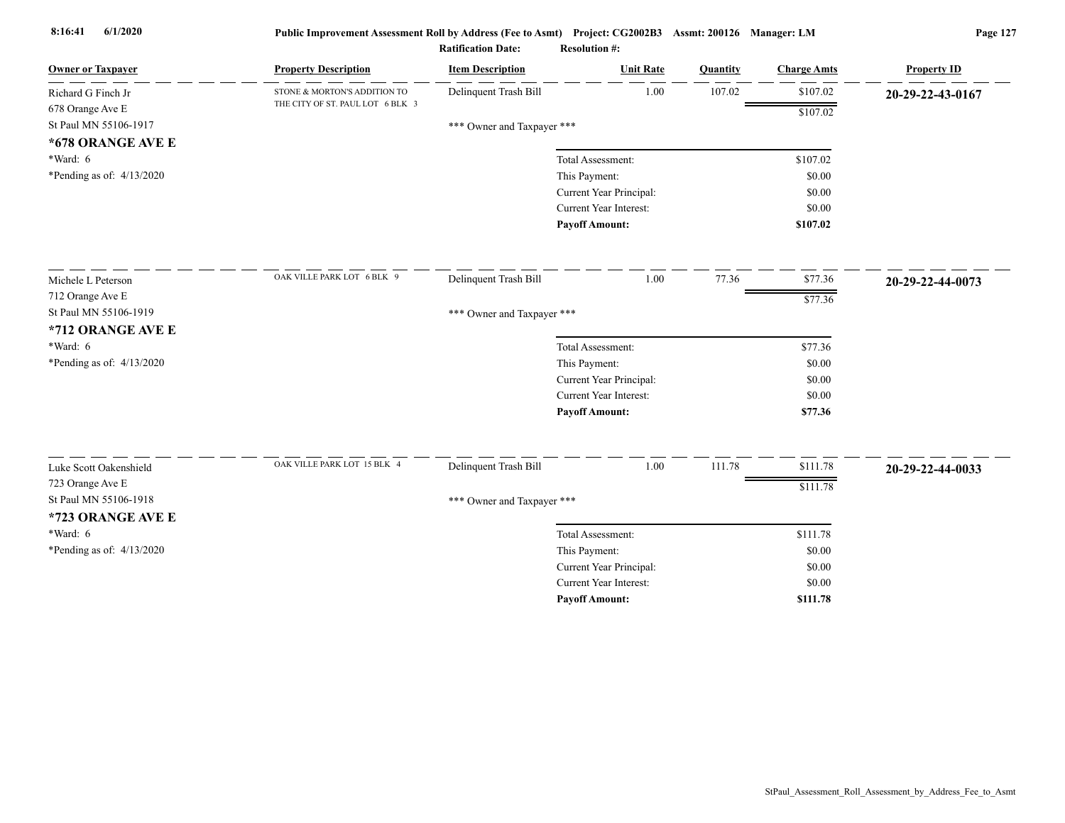**Public Improvement Assessment Roll by Address (Fee to Asmt)** Project: CG2002B3 Assmt: 200126 Manager: LM

**Ratification Date:** **Resolution #:**

| Owner or Taxpayer | Property Description | Item Description | Unit Rate | Quantity | Charge Amts | Property ID |
|---|---|---|---|---|---|---|
| Richard G Finch Jr<br>678 Orange Ave E<br>St Paul MN 55106-1917<br>**\*678 ORANGE AVE E**<br>\*Ward: 6<br>\*Pending as of: 4/13/2020 | STONE & MORTON'S ADDITION TO THE CITY OF ST. PAUL LOT 6 BLK 3 | Delinquent Trash Bill<br>\*\*\* Owner and Taxpayer \*\*\* | 1.00 | 107.02 | $107.02<br>$107.02 | **20-29-22-43-0167** |
| | | Total Assessment: | | | $107.02 | |
| | | This Payment: | | | $0.00 | |
| | | Current Year Principal: | | | $0.00 | |
| | | Current Year Interest: | | | $0.00 | |
| | | **Payoff Amount:** | | | **$107.02** | |
| Michele L Peterson<br>712 Orange Ave E<br>St Paul MN 55106-1919<br>**\*712 ORANGE AVE E**<br>\*Ward: 6<br>\*Pending as of: 4/13/2020 | OAK VILLE PARK LOT 6 BLK 9 | Delinquent Trash Bill<br>\*\*\* Owner and Taxpayer \*\*\* | 1.00 | 77.36 | $77.36<br>$77.36 | **20-29-22-44-0073** |
| | | Total Assessment: | | | $77.36 | |
| | | This Payment: | | | $0.00 | |
| | | Current Year Principal: | | | $0.00 | |
| | | Current Year Interest: | | | $0.00 | |
| | | **Payoff Amount:** | | | **$77.36** | |
| Luke Scott Oakenshield<br>723 Orange Ave E<br>St Paul MN 55106-1918<br>**\*723 ORANGE AVE E**<br>\*Ward: 6<br>\*Pending as of: 4/13/2020 | OAK VILLE PARK LOT 15 BLK 4 | Delinquent Trash Bill<br>\*\*\* Owner and Taxpayer \*\*\* | 1.00 | 111.78 | $111.78<br>$111.78 | **20-29-22-44-0033** |
| | | Total Assessment: | | | $111.78 | |
| | | This Payment: | | | $0.00 | |
| | | Current Year Principal: | | | $0.00 | |
| | | Current Year Interest: | | | $0.00 | |
| | | **Payoff Amount:** | | | **$111.78** | |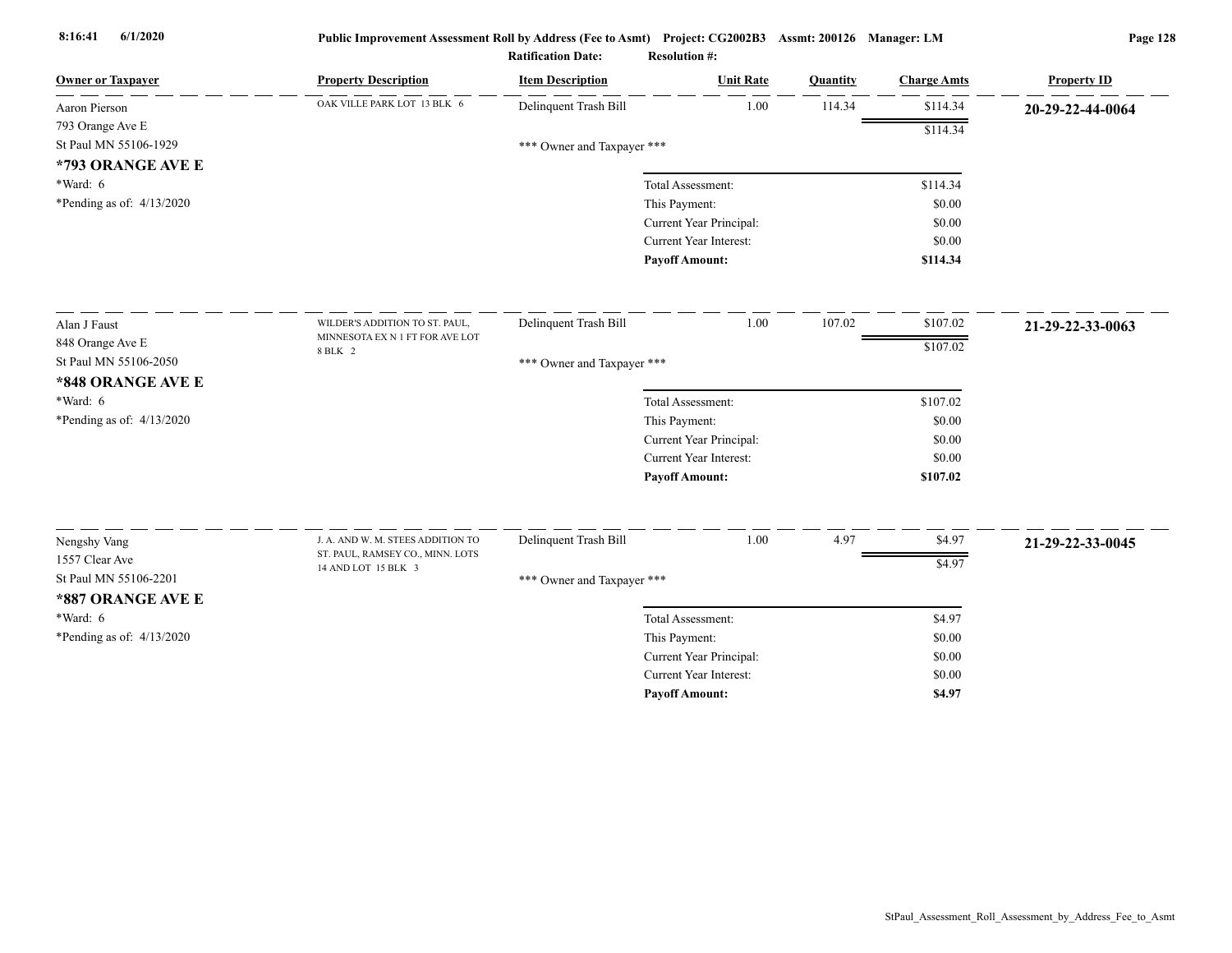| Owner or Taxpayer | Property Description | Item Description | Unit Rate | Quantity | Charge Amts | Property ID |
|---|---|---|---|---|---|---|
| Aaron Pierson<br>793 Orange Ave E<br>St Paul MN 55106-1929<br>**\*793 ORANGE AVE E**<br>\*Ward: 6<br>\*Pending as of: 4/13/2020 | OAK VILLE PARK LOT 13 BLK 6 | Delinquent Trash Bill | 1.00 | 114.34 | $114.34 | **20-29-22-44-0064** |
| | | | | | $114.34 | |
| | | *** Owner and Taxpayer *** | | | | |
| | | | Total Assessment: | | $114.34 | |
| | | | This Payment: | | $0.00 | |
| | | | Current Year Principal: | | $0.00 | |
| | | | Current Year Interest: | | $0.00 | |
| | | | **Payoff Amount:** | | **$114.34** | |
| Alan J Faust<br>848 Orange Ave E<br>St Paul MN 55106-2050<br>**\*848 ORANGE AVE E**<br>\*Ward: 6<br>\*Pending as of: 4/13/2020 | WILDER'S ADDITION TO ST. PAUL, MINNESOTA EX N 1 FT FOR AVE LOT 8 BLK 2 | Delinquent Trash Bill | 1.00 | 107.02 | $107.02 | **21-29-22-33-0063** |
| | | | | | $107.02 | |
| | | *** Owner and Taxpayer *** | | | | |
| | | | Total Assessment: | | $107.02 | |
| | | | This Payment: | | $0.00 | |
| | | | Current Year Principal: | | $0.00 | |
| | | | Current Year Interest: | | $0.00 | |
| | | | **Payoff Amount:** | | **$107.02** | |
| Nengshy Vang<br>1557 Clear Ave<br>St Paul MN 55106-2201<br>**\*887 ORANGE AVE E**<br>\*Ward: 6<br>\*Pending as of: 4/13/2020 | J. A. AND W. M. STEES ADDITION TO ST. PAUL, RAMSEY CO., MINN. LOTS 14 AND LOT 15 BLK 3 | Delinquent Trash Bill | 1.00 | 4.97 | $4.97 | **21-29-22-33-0045** |
| | | | | | $4.97 | |
| | | *** Owner and Taxpayer *** | | | | |
| | | | Total Assessment: | | $4.97 | |
| | | | This Payment: | | $0.00 | |
| | | | Current Year Principal: | | $0.00 | |
| | | | Current Year Interest: | | $0.00 | |
| | | | **Payoff Amount:** | | **$4.97** | |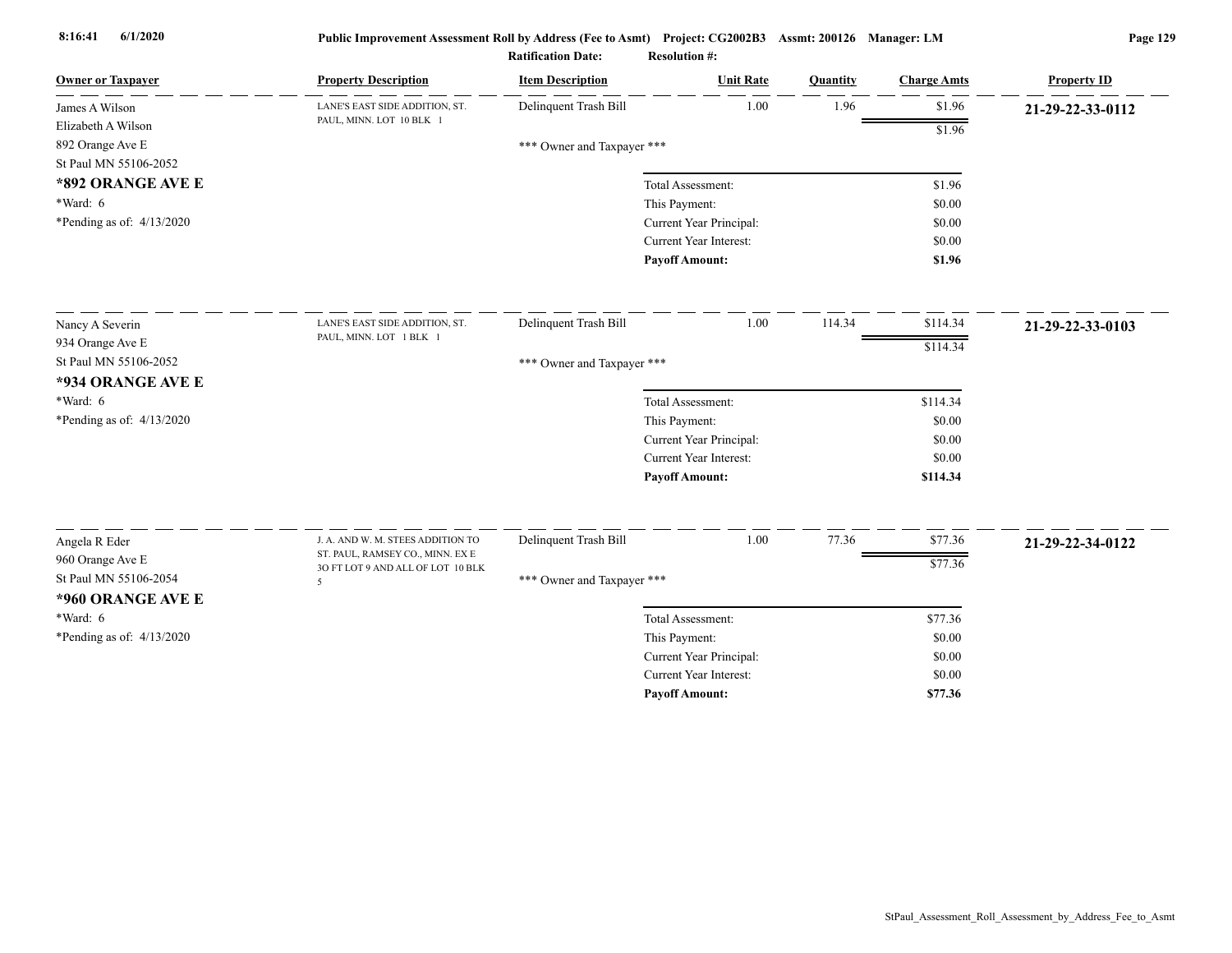**Public Improvement Assessment Roll by Address (Fee to Asmt) Project: CG2002B3 Assmt: 200126 Manager: LM**

**Ratification Date: Resolution #:**

| Owner or Taxpayer | Property Description | Item Description | Unit Rate | Quantity | Charge Amts | Property ID |
|---|---|---|---|---|---|---|
| James A Wilson<br>Elizabeth A Wilson<br>892 Orange Ave E<br>St Paul MN 55106-2052<br>**\*892 ORANGE AVE E**<br>\*Ward: 6<br>\*Pending as of: 4/13/2020 | LANE'S EAST SIDE ADDITION, ST. PAUL, MINN. LOT 10 BLK 1 | Delinquent Trash Bill | 1.00 | 1.96 | $1.96 | **21-29-22-33-0112** |
| | | | | | $1.96 | |
| | | *** Owner and Taxpayer *** | | | | |
| | | Total Assessment: | | | $1.96 | |
| | | This Payment: | | | $0.00 | |
| | | Current Year Principal: | | | $0.00 | |
| | | Current Year Interest: | | | $0.00 | |
| | | **Payoff Amount:** | | | **$1.96** | |
| Nancy A Severin<br>934 Orange Ave E<br>St Paul MN 55106-2052<br>**\*934 ORANGE AVE E**<br>\*Ward: 6<br>\*Pending as of: 4/13/2020 | LANE'S EAST SIDE ADDITION, ST. PAUL, MINN. LOT 1 BLK 1 | Delinquent Trash Bill | 1.00 | 114.34 | $114.34 | **21-29-22-33-0103** |
| | | | | | $114.34 | |
| | | *** Owner and Taxpayer *** | | | | |
| | | Total Assessment: | | | $114.34 | |
| | | This Payment: | | | $0.00 | |
| | | Current Year Principal: | | | $0.00 | |
| | | Current Year Interest: | | | $0.00 | |
| | | **Payoff Amount:** | | | **$114.34** | |
| Angela R Eder<br>960 Orange Ave E<br>St Paul MN 55106-2054<br>**\*960 ORANGE AVE E**<br>\*Ward: 6<br>\*Pending as of: 4/13/2020 | J. A. AND W. M. STEES ADDITION TO ST. PAUL, RAMSEY CO., MINN. EX E 3O FT LOT 9 AND ALL OF LOT 10 BLK 5 | Delinquent Trash Bill | 1.00 | 77.36 | $77.36 | **21-29-22-34-0122** |
| | | | | | $77.36 | |
| | | *** Owner and Taxpayer *** | | | | |
| | | Total Assessment: | | | $77.36 | |
| | | This Payment: | | | $0.00 | |
| | | Current Year Principal: | | | $0.00 | |
| | | Current Year Interest: | | | $0.00 | |
| | | **Payoff Amount:** | | | **$77.36** | |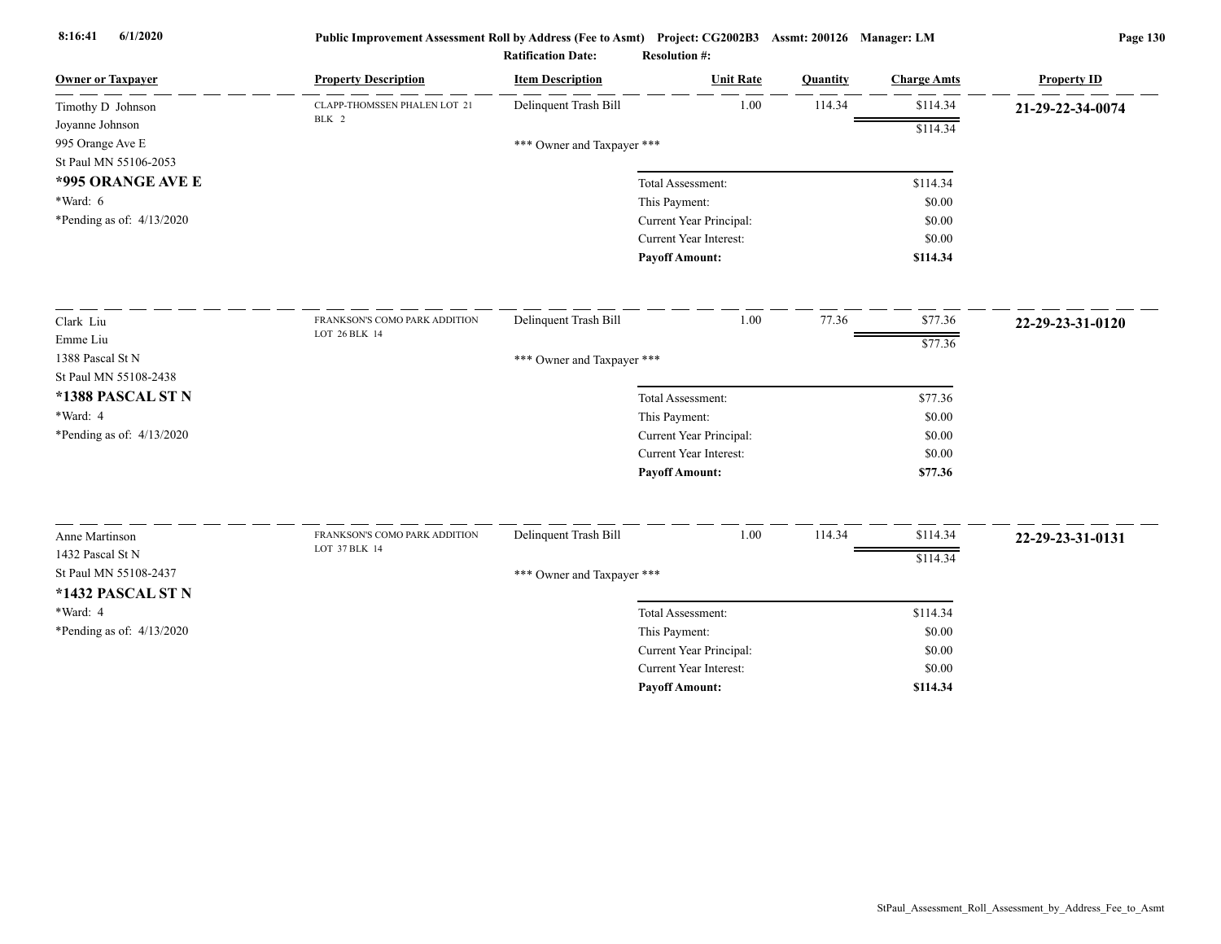**Public Improvement Assessment Roll by Address (Fee to Asmt)** Project: CG2002B3 Assmt: 200126 Manager: LM

Ratification Date: Resolution #:

| Owner or Taxpayer | Property Description | Item Description | Unit Rate | Quantity | Charge Amts | Property ID |
|---|---|---|---|---|---|---|
| Timothy D Johnson | CLAPP-THOMSSEN PHALEN LOT 21 BLK 2 | Delinquent Trash Bill | 1.00 | 114.34 | $114.34 | **21-29-22-34-0074** |
| Joyanne Johnson | | | | | $114.34 | |
| 995 Orange Ave E | | *** Owner and Taxpayer *** | | | | |
| St Paul MN 55106-2053 | | | | | | |
| **\*995 ORANGE AVE E** | | Total Assessment: | | | $114.34 | |
| *Ward: 6 | | This Payment: | | | $0.00 | |
| *Pending as of: 4/13/2020 | | Current Year Principal: | | | $0.00 | |
| | | Current Year Interest: | | | $0.00 | |
| | | **Payoff Amount:** | | | **$114.34** | |

| Owner or Taxpayer | Property Description | Item Description | Unit Rate | Quantity | Charge Amts | Property ID |
|---|---|---|---|---|---|---|
| Clark Liu | FRANKSON'S COMO PARK ADDITION LOT 26 BLK 14 | Delinquent Trash Bill | 1.00 | 77.36 | $77.36 | **22-29-23-31-0120** |
| Emme Liu | | | | | $77.36 | |
| 1388 Pascal St N | | *** Owner and Taxpayer *** | | | | |
| St Paul MN 55108-2438 | | | | | | |
| **\*1388 PASCAL ST N** | | Total Assessment: | | | $77.36 | |
| *Ward: 4 | | This Payment: | | | $0.00 | |
| *Pending as of: 4/13/2020 | | Current Year Principal: | | | $0.00 | |
| | | Current Year Interest: | | | $0.00 | |
| | | **Payoff Amount:** | | | **$77.36** | |

| Owner or Taxpayer | Property Description | Item Description | Unit Rate | Quantity | Charge Amts | Property ID |
|---|---|---|---|---|---|---|
| Anne Martinson | FRANKSON'S COMO PARK ADDITION LOT 37 BLK 14 | Delinquent Trash Bill | 1.00 | 114.34 | $114.34 | **22-29-23-31-0131** |
| 1432 Pascal St N | | | | | $114.34 | |
| St Paul MN 55108-2437 | | *** Owner and Taxpayer *** | | | | |
| **\*1432 PASCAL ST N** | | | | | | |
| *Ward: 4 | | Total Assessment: | | | $114.34 | |
| *Pending as of: 4/13/2020 | | This Payment: | | | $0.00 | |
| | | Current Year Principal: | | | $0.00 | |
| | | Current Year Interest: | | | $0.00 | |
| | | **Payoff Amount:** | | | **$114.34** | |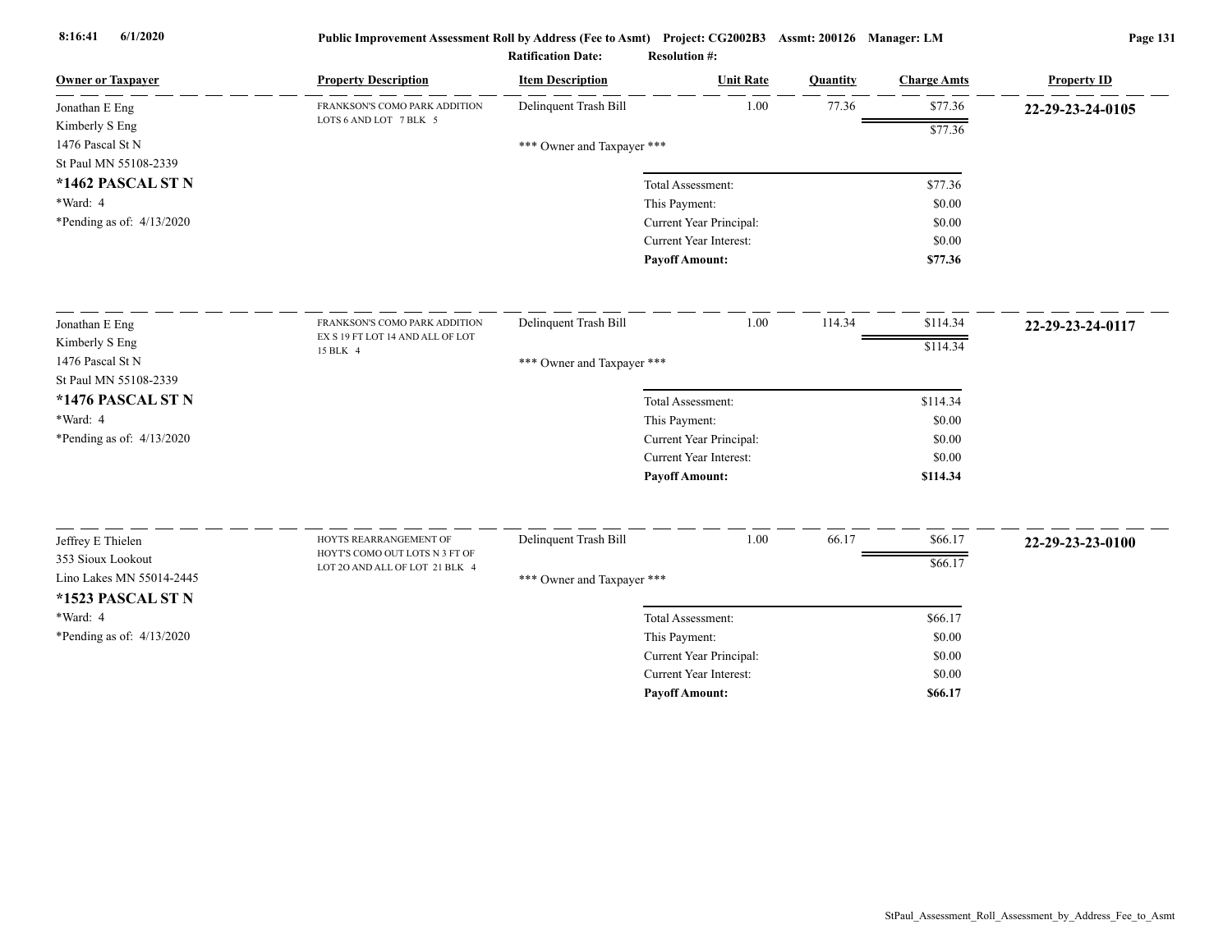**Public Improvement Assessment Roll by Address (Fee to Asmt)** **Project: CG2002B3** **Assmt: 200126** **Manager: LM**

**Ratification Date:** **Resolution #:**

| Owner or Taxpayer | Property Description | Item Description | Unit Rate | Quantity | Charge Amts | Property ID |
|---|---|---|---|---|---|---|
| Jonathan E Eng<br>Kimberly S Eng<br>1476 Pascal St N<br>St Paul MN 55108-2339<br>**\*1462 PASCAL ST N**<br>\*Ward: 4<br>\*Pending as of: 4/13/2020 | FRANKSON'S COMO PARK ADDITION LOTS 6 AND LOT 7 BLK 5 | Delinquent Trash Bill | 1.00 | 77.36 | $77.36 | **22-29-23-24-0105** |
| | | | | | $77.36 | |
| | | *** Owner and Taxpayer *** | | | | |
| | | | Total Assessment: | | $77.36 | |
| | | | This Payment: | | $0.00 | |
| | | | Current Year Principal: | | $0.00 | |
| | | | Current Year Interest: | | $0.00 | |
| | | | **Payoff Amount:** | | **$77.36** | |
| Jonathan E Eng<br>Kimberly S Eng<br>1476 Pascal St N<br>St Paul MN 55108-2339<br>**\*1476 PASCAL ST N**<br>\*Ward: 4<br>\*Pending as of: 4/13/2020 | FRANKSON'S COMO PARK ADDITION EX S 19 FT LOT 14 AND ALL OF LOT 15 BLK 4 | Delinquent Trash Bill | 1.00 | 114.34 | $114.34 | **22-29-23-24-0117** |
| | | | | | $114.34 | |
| | | *** Owner and Taxpayer *** | | | | |
| | | | Total Assessment: | | $114.34 | |
| | | | This Payment: | | $0.00 | |
| | | | Current Year Principal: | | $0.00 | |
| | | | Current Year Interest: | | $0.00 | |
| | | | **Payoff Amount:** | | **$114.34** | |
| Jeffrey E Thielen<br>353 Sioux Lookout<br>Lino Lakes MN 55014-2445<br>**\*1523 PASCAL ST N**<br>\*Ward: 4<br>\*Pending as of: 4/13/2020 | HOYTS REARRANGEMENT OF HOYT'S COMO OUT LOTS N 3 FT OF LOT 2O AND ALL OF LOT 21 BLK 4 | Delinquent Trash Bill | 1.00 | 66.17 | $66.17 | **22-29-23-23-0100** |
| | | | | | $66.17 | |
| | | *** Owner and Taxpayer *** | | | | |
| | | | Total Assessment: | | $66.17 | |
| | | | This Payment: | | $0.00 | |
| | | | Current Year Principal: | | $0.00 | |
| | | | Current Year Interest: | | $0.00 | |
| | | | **Payoff Amount:** | | **$66.17** | |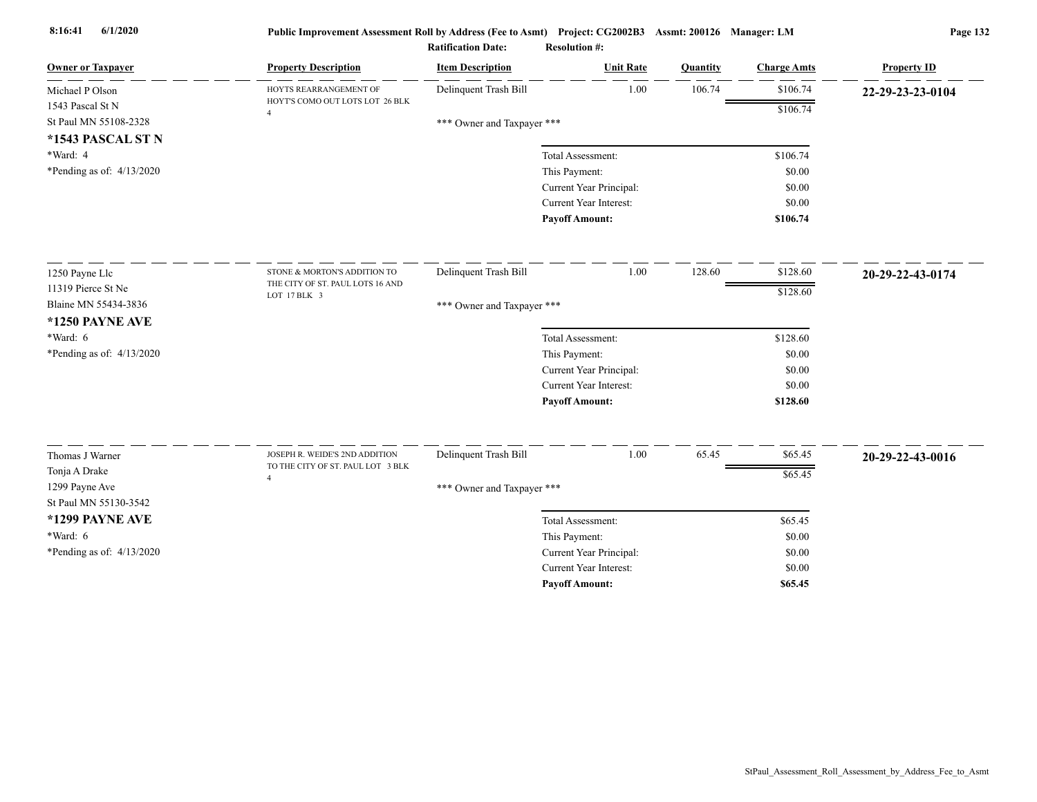**Public Improvement Assessment Roll by Address (Fee to Asmt)** Project: CG2002B3 Assmt: 200126 Manager: LM

Ratification Date: Resolution #:

| Owner or Taxpayer | Property Description | Item Description | Unit Rate | Quantity | Charge Amts | Property ID |
|---|---|---|---|---|---|---|
| Michael P Olson<br>1543 Pascal St N<br>St Paul MN 55108-2328<br>**\*1543 PASCAL ST N**<br>\*Ward: 4<br>\*Pending as of: 4/13/2020 | HOYTS REARRANGEMENT OF HOYT'S COMO OUT LOTS LOT 26 BLK 4 | Delinquent Trash Bill | 1.00 | 106.74 | $106.74 | **22-29-23-23-0104** |
| | | | | | $106.74 | |
| | | \*\*\* Owner and Taxpayer \*\*\* | | | | |
| | | Total Assessment: | | | $106.74 | |
| | | This Payment: | | | $0.00 | |
| | | Current Year Principal: | | | $0.00 | |
| | | Current Year Interest: | | | $0.00 | |
| | | **Payoff Amount:** | | | **$106.74** | |
| 1250 Payne Llc<br>11319 Pierce St Ne<br>Blaine MN 55434-3836<br>**\*1250 PAYNE AVE**<br>\*Ward: 6<br>\*Pending as of: 4/13/2020 | STONE & MORTON'S ADDITION TO THE CITY OF ST. PAUL LOTS 16 AND LOT 17 BLK 3 | Delinquent Trash Bill | 1.00 | 128.60 | $128.60 | **20-29-22-43-0174** |
| | | | | | $128.60 | |
| | | \*\*\* Owner and Taxpayer \*\*\* | | | | |
| | | Total Assessment: | | | $128.60 | |
| | | This Payment: | | | $0.00 | |
| | | Current Year Principal: | | | $0.00 | |
| | | Current Year Interest: | | | $0.00 | |
| | | **Payoff Amount:** | | | **$128.60** | |
| Thomas J Warner<br>Tonja A Drake<br>1299 Payne Ave<br>St Paul MN 55130-3542<br>**\*1299 PAYNE AVE**<br>\*Ward: 6<br>\*Pending as of: 4/13/2020 | JOSEPH R. WEIDE'S 2ND ADDITION TO THE CITY OF ST. PAUL LOT 3 BLK 4 | Delinquent Trash Bill | 1.00 | 65.45 | $65.45 | **20-29-22-43-0016** |
| | | | | | $65.45 | |
| | | \*\*\* Owner and Taxpayer \*\*\* | | | | |
| | | Total Assessment: | | | $65.45 | |
| | | This Payment: | | | $0.00 | |
| | | Current Year Principal: | | | $0.00 | |
| | | Current Year Interest: | | | $0.00 | |
| | | **Payoff Amount:** | | | **$65.45** | |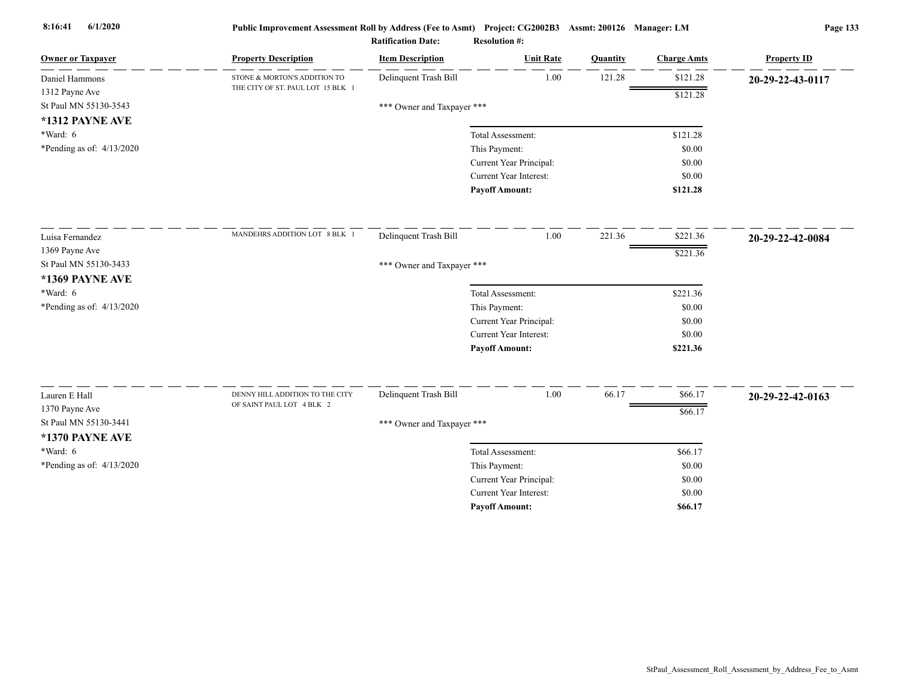| Owner or Taxpayer | Property Description | Item Description | Unit Rate | Quantity | Charge Amts | Property ID |
|---|---|---|---|---|---|---|
| Daniel Hammons<br>1312 Payne Ave<br>St Paul MN 55130-3543<br>**\*1312 PAYNE AVE**<br>\*Ward: 6<br>\*Pending as of: 4/13/2020 | STONE & MORTON'S ADDITION TO THE CITY OF ST. PAUL LOT 15 BLK 1 | Delinquent Trash Bill | 1.00 | 121.28 | $121.28 | **20-29-22-43-0117** |
| | | | | | $121.28 | |
| | | *** Owner and Taxpayer *** | | | | |
| | | | Total Assessment: | | $121.28 | |
| | | | This Payment: | | $0.00 | |
| | | | Current Year Principal: | | $0.00 | |
| | | | Current Year Interest: | | $0.00 | |
| | | | **Payoff Amount:** | | **$121.28** | |
| Luisa Fernandez<br>1369 Payne Ave<br>St Paul MN 55130-3433<br>**\*1369 PAYNE AVE**<br>\*Ward: 6<br>\*Pending as of: 4/13/2020 | MANDEHRS ADDITION LOT 8 BLK 1 | Delinquent Trash Bill | 1.00 | 221.36 | $221.36 | **20-29-22-42-0084** |
| | | | | | $221.36 | |
| | | *** Owner and Taxpayer *** | | | | |
| | | | Total Assessment: | | $221.36 | |
| | | | This Payment: | | $0.00 | |
| | | | Current Year Principal: | | $0.00 | |
| | | | Current Year Interest: | | $0.00 | |
| | | | **Payoff Amount:** | | **$221.36** | |
| Lauren E Hall<br>1370 Payne Ave<br>St Paul MN 55130-3441<br>**\*1370 PAYNE AVE**<br>\*Ward: 6<br>\*Pending as of: 4/13/2020 | DENNY HILL ADDITION TO THE CITY OF SAINT PAUL LOT 4 BLK 2 | Delinquent Trash Bill | 1.00 | 66.17 | $66.17 | **20-29-22-42-0163** |
| | | | | | $66.17 | |
| | | *** Owner and Taxpayer *** | | | | |
| | | | Total Assessment: | | $66.17 | |
| | | | This Payment: | | $0.00 | |
| | | | Current Year Principal: | | $0.00 | |
| | | | Current Year Interest: | | $0.00 | |
| | | | **Payoff Amount:** | | **$66.17** | |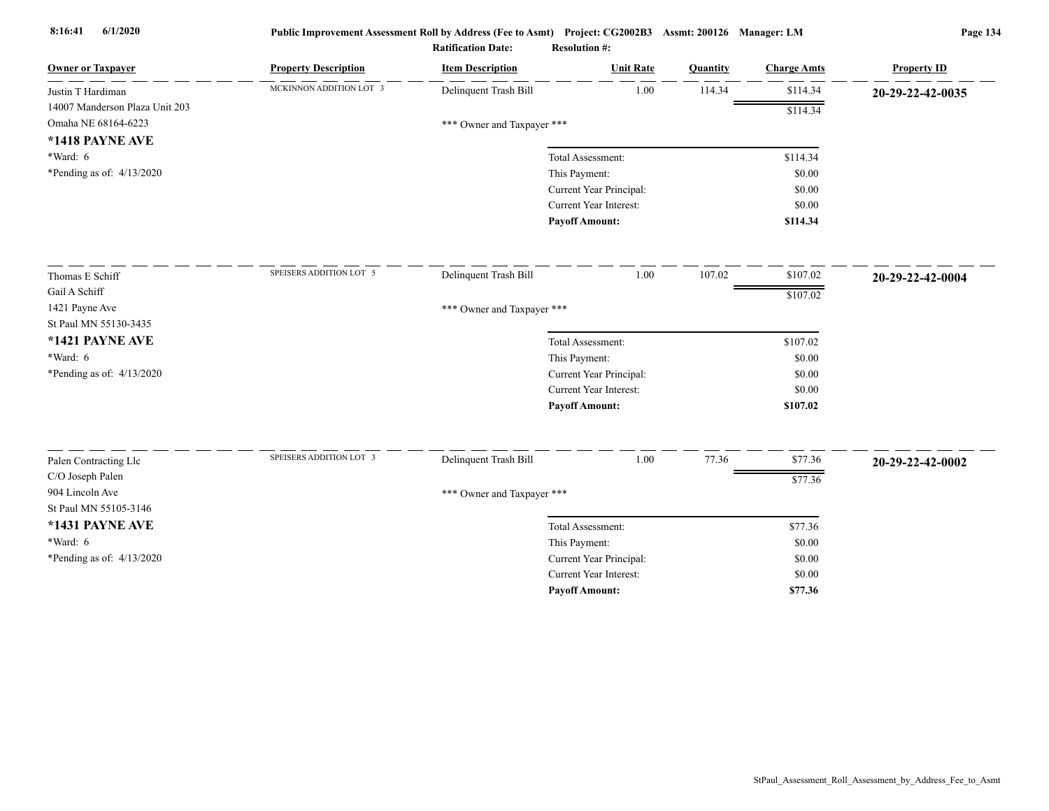Public Improvement Assessment Roll by Address (Fee to Asmt) Project: CG2002B3 Assmt: 200126 Manager: LM

Ratification Date: Resolution #:

| Owner or Taxpayer | Property Description | Item Description | Unit Rate | Quantity | Charge Amts | Property ID |
|---|---|---|---|---|---|---|
| Justin T Hardiman<br>14007 Manderson Plaza Unit 203<br>Omaha NE 68164-6223<br>**\*1418 PAYNE AVE**<br>\*Ward: 6<br>\*Pending as of: 4/13/2020 | MCKINNON ADDITION LOT 3 | Delinquent Trash Bill | 1.00 | 114.34 | $114.34 | **20-29-22-42-0035** |
| | | | | | $114.34 | |
| | | \*\*\* Owner and Taxpayer \*\*\* | | | | |
| | | | Total Assessment: | | $114.34 | |
| | | | This Payment: | | $0.00 | |
| | | | Current Year Principal: | | $0.00 | |
| | | | Current Year Interest: | | $0.00 | |
| | | | **Payoff Amount:** | | **$114.34** | |
| Thomas E Schiff<br>Gail A Schiff<br>1421 Payne Ave<br>St Paul MN 55130-3435<br>**\*1421 PAYNE AVE**<br>\*Ward: 6<br>\*Pending as of: 4/13/2020 | SPEISERS ADDITION LOT 5 | Delinquent Trash Bill | 1.00 | 107.02 | $107.02 | **20-29-22-42-0004** |
| | | | | | $107.02 | |
| | | \*\*\* Owner and Taxpayer \*\*\* | | | | |
| | | | Total Assessment: | | $107.02 | |
| | | | This Payment: | | $0.00 | |
| | | | Current Year Principal: | | $0.00 | |
| | | | Current Year Interest: | | $0.00 | |
| | | | **Payoff Amount:** | | **$107.02** | |
| Palen Contracting Llc<br>C/O Joseph Palen<br>904 Lincoln Ave<br>St Paul MN 55105-3146<br>**\*1431 PAYNE AVE**<br>\*Ward: 6<br>\*Pending as of: 4/13/2020 | SPEISERS ADDITION LOT 3 | Delinquent Trash Bill | 1.00 | 77.36 | $77.36 | **20-29-22-42-0002** |
| | | | | | $77.36 | |
| | | \*\*\* Owner and Taxpayer \*\*\* | | | | |
| | | | Total Assessment: | | $77.36 | |
| | | | This Payment: | | $0.00 | |
| | | | Current Year Principal: | | $0.00 | |
| | | | Current Year Interest: | | $0.00 | |
| | | | **Payoff Amount:** | | **$77.36** | |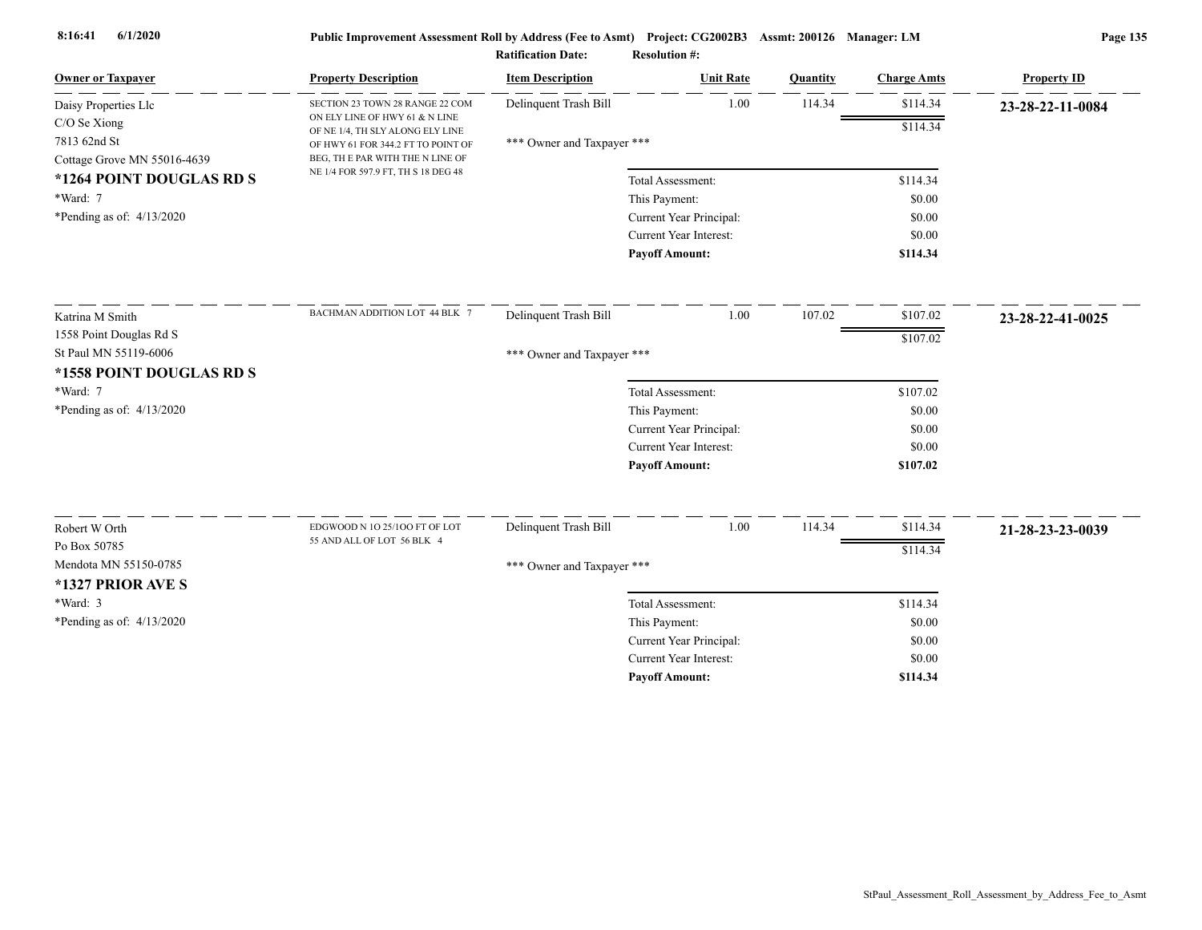**Public Improvement Assessment Roll by Address (Fee to Asmt) Project: CG2002B3 Assmt: 200126 Manager: LM**

**Ratification Date: Resolution #:**

| Owner or Taxpayer | Property Description | Item Description | Unit Rate | Quantity | Charge Amts | Property ID |
|---|---|---|---|---|---|---|
| Daisy Properties Llc<br>C/O Se Xiong<br>7813 62nd St<br>Cottage Grove MN 55016-4639<br>**\*1264 POINT DOUGLAS RD S**<br>\*Ward: 7<br>\*Pending as of: 4/13/2020 | SECTION 23 TOWN 28 RANGE 22 COM ON ELY LINE OF HWY 61 & N LINE OF NE 1/4, TH SLY ALONG ELY LINE OF HWY 61 FOR 344.2 FT TO POINT OF BEG, TH E PAR WITH THE N LINE OF NE 1/4 FOR 597.9 FT, TH S 18 DEG 48 | Delinquent Trash Bill<br>\*\*\* Owner and Taxpayer \*\*\* | 1.00 | 114.34 | $114.34<br>$114.34 | **23-28-22-11-0084** |
| | | Total Assessment: | | | $114.34 | |
| | | This Payment: | | | $0.00 | |
| | | Current Year Principal: | | | $0.00 | |
| | | Current Year Interest: | | | $0.00 | |
| | | **Payoff Amount:** | | | **$114.34** | |
| Katrina M Smith<br>1558 Point Douglas Rd S<br>St Paul MN 55119-6006<br>**\*1558 POINT DOUGLAS RD S**<br>\*Ward: 7<br>\*Pending as of: 4/13/2020 | BACHMAN ADDITION LOT 44 BLK 7 | Delinquent Trash Bill<br>\*\*\* Owner and Taxpayer \*\*\* | 1.00 | 107.02 | $107.02<br>$107.02 | **23-28-22-41-0025** |
| | | Total Assessment: | | | $107.02 | |
| | | This Payment: | | | $0.00 | |
| | | Current Year Principal: | | | $0.00 | |
| | | Current Year Interest: | | | $0.00 | |
| | | **Payoff Amount:** | | | **$107.02** | |
| Robert W Orth<br>Po Box 50785<br>Mendota MN 55150-0785<br>**\*1327 PRIOR AVE S**<br>\*Ward: 3<br>\*Pending as of: 4/13/2020 | EDGWOOD N 1O 25/1OO FT OF LOT 55 AND ALL OF LOT 56 BLK 4 | Delinquent Trash Bill<br>\*\*\* Owner and Taxpayer \*\*\* | 1.00 | 114.34 | $114.34<br>$114.34 | **21-28-23-23-0039** |
| | | Total Assessment: | | | $114.34 | |
| | | This Payment: | | | $0.00 | |
| | | Current Year Principal: | | | $0.00 | |
| | | Current Year Interest: | | | $0.00 | |
| | | **Payoff Amount:** | | | **$114.34** | |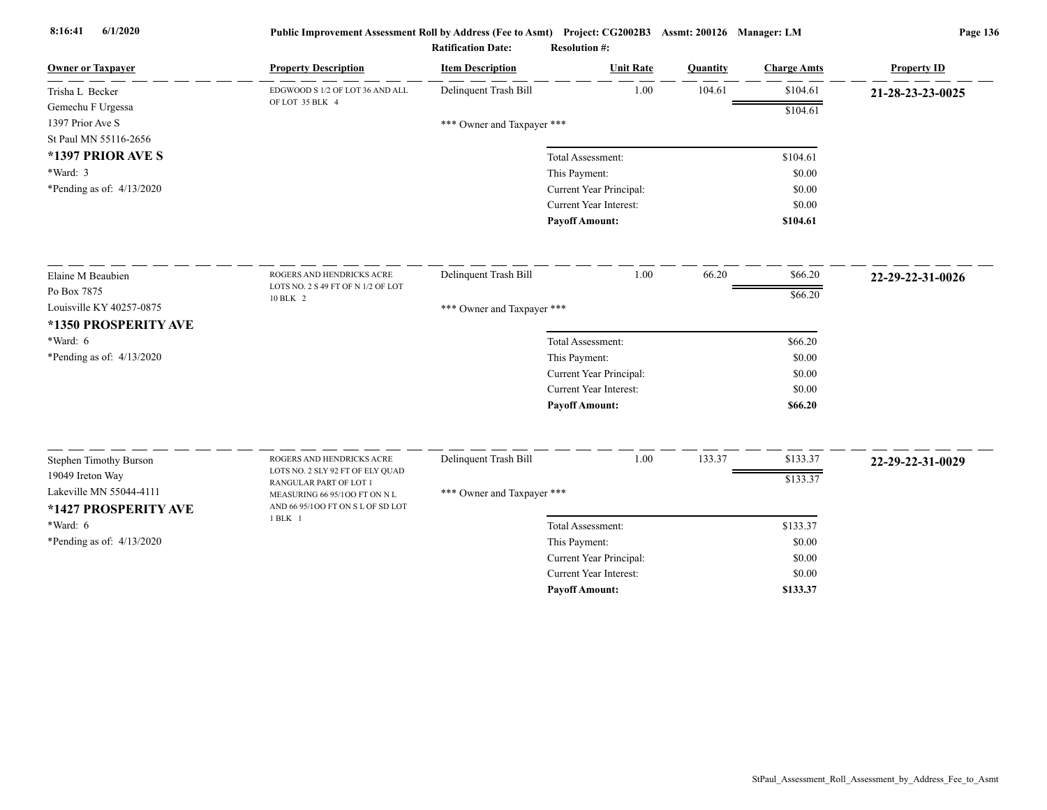**Public Improvement Assessment Roll by Address (Fee to Asmt) Project: CG2002B3 Assmt: 200126 Manager: LM**

**Ratification Date: Resolution #:**

| Owner or Taxpayer | Property Description | Item Description | Unit Rate | Quantity | Charge Amts | Property ID |
|---|---|---|---|---|---|---|
| Trisha L Becker<br>Gemechu F Urgessa<br>1397 Prior Ave S<br>St Paul MN 55116-2656<br>**\*1397 PRIOR AVE S**<br>\*Ward: 3<br>\*Pending as of: 4/13/2020 | EDGWOOD S 1/2 OF LOT 36 AND ALL OF LOT 35 BLK 4 | Delinquent Trash Bill | 1.00 | 104.61 | $104.61 | **21-28-23-23-0025** |
| | | | | | $104.61 | |
| | | \*\*\* Owner and Taxpayer \*\*\* | | | | |
| | | | Total Assessment: | | $104.61 | |
| | | | This Payment: | | $0.00 | |
| | | | Current Year Principal: | | $0.00 | |
| | | | Current Year Interest: | | $0.00 | |
| | | | **Payoff Amount:** | | **$104.61** | |
| Elaine M Beaubien<br>Po Box 7875<br>Louisville KY 40257-0875<br>**\*1350 PROSPERITY AVE**<br>\*Ward: 6<br>\*Pending as of: 4/13/2020 | ROGERS AND HENDRICKS ACRE LOTS NO. 2 S 49 FT OF N 1/2 OF LOT 10 BLK 2 | Delinquent Trash Bill | 1.00 | 66.20 | $66.20 | **22-29-22-31-0026** |
| | | | | | $66.20 | |
| | | \*\*\* Owner and Taxpayer \*\*\* | | | | |
| | | | Total Assessment: | | $66.20 | |
| | | | This Payment: | | $0.00 | |
| | | | Current Year Principal: | | $0.00 | |
| | | | Current Year Interest: | | $0.00 | |
| | | | **Payoff Amount:** | | **$66.20** | |
| Stephen Timothy Burson<br>19049 Ireton Way<br>Lakeville MN 55044-4111<br>**\*1427 PROSPERITY AVE**<br>\*Ward: 6<br>\*Pending as of: 4/13/2020 | ROGERS AND HENDRICKS ACRE LOTS NO. 2 SLY 92 FT OF ELY QUAD RANGULAR PART OF LOT 1 MEASURING 66 95/1OO FT ON N L AND 66 95/1OO FT ON S L OF SD LOT 1 BLK 1 | Delinquent Trash Bill | 1.00 | 133.37 | $133.37 | **22-29-22-31-0029** |
| | | | | | $133.37 | |
| | | \*\*\* Owner and Taxpayer \*\*\* | | | | |
| | | | Total Assessment: | | $133.37 | |
| | | | This Payment: | | $0.00 | |
| | | | Current Year Principal: | | $0.00 | |
| | | | Current Year Interest: | | $0.00 | |
| | | | **Payoff Amount:** | | **$133.37** | |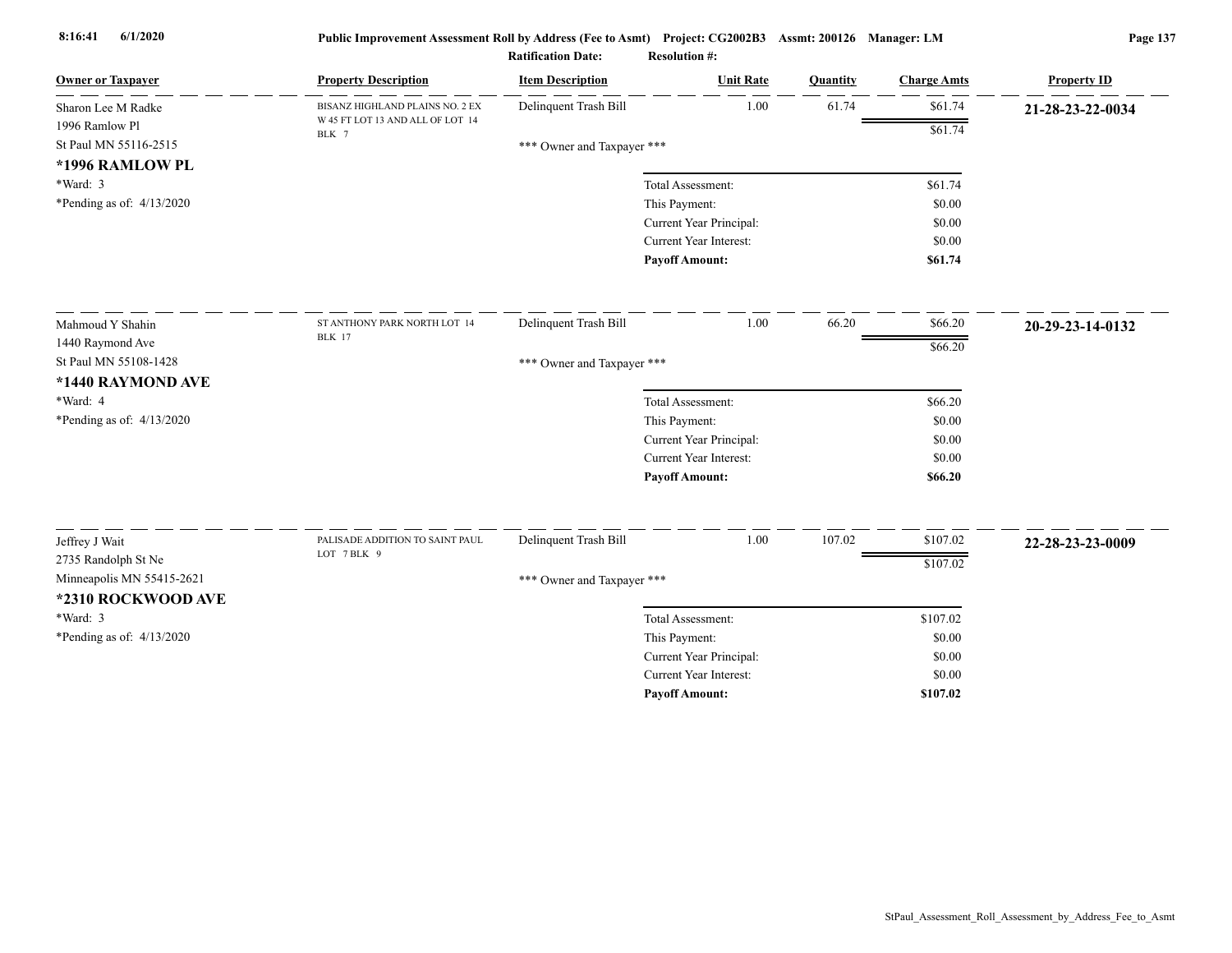| Owner or Taxpayer | Property Description | Item Description | Unit Rate | Quantity | Charge Amts | Property ID |
|---|---|---|---|---|---|---|
| Sharon Lee M Radke<br>1996 Ramlow Pl<br>St Paul MN 55116-2515<br>**\*1996 RAMLOW PL**<br>\*Ward: 3<br>\*Pending as of: 4/13/2020 | BISANZ HIGHLAND PLAINS NO. 2 EX W 45 FT LOT 13 AND ALL OF LOT 14 BLK 7 | Delinquent Trash Bill | 1.00 | 61.74 | $61.74 | **21-28-23-22-0034** |
| | | | | | $61.74 | |
| | | *** Owner and Taxpayer *** | | | | |
| | | | Total Assessment: | | $61.74 | |
| | | | This Payment: | | $0.00 | |
| | | | Current Year Principal: | | $0.00 | |
| | | | Current Year Interest: | | $0.00 | |
| | | | **Payoff Amount:** | | **$61.74** | |
| Mahmoud Y Shahin<br>1440 Raymond Ave<br>St Paul MN 55108-1428<br>**\*1440 RAYMOND AVE**<br>\*Ward: 4<br>\*Pending as of: 4/13/2020 | ST ANTHONY PARK NORTH LOT 14 BLK 17 | Delinquent Trash Bill | 1.00 | 66.20 | $66.20 | **20-29-23-14-0132** |
| | | | | | $66.20 | |
| | | *** Owner and Taxpayer *** | | | | |
| | | | Total Assessment: | | $66.20 | |
| | | | This Payment: | | $0.00 | |
| | | | Current Year Principal: | | $0.00 | |
| | | | Current Year Interest: | | $0.00 | |
| | | | **Payoff Amount:** | | **$66.20** | |
| Jeffrey J Wait<br>2735 Randolph St Ne<br>Minneapolis MN 55415-2621<br>**\*2310 ROCKWOOD AVE**<br>\*Ward: 3<br>\*Pending as of: 4/13/2020 | PALISADE ADDITION TO SAINT PAUL LOT 7 BLK 9 | Delinquent Trash Bill | 1.00 | 107.02 | $107.02 | **22-28-23-23-0009** |
| | | | | | $107.02 | |
| | | *** Owner and Taxpayer *** | | | | |
| | | | Total Assessment: | | $107.02 | |
| | | | This Payment: | | $0.00 | |
| | | | Current Year Principal: | | $0.00 | |
| | | | Current Year Interest: | | $0.00 | |
| | | | **Payoff Amount:** | | **$107.02** | |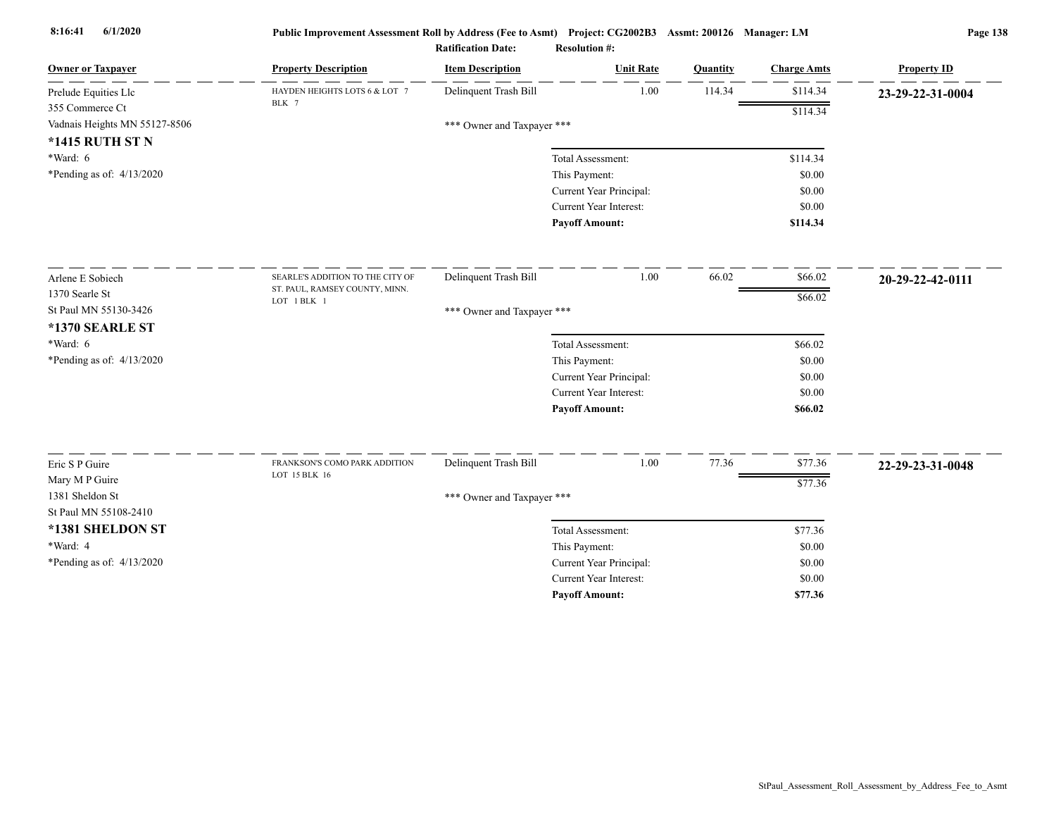**Public Improvement Assessment Roll by Address (Fee to Asmt) Project: CG2002B3 Assmt: 200126 Manager: LM**

**Ratification Date: Resolution #:**

| Owner or Taxpayer | Property Description | Item Description | Unit Rate | Quantity | Charge Amts | Property ID |
|---|---|---|---|---|---|---|
| Prelude Equities Llc<br>355 Commerce Ct<br>Vadnais Heights MN 55127-8506<br>**\*1415 RUTH ST N**<br>\*Ward: 6<br>\*Pending as of: 4/13/2020 | HAYDEN HEIGHTS LOTS 6 & LOT 7 BLK 7 | Delinquent Trash Bill | 1.00 | 114.34 | $114.34 | **23-29-22-31-0004** |
| | | | | | $114.34 | |
| | | *** Owner and Taxpayer *** | | | | |
| | | Total Assessment: | | | $114.34 | |
| | | This Payment: | | | $0.00 | |
| | | Current Year Principal: | | | $0.00 | |
| | | Current Year Interest: | | | $0.00 | |
| | | **Payoff Amount:** | | | **$114.34** | |
| Arlene E Sobiech<br>1370 Searle St<br>St Paul MN 55130-3426<br>**\*1370 SEARLE ST**<br>\*Ward: 6<br>\*Pending as of: 4/13/2020 | SEARLE'S ADDITION TO THE CITY OF ST. PAUL, RAMSEY COUNTY, MINN. LOT 1 BLK 1 | Delinquent Trash Bill | 1.00 | 66.02 | $66.02 | **20-29-22-42-0111** |
| | | | | | $66.02 | |
| | | *** Owner and Taxpayer *** | | | | |
| | | Total Assessment: | | | $66.02 | |
| | | This Payment: | | | $0.00 | |
| | | Current Year Principal: | | | $0.00 | |
| | | Current Year Interest: | | | $0.00 | |
| | | **Payoff Amount:** | | | **$66.02** | |
| Eric S P Guire<br>Mary M P Guire<br>1381 Sheldon St<br>St Paul MN 55108-2410<br>**\*1381 SHELDON ST**<br>\*Ward: 4<br>\*Pending as of: 4/13/2020 | FRANKSON'S COMO PARK ADDITION LOT 15 BLK 16 | Delinquent Trash Bill | 1.00 | 77.36 | $77.36 | **22-29-23-31-0048** |
| | | | | | $77.36 | |
| | | *** Owner and Taxpayer *** | | | | |
| | | Total Assessment: | | | $77.36 | |
| | | This Payment: | | | $0.00 | |
| | | Current Year Principal: | | | $0.00 | |
| | | Current Year Interest: | | | $0.00 | |
| | | **Payoff Amount:** | | | **$77.36** | |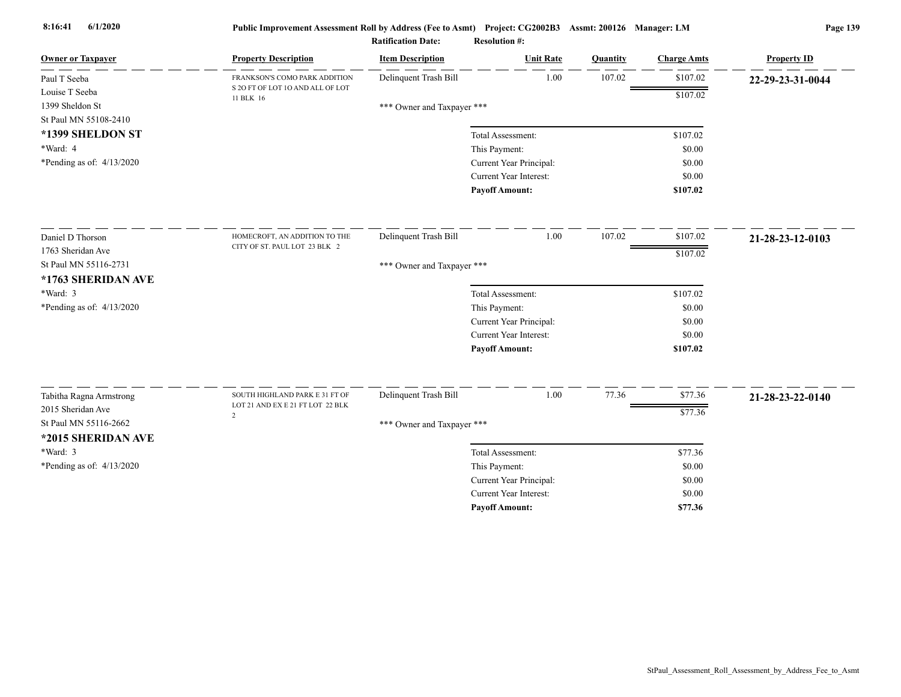Public Improvement Assessment Roll by Address (Fee to Asmt) Project: CG2002B3 Assmt: 200126 Manager: LM

Ratification Date: Resolution #:

| Owner or Taxpayer | Property Description | Item Description | Unit Rate | Quantity | Charge Amts | Property ID |
|---|---|---|---|---|---|---|
| Paul T Seeba<br>Louise T Seeba<br>1399 Sheldon St<br>St Paul MN 55108-2410<br>**\*1399 SHELDON ST**<br>\*Ward: 4<br>\*Pending as of: 4/13/2020 | FRANKSON'S COMO PARK ADDITION S 2O FT OF LOT 1O AND ALL OF LOT 11 BLK 16 | Delinquent Trash Bill | 1.00 | 107.02 | $107.02 | **22-29-23-31-0044** |
| | | | | | $107.02 | |
| | | *** Owner and Taxpayer *** | | | | |
| | | | Total Assessment: | | $107.02 | |
| | | | This Payment: | | $0.00 | |
| | | | Current Year Principal: | | $0.00 | |
| | | | Current Year Interest: | | $0.00 | |
| | | | **Payoff Amount:** | | **$107.02** | |
| Daniel D Thorson<br>1763 Sheridan Ave<br>St Paul MN 55116-2731<br>**\*1763 SHERIDAN AVE**<br>\*Ward: 3<br>\*Pending as of: 4/13/2020 | HOMECROFT, AN ADDITION TO THE CITY OF ST. PAUL LOT 23 BLK 2 | Delinquent Trash Bill | 1.00 | 107.02 | $107.02 | **21-28-23-12-0103** |
| | | | | | $107.02 | |
| | | *** Owner and Taxpayer *** | | | | |
| | | | Total Assessment: | | $107.02 | |
| | | | This Payment: | | $0.00 | |
| | | | Current Year Principal: | | $0.00 | |
| | | | Current Year Interest: | | $0.00 | |
| | | | **Payoff Amount:** | | **$107.02** | |
| Tabitha Ragna Armstrong<br>2015 Sheridan Ave<br>St Paul MN 55116-2662<br>**\*2015 SHERIDAN AVE**<br>\*Ward: 3<br>\*Pending as of: 4/13/2020 | SOUTH HIGHLAND PARK E 31 FT OF LOT 21 AND EX E 21 FT LOT 22 BLK 2 | Delinquent Trash Bill | 1.00 | 77.36 | $77.36 | **21-28-23-22-0140** |
| | | | | | $77.36 | |
| | | *** Owner and Taxpayer *** | | | | |
| | | | Total Assessment: | | $77.36 | |
| | | | This Payment: | | $0.00 | |
| | | | Current Year Principal: | | $0.00 | |
| | | | Current Year Interest: | | $0.00 | |
| | | | **Payoff Amount:** | | **$77.36** | |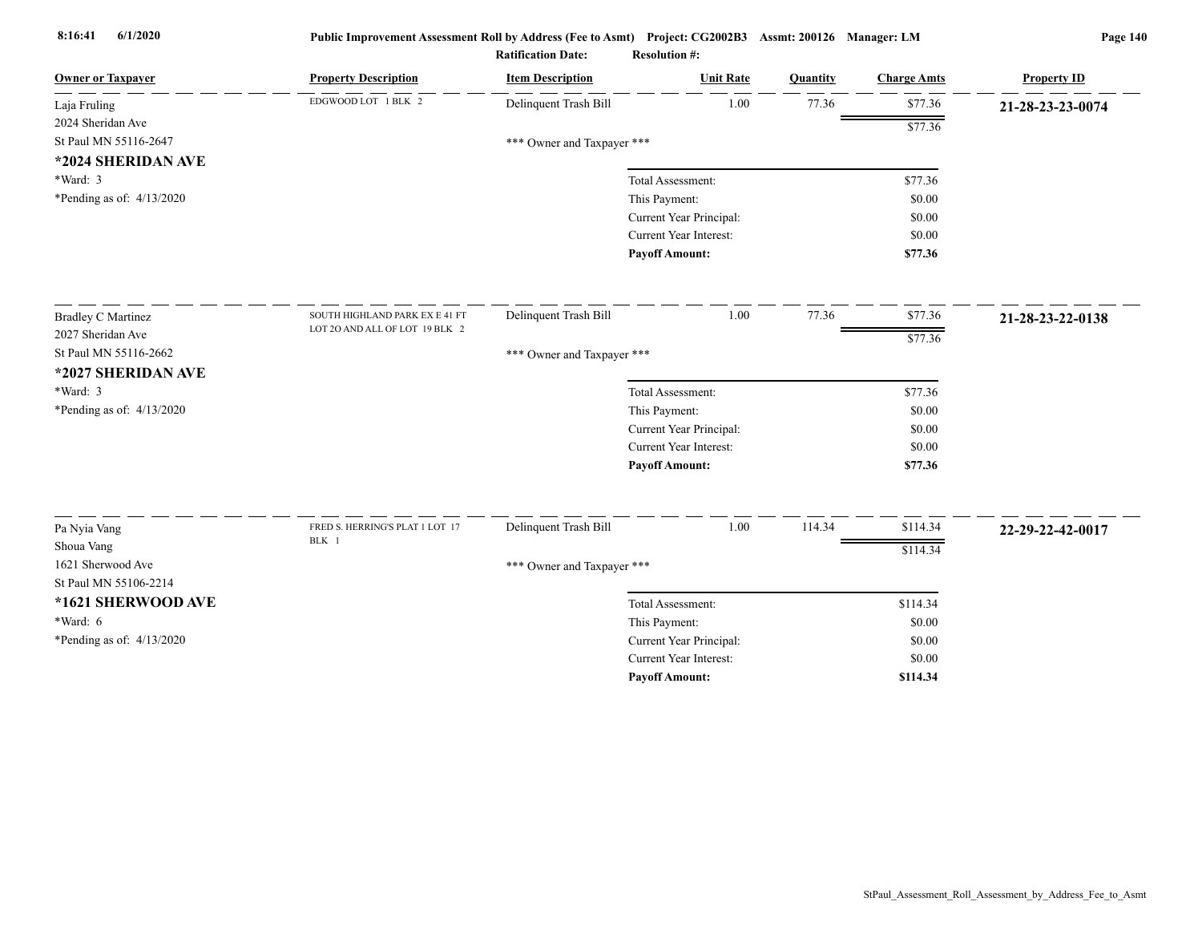| Owner or Taxpayer | Property Description | Item Description | Unit Rate | Quantity | Charge Amts | Property ID |
|---|---|---|---|---|---|---|
| Laja Fruling<br>2024 Sheridan Ave<br>St Paul MN 55116-2647<br>**\*2024 SHERIDAN AVE**<br>\*Ward: 3<br>\*Pending as of: 4/13/2020 | EDGWOOD LOT 1 BLK 2 | Delinquent Trash Bill | 1.00 | 77.36 | $77.36 | **21-28-23-23-0074** |
| | | | | | $77.36 | |
| | | *** Owner and Taxpayer *** | | | | |
| | | | Total Assessment: | | $77.36 | |
| | | | This Payment: | | $0.00 | |
| | | | Current Year Principal: | | $0.00 | |
| | | | Current Year Interest: | | $0.00 | |
| | | | **Payoff Amount:** | | **$77.36** | |
| Bradley C Martinez<br>2027 Sheridan Ave<br>St Paul MN 55116-2662<br>**\*2027 SHERIDAN AVE**<br>\*Ward: 3<br>\*Pending as of: 4/13/2020 | SOUTH HIGHLAND PARK EX E 41 FT LOT 2O AND ALL OF LOT 19 BLK 2 | Delinquent Trash Bill | 1.00 | 77.36 | $77.36 | **21-28-23-22-0138** |
| | | | | | $77.36 | |
| | | *** Owner and Taxpayer *** | | | | |
| | | | Total Assessment: | | $77.36 | |
| | | | This Payment: | | $0.00 | |
| | | | Current Year Principal: | | $0.00 | |
| | | | Current Year Interest: | | $0.00 | |
| | | | **Payoff Amount:** | | **$77.36** | |
| Pa Nyia Vang<br>Shoua Vang<br>1621 Sherwood Ave<br>St Paul MN 55106-2214<br>**\*1621 SHERWOOD AVE**<br>\*Ward: 6<br>\*Pending as of: 4/13/2020 | FRED S. HERRING'S PLAT 1 LOT 17 BLK 1 | Delinquent Trash Bill | 1.00 | 114.34 | $114.34 | **22-29-22-42-0017** |
| | | | | | $114.34 | |
| | | *** Owner and Taxpayer *** | | | | |
| | | | Total Assessment: | | $114.34 | |
| | | | This Payment: | | $0.00 | |
| | | | Current Year Principal: | | $0.00 | |
| | | | Current Year Interest: | | $0.00 | |
| | | | **Payoff Amount:** | | **$114.34** | |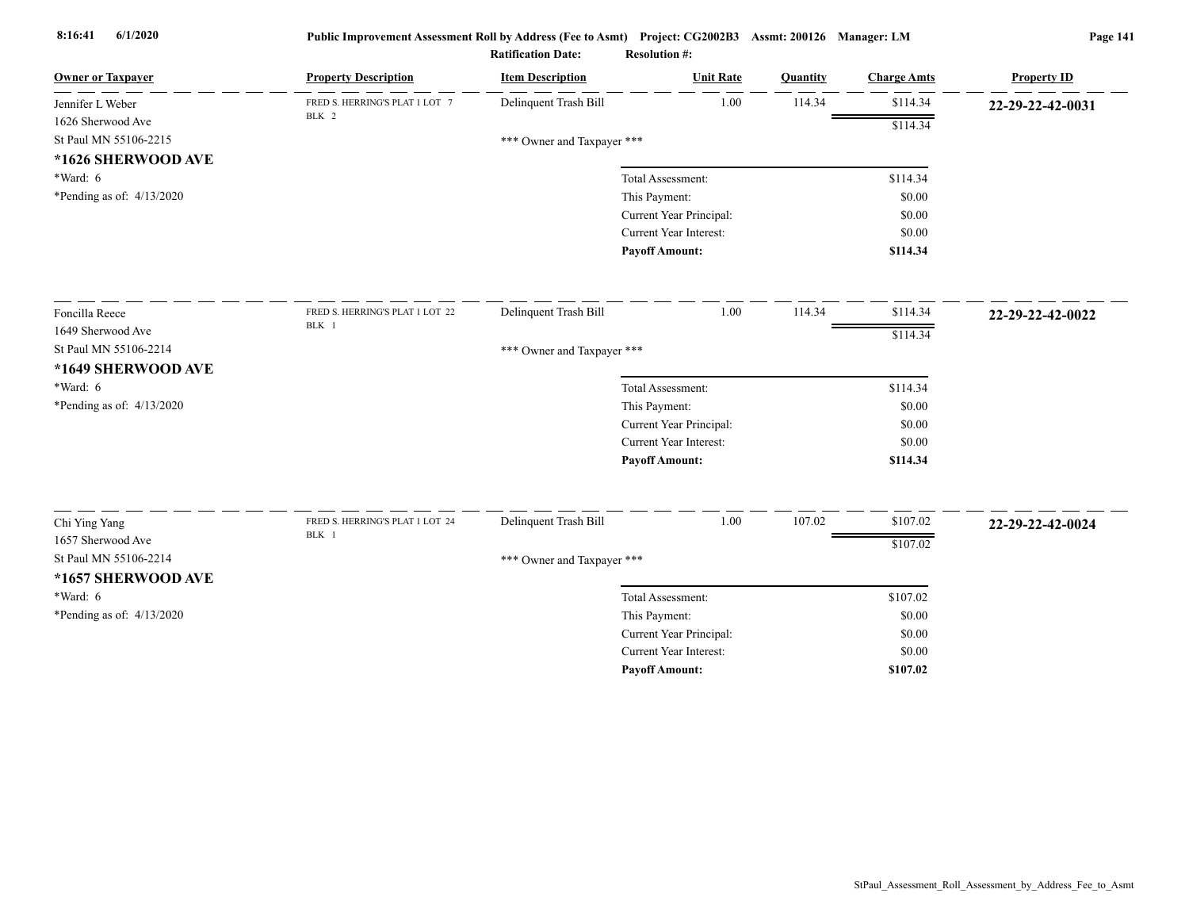**Public Improvement Assessment Roll by Address (Fee to Asmt)** Project: CG2002B3 Assmt: 200126 Manager: LM

**Ratification Date:** **Resolution #:**

| Owner or Taxpayer | Property Description | Item Description | Unit Rate | Quantity | Charge Amts | Property ID |
|---|---|---|---|---|---|---|
| Jennifer L Weber<br>1626 Sherwood Ave<br>St Paul MN 55106-2215<br>**\*1626 SHERWOOD AVE**<br>\*Ward: 6<br>\*Pending as of: 4/13/2020 | FRED S. HERRING'S PLAT 1 LOT 7 BLK 2 | Delinquent Trash Bill | 1.00 | 114.34 | $114.34 | **22-29-22-42-0031** |
| | | | | | $114.34 | |
| | | *** Owner and Taxpayer *** | | | | |
| | | Total Assessment: | | | $114.34 | |
| | | This Payment: | | | $0.00 | |
| | | Current Year Principal: | | | $0.00 | |
| | | Current Year Interest: | | | $0.00 | |
| | | **Payoff Amount:** | | | **$114.34** | |
| Foncilla Reece<br>1649 Sherwood Ave<br>St Paul MN 55106-2214<br>**\*1649 SHERWOOD AVE**<br>\*Ward: 6<br>\*Pending as of: 4/13/2020 | FRED S. HERRING'S PLAT 1 LOT 22 BLK 1 | Delinquent Trash Bill | 1.00 | 114.34 | $114.34 | **22-29-22-42-0022** |
| | | | | | $114.34 | |
| | | *** Owner and Taxpayer *** | | | | |
| | | Total Assessment: | | | $114.34 | |
| | | This Payment: | | | $0.00 | |
| | | Current Year Principal: | | | $0.00 | |
| | | Current Year Interest: | | | $0.00 | |
| | | **Payoff Amount:** | | | **$114.34** | |
| Chi Ying Yang<br>1657 Sherwood Ave<br>St Paul MN 55106-2214<br>**\*1657 SHERWOOD AVE**<br>\*Ward: 6<br>\*Pending as of: 4/13/2020 | FRED S. HERRING'S PLAT 1 LOT 24 BLK 1 | Delinquent Trash Bill | 1.00 | 107.02 | $107.02 | **22-29-22-42-0024** |
| | | | | | $107.02 | |
| | | *** Owner and Taxpayer *** | | | | |
| | | Total Assessment: | | | $107.02 | |
| | | This Payment: | | | $0.00 | |
| | | Current Year Principal: | | | $0.00 | |
| | | Current Year Interest: | | | $0.00 | |
| | | **Payoff Amount:** | | | **$107.02** | |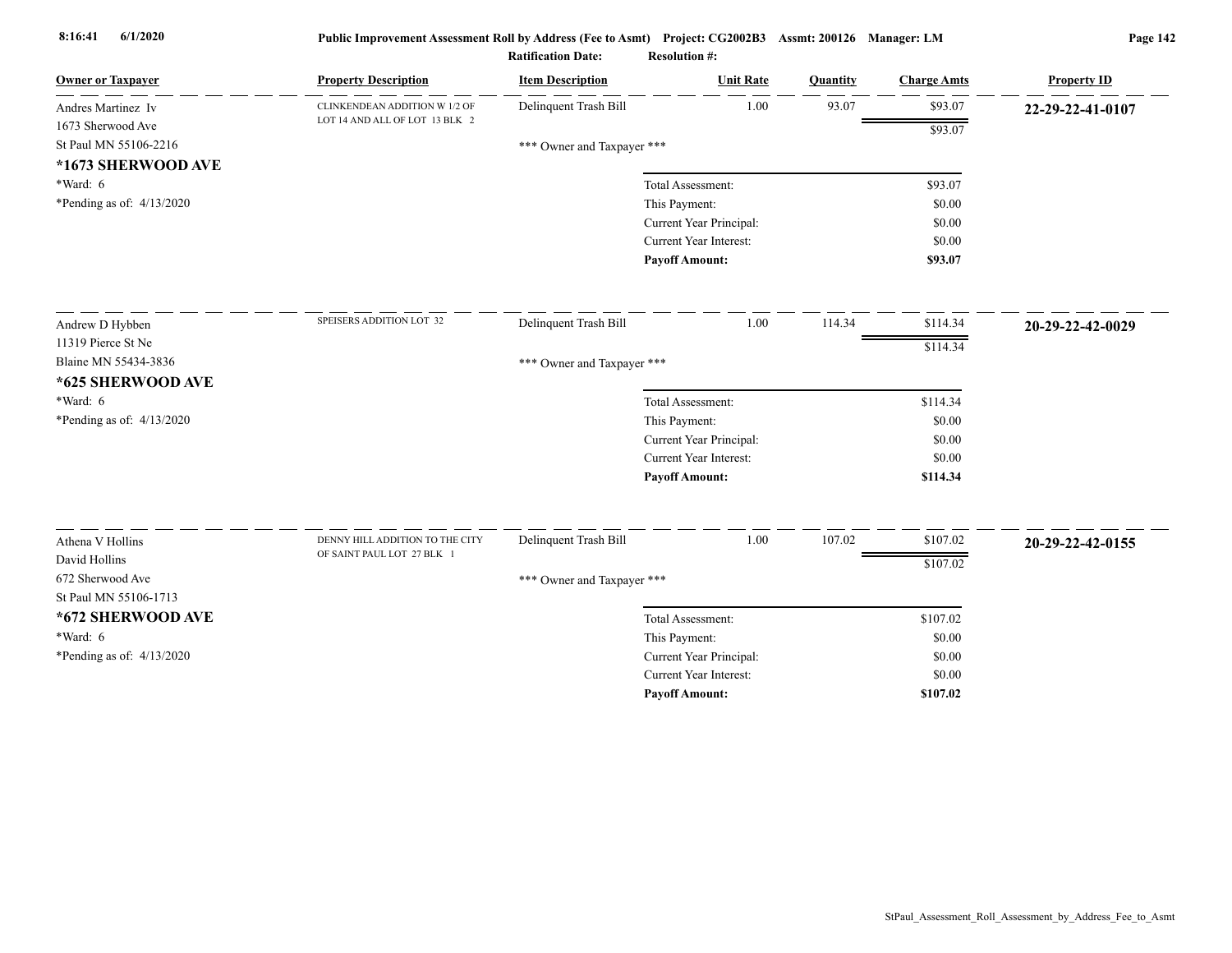**Public Improvement Assessment Roll by Address (Fee to Asmt) Project: CG2002B3 Assmt: 200126 Manager: LM**

**Ratification Date:** **Resolution #:**

| Owner or Taxpayer | Property Description | Item Description | Unit Rate | Quantity | Charge Amts | Property ID |
|---|---|---|---|---|---|---|
| Andres Martinez Iv<br>1673 Sherwood Ave<br>St Paul MN 55106-2216<br>**\*1673 SHERWOOD AVE**<br>\*Ward: 6<br>\*Pending as of: 4/13/2020 | CLINKENDEAN ADDITION W 1/2 OF LOT 14 AND ALL OF LOT 13 BLK 2 | Delinquent Trash Bill | 1.00 | 93.07 | $93.07 | **22-29-22-41-0107** |
| | | | | | $93.07 | |
| | | \*\*\* Owner and Taxpayer \*\*\* | | | | |
| | | | Total Assessment: | | $93.07 | |
| | | | This Payment: | | $0.00 | |
| | | | Current Year Principal: | | $0.00 | |
| | | | Current Year Interest: | | $0.00 | |
| | | | **Payoff Amount:** | | **$93.07** | |
| Andrew D Hybben<br>11319 Pierce St Ne<br>Blaine MN 55434-3836<br>**\*625 SHERWOOD AVE**<br>\*Ward: 6<br>\*Pending as of: 4/13/2020 | SPEISERS ADDITION LOT 32 | Delinquent Trash Bill | 1.00 | 114.34 | $114.34 | **20-29-22-42-0029** |
| | | | | | $114.34 | |
| | | \*\*\* Owner and Taxpayer \*\*\* | | | | |
| | | | Total Assessment: | | $114.34 | |
| | | | This Payment: | | $0.00 | |
| | | | Current Year Principal: | | $0.00 | |
| | | | Current Year Interest: | | $0.00 | |
| | | | **Payoff Amount:** | | **$114.34** | |
| Athena V Hollins<br>David Hollins<br>672 Sherwood Ave<br>St Paul MN 55106-1713<br>**\*672 SHERWOOD AVE**<br>\*Ward: 6<br>\*Pending as of: 4/13/2020 | DENNY HILL ADDITION TO THE CITY OF SAINT PAUL LOT 27 BLK 1 | Delinquent Trash Bill | 1.00 | 107.02 | $107.02 | **20-29-22-42-0155** |
| | | | | | $107.02 | |
| | | \*\*\* Owner and Taxpayer \*\*\* | | | | |
| | | | Total Assessment: | | $107.02 | |
| | | | This Payment: | | $0.00 | |
| | | | Current Year Principal: | | $0.00 | |
| | | | Current Year Interest: | | $0.00 | |
| | | | **Payoff Amount:** | | **$107.02** | |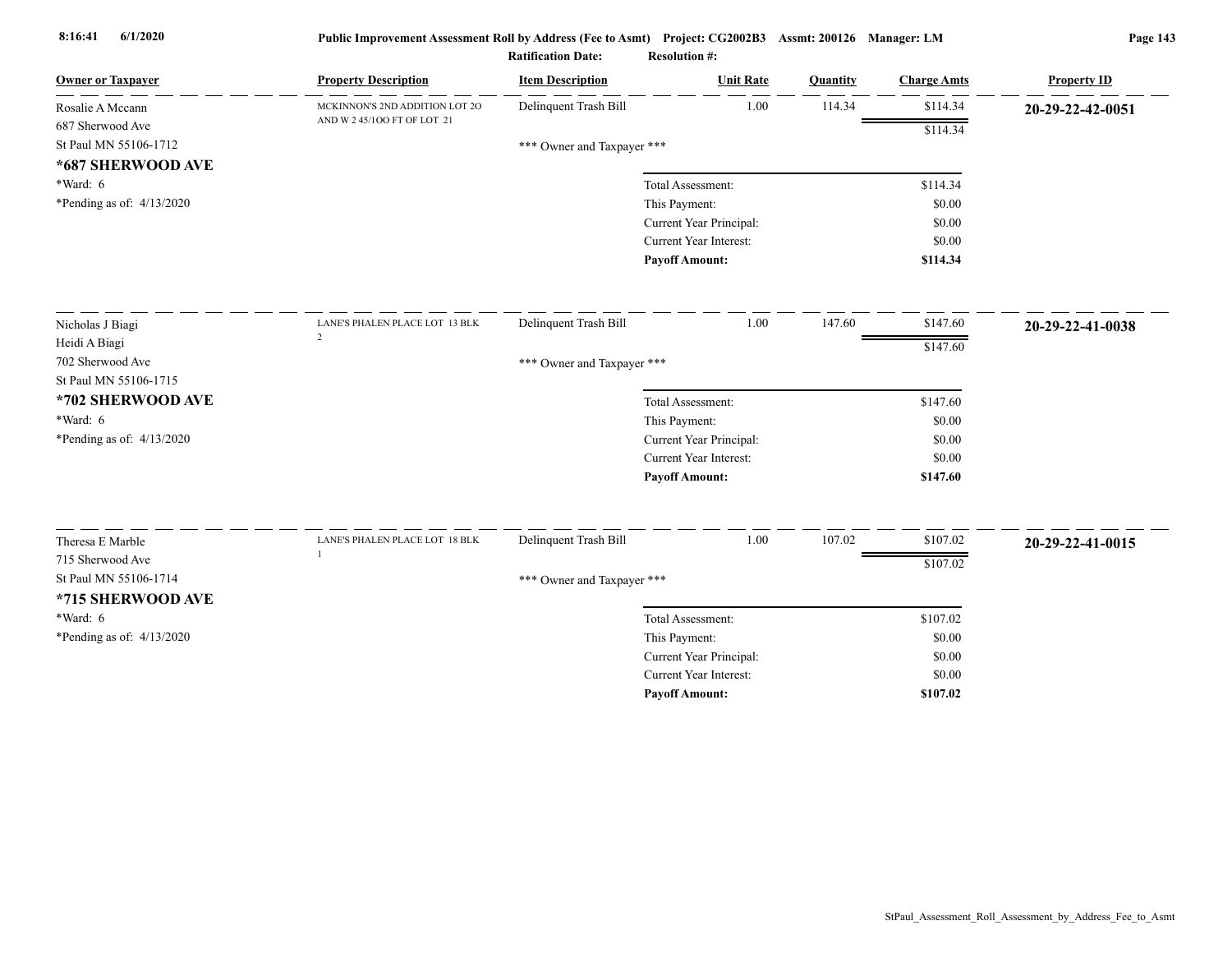| Owner or Taxpayer | Property Description | Item Description | Unit Rate | Quantity | Charge Amts | Property ID |
|---|---|---|---|---|---|---|
| Rosalie A Mccann<br>687 Sherwood Ave<br>St Paul MN 55106-1712<br>**\*687 SHERWOOD AVE**<br>\*Ward: 6<br>\*Pending as of: 4/13/2020 | MCKINNON'S 2ND ADDITION LOT 2O AND W 2 45/1OO FT OF LOT 21 | Delinquent Trash Bill | 1.00 | 114.34 | $114.34 | **20-29-22-42-0051** |
| | | | | | $114.34 | |
| | | *** Owner and Taxpayer *** | | | | |
| | | | Total Assessment: | | $114.34 | |
| | | | This Payment: | | $0.00 | |
| | | | Current Year Principal: | | $0.00 | |
| | | | Current Year Interest: | | $0.00 | |
| | | | **Payoff Amount:** | | **$114.34** | |
| Nicholas J Biagi<br>Heidi A Biagi<br>702 Sherwood Ave<br>St Paul MN 55106-1715<br>**\*702 SHERWOOD AVE**<br>\*Ward: 6<br>\*Pending as of: 4/13/2020 | LANE'S PHALEN PLACE LOT 13 BLK 2 | Delinquent Trash Bill | 1.00 | 147.60 | $147.60 | **20-29-22-41-0038** |
| | | | | | $147.60 | |
| | | *** Owner and Taxpayer *** | | | | |
| | | | Total Assessment: | | $147.60 | |
| | | | This Payment: | | $0.00 | |
| | | | Current Year Principal: | | $0.00 | |
| | | | Current Year Interest: | | $0.00 | |
| | | | **Payoff Amount:** | | **$147.60** | |
| Theresa E Marble<br>715 Sherwood Ave<br>St Paul MN 55106-1714<br>**\*715 SHERWOOD AVE**<br>\*Ward: 6<br>\*Pending as of: 4/13/2020 | LANE'S PHALEN PLACE LOT 18 BLK 1 | Delinquent Trash Bill | 1.00 | 107.02 | $107.02 | **20-29-22-41-0015** |
| | | | | | $107.02 | |
| | | *** Owner and Taxpayer *** | | | | |
| | | | Total Assessment: | | $107.02 | |
| | | | This Payment: | | $0.00 | |
| | | | Current Year Principal: | | $0.00 | |
| | | | Current Year Interest: | | $0.00 | |
| | | | **Payoff Amount:** | | **$107.02** | |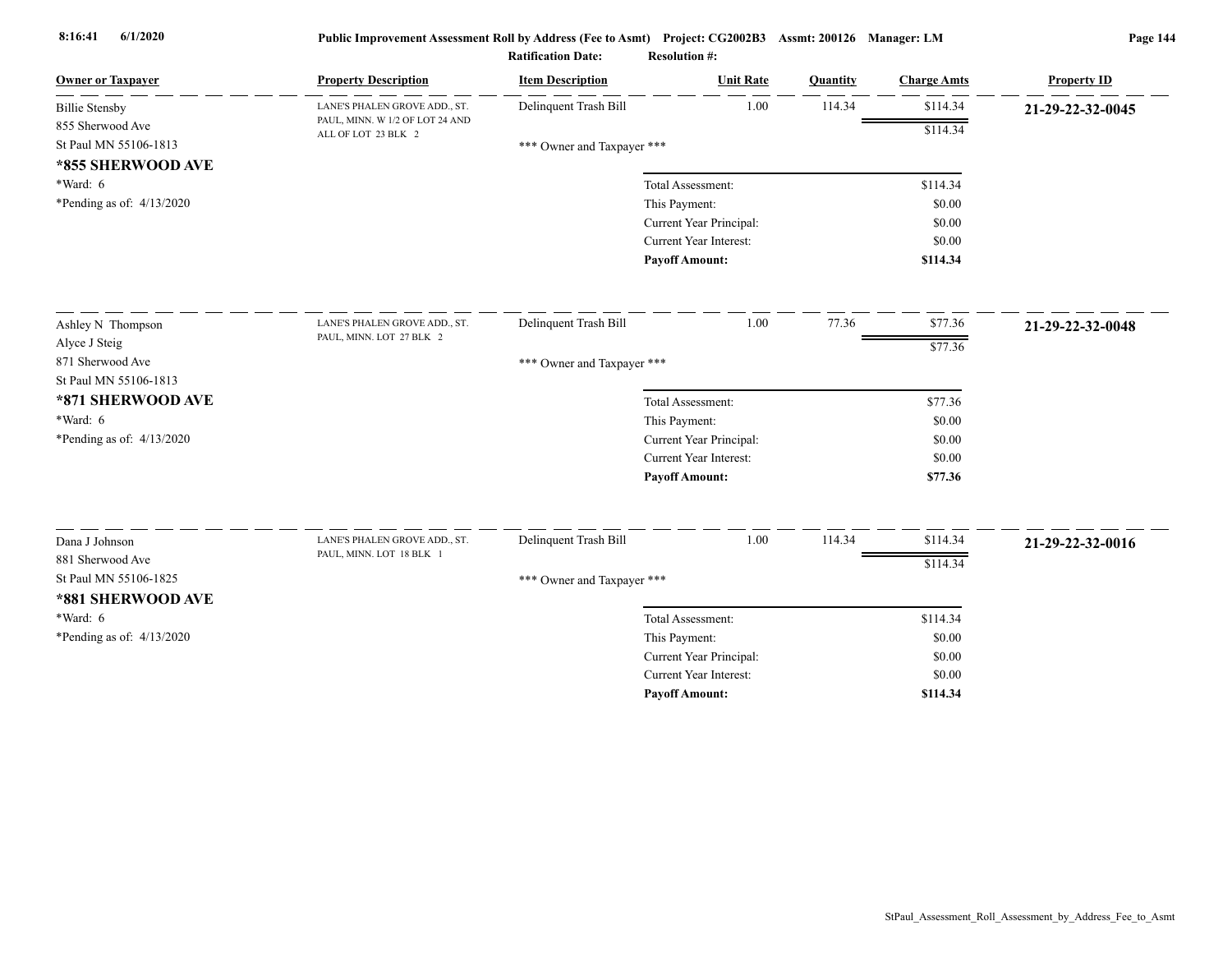| Owner or Taxpayer | Property Description | Item Description | Unit Rate | Quantity | Charge Amts | Property ID |
|---|---|---|---|---|---|---|
| Billie Stensby<br>855 Sherwood Ave<br>St Paul MN 55106-1813<br>**\*855 SHERWOOD AVE**<br>\*Ward: 6<br>\*Pending as of: 4/13/2020 | LANE'S PHALEN GROVE ADD., ST. PAUL, MINN. W 1/2 OF LOT 24 AND ALL OF LOT 23 BLK 2 | Delinquent Trash Bill | 1.00 | 114.34 | $114.34 | **21-29-22-32-0045** |
| | | | | | $114.34 | |
| | | \*\*\* Owner and Taxpayer \*\*\* | | | | |
| | | | Total Assessment: | | $114.34 | |
| | | | This Payment: | | $0.00 | |
| | | | Current Year Principal: | | $0.00 | |
| | | | Current Year Interest: | | $0.00 | |
| | | | **Payoff Amount:** | | **$114.34** | |
| Ashley N Thompson<br>Alyce J Steig<br>871 Sherwood Ave<br>St Paul MN 55106-1813<br>**\*871 SHERWOOD AVE**<br>\*Ward: 6<br>\*Pending as of: 4/13/2020 | LANE'S PHALEN GROVE ADD., ST. PAUL, MINN. LOT 27 BLK 2 | Delinquent Trash Bill | 1.00 | 77.36 | $77.36 | **21-29-22-32-0048** |
| | | | | | $77.36 | |
| | | \*\*\* Owner and Taxpayer \*\*\* | | | | |
| | | | Total Assessment: | | $77.36 | |
| | | | This Payment: | | $0.00 | |
| | | | Current Year Principal: | | $0.00 | |
| | | | Current Year Interest: | | $0.00 | |
| | | | **Payoff Amount:** | | **$77.36** | |
| Dana J Johnson<br>881 Sherwood Ave<br>St Paul MN 55106-1825<br>**\*881 SHERWOOD AVE**<br>\*Ward: 6<br>\*Pending as of: 4/13/2020 | LANE'S PHALEN GROVE ADD., ST. PAUL, MINN. LOT 18 BLK 1 | Delinquent Trash Bill | 1.00 | 114.34 | $114.34 | **21-29-22-32-0016** |
| | | | | | $114.34 | |
| | | \*\*\* Owner and Taxpayer \*\*\* | | | | |
| | | | Total Assessment: | | $114.34 | |
| | | | This Payment: | | $0.00 | |
| | | | Current Year Principal: | | $0.00 | |
| | | | Current Year Interest: | | $0.00 | |
| | | | **Payoff Amount:** | | **$114.34** | |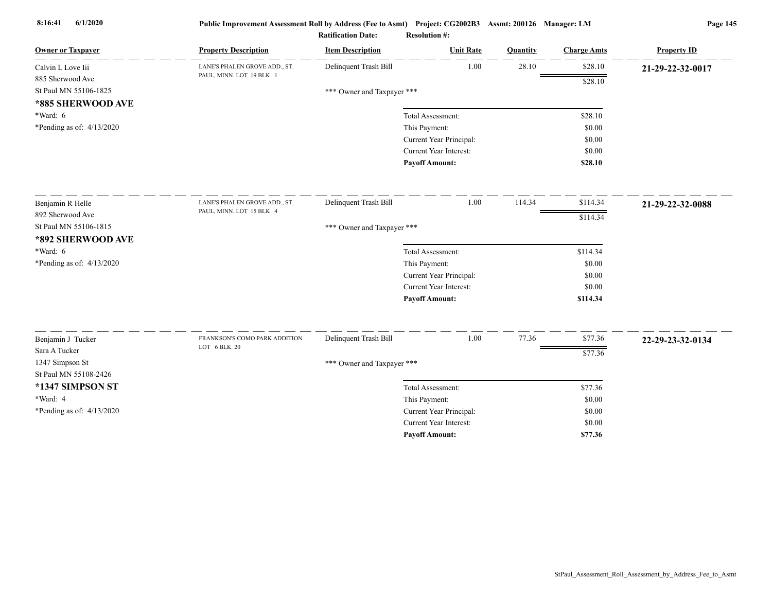**Public Improvement Assessment Roll by Address (Fee to Asmt) Project: CG2002B3 Assmt: 200126 Manager: LM**

**Ratification Date:** **Resolution #:**

| Owner or Taxpayer | Property Description | Item Description | Unit Rate | Quantity | Charge Amts | Property ID |
|---|---|---|---|---|---|---|
| Calvin L Love Iii<br>885 Sherwood Ave<br>St Paul MN 55106-1825<br>**\*885 SHERWOOD AVE**<br>\*Ward: 6<br>\*Pending as of: 4/13/2020 | LANE'S PHALEN GROVE ADD., ST. PAUL, MINN. LOT 19 BLK 1 | Delinquent Trash Bill | 1.00 | 28.10 | $28.10 | **21-29-22-32-0017** |
| | | | | | $28.10 | |
| | | \*\*\* Owner and Taxpayer \*\*\* | | | | |
| | | | Total Assessment: | | $28.10 | |
| | | | This Payment: | | $0.00 | |
| | | | Current Year Principal: | | $0.00 | |
| | | | Current Year Interest: | | $0.00 | |
| | | | **Payoff Amount:** | | **$28.10** | |
| Benjamin R Helle<br>892 Sherwood Ave<br>St Paul MN 55106-1815<br>**\*892 SHERWOOD AVE**<br>\*Ward: 6<br>\*Pending as of: 4/13/2020 | LANE'S PHALEN GROVE ADD., ST. PAUL, MINN. LOT 15 BLK 4 | Delinquent Trash Bill | 1.00 | 114.34 | $114.34 | **21-29-22-32-0088** |
| | | | | | $114.34 | |
| | | \*\*\* Owner and Taxpayer \*\*\* | | | | |
| | | | Total Assessment: | | $114.34 | |
| | | | This Payment: | | $0.00 | |
| | | | Current Year Principal: | | $0.00 | |
| | | | Current Year Interest: | | $0.00 | |
| | | | **Payoff Amount:** | | **$114.34** | |
| Benjamin J Tucker<br>Sara A Tucker<br>1347 Simpson St<br>St Paul MN 55108-2426<br>**\*1347 SIMPSON ST**<br>\*Ward: 4<br>\*Pending as of: 4/13/2020 | FRANKSON'S COMO PARK ADDITION LOT 6 BLK 20 | Delinquent Trash Bill | 1.00 | 77.36 | $77.36 | **22-29-23-32-0134** |
| | | | | | $77.36 | |
| | | \*\*\* Owner and Taxpayer \*\*\* | | | | |
| | | | Total Assessment: | | $77.36 | |
| | | | This Payment: | | $0.00 | |
| | | | Current Year Principal: | | $0.00 | |
| | | | Current Year Interest: | | $0.00 | |
| | | | **Payoff Amount:** | | **$77.36** | |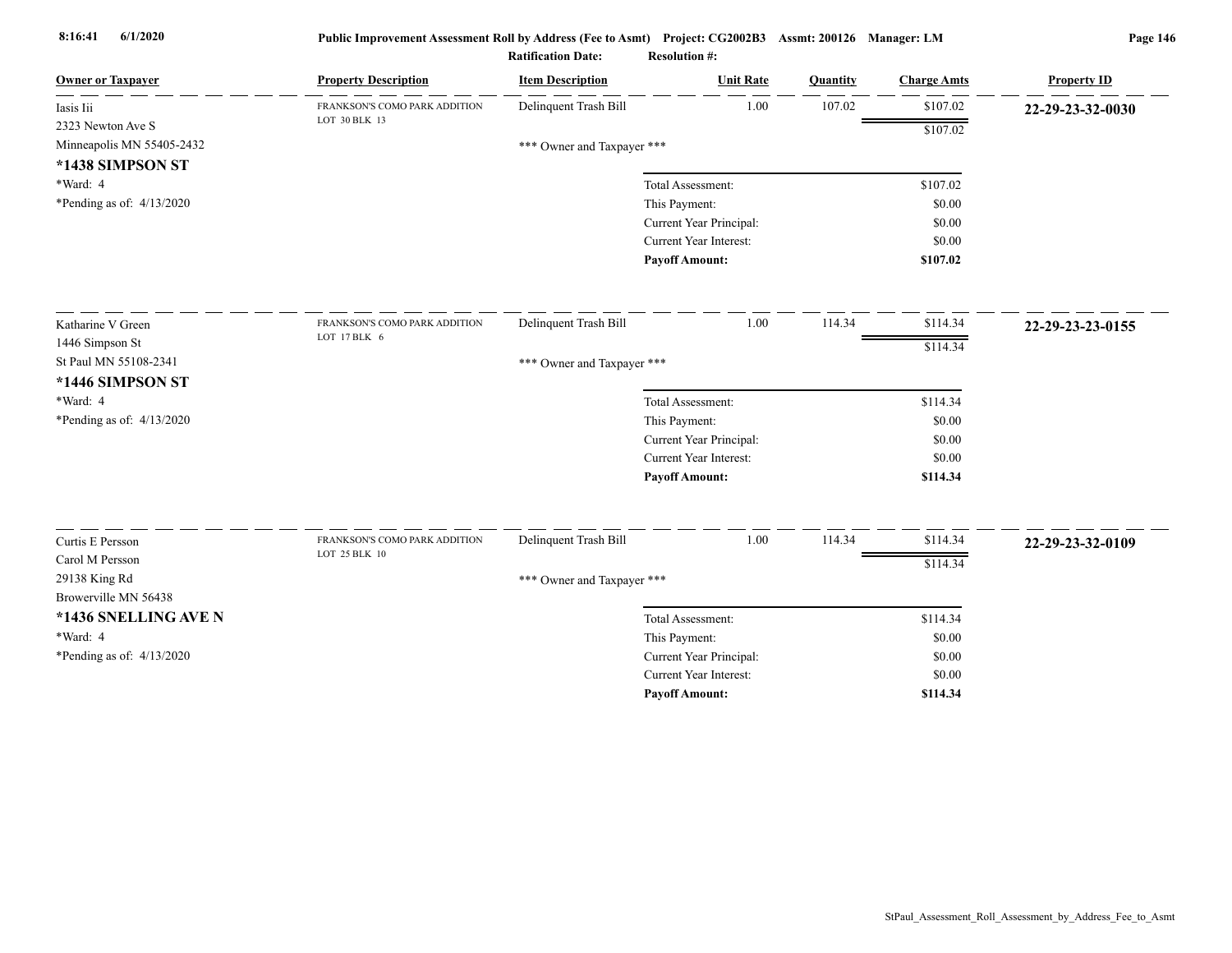**Public Improvement Assessment Roll by Address (Fee to Asmt)** Project: CG2002B3 Assmt: 200126 Manager: LM

Ratification Date: Resolution #:

| Owner or Taxpayer | Property Description | Item Description | Unit Rate | Quantity | Charge Amts | Property ID |
|---|---|---|---|---|---|---|
| Iasis Iii<br>2323 Newton Ave S<br>Minneapolis MN 55405-2432<br>**\*1438 SIMPSON ST**<br>\*Ward: 4<br>\*Pending as of: 4/13/2020 | FRANKSON'S COMO PARK ADDITION<br>LOT 30 BLK 13 | Delinquent Trash Bill | 1.00 | 107.02 | $107.02 | **22-29-23-32-0030** |
| | | | | | $107.02 | |
| | | \*\*\* Owner and Taxpayer \*\*\* | | | | |
| | | | Total Assessment: | | $107.02 | |
| | | | This Payment: | | $0.00 | |
| | | | Current Year Principal: | | $0.00 | |
| | | | Current Year Interest: | | $0.00 | |
| | | | **Payoff Amount:** | | **$107.02** | |
| Katharine V Green<br>1446 Simpson St<br>St Paul MN 55108-2341<br>**\*1446 SIMPSON ST**<br>\*Ward: 4<br>\*Pending as of: 4/13/2020 | FRANKSON'S COMO PARK ADDITION<br>LOT 17 BLK 6 | Delinquent Trash Bill | 1.00 | 114.34 | $114.34 | **22-29-23-23-0155** |
| | | | | | $114.34 | |
| | | \*\*\* Owner and Taxpayer \*\*\* | | | | |
| | | | Total Assessment: | | $114.34 | |
| | | | This Payment: | | $0.00 | |
| | | | Current Year Principal: | | $0.00 | |
| | | | Current Year Interest: | | $0.00 | |
| | | | **Payoff Amount:** | | **$114.34** | |
| Curtis E Persson<br>Carol M Persson<br>29138 King Rd<br>Browerville MN 56438<br>**\*1436 SNELLING AVE N**<br>\*Ward: 4<br>\*Pending as of: 4/13/2020 | FRANKSON'S COMO PARK ADDITION<br>LOT 25 BLK 10 | Delinquent Trash Bill | 1.00 | 114.34 | $114.34 | **22-29-23-32-0109** |
| | | | | | $114.34 | |
| | | \*\*\* Owner and Taxpayer \*\*\* | | | | |
| | | | Total Assessment: | | $114.34 | |
| | | | This Payment: | | $0.00 | |
| | | | Current Year Principal: | | $0.00 | |
| | | | Current Year Interest: | | $0.00 | |
| | | | **Payoff Amount:** | | **$114.34** | |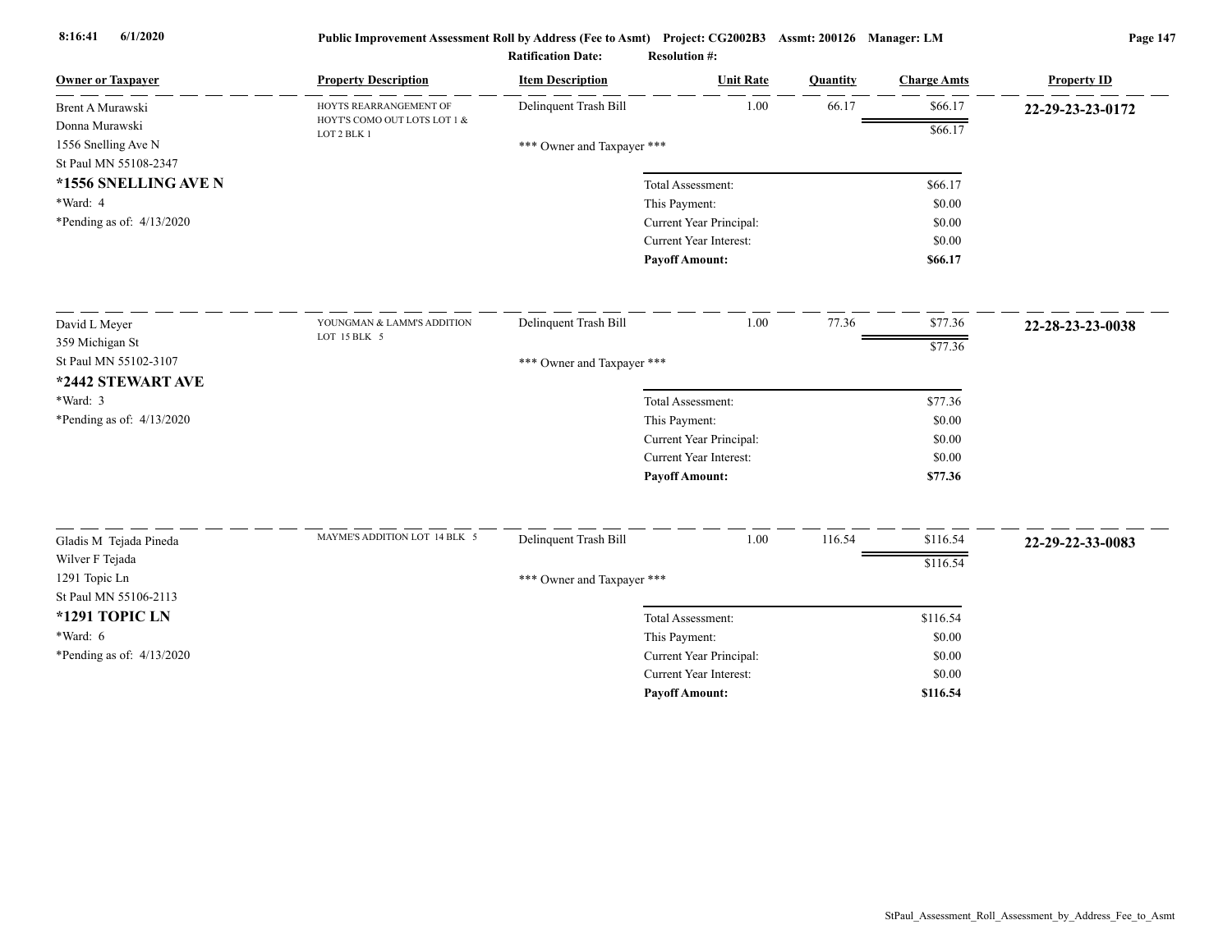Public Improvement Assessment Roll by Address (Fee to Asmt) Project: CG2002B3 Assmt: 200126 Manager: LM

Ratification Date: Resolution #:

| Owner or Taxpayer | Property Description | Item Description | Unit Rate | Quantity | Charge Amts | Property ID |
|---|---|---|---|---|---|---|
| Brent A Murawski<br>Donna Murawski<br>1556 Snelling Ave N<br>St Paul MN 55108-2347<br>**\*1556 SNELLING AVE N**<br>\*Ward: 4<br>\*Pending as of: 4/13/2020 | HOYTS REARRANGEMENT OF HOYT'S COMO OUT LOTS LOT 1 & LOT 2 BLK 1 | Delinquent Trash Bill<br>\*\*\* Owner and Taxpayer \*\*\* | 1.00 | 66.17 | $66.17<br>$66.17 | **22-29-23-23-0172** |
| | | Total Assessment: | | | $66.17 | |
| | | This Payment: | | | $0.00 | |
| | | Current Year Principal: | | | $0.00 | |
| | | Current Year Interest: | | | $0.00 | |
| | | **Payoff Amount:** | | | **$66.17** | |
| David L Meyer<br>359 Michigan St<br>St Paul MN 55102-3107<br>**\*2442 STEWART AVE**<br>\*Ward: 3<br>\*Pending as of: 4/13/2020 | YOUNGMAN & LAMM'S ADDITION LOT 15 BLK 5 | Delinquent Trash Bill<br>\*\*\* Owner and Taxpayer \*\*\* | 1.00 | 77.36 | $77.36<br>$77.36 | **22-28-23-23-0038** |
| | | Total Assessment: | | | $77.36 | |
| | | This Payment: | | | $0.00 | |
| | | Current Year Principal: | | | $0.00 | |
| | | Current Year Interest: | | | $0.00 | |
| | | **Payoff Amount:** | | | **$77.36** | |
| Gladis M Tejada Pineda<br>Wilver F Tejada<br>1291 Topic Ln<br>St Paul MN 55106-2113<br>**\*1291 TOPIC LN**<br>\*Ward: 6<br>\*Pending as of: 4/13/2020 | MAYME'S ADDITION LOT 14 BLK 5 | Delinquent Trash Bill<br>\*\*\* Owner and Taxpayer \*\*\* | 1.00 | 116.54 | $116.54<br>$116.54 | **22-29-22-33-0083** |
| | | Total Assessment: | | | $116.54 | |
| | | This Payment: | | | $0.00 | |
| | | Current Year Principal: | | | $0.00 | |
| | | Current Year Interest: | | | $0.00 | |
| | | **Payoff Amount:** | | | **$116.54** | |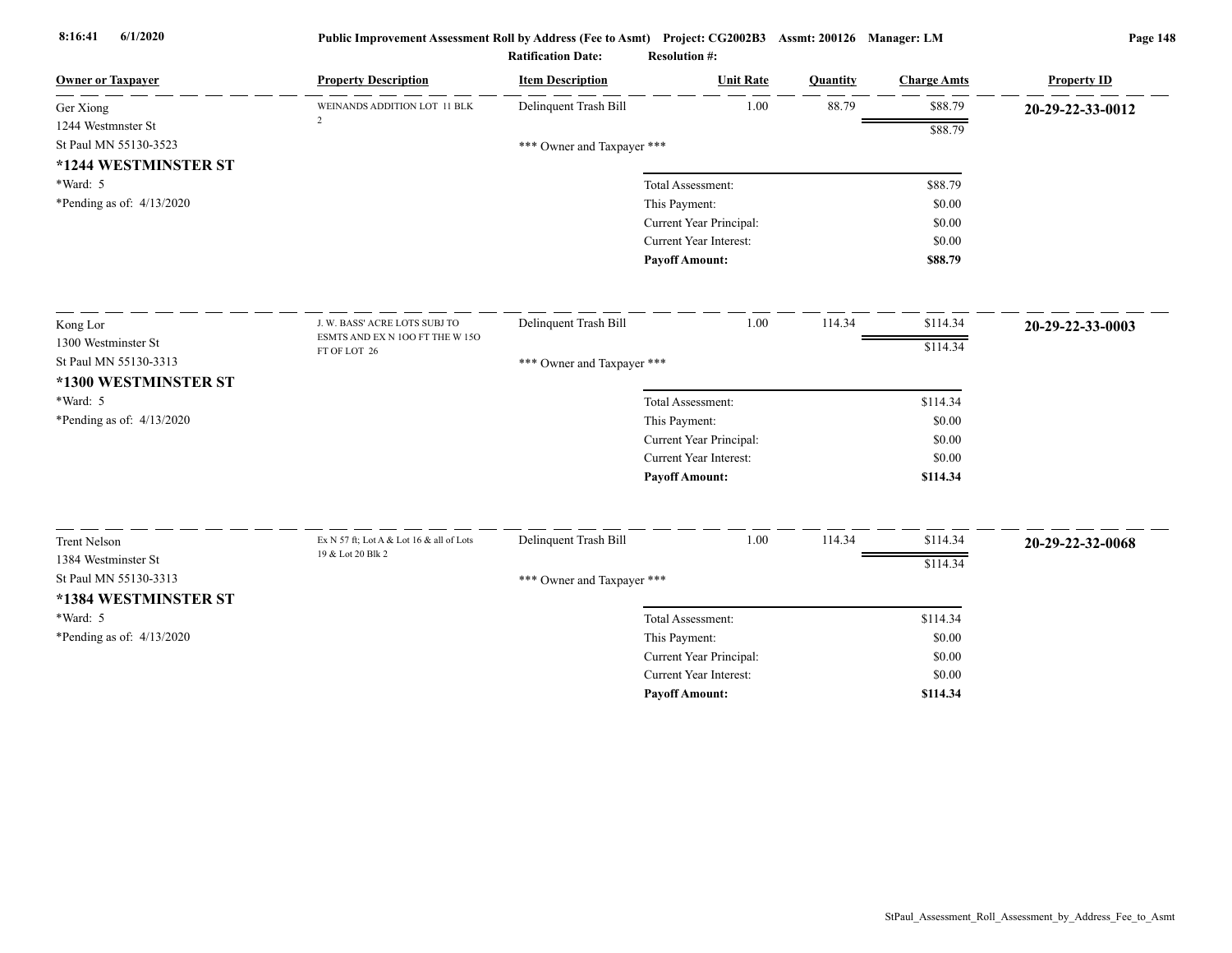Public Improvement Assessment Roll by Address (Fee to Asmt) Project: CG2002B3 Assmt: 200126 Manager: LM

Ratification Date: Resolution #:

| Owner or Taxpayer | Property Description | Item Description | Unit Rate | Quantity | Charge Amts | Property ID |
|---|---|---|---|---|---|---|
| Ger Xiong<br>1244 Westmnster St<br>St Paul MN 55130-3523<br>**\*1244 WESTMINSTER ST**<br>\*Ward: 5<br>\*Pending as of: 4/13/2020 | WEINANDS ADDITION LOT 11 BLK 2 | Delinquent Trash Bill | 1.00 | 88.79 | $88.79 | **20-29-22-33-0012** |
| | | | | | $88.79 | |
| | | *** Owner and Taxpayer *** | | | | |
| | | Total Assessment: | | | $88.79 | |
| | | This Payment: | | | $0.00 | |
| | | Current Year Principal: | | | $0.00 | |
| | | Current Year Interest: | | | $0.00 | |
| | | **Payoff Amount:** | | | **$88.79** | |
| Kong Lor<br>1300 Westminster St<br>St Paul MN 55130-3313<br>**\*1300 WESTMINSTER ST**<br>\*Ward: 5<br>\*Pending as of: 4/13/2020 | J. W. BASS' ACRE LOTS SUBJ TO ESMTS AND EX N 1OO FT THE W 15O FT OF LOT 26 | Delinquent Trash Bill | 1.00 | 114.34 | $114.34 | **20-29-22-33-0003** |
| | | | | | $114.34 | |
| | | *** Owner and Taxpayer *** | | | | |
| | | Total Assessment: | | | $114.34 | |
| | | This Payment: | | | $0.00 | |
| | | Current Year Principal: | | | $0.00 | |
| | | Current Year Interest: | | | $0.00 | |
| | | **Payoff Amount:** | | | **$114.34** | |
| Trent Nelson<br>1384 Westminster St<br>St Paul MN 55130-3313<br>**\*1384 WESTMINSTER ST**<br>\*Ward: 5<br>\*Pending as of: 4/13/2020 | Ex N 57 ft; Lot A & Lot 16 & all of Lots 19 & Lot 20 Blk 2 | Delinquent Trash Bill | 1.00 | 114.34 | $114.34 | **20-29-22-32-0068** |
| | | | | | $114.34 | |
| | | *** Owner and Taxpayer *** | | | | |
| | | Total Assessment: | | | $114.34 | |
| | | This Payment: | | | $0.00 | |
| | | Current Year Principal: | | | $0.00 | |
| | | Current Year Interest: | | | $0.00 | |
| | | **Payoff Amount:** | | | **$114.34** | |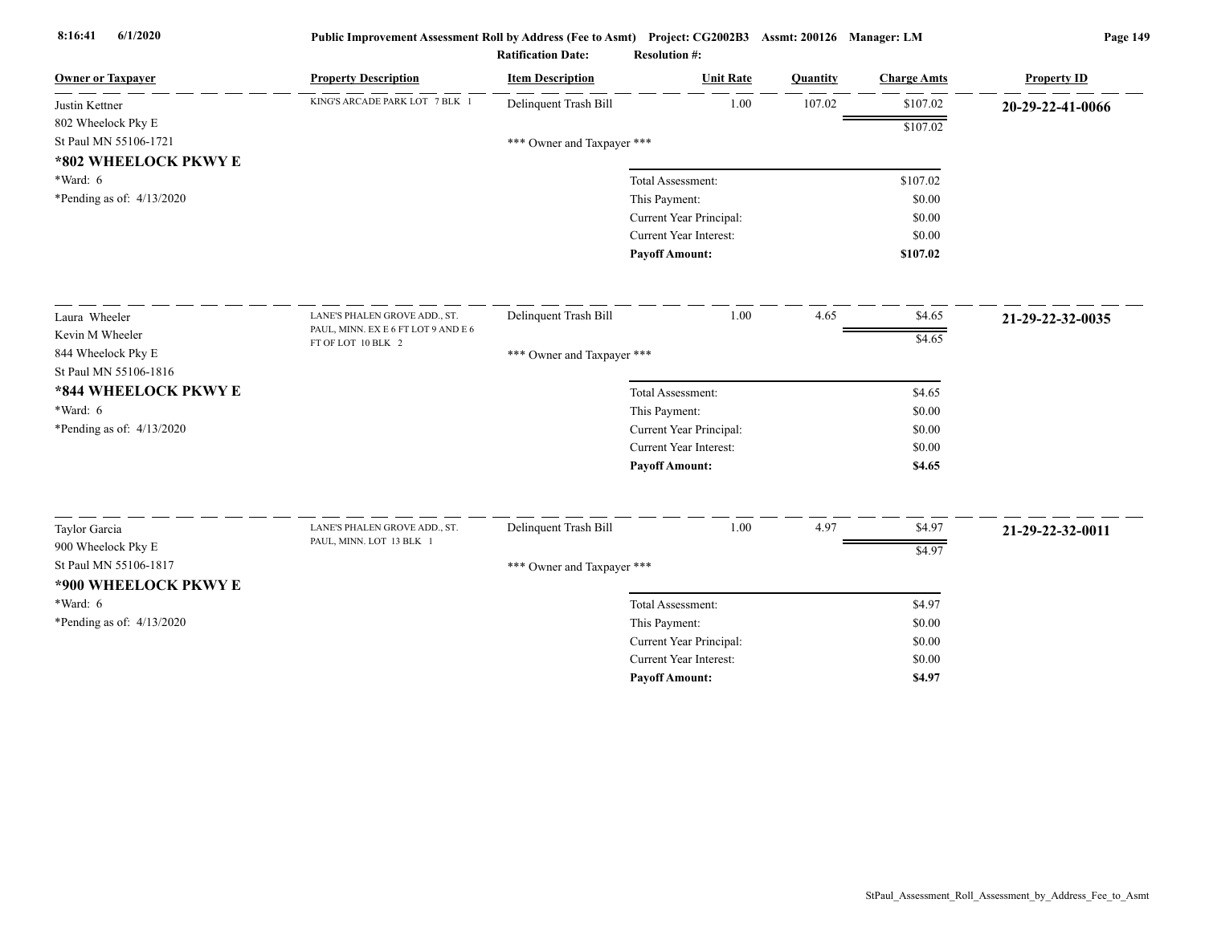**Public Improvement Assessment Roll by Address (Fee to Asmt)** Project: CG2002B3 Assmt: 200126 Manager: LM

Ratification Date: Resolution #:

| Owner or Taxpayer | Property Description | Item Description | Unit Rate | Quantity | Charge Amts | Property ID |
|---|---|---|---|---|---|---|
| Justin Kettner<br>802 Wheelock Pky E<br>St Paul MN 55106-1721<br>**\*802 WHEELOCK PKWY E**<br>\*Ward: 6<br>\*Pending as of: 4/13/2020 | KING'S ARCADE PARK LOT 7 BLK 1 | Delinquent Trash Bill | 1.00 | 107.02 | $107.02 | **20-29-22-41-0066** |
| | | | | | $107.02 | |
| | | \*\*\* Owner and Taxpayer \*\*\* | | | | |
| | | | Total Assessment: | | $107.02 | |
| | | | This Payment: | | $0.00 | |
| | | | Current Year Principal: | | $0.00 | |
| | | | Current Year Interest: | | $0.00 | |
| | | | **Payoff Amount:** | | **$107.02** | |
| Laura Wheeler<br>Kevin M Wheeler<br>844 Wheelock Pky E<br>St Paul MN 55106-1816<br>**\*844 WHEELOCK PKWY E**<br>\*Ward: 6<br>\*Pending as of: 4/13/2020 | LANE'S PHALEN GROVE ADD., ST. PAUL, MINN. EX E 6 FT LOT 9 AND E 6 FT OF LOT 10 BLK 2 | Delinquent Trash Bill | 1.00 | 4.65 | $4.65 | **21-29-22-32-0035** |
| | | | | | $4.65 | |
| | | \*\*\* Owner and Taxpayer \*\*\* | | | | |
| | | | Total Assessment: | | $4.65 | |
| | | | This Payment: | | $0.00 | |
| | | | Current Year Principal: | | $0.00 | |
| | | | Current Year Interest: | | $0.00 | |
| | | | **Payoff Amount:** | | **$4.65** | |
| Taylor Garcia<br>900 Wheelock Pky E<br>St Paul MN 55106-1817<br>**\*900 WHEELOCK PKWY E**<br>\*Ward: 6<br>\*Pending as of: 4/13/2020 | LANE'S PHALEN GROVE ADD., ST. PAUL, MINN. LOT 13 BLK 1 | Delinquent Trash Bill | 1.00 | 4.97 | $4.97 | **21-29-22-32-0011** |
| | | | | | $4.97 | |
| | | \*\*\* Owner and Taxpayer \*\*\* | | | | |
| | | | Total Assessment: | | $4.97 | |
| | | | This Payment: | | $0.00 | |
| | | | Current Year Principal: | | $0.00 | |
| | | | Current Year Interest: | | $0.00 | |
| | | | **Payoff Amount:** | | **$4.97** | |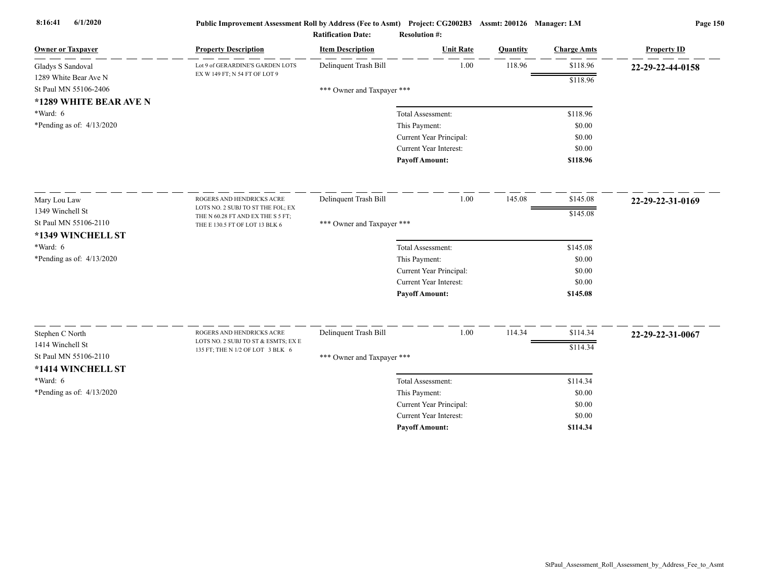| Owner or Taxpayer | Property Description | Item Description | Unit Rate | Quantity | Charge Amts | Property ID |
|---|---|---|---|---|---|---|
| Gladys S Sandoval<br>1289 White Bear Ave N<br>St Paul MN 55106-2406<br>**\*1289 WHITE BEAR AVE N**<br>\*Ward: 6<br>\*Pending as of: 4/13/2020 | Lot 9 of GERARDINE'S GARDEN LOTS EX W 149 FT; N 54 FT OF LOT 9 | Delinquent Trash Bill | 1.00 | 118.96 | $118.96 | **22-29-22-44-0158** |
| | | | | | $118.96 | |
| | | \*\*\* Owner and Taxpayer \*\*\* | | | | |
| | | Total Assessment: | | | $118.96 | |
| | | This Payment: | | | $0.00 | |
| | | Current Year Principal: | | | $0.00 | |
| | | Current Year Interest: | | | $0.00 | |
| | | **Payoff Amount:** | | | **$118.96** | |
| Mary Lou Law<br>1349 Winchell St<br>St Paul MN 55106-2110<br>**\*1349 WINCHELL ST**<br>\*Ward: 6<br>\*Pending as of: 4/13/2020 | ROGERS AND HENDRICKS ACRE LOTS NO. 2 SUBJ TO ST THE FOL; EX THE N 60.28 FT AND EX THE S 5 FT; THE E 130.5 FT OF LOT 13 BLK 6 | Delinquent Trash Bill | 1.00 | 145.08 | $145.08 | **22-29-22-31-0169** |
| | | | | | $145.08 | |
| | | \*\*\* Owner and Taxpayer \*\*\* | | | | |
| | | Total Assessment: | | | $145.08 | |
| | | This Payment: | | | $0.00 | |
| | | Current Year Principal: | | | $0.00 | |
| | | Current Year Interest: | | | $0.00 | |
| | | **Payoff Amount:** | | | **$145.08** | |
| Stephen C North<br>1414 Winchell St<br>St Paul MN 55106-2110<br>**\*1414 WINCHELL ST**<br>\*Ward: 6<br>\*Pending as of: 4/13/2020 | ROGERS AND HENDRICKS ACRE LOTS NO. 2 SUBJ TO ST & ESMTS; EX E 135 FT; THE N 1/2 OF LOT 3 BLK 6 | Delinquent Trash Bill | 1.00 | 114.34 | $114.34 | **22-29-22-31-0067** |
| | | | | | $114.34 | |
| | | \*\*\* Owner and Taxpayer \*\*\* | | | | |
| | | Total Assessment: | | | $114.34 | |
| | | This Payment: | | | $0.00 | |
| | | Current Year Principal: | | | $0.00 | |
| | | Current Year Interest: | | | $0.00 | |
| | | **Payoff Amount:** | | | **$114.34** | |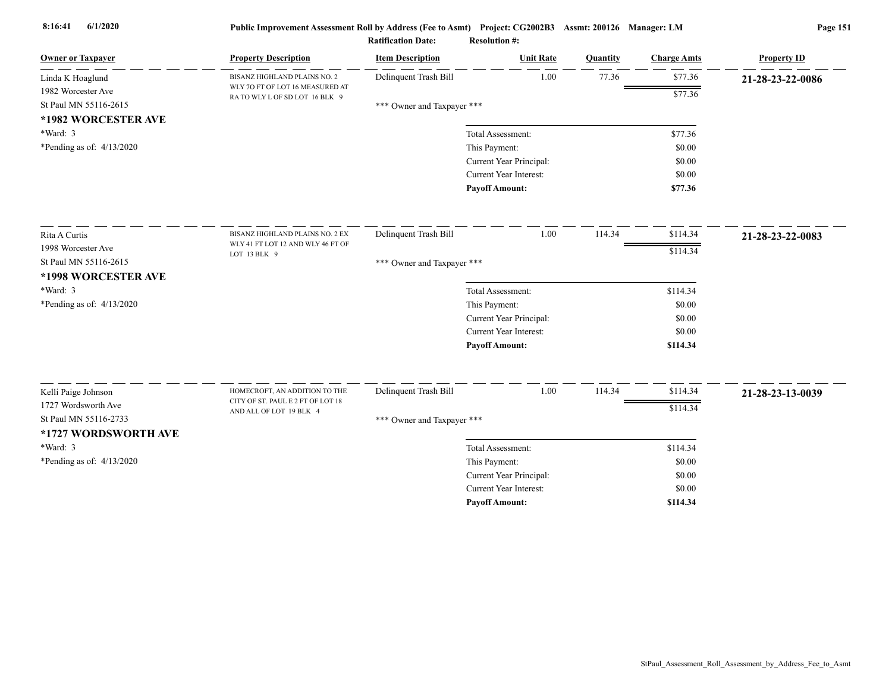**Public Improvement Assessment Roll by Address (Fee to Asmt)** Project: CG2002B3 Assmt: 200126 Manager: LM

Ratification Date: Resolution #:

| Owner or Taxpayer | Property Description | Item Description | Unit Rate | Quantity | Charge Amts | Property ID |
|---|---|---|---|---|---|---|
| Linda K Hoaglund<br>1982 Worcester Ave<br>St Paul MN 55116-2615<br>**\*1982 WORCESTER AVE**<br>\*Ward: 3<br>\*Pending as of: 4/13/2020 | BISANZ HIGHLAND PLAINS NO. 2 WLY 7O FT OF LOT 16 MEASURED AT RA TO WLY L OF SD LOT 16 BLK 9 | Delinquent Trash Bill | 1.00 | 77.36 | $77.36 | **21-28-23-22-0086** |
| | | | | | $77.36 | |
| | | \*\*\* Owner and Taxpayer \*\*\* | | | | |
| | | Total Assessment: | | | $77.36 | |
| | | This Payment: | | | $0.00 | |
| | | Current Year Principal: | | | $0.00 | |
| | | Current Year Interest: | | | $0.00 | |
| | | **Payoff Amount:** | | | **$77.36** | |
| Rita A Curtis<br>1998 Worcester Ave<br>St Paul MN 55116-2615<br>**\*1998 WORCESTER AVE**<br>\*Ward: 3<br>\*Pending as of: 4/13/2020 | BISANZ HIGHLAND PLAINS NO. 2 EX WLY 41 FT LOT 12 AND WLY 46 FT OF LOT 13 BLK 9 | Delinquent Trash Bill | 1.00 | 114.34 | $114.34 | **21-28-23-22-0083** |
| | | | | | $114.34 | |
| | | \*\*\* Owner and Taxpayer \*\*\* | | | | |
| | | Total Assessment: | | | $114.34 | |
| | | This Payment: | | | $0.00 | |
| | | Current Year Principal: | | | $0.00 | |
| | | Current Year Interest: | | | $0.00 | |
| | | **Payoff Amount:** | | | **$114.34** | |
| Kelli Paige Johnson<br>1727 Wordsworth Ave<br>St Paul MN 55116-2733<br>**\*1727 WORDSWORTH AVE**<br>\*Ward: 3<br>\*Pending as of: 4/13/2020 | HOMECROFT, AN ADDITION TO THE CITY OF ST. PAUL E 2 FT OF LOT 18 AND ALL OF LOT 19 BLK 4 | Delinquent Trash Bill | 1.00 | 114.34 | $114.34 | **21-28-23-13-0039** |
| | | | | | $114.34 | |
| | | \*\*\* Owner and Taxpayer \*\*\* | | | | |
| | | Total Assessment: | | | $114.34 | |
| | | This Payment: | | | $0.00 | |
| | | Current Year Principal: | | | $0.00 | |
| | | Current Year Interest: | | | $0.00 | |
| | | **Payoff Amount:** | | | **$114.34** | |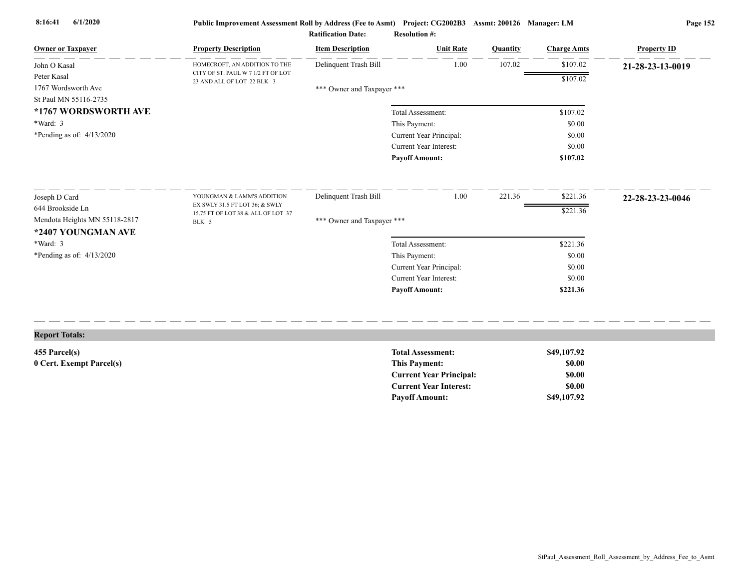| Owner or Taxpayer | Property Description | Item Description | Unit Rate | Quantity | Charge Amts | Property ID |
|---|---|---|---|---|---|---|
| John O Kasal<br>Peter Kasal<br>1767 Wordsworth Ave<br>St Paul MN 55116-2735 | HOMECROFT, AN ADDITION TO THE CITY OF ST. PAUL W 7 1/2 FT OF LOT 23 AND ALL OF LOT 22 BLK 3 | Delinquent Trash Bill | 1.00 | 107.02 | $107.02 | 21-28-23-13-0019 |
| | | | | | $107.02 | |
| | | *** Owner and Taxpayer *** | | | | |

**\*1767 WORDSWORTH AVE**
*Ward: 3
*Pending as of: 4/13/2020

| | |
|---|---|
| Total Assessment: | $107.02 |
| This Payment: | $0.00 |
| Current Year Principal: | $0.00 |
| Current Year Interest: | $0.00 |
| **Payoff Amount:** | **$107.02** |

| Owner or Taxpayer | Property Description | Item Description | Unit Rate | Quantity | Charge Amts | Property ID |
|---|---|---|---|---|---|---|
| Joseph D Card<br>644 Brookside Ln<br>Mendota Heights MN 55118-2817 | YOUNGMAN & LAMM'S ADDITION EX SWLY 31.5 FT LOT 36; & SWLY 15.75 FT OF LOT 38 & ALL OF LOT 37 BLK 5 | Delinquent Trash Bill | 1.00 | 221.36 | $221.36 | 22-28-23-23-0046 |
| | | | | | $221.36 | |
| | | *** Owner and Taxpayer *** | | | | |

**\*2407 YOUNGMAN AVE**
*Ward: 3
*Pending as of: 4/13/2020

| | |
|---|---|
| Total Assessment: | $221.36 |
| This Payment: | $0.00 |
| Current Year Principal: | $0.00 |
| Current Year Interest: | $0.00 |
| **Payoff Amount:** | **$221.36** |

**Report Totals:**

**455 Parcel(s)**
**0 Cert. Exempt Parcel(s)**

| | |
|---|---|
| **Total Assessment:** | **$49,107.92** |
| **This Payment:** | **$0.00** |
| **Current Year Principal:** | **$0.00** |
| **Current Year Interest:** | **$0.00** |
| **Payoff Amount:** | **$49,107.92** |